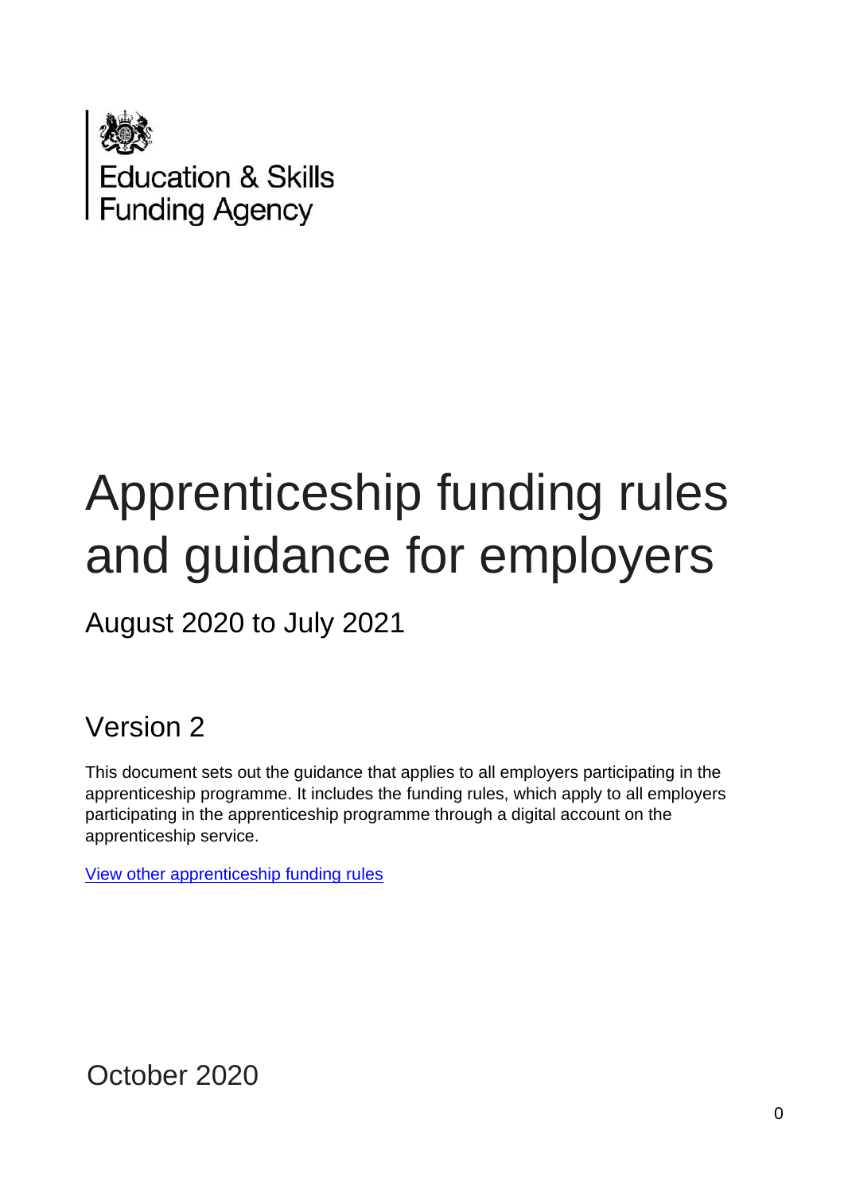Education & Skills Funding Agency

# Apprenticeship funding rules and guidance for employers

## August 2020 to July 2021

## Version 2

This document sets out the guidance that applies to all employers participating in the apprenticeship programme. It includes the funding rules, which apply to all employers participating in the apprenticeship programme through a digital account on the apprenticeship service.

[View other apprenticeship funding rules]

October 2020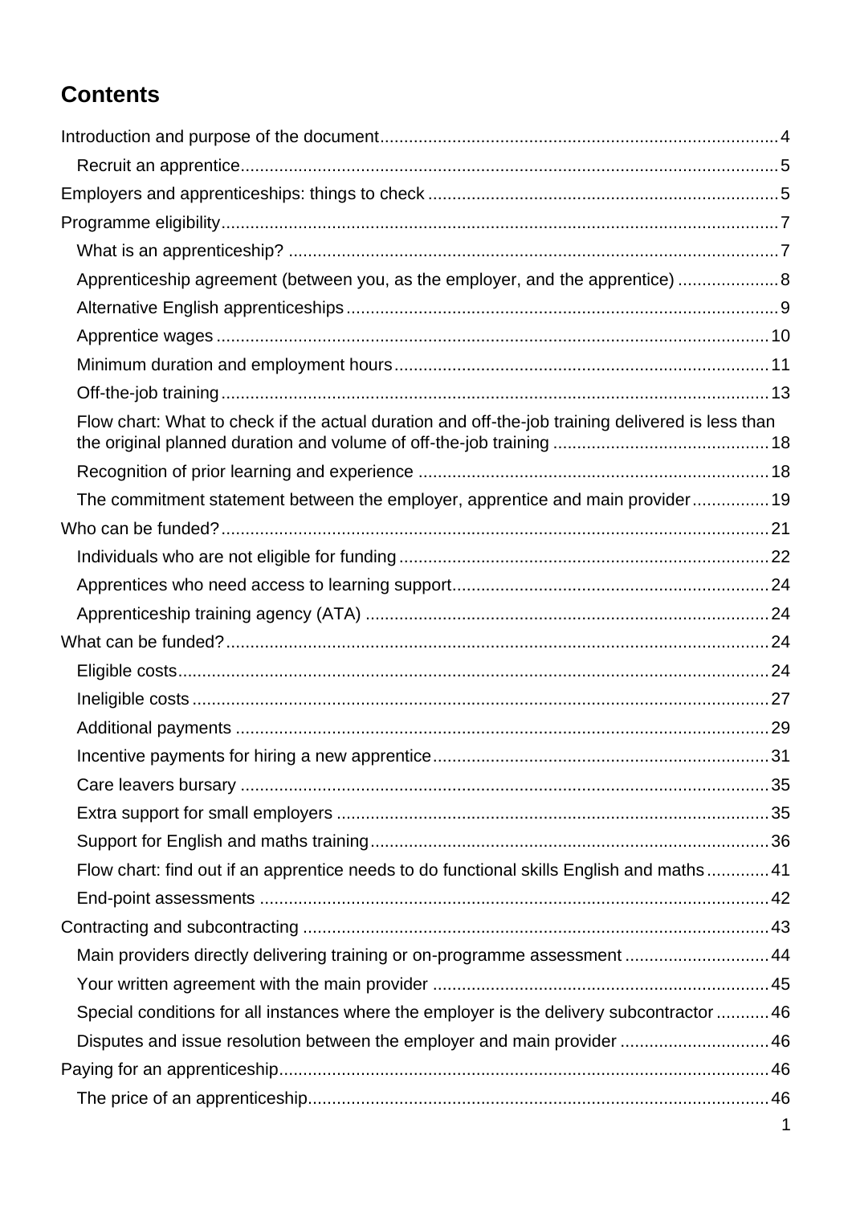# Contents

- Introduction and purpose of the document ... 4
  - Recruit an apprentice ... 5
- Employers and apprenticeships: things to check ... 5
- Programme eligibility ... 7
  - What is an apprenticeship? ... 7
  - Apprenticeship agreement (between you, as the employer, and the apprentice) ... 8
  - Alternative English apprenticeships ... 9
  - Apprentice wages ... 10
  - Minimum duration and employment hours ... 11
  - Off-the-job training ... 13
  - Flow chart: What to check if the actual duration and off-the-job training delivered is less than the original planned duration and volume of off-the-job training ... 18
  - Recognition of prior learning and experience ... 18
  - The commitment statement between the employer, apprentice and main provider ... 19
- Who can be funded? ... 21
  - Individuals who are not eligible for funding ... 22
  - Apprentices who need access to learning support ... 24
  - Apprenticeship training agency (ATA) ... 24
- What can be funded? ... 24
  - Eligible costs ... 24
  - Ineligible costs ... 27
  - Additional payments ... 29
  - Incentive payments for hiring a new apprentice ... 31
  - Care leavers bursary ... 35
  - Extra support for small employers ... 35
  - Support for English and maths training ... 36
  - Flow chart: find out if an apprentice needs to do functional skills English and maths ... 41
  - End-point assessments ... 42
- Contracting and subcontracting ... 43
  - Main providers directly delivering training or on-programme assessment ... 44
  - Your written agreement with the main provider ... 45
  - Special conditions for all instances where the employer is the delivery subcontractor ... 46
  - Disputes and issue resolution between the employer and main provider ... 46
- Paying for an apprenticeship ... 46
  - The price of an apprenticeship ... 46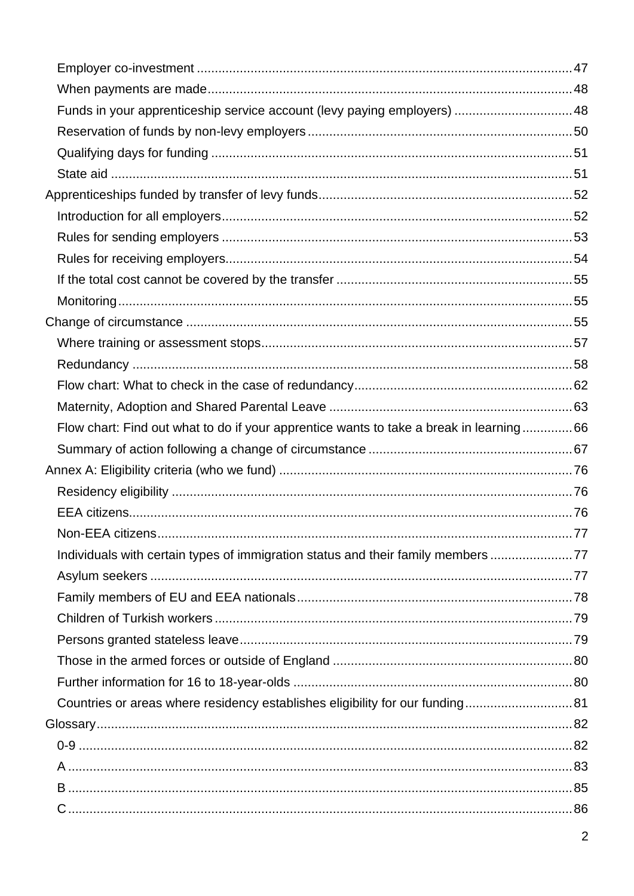- Employer co-investment ... 47
- When payments are made ... 48
- Funds in your apprenticeship service account (levy paying employers) ... 48
- Reservation of funds by non-levy employers ... 50
- Qualifying days for funding ... 51
- State aid ... 51

Apprenticeships funded by transfer of levy funds ... 52

- Introduction for all employers ... 52
- Rules for sending employers ... 53
- Rules for receiving employers ... 54
- If the total cost cannot be covered by the transfer ... 55
- Monitoring ... 55

Change of circumstance ... 55

- Where training or assessment stops ... 57
- Redundancy ... 58
- Flow chart: What to check in the case of redundancy ... 62
- Maternity, Adoption and Shared Parental Leave ... 63
- Flow chart: Find out what to do if your apprentice wants to take a break in learning ... 66
- Summary of action following a change of circumstance ... 67

Annex A: Eligibility criteria (who we fund) ... 76

- Residency eligibility ... 76
- EEA citizens ... 76
- Non-EEA citizens ... 77
- Individuals with certain types of immigration status and their family members ... 77
- Asylum seekers ... 77
- Family members of EU and EEA nationals ... 78
- Children of Turkish workers ... 79
- Persons granted stateless leave ... 79
- Those in the armed forces or outside of England ... 80
- Further information for 16 to 18-year-olds ... 80
- Countries or areas where residency establishes eligibility for our funding ... 81

Glossary ... 82

- 0-9 ... 82
- A ... 83
- B ... 85
- C ... 86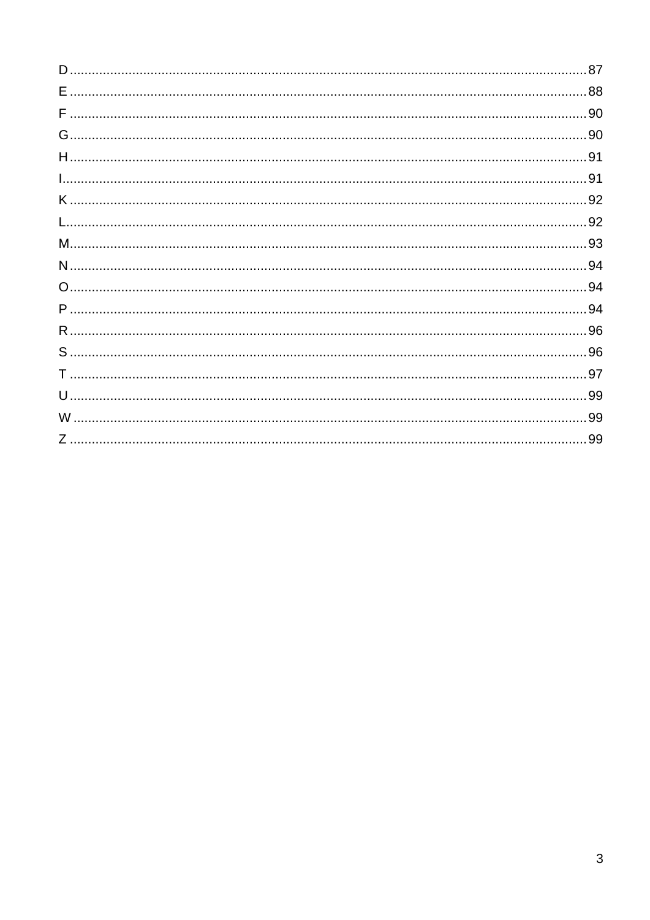D ........................................................................................................................................87
E ........................................................................................................................................88
F ........................................................................................................................................90
G........................................................................................................................................90
H ........................................................................................................................................91
I..........................................................................................................................................91
K ........................................................................................................................................92
L..........................................................................................................................................92
M........................................................................................................................................93
N ........................................................................................................................................94
O........................................................................................................................................94
P ........................................................................................................................................94
R ........................................................................................................................................96
S ........................................................................................................................................96
T ........................................................................................................................................97
U ........................................................................................................................................99
W .......................................................................................................................................99
Z ........................................................................................................................................99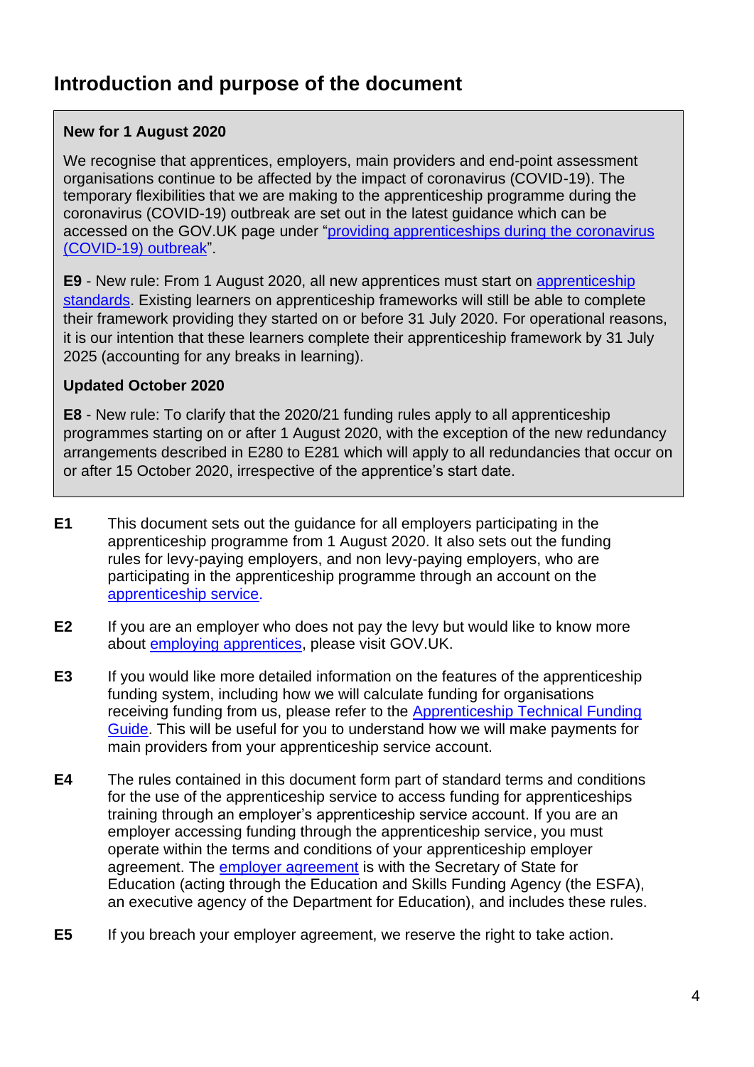## Introduction and purpose of the document

> **New for 1 August 2020**
>
> We recognise that apprentices, employers, main providers and end-point assessment organisations continue to be affected by the impact of coronavirus (COVID-19). The temporary flexibilities that we are making to the apprenticeship programme during the coronavirus (COVID-19) outbreak are set out in the latest guidance which can be accessed on the GOV.UK page under "providing apprenticeships during the coronavirus (COVID-19) outbreak".
>
> **E9** - New rule: From 1 August 2020, all new apprentices must start on apprenticeship standards. Existing learners on apprenticeship frameworks will still be able to complete their framework providing they started on or before 31 July 2020. For operational reasons, it is our intention that these learners complete their apprenticeship framework by 31 July 2025 (accounting for any breaks in learning).
>
> **Updated October 2020**
>
> **E8** - New rule: To clarify that the 2020/21 funding rules apply to all apprenticeship programmes starting on or after 1 August 2020, with the exception of the new redundancy arrangements described in E280 to E281 which will apply to all redundancies that occur on or after 15 October 2020, irrespective of the apprentice's start date.

**E1** This document sets out the guidance for all employers participating in the apprenticeship programme from 1 August 2020. It also sets out the funding rules for levy-paying employers, and non levy-paying employers, who are participating in the apprenticeship programme through an account on the apprenticeship service.

**E2** If you are an employer who does not pay the levy but would like to know more about employing apprentices, please visit GOV.UK.

**E3** If you would like more detailed information on the features of the apprenticeship funding system, including how we will calculate funding for organisations receiving funding from us, please refer to the Apprenticeship Technical Funding Guide. This will be useful for you to understand how we will make payments for main providers from your apprenticeship service account.

**E4** The rules contained in this document form part of standard terms and conditions for the use of the apprenticeship service to access funding for apprenticeships training through an employer's apprenticeship service account. If you are an employer accessing funding through the apprenticeship service, you must operate within the terms and conditions of your apprenticeship employer agreement. The employer agreement is with the Secretary of State for Education (acting through the Education and Skills Funding Agency (the ESFA), an executive agency of the Department for Education), and includes these rules.

**E5** If you breach your employer agreement, we reserve the right to take action.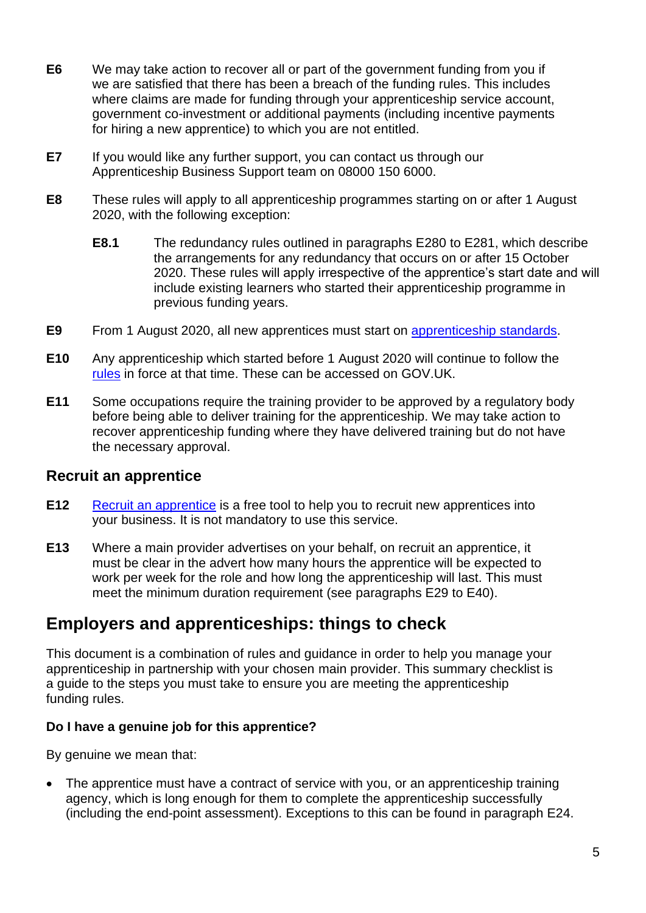**E6** We may take action to recover all or part of the government funding from you if we are satisfied that there has been a breach of the funding rules. This includes where claims are made for funding through your apprenticeship service account, government co-investment or additional payments (including incentive payments for hiring a new apprentice) to which you are not entitled.

**E7** If you would like any further support, you can contact us through our Apprenticeship Business Support team on 08000 150 6000.

**E8** These rules will apply to all apprenticeship programmes starting on or after 1 August 2020, with the following exception:

> **E8.1** The redundancy rules outlined in paragraphs E280 to E281, which describe the arrangements for any redundancy that occurs on or after 15 October 2020. These rules will apply irrespective of the apprentice's start date and will include existing learners who started their apprenticeship programme in previous funding years.

**E9** From 1 August 2020, all new apprentices must start on [apprenticeship standards](#).

**E10** Any apprenticeship which started before 1 August 2020 will continue to follow the [rules](#) in force at that time. These can be accessed on GOV.UK.

**E11** Some occupations require the training provider to be approved by a regulatory body before being able to deliver training for the apprenticeship. We may take action to recover apprenticeship funding where they have delivered training but do not have the necessary approval.

### Recruit an apprentice

**E12** [Recruit an apprentice](#) is a free tool to help you to recruit new apprentices into your business. It is not mandatory to use this service.

**E13** Where a main provider advertises on your behalf, on recruit an apprentice, it must be clear in the advert how many hours the apprentice will be expected to work per week for the role and how long the apprenticeship will last. This must meet the minimum duration requirement (see paragraphs E29 to E40).

## Employers and apprenticeships: things to check

This document is a combination of rules and guidance in order to help you manage your apprenticeship in partnership with your chosen main provider. This summary checklist is a guide to the steps you must take to ensure you are meeting the apprenticeship funding rules.

**Do I have a genuine job for this apprentice?**

By genuine we mean that:

- The apprentice must have a contract of service with you, or an apprenticeship training agency, which is long enough for them to complete the apprenticeship successfully (including the end-point assessment). Exceptions to this can be found in paragraph E24.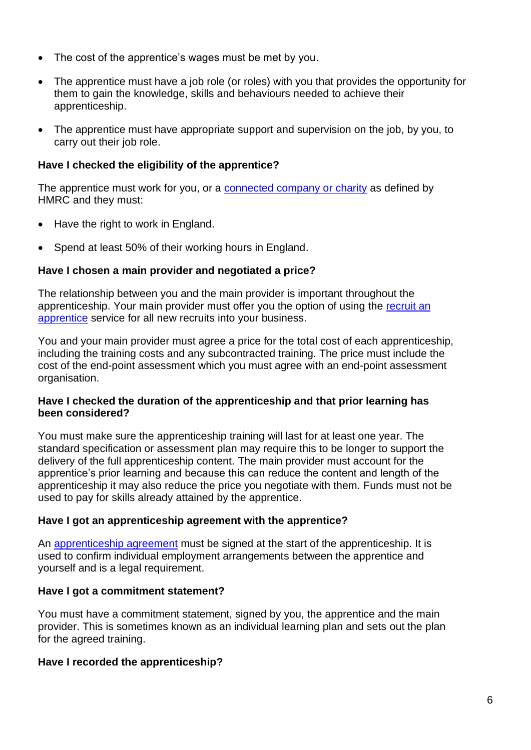- The cost of the apprentice's wages must be met by you.
- The apprentice must have a job role (or roles) with you that provides the opportunity for them to gain the knowledge, skills and behaviours needed to achieve their apprenticeship.
- The apprentice must have appropriate support and supervision on the job, by you, to carry out their job role.

**Have I checked the eligibility of the apprentice?**

The apprentice must work for you, or a [connected company or charity]() as defined by HMRC and they must:

- Have the right to work in England.
- Spend at least 50% of their working hours in England.

**Have I chosen a main provider and negotiated a price?**

The relationship between you and the main provider is important throughout the apprenticeship. Your main provider must offer you the option of using the [recruit an apprentice]() service for all new recruits into your business.

You and your main provider must agree a price for the total cost of each apprenticeship, including the training costs and any subcontracted training. The price must include the cost of the end-point assessment which you must agree with an end-point assessment organisation.

**Have I checked the duration of the apprenticeship and that prior learning has been considered?**

You must make sure the apprenticeship training will last for at least one year. The standard specification or assessment plan may require this to be longer to support the delivery of the full apprenticeship content. The main provider must account for the apprentice's prior learning and because this can reduce the content and length of the apprenticeship it may also reduce the price you negotiate with them. Funds must not be used to pay for skills already attained by the apprentice.

**Have I got an apprenticeship agreement with the apprentice?**

An [apprenticeship agreement]() must be signed at the start of the apprenticeship. It is used to confirm individual employment arrangements between the apprentice and yourself and is a legal requirement.

**Have I got a commitment statement?**

You must have a commitment statement, signed by you, the apprentice and the main provider. This is sometimes known as an individual learning plan and sets out the plan for the agreed training.

**Have I recorded the apprenticeship?**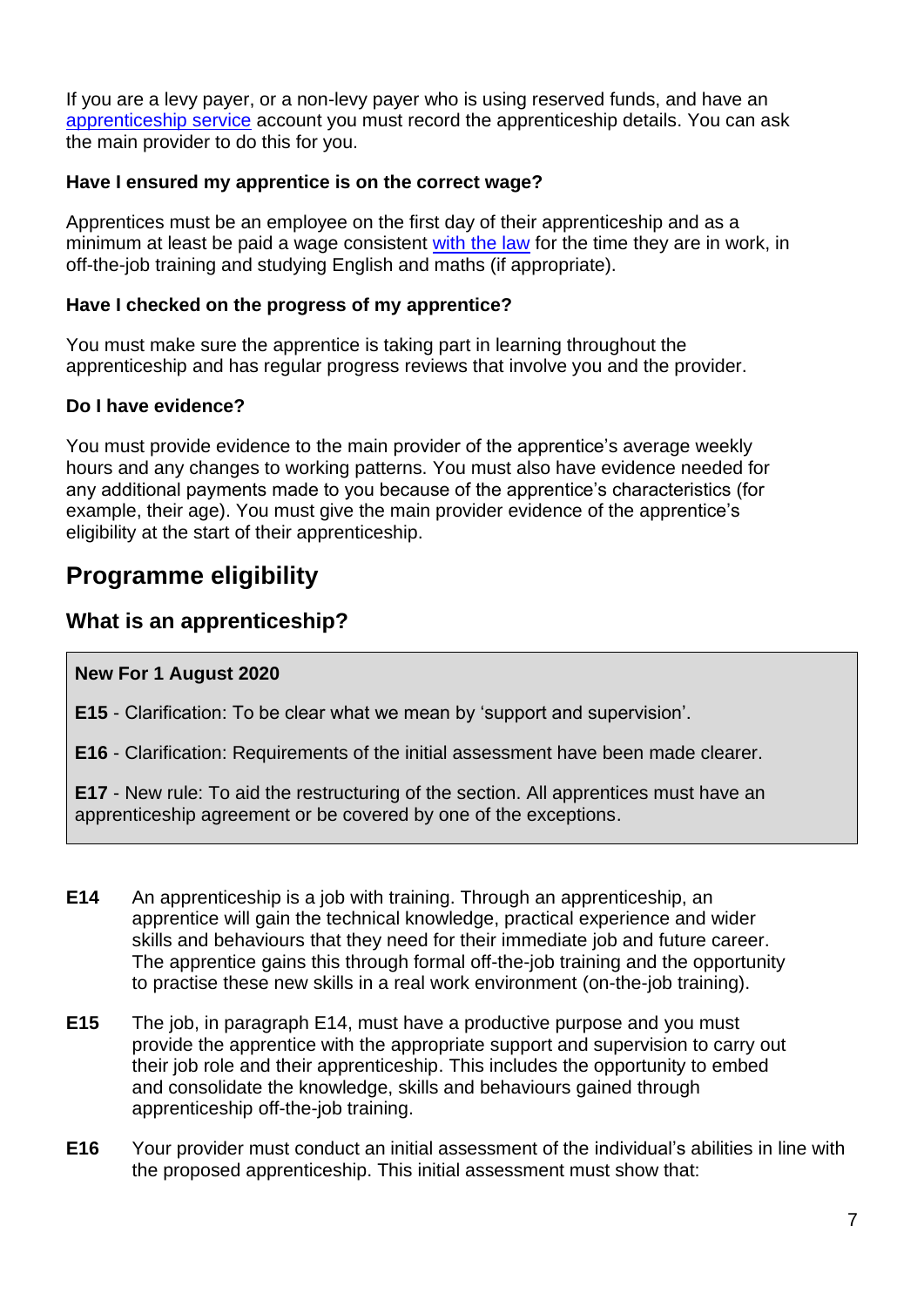If you are a levy payer, or a non-levy payer who is using reserved funds, and have an [apprenticeship service](apprenticeship service) account you must record the apprenticeship details. You can ask the main provider to do this for you.

**Have I ensured my apprentice is on the correct wage?**

Apprentices must be an employee on the first day of their apprenticeship and as a minimum at least be paid a wage consistent with the law for the time they are in work, in off-the-job training and studying English and maths (if appropriate).

**Have I checked on the progress of my apprentice?**

You must make sure the apprentice is taking part in learning throughout the apprenticeship and has regular progress reviews that involve you and the provider.

**Do I have evidence?**

You must provide evidence to the main provider of the apprentice's average weekly hours and any changes to working patterns. You must also have evidence needed for any additional payments made to you because of the apprentice's characteristics (for example, their age). You must give the main provider evidence of the apprentice's eligibility at the start of their apprenticeship.

## Programme eligibility

### What is an apprenticeship?

> **New For 1 August 2020**
>
> **E15** - Clarification: To be clear what we mean by 'support and supervision'.
>
> **E16** - Clarification: Requirements of the initial assessment have been made clearer.
>
> **E17** - New rule: To aid the restructuring of the section. All apprentices must have an apprenticeship agreement or be covered by one of the exceptions.

**E14** An apprenticeship is a job with training. Through an apprenticeship, an apprentice will gain the technical knowledge, practical experience and wider skills and behaviours that they need for their immediate job and future career. The apprentice gains this through formal off-the-job training and the opportunity to practise these new skills in a real work environment (on-the-job training).

**E15** The job, in paragraph E14, must have a productive purpose and you must provide the apprentice with the appropriate support and supervision to carry out their job role and their apprenticeship. This includes the opportunity to embed and consolidate the knowledge, skills and behaviours gained through apprenticeship off-the-job training.

**E16** Your provider must conduct an initial assessment of the individual's abilities in line with the proposed apprenticeship. This initial assessment must show that: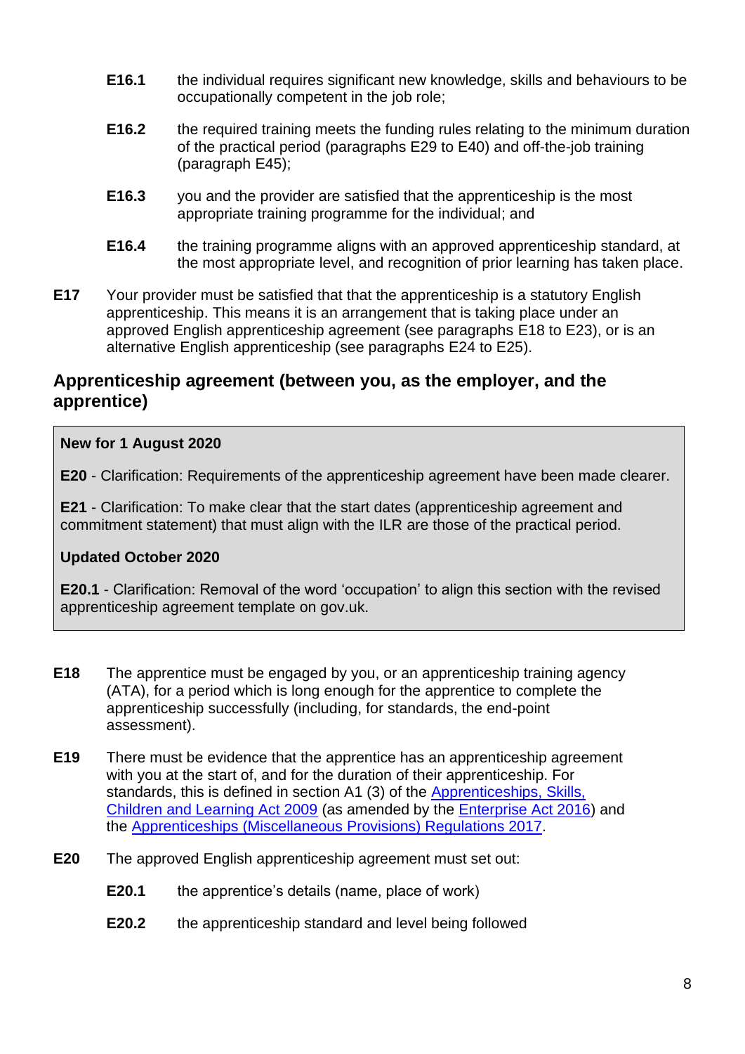**E16.1** the individual requires significant new knowledge, skills and behaviours to be occupationally competent in the job role;

**E16.2** the required training meets the funding rules relating to the minimum duration of the practical period (paragraphs E29 to E40) and off-the-job training (paragraph E45);

**E16.3** you and the provider are satisfied that the apprenticeship is the most appropriate training programme for the individual; and

**E16.4** the training programme aligns with an approved apprenticeship standard, at the most appropriate level, and recognition of prior learning has taken place.

**E17** Your provider must be satisfied that that the apprenticeship is a statutory English apprenticeship. This means it is an arrangement that is taking place under an approved English apprenticeship agreement (see paragraphs E18 to E23), or is an alternative English apprenticeship (see paragraphs E24 to E25).

## Apprenticeship agreement (between you, as the employer, and the apprentice)

> **New for 1 August 2020**
>
> **E20** - Clarification: Requirements of the apprenticeship agreement have been made clearer.
>
> **E21** - Clarification: To make clear that the start dates (apprenticeship agreement and commitment statement) that must align with the ILR are those of the practical period.
>
> **Updated October 2020**
>
> **E20.1** - Clarification: Removal of the word 'occupation' to align this section with the revised apprenticeship agreement template on gov.uk.

**E18** The apprentice must be engaged by you, or an apprenticeship training agency (ATA), for a period which is long enough for the apprentice to complete the apprenticeship successfully (including, for standards, the end-point assessment).

**E19** There must be evidence that the apprentice has an apprenticeship agreement with you at the start of, and for the duration of their apprenticeship. For standards, this is defined in section A1 (3) of the Apprenticeships, Skills, Children and Learning Act 2009 (as amended by the Enterprise Act 2016) and the Apprenticeships (Miscellaneous Provisions) Regulations 2017.

**E20** The approved English apprenticeship agreement must set out:

**E20.1** the apprentice's details (name, place of work)

**E20.2** the apprenticeship standard and level being followed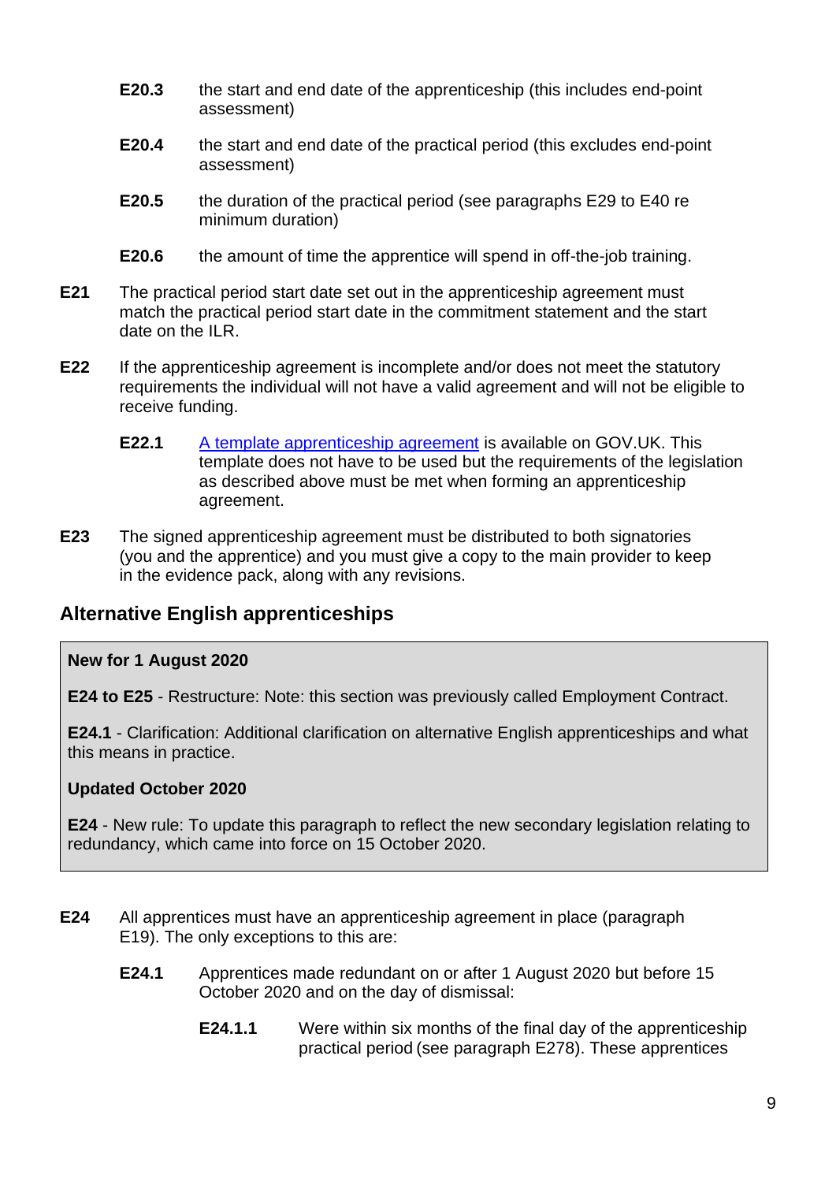**E20.3** the start and end date of the apprenticeship (this includes end-point assessment)

**E20.4** the start and end date of the practical period (this excludes end-point assessment)

**E20.5** the duration of the practical period (see paragraphs E29 to E40 re minimum duration)

**E20.6** the amount of time the apprentice will spend in off-the-job training.

**E21** The practical period start date set out in the apprenticeship agreement must match the practical period start date in the commitment statement and the start date on the ILR.

**E22** If the apprenticeship agreement is incomplete and/or does not meet the statutory requirements the individual will not have a valid agreement and will not be eligible to receive funding.

**E22.1** A template apprenticeship agreement is available on GOV.UK. This template does not have to be used but the requirements of the legislation as described above must be met when forming an apprenticeship agreement.

**E23** The signed apprenticeship agreement must be distributed to both signatories (you and the apprentice) and you must give a copy to the main provider to keep in the evidence pack, along with any revisions.

## Alternative English apprenticeships

> **New for 1 August 2020**
>
> **E24 to E25** - Restructure: Note: this section was previously called Employment Contract.
>
> **E24.1** - Clarification: Additional clarification on alternative English apprenticeships and what this means in practice.
>
> **Updated October 2020**
>
> **E24** - New rule: To update this paragraph to reflect the new secondary legislation relating to redundancy, which came into force on 15 October 2020.

**E24** All apprentices must have an apprenticeship agreement in place (paragraph E19). The only exceptions to this are:

**E24.1** Apprentices made redundant on or after 1 August 2020 but before 15 October 2020 and on the day of dismissal:

**E24.1.1** Were within six months of the final day of the apprenticeship practical period (see paragraph E278). These apprentices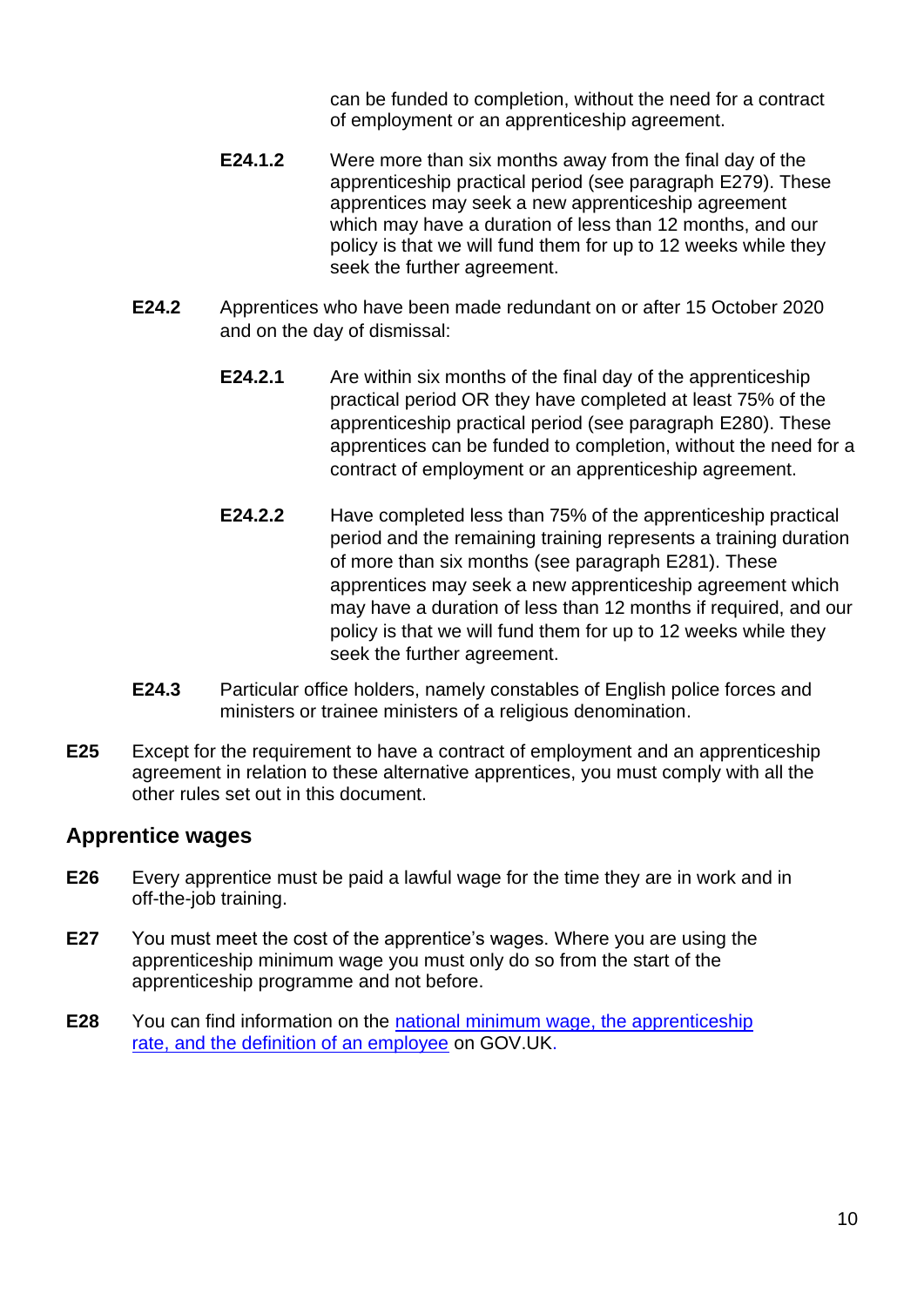can be funded to completion, without the need for a contract of employment or an apprenticeship agreement.

**E24.1.2** Were more than six months away from the final day of the apprenticeship practical period (see paragraph E279). These apprentices may seek a new apprenticeship agreement which may have a duration of less than 12 months, and our policy is that we will fund them for up to 12 weeks while they seek the further agreement.

**E24.2** Apprentices who have been made redundant on or after 15 October 2020 and on the day of dismissal:

**E24.2.1** Are within six months of the final day of the apprenticeship practical period OR they have completed at least 75% of the apprenticeship practical period (see paragraph E280). These apprentices can be funded to completion, without the need for a contract of employment or an apprenticeship agreement.

**E24.2.2** Have completed less than 75% of the apprenticeship practical period and the remaining training represents a training duration of more than six months (see paragraph E281). These apprentices may seek a new apprenticeship agreement which may have a duration of less than 12 months if required, and our policy is that we will fund them for up to 12 weeks while they seek the further agreement.

**E24.3** Particular office holders, namely constables of English police forces and ministers or trainee ministers of a religious denomination.

**E25** Except for the requirement to have a contract of employment and an apprenticeship agreement in relation to these alternative apprentices, you must comply with all the other rules set out in this document.

## Apprentice wages

**E26** Every apprentice must be paid a lawful wage for the time they are in work and in off-the-job training.

**E27** You must meet the cost of the apprentice's wages. Where you are using the apprenticeship minimum wage you must only do so from the start of the apprenticeship programme and not before.

**E28** You can find information on the national minimum wage, the apprenticeship rate, and the definition of an employee on GOV.UK.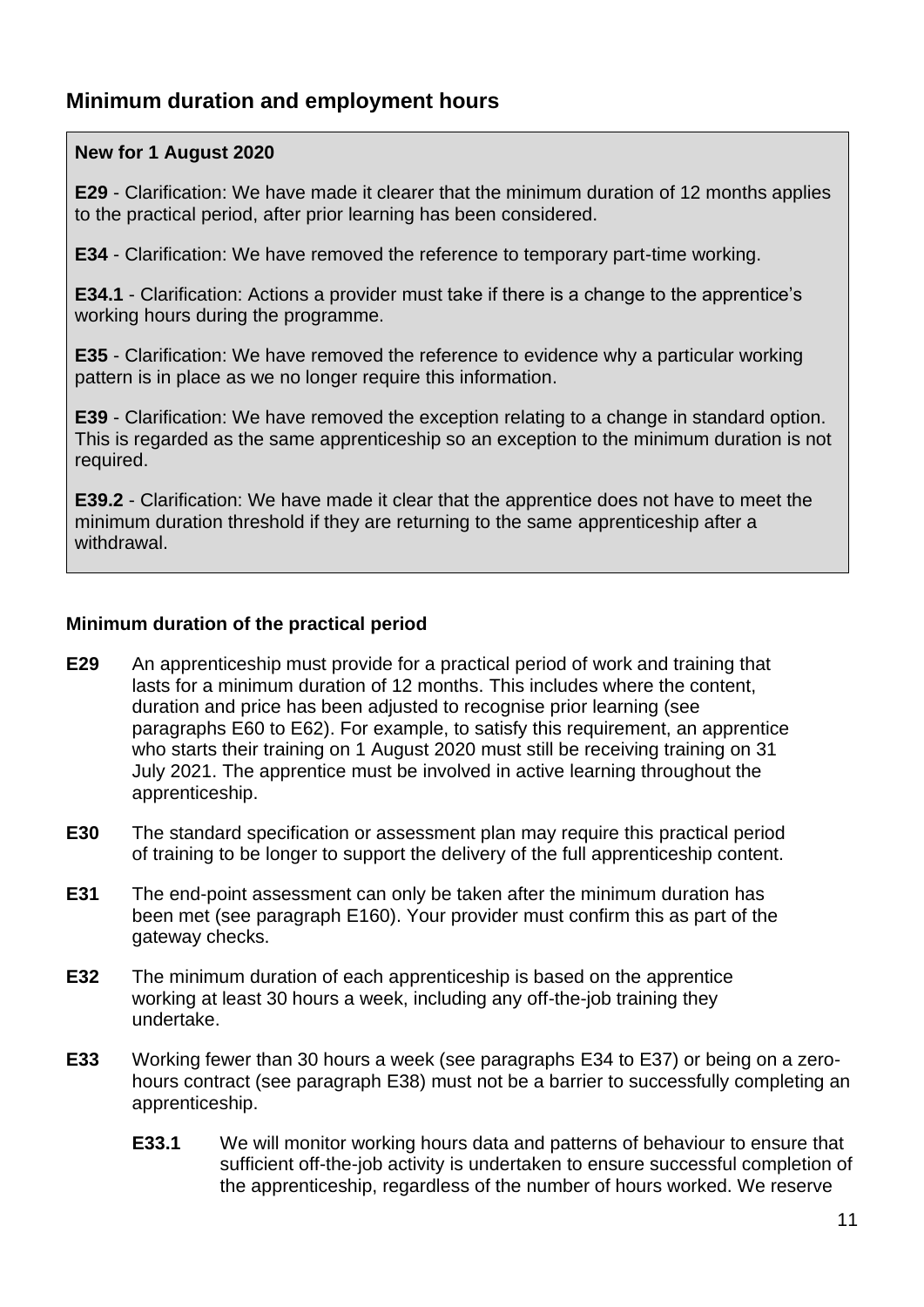## Minimum duration and employment hours

> **New for 1 August 2020**
>
> **E29** - Clarification: We have made it clearer that the minimum duration of 12 months applies to the practical period, after prior learning has been considered.
>
> **E34** - Clarification: We have removed the reference to temporary part-time working.
>
> **E34.1** - Clarification: Actions a provider must take if there is a change to the apprentice's working hours during the programme.
>
> **E35** - Clarification: We have removed the reference to evidence why a particular working pattern is in place as we no longer require this information.
>
> **E39** - Clarification: We have removed the exception relating to a change in standard option. This is regarded as the same apprenticeship so an exception to the minimum duration is not required.
>
> **E39.2** - Clarification: We have made it clear that the apprentice does not have to meet the minimum duration threshold if they are returning to the same apprenticeship after a withdrawal.

### Minimum duration of the practical period

**E29** An apprenticeship must provide for a practical period of work and training that lasts for a minimum duration of 12 months. This includes where the content, duration and price has been adjusted to recognise prior learning (see paragraphs E60 to E62). For example, to satisfy this requirement, an apprentice who starts their training on 1 August 2020 must still be receiving training on 31 July 2021. The apprentice must be involved in active learning throughout the apprenticeship.

**E30** The standard specification or assessment plan may require this practical period of training to be longer to support the delivery of the full apprenticeship content.

**E31** The end-point assessment can only be taken after the minimum duration has been met (see paragraph E160). Your provider must confirm this as part of the gateway checks.

**E32** The minimum duration of each apprenticeship is based on the apprentice working at least 30 hours a week, including any off-the-job training they undertake.

**E33** Working fewer than 30 hours a week (see paragraphs E34 to E37) or being on a zero-hours contract (see paragraph E38) must not be a barrier to successfully completing an apprenticeship.

**E33.1** We will monitor working hours data and patterns of behaviour to ensure that sufficient off-the-job activity is undertaken to ensure successful completion of the apprenticeship, regardless of the number of hours worked. We reserve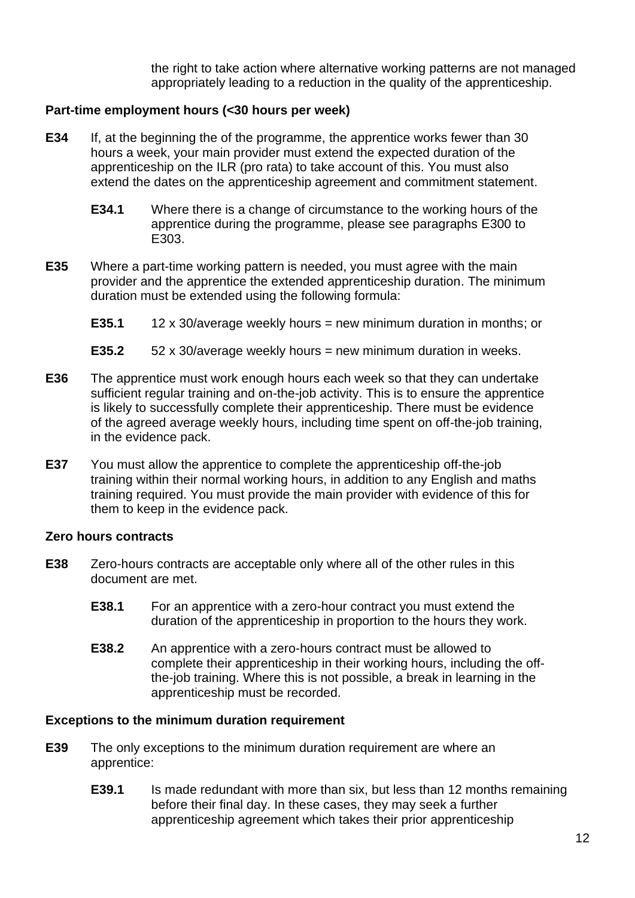the right to take action where alternative working patterns are not managed appropriately leading to a reduction in the quality of the apprenticeship.

**Part-time employment hours (<30 hours per week)**

**E34** If, at the beginning the of the programme, the apprentice works fewer than 30 hours a week, your main provider must extend the expected duration of the apprenticeship on the ILR (pro rata) to take account of this. You must also extend the dates on the apprenticeship agreement and commitment statement.

> **E34.1** Where there is a change of circumstance to the working hours of the apprentice during the programme, please see paragraphs E300 to E303.

**E35** Where a part-time working pattern is needed, you must agree with the main provider and the apprentice the extended apprenticeship duration. The minimum duration must be extended using the following formula:

> **E35.1** 12 x 30/average weekly hours = new minimum duration in months; or
>
> **E35.2** 52 x 30/average weekly hours = new minimum duration in weeks.

**E36** The apprentice must work enough hours each week so that they can undertake sufficient regular training and on-the-job activity. This is to ensure the apprentice is likely to successfully complete their apprenticeship. There must be evidence of the agreed average weekly hours, including time spent on off-the-job training, in the evidence pack.

**E37** You must allow the apprentice to complete the apprenticeship off-the-job training within their normal working hours, in addition to any English and maths training required. You must provide the main provider with evidence of this for them to keep in the evidence pack.

**Zero hours contracts**

**E38** Zero-hours contracts are acceptable only where all of the other rules in this document are met.

> **E38.1** For an apprentice with a zero-hour contract you must extend the duration of the apprenticeship in proportion to the hours they work.
>
> **E38.2** An apprentice with a zero-hours contract must be allowed to complete their apprenticeship in their working hours, including the off-the-job training. Where this is not possible, a break in learning in the apprenticeship must be recorded.

**Exceptions to the minimum duration requirement**

**E39** The only exceptions to the minimum duration requirement are where an apprentice:

> **E39.1** Is made redundant with more than six, but less than 12 months remaining before their final day. In these cases, they may seek a further apprenticeship agreement which takes their prior apprenticeship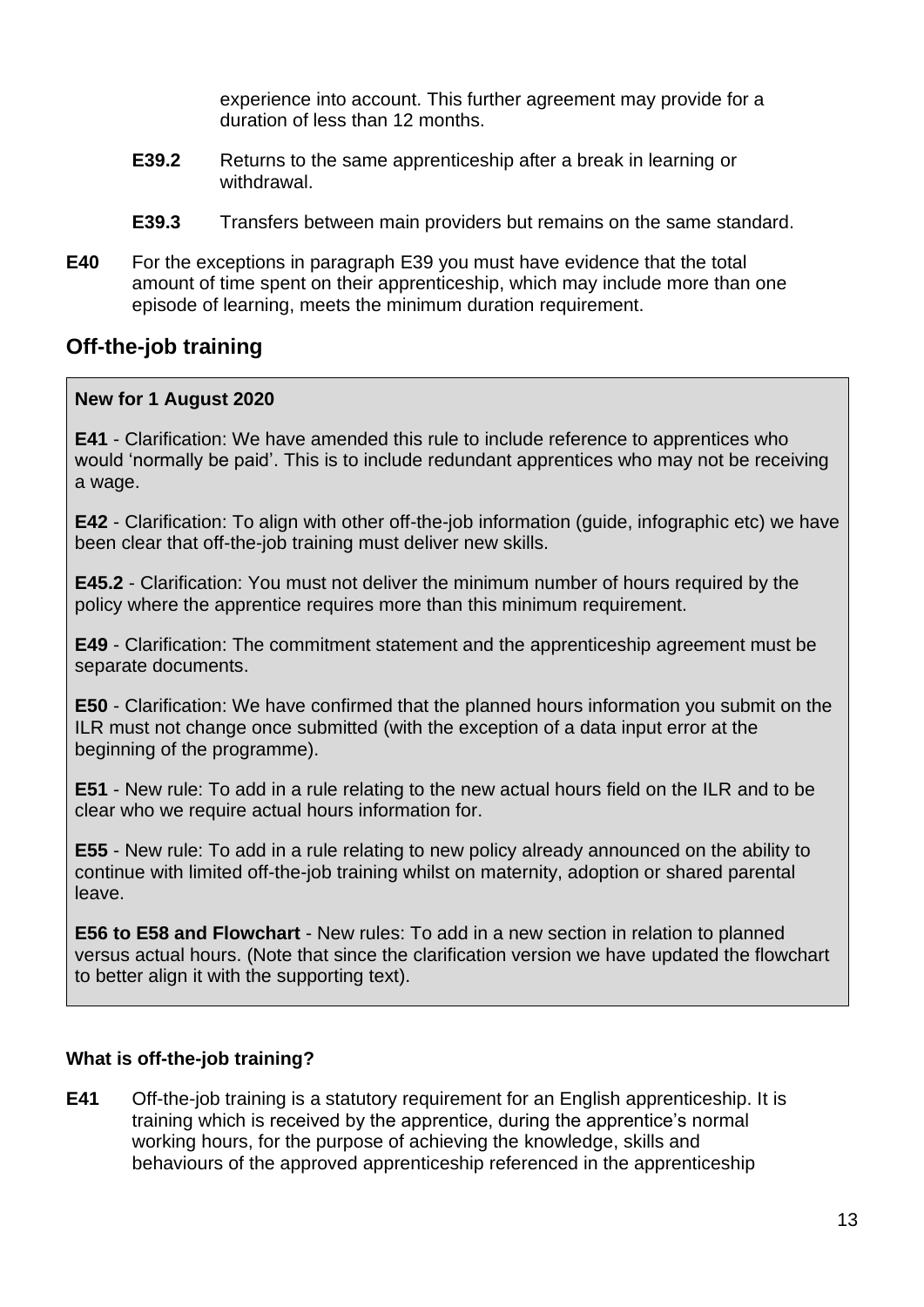experience into account. This further agreement may provide for a duration of less than 12 months.

**E39.2** Returns to the same apprenticeship after a break in learning or withdrawal.

**E39.3** Transfers between main providers but remains on the same standard.

**E40** For the exceptions in paragraph E39 you must have evidence that the total amount of time spent on their apprenticeship, which may include more than one episode of learning, meets the minimum duration requirement.

## Off-the-job training

> **New for 1 August 2020**
>
> **E41** - Clarification: We have amended this rule to include reference to apprentices who would 'normally be paid'. This is to include redundant apprentices who may not be receiving a wage.
>
> **E42** - Clarification: To align with other off-the-job information (guide, infographic etc) we have been clear that off-the-job training must deliver new skills.
>
> **E45.2** - Clarification: You must not deliver the minimum number of hours required by the policy where the apprentice requires more than this minimum requirement.
>
> **E49** - Clarification: The commitment statement and the apprenticeship agreement must be separate documents.
>
> **E50** - Clarification: We have confirmed that the planned hours information you submit on the ILR must not change once submitted (with the exception of a data input error at the beginning of the programme).
>
> **E51** - New rule: To add in a rule relating to the new actual hours field on the ILR and to be clear who we require actual hours information for.
>
> **E55** - New rule: To add in a rule relating to new policy already announced on the ability to continue with limited off-the-job training whilst on maternity, adoption or shared parental leave.
>
> **E56 to E58 and Flowchart** - New rules: To add in a new section in relation to planned versus actual hours. (Note that since the clarification version we have updated the flowchart to better align it with the supporting text).

**What is off-the-job training?**

**E41** Off-the-job training is a statutory requirement for an English apprenticeship. It is training which is received by the apprentice, during the apprentice's normal working hours, for the purpose of achieving the knowledge, skills and behaviours of the approved apprenticeship referenced in the apprenticeship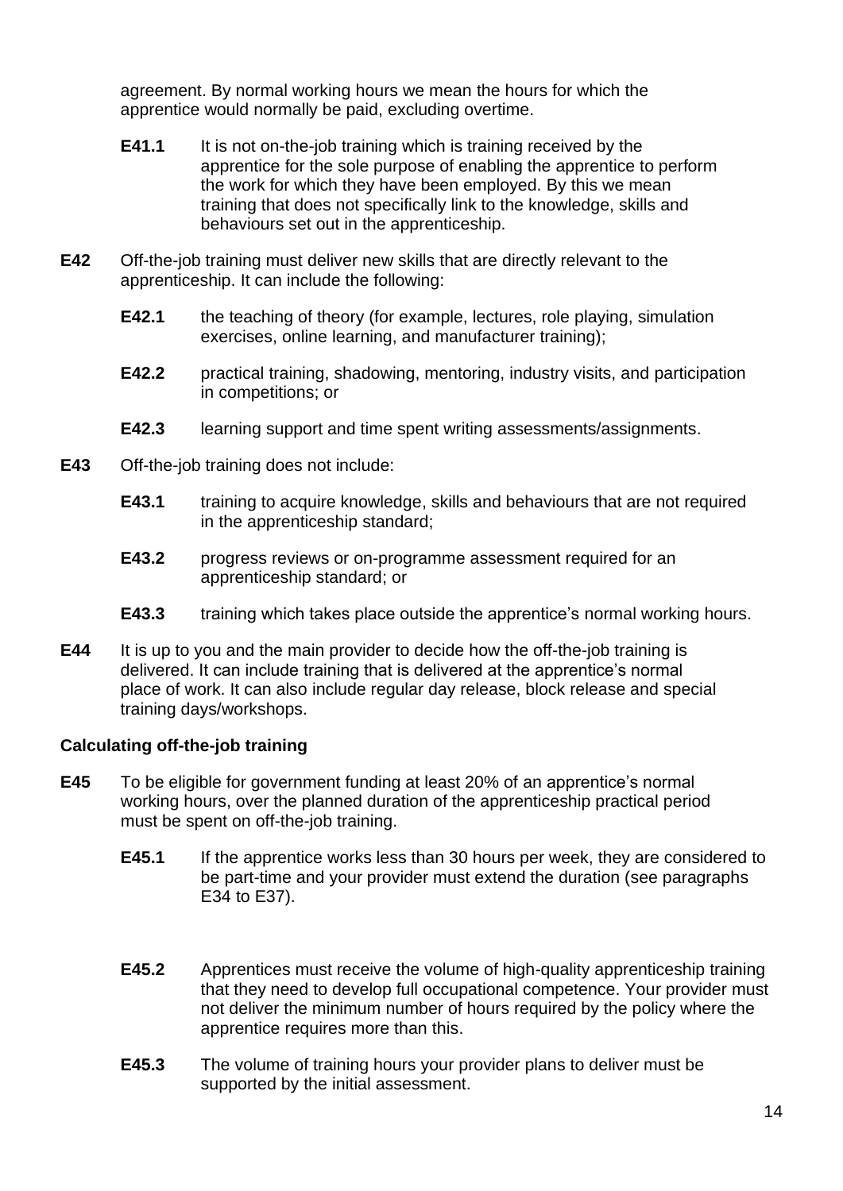agreement. By normal working hours we mean the hours for which the apprentice would normally be paid, excluding overtime.

- **E41.1** It is not on-the-job training which is training received by the apprentice for the sole purpose of enabling the apprentice to perform the work for which they have been employed. By this we mean training that does not specifically link to the knowledge, skills and behaviours set out in the apprenticeship.

**E42** Off-the-job training must deliver new skills that are directly relevant to the apprenticeship. It can include the following:

- **E42.1** the teaching of theory (for example, lectures, role playing, simulation exercises, online learning, and manufacturer training);
- **E42.2** practical training, shadowing, mentoring, industry visits, and participation in competitions; or
- **E42.3** learning support and time spent writing assessments/assignments.

**E43** Off-the-job training does not include:

- **E43.1** training to acquire knowledge, skills and behaviours that are not required in the apprenticeship standard;
- **E43.2** progress reviews or on-programme assessment required for an apprenticeship standard; or
- **E43.3** training which takes place outside the apprentice's normal working hours.

**E44** It is up to you and the main provider to decide how the off-the-job training is delivered. It can include training that is delivered at the apprentice's normal place of work. It can also include regular day release, block release and special training days/workshops.

### Calculating off-the-job training

**E45** To be eligible for government funding at least 20% of an apprentice's normal working hours, over the planned duration of the apprenticeship practical period must be spent on off-the-job training.

- **E45.1** If the apprentice works less than 30 hours per week, they are considered to be part-time and your provider must extend the duration (see paragraphs E34 to E37).
- **E45.2** Apprentices must receive the volume of high-quality apprenticeship training that they need to develop full occupational competence. Your provider must not deliver the minimum number of hours required by the policy where the apprentice requires more than this.
- **E45.3** The volume of training hours your provider plans to deliver must be supported by the initial assessment.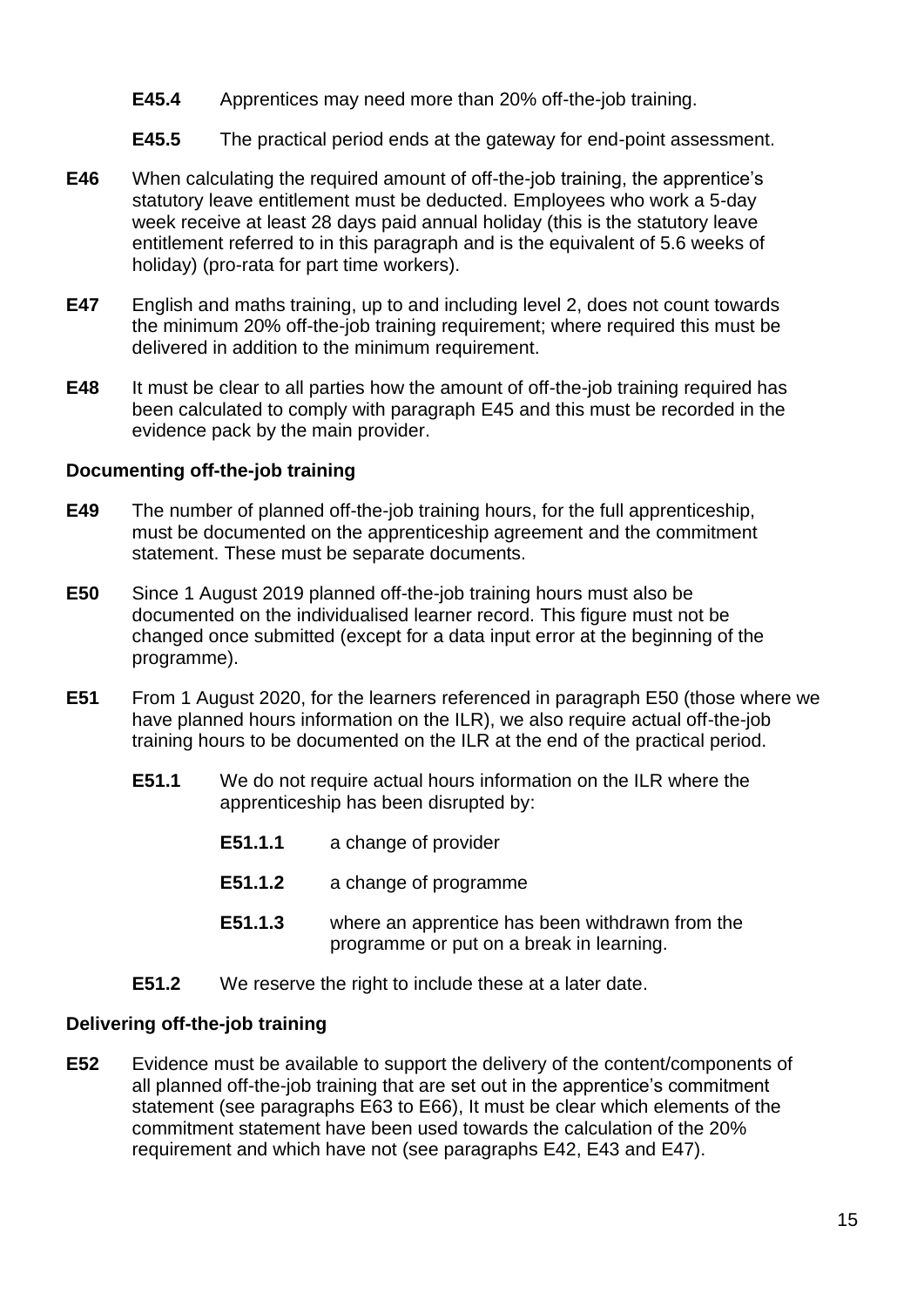**E45.4** Apprentices may need more than 20% off-the-job training.

**E45.5** The practical period ends at the gateway for end-point assessment.

**E46** When calculating the required amount of off-the-job training, the apprentice's statutory leave entitlement must be deducted. Employees who work a 5-day week receive at least 28 days paid annual holiday (this is the statutory leave entitlement referred to in this paragraph and is the equivalent of 5.6 weeks of holiday) (pro-rata for part time workers).

**E47** English and maths training, up to and including level 2, does not count towards the minimum 20% off-the-job training requirement; where required this must be delivered in addition to the minimum requirement.

**E48** It must be clear to all parties how the amount of off-the-job training required has been calculated to comply with paragraph E45 and this must be recorded in the evidence pack by the main provider.

**Documenting off-the-job training**

**E49** The number of planned off-the-job training hours, for the full apprenticeship, must be documented on the apprenticeship agreement and the commitment statement. These must be separate documents.

**E50** Since 1 August 2019 planned off-the-job training hours must also be documented on the individualised learner record. This figure must not be changed once submitted (except for a data input error at the beginning of the programme).

**E51** From 1 August 2020, for the learners referenced in paragraph E50 (those where we have planned hours information on the ILR), we also require actual off-the-job training hours to be documented on the ILR at the end of the practical period.

**E51.1** We do not require actual hours information on the ILR where the apprenticeship has been disrupted by:

**E51.1.1** a change of provider

**E51.1.2** a change of programme

**E51.1.3** where an apprentice has been withdrawn from the programme or put on a break in learning.

**E51.2** We reserve the right to include these at a later date.

**Delivering off-the-job training**

**E52** Evidence must be available to support the delivery of the content/components of all planned off-the-job training that are set out in the apprentice's commitment statement (see paragraphs E63 to E66), It must be clear which elements of the commitment statement have been used towards the calculation of the 20% requirement and which have not (see paragraphs E42, E43 and E47).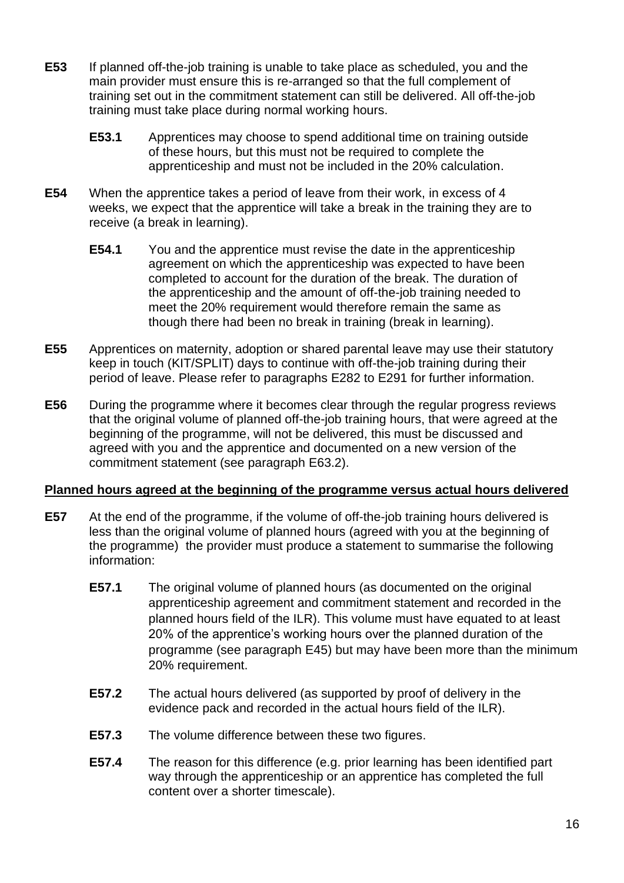**E53** If planned off-the-job training is unable to take place as scheduled, you and the main provider must ensure this is re-arranged so that the full complement of training set out in the commitment statement can still be delivered. All off-the-job training must take place during normal working hours.

> **E53.1** Apprentices may choose to spend additional time on training outside of these hours, but this must not be required to complete the apprenticeship and must not be included in the 20% calculation.

**E54** When the apprentice takes a period of leave from their work, in excess of 4 weeks, we expect that the apprentice will take a break in the training they are to receive (a break in learning).

> **E54.1** You and the apprentice must revise the date in the apprenticeship agreement on which the apprenticeship was expected to have been completed to account for the duration of the break. The duration of the apprenticeship and the amount of off-the-job training needed to meet the 20% requirement would therefore remain the same as though there had been no break in training (break in learning).

**E55** Apprentices on maternity, adoption or shared parental leave may use their statutory keep in touch (KIT/SPLIT) days to continue with off-the-job training during their period of leave. Please refer to paragraphs E282 to E291 for further information.

**E56** During the programme where it becomes clear through the regular progress reviews that the original volume of planned off-the-job training hours, that were agreed at the beginning of the programme, will not be delivered, this must be discussed and agreed with you and the apprentice and documented on a new version of the commitment statement (see paragraph E63.2).

**<u>Planned hours agreed at the beginning of the programme versus actual hours delivered</u>**

**E57** At the end of the programme, if the volume of off-the-job training hours delivered is less than the original volume of planned hours (agreed with you at the beginning of the programme) the provider must produce a statement to summarise the following information:

> **E57.1** The original volume of planned hours (as documented on the original apprenticeship agreement and commitment statement and recorded in the planned hours field of the ILR). This volume must have equated to at least 20% of the apprentice's working hours over the planned duration of the programme (see paragraph E45) but may have been more than the minimum 20% requirement.
>
> **E57.2** The actual hours delivered (as supported by proof of delivery in the evidence pack and recorded in the actual hours field of the ILR).
>
> **E57.3** The volume difference between these two figures.
>
> **E57.4** The reason for this difference (e.g. prior learning has been identified part way through the apprenticeship or an apprentice has completed the full content over a shorter timescale).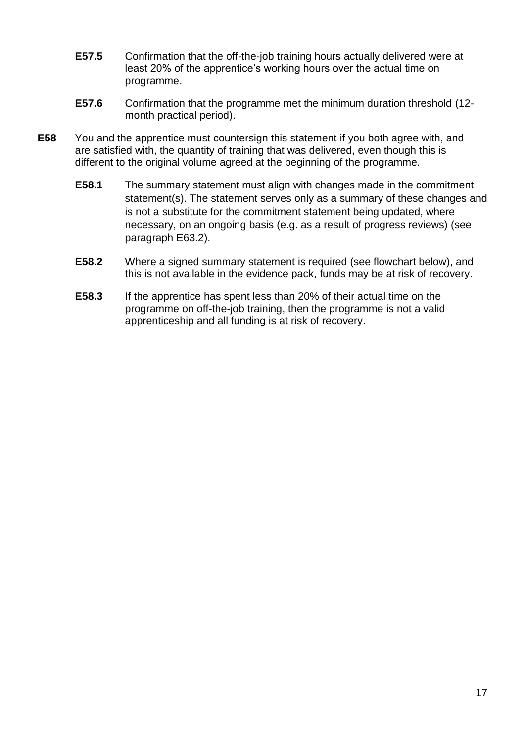**E57.5** Confirmation that the off-the-job training hours actually delivered were at least 20% of the apprentice's working hours over the actual time on programme.

**E57.6** Confirmation that the programme met the minimum duration threshold (12-month practical period).

**E58** You and the apprentice must countersign this statement if you both agree with, and are satisfied with, the quantity of training that was delivered, even though this is different to the original volume agreed at the beginning of the programme.

**E58.1** The summary statement must align with changes made in the commitment statement(s). The statement serves only as a summary of these changes and is not a substitute for the commitment statement being updated, where necessary, on an ongoing basis (e.g. as a result of progress reviews) (see paragraph E63.2).

**E58.2** Where a signed summary statement is required (see flowchart below), and this is not available in the evidence pack, funds may be at risk of recovery.

**E58.3** If the apprentice has spent less than 20% of their actual time on the programme on off-the-job training, then the programme is not a valid apprenticeship and all funding is at risk of recovery.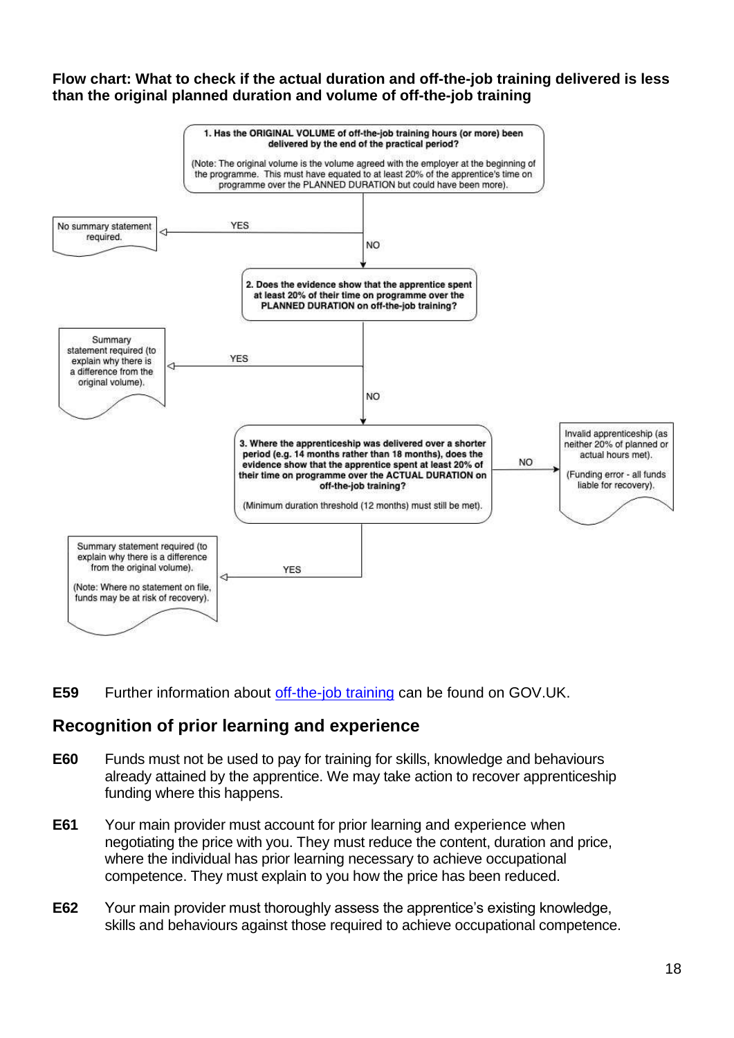**Flow chart: What to check if the actual duration and off-the-job training delivered is less than the original planned duration and volume of off-the-job training**

**1. Has the ORIGINAL VOLUME of off-the-job training hours (or more) been delivered by the end of the practical period?**

(Note: The original volume is the volume agreed with the employer at the beginning of the programme. This must have equated to at least 20% of the apprentice's time on programme over the PLANNED DURATION but could have been more).

- YES → No summary statement required.
- NO → go to question 2.

**2. Does the evidence show that the apprentice spent at least 20% of their time on programme over the PLANNED DURATION on off-the-job training?**

- YES → Summary statement required (to explain why there is a difference from the original volume).
- NO → go to question 3.

**3. Where the apprenticeship was delivered over a shorter period (e.g. 14 months rather than 18 months), does the evidence show that the apprentice spent at least 20% of their time on programme over the ACTUAL DURATION on off-the-job training?**

(Minimum duration threshold (12 months) must still be met).

- YES → Summary statement required (to explain why there is a difference from the original volume). (Note: Where no statement on file, funds may be at risk of recovery).
- NO → Invalid apprenticeship (as neither 20% of planned or actual hours met). (Funding error - all funds liable for recovery).

**E59** Further information about [off-the-job training](https://www.gov.uk) can be found on GOV.UK.

## Recognition of prior learning and experience

**E60** Funds must not be used to pay for training for skills, knowledge and behaviours already attained by the apprentice. We may take action to recover apprenticeship funding where this happens.

**E61** Your main provider must account for prior learning and experience when negotiating the price with you. They must reduce the content, duration and price, where the individual has prior learning necessary to achieve occupational competence. They must explain to you how the price has been reduced.

**E62** Your main provider must thoroughly assess the apprentice's existing knowledge, skills and behaviours against those required to achieve occupational competence.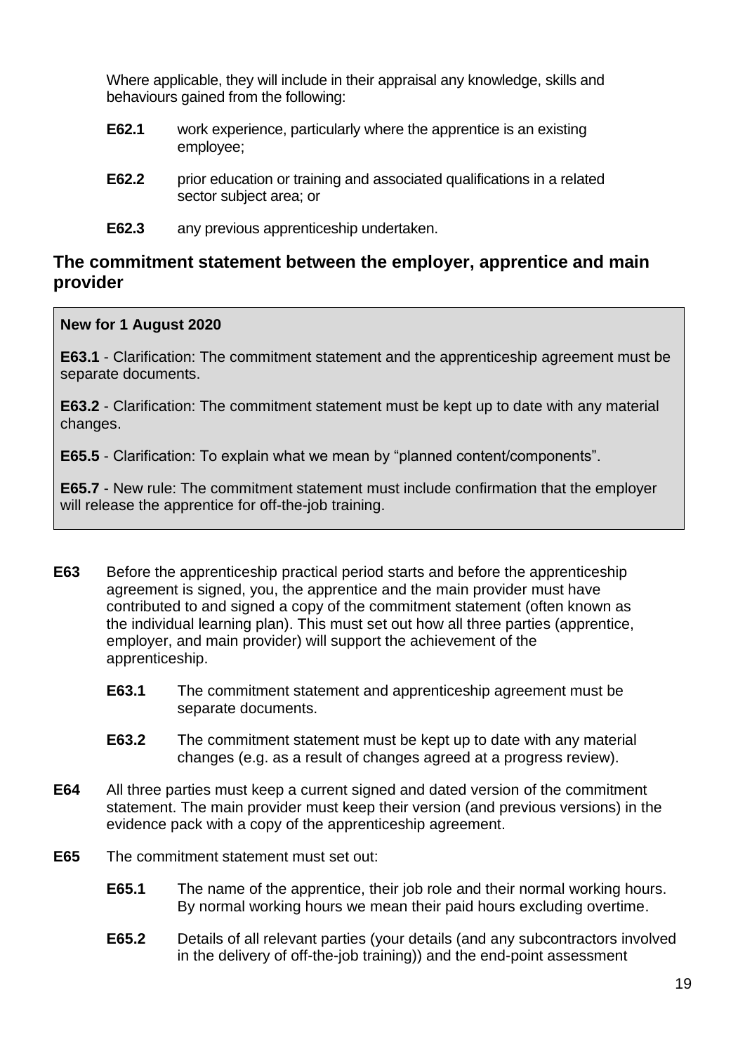Where applicable, they will include in their appraisal any knowledge, skills and behaviours gained from the following:

- **E62.1** work experience, particularly where the apprentice is an existing employee;
- **E62.2** prior education or training and associated qualifications in a related sector subject area; or
- **E62.3** any previous apprenticeship undertaken.

## The commitment statement between the employer, apprentice and main provider

> **New for 1 August 2020**
>
> **E63.1** - Clarification: The commitment statement and the apprenticeship agreement must be separate documents.
>
> **E63.2** - Clarification: The commitment statement must be kept up to date with any material changes.
>
> **E65.5** - Clarification: To explain what we mean by "planned content/components".
>
> **E65.7** - New rule: The commitment statement must include confirmation that the employer will release the apprentice for off-the-job training.

**E63** Before the apprenticeship practical period starts and before the apprenticeship agreement is signed, you, the apprentice and the main provider must have contributed to and signed a copy of the commitment statement (often known as the individual learning plan). This must set out how all three parties (apprentice, employer, and main provider) will support the achievement of the apprenticeship.

- **E63.1** The commitment statement and apprenticeship agreement must be separate documents.
- **E63.2** The commitment statement must be kept up to date with any material changes (e.g. as a result of changes agreed at a progress review).

**E64** All three parties must keep a current signed and dated version of the commitment statement. The main provider must keep their version (and previous versions) in the evidence pack with a copy of the apprenticeship agreement.

**E65** The commitment statement must set out:

- **E65.1** The name of the apprentice, their job role and their normal working hours. By normal working hours we mean their paid hours excluding overtime.
- **E65.2** Details of all relevant parties (your details (and any subcontractors involved in the delivery of off-the-job training)) and the end-point assessment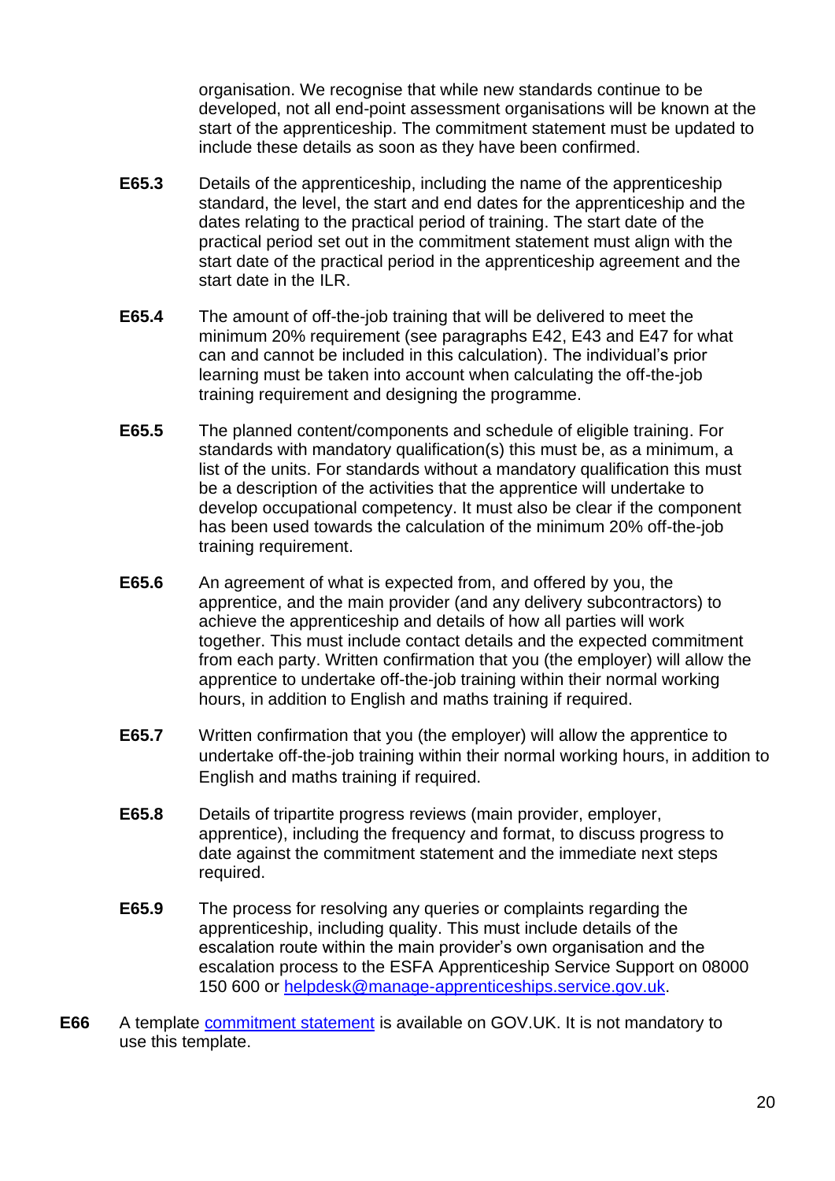organisation. We recognise that while new standards continue to be developed, not all end-point assessment organisations will be known at the start of the apprenticeship. The commitment statement must be updated to include these details as soon as they have been confirmed.

**E65.3** Details of the apprenticeship, including the name of the apprenticeship standard, the level, the start and end dates for the apprenticeship and the dates relating to the practical period of training. The start date of the practical period set out in the commitment statement must align with the start date of the practical period in the apprenticeship agreement and the start date in the ILR.

**E65.4** The amount of off-the-job training that will be delivered to meet the minimum 20% requirement (see paragraphs E42, E43 and E47 for what can and cannot be included in this calculation). The individual's prior learning must be taken into account when calculating the off-the-job training requirement and designing the programme.

**E65.5** The planned content/components and schedule of eligible training. For standards with mandatory qualification(s) this must be, as a minimum, a list of the units. For standards without a mandatory qualification this must be a description of the activities that the apprentice will undertake to develop occupational competency. It must also be clear if the component has been used towards the calculation of the minimum 20% off-the-job training requirement.

**E65.6** An agreement of what is expected from, and offered by you, the apprentice, and the main provider (and any delivery subcontractors) to achieve the apprenticeship and details of how all parties will work together. This must include contact details and the expected commitment from each party. Written confirmation that you (the employer) will allow the apprentice to undertake off-the-job training within their normal working hours, in addition to English and maths training if required.

**E65.7** Written confirmation that you (the employer) will allow the apprentice to undertake off-the-job training within their normal working hours, in addition to English and maths training if required.

**E65.8** Details of tripartite progress reviews (main provider, employer, apprentice), including the frequency and format, to discuss progress to date against the commitment statement and the immediate next steps required.

**E65.9** The process for resolving any queries or complaints regarding the apprenticeship, including quality. This must include details of the escalation route within the main provider's own organisation and the escalation process to the ESFA Apprenticeship Service Support on 08000 150 600 or [helpdesk@manage-apprenticeships.service.gov.uk](mailto:helpdesk@manage-apprenticeships.service.gov.uk).

**E66** A template [commitment statement]() is available on GOV.UK. It is not mandatory to use this template.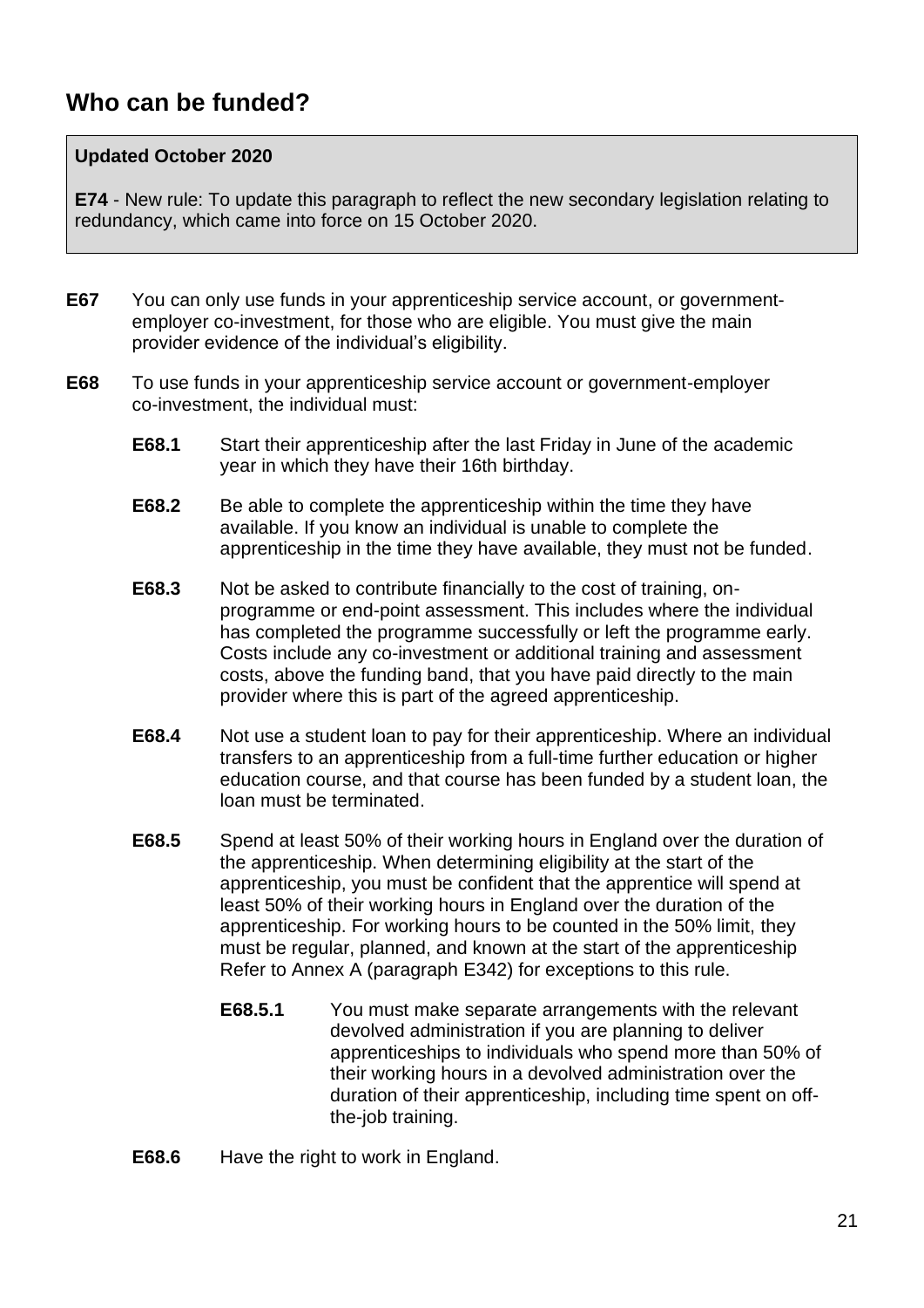## Who can be funded?

> **Updated October 2020**
>
> **E74** - New rule: To update this paragraph to reflect the new secondary legislation relating to redundancy, which came into force on 15 October 2020.

**E67** You can only use funds in your apprenticeship service account, or government-employer co-investment, for those who are eligible. You must give the main provider evidence of the individual's eligibility.

**E68** To use funds in your apprenticeship service account or government-employer co-investment, the individual must:

- **E68.1** Start their apprenticeship after the last Friday in June of the academic year in which they have their 16th birthday.

- **E68.2** Be able to complete the apprenticeship within the time they have available. If you know an individual is unable to complete the apprenticeship in the time they have available, they must not be funded.

- **E68.3** Not be asked to contribute financially to the cost of training, on-programme or end-point assessment. This includes where the individual has completed the programme successfully or left the programme early. Costs include any co-investment or additional training and assessment costs, above the funding band, that you have paid directly to the main provider where this is part of the agreed apprenticeship.

- **E68.4** Not use a student loan to pay for their apprenticeship. Where an individual transfers to an apprenticeship from a full-time further education or higher education course, and that course has been funded by a student loan, the loan must be terminated.

- **E68.5** Spend at least 50% of their working hours in England over the duration of the apprenticeship. When determining eligibility at the start of the apprenticeship, you must be confident that the apprentice will spend at least 50% of their working hours in England over the duration of the apprenticeship. For working hours to be counted in the 50% limit, they must be regular, planned, and known at the start of the apprenticeship Refer to Annex A (paragraph E342) for exceptions to this rule.

  - **E68.5.1** You must make separate arrangements with the relevant devolved administration if you are planning to deliver apprenticeships to individuals who spend more than 50% of their working hours in a devolved administration over the duration of their apprenticeship, including time spent on off-the-job training.

- **E68.6** Have the right to work in England.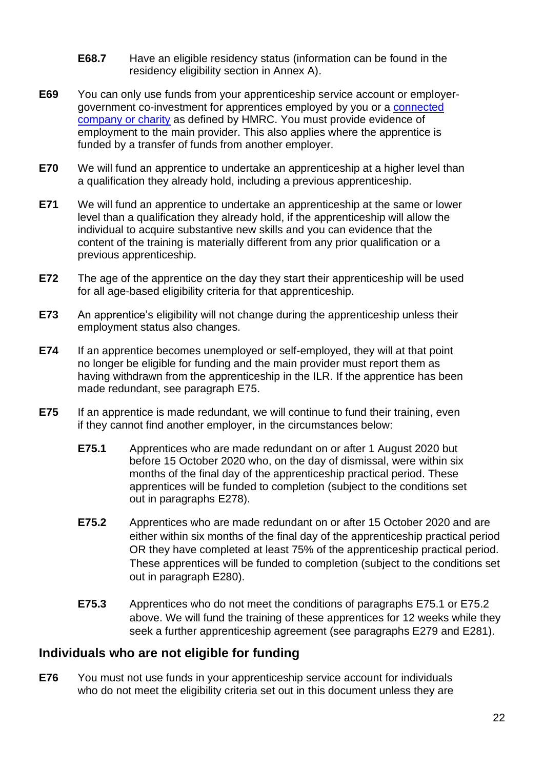**E68.7** Have an eligible residency status (information can be found in the residency eligibility section in Annex A).

**E69** You can only use funds from your apprenticeship service account or employer-government co-investment for apprentices employed by you or a [connected company or charity]() as defined by HMRC. You must provide evidence of employment to the main provider. This also applies where the apprentice is funded by a transfer of funds from another employer.

**E70** We will fund an apprentice to undertake an apprenticeship at a higher level than a qualification they already hold, including a previous apprenticeship.

**E71** We will fund an apprentice to undertake an apprenticeship at the same or lower level than a qualification they already hold, if the apprenticeship will allow the individual to acquire substantive new skills and you can evidence that the content of the training is materially different from any prior qualification or a previous apprenticeship.

**E72** The age of the apprentice on the day they start their apprenticeship will be used for all age-based eligibility criteria for that apprenticeship.

**E73** An apprentice's eligibility will not change during the apprenticeship unless their employment status also changes.

**E74** If an apprentice becomes unemployed or self-employed, they will at that point no longer be eligible for funding and the main provider must report them as having withdrawn from the apprenticeship in the ILR. If the apprentice has been made redundant, see paragraph E75.

**E75** If an apprentice is made redundant, we will continue to fund their training, even if they cannot find another employer, in the circumstances below:

**E75.1** Apprentices who are made redundant on or after 1 August 2020 but before 15 October 2020 who, on the day of dismissal, were within six months of the final day of the apprenticeship practical period. These apprentices will be funded to completion (subject to the conditions set out in paragraphs E278).

**E75.2** Apprentices who are made redundant on or after 15 October 2020 and are either within six months of the final day of the apprenticeship practical period OR they have completed at least 75% of the apprenticeship practical period. These apprentices will be funded to completion (subject to the conditions set out in paragraph E280).

**E75.3** Apprentices who do not meet the conditions of paragraphs E75.1 or E75.2 above. We will fund the training of these apprentices for 12 weeks while they seek a further apprenticeship agreement (see paragraphs E279 and E281).

## Individuals who are not eligible for funding

**E76** You must not use funds in your apprenticeship service account for individuals who do not meet the eligibility criteria set out in this document unless they are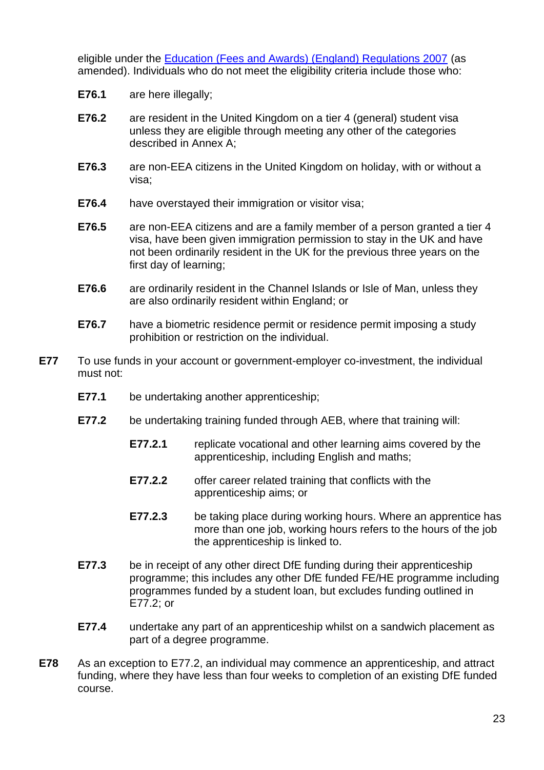eligible under the [Education (Fees and Awards) (England) Regulations 2007](#) (as amended). Individuals who do not meet the eligibility criteria include those who:

**E76.1** are here illegally;

**E76.2** are resident in the United Kingdom on a tier 4 (general) student visa unless they are eligible through meeting any other of the categories described in Annex A;

**E76.3** are non-EEA citizens in the United Kingdom on holiday, with or without a visa;

**E76.4** have overstayed their immigration or visitor visa;

**E76.5** are non-EEA citizens and are a family member of a person granted a tier 4 visa, have been given immigration permission to stay in the UK and have not been ordinarily resident in the UK for the previous three years on the first day of learning;

**E76.6** are ordinarily resident in the Channel Islands or Isle of Man, unless they are also ordinarily resident within England; or

**E76.7** have a biometric residence permit or residence permit imposing a study prohibition or restriction on the individual.

**E77** To use funds in your account or government-employer co-investment, the individual must not:

**E77.1** be undertaking another apprenticeship;

**E77.2** be undertaking training funded through AEB, where that training will:

**E77.2.1** replicate vocational and other learning aims covered by the apprenticeship, including English and maths;

**E77.2.2** offer career related training that conflicts with the apprenticeship aims; or

**E77.2.3** be taking place during working hours. Where an apprentice has more than one job, working hours refers to the hours of the job the apprenticeship is linked to.

**E77.3** be in receipt of any other direct DfE funding during their apprenticeship programme; this includes any other DfE funded FE/HE programme including programmes funded by a student loan, but excludes funding outlined in E77.2; or

**E77.4** undertake any part of an apprenticeship whilst on a sandwich placement as part of a degree programme.

**E78** As an exception to E77.2, an individual may commence an apprenticeship, and attract funding, where they have less than four weeks to completion of an existing DfE funded course.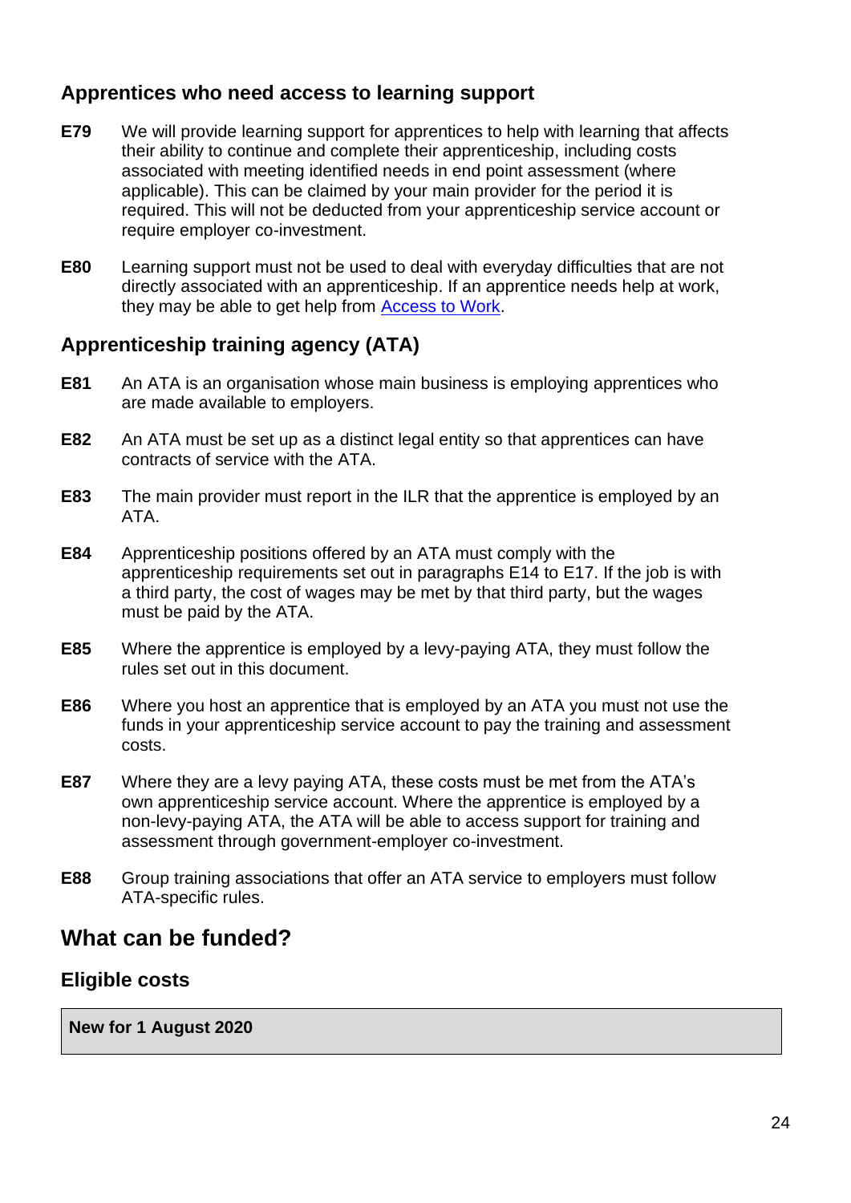### Apprentices who need access to learning support

**E79** We will provide learning support for apprentices to help with learning that affects their ability to continue and complete their apprenticeship, including costs associated with meeting identified needs in end point assessment (where applicable). This can be claimed by your main provider for the period it is required. This will not be deducted from your apprenticeship service account or require employer co-investment.

**E80** Learning support must not be used to deal with everyday difficulties that are not directly associated with an apprenticeship. If an apprentice needs help at work, they may be able to get help from [Access to Work](#).

### Apprenticeship training agency (ATA)

**E81** An ATA is an organisation whose main business is employing apprentices who are made available to employers.

**E82** An ATA must be set up as a distinct legal entity so that apprentices can have contracts of service with the ATA.

**E83** The main provider must report in the ILR that the apprentice is employed by an ATA.

**E84** Apprenticeship positions offered by an ATA must comply with the apprenticeship requirements set out in paragraphs E14 to E17. If the job is with a third party, the cost of wages may be met by that third party, but the wages must be paid by the ATA.

**E85** Where the apprentice is employed by a levy-paying ATA, they must follow the rules set out in this document.

**E86** Where you host an apprentice that is employed by an ATA you must not use the funds in your apprenticeship service account to pay the training and assessment costs.

**E87** Where they are a levy paying ATA, these costs must be met from the ATA's own apprenticeship service account. Where the apprentice is employed by a non-levy-paying ATA, the ATA will be able to access support for training and assessment through government-employer co-investment.

**E88** Group training associations that offer an ATA service to employers must follow ATA-specific rules.

## What can be funded?

### Eligible costs

**New for 1 August 2020**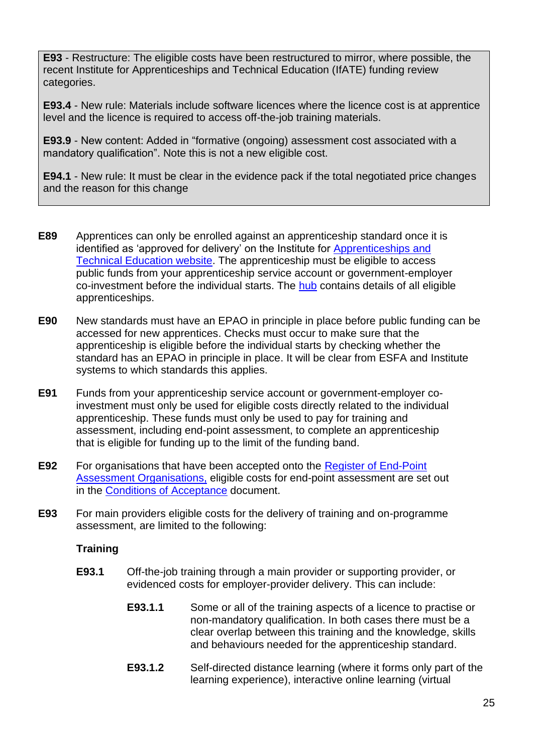**E93** - Restructure: The eligible costs have been restructured to mirror, where possible, the recent Institute for Apprenticeships and Technical Education (IfATE) funding review categories.

**E93.4** - New rule: Materials include software licences where the licence cost is at apprentice level and the licence is required to access off-the-job training materials.

**E93.9** - New content: Added in "formative (ongoing) assessment cost associated with a mandatory qualification". Note this is not a new eligible cost.

**E94.1** - New rule: It must be clear in the evidence pack if the total negotiated price changes and the reason for this change

**E89** Apprentices can only be enrolled against an apprenticeship standard once it is identified as 'approved for delivery' on the Institute for [Apprenticeships and Technical Education website](). The apprenticeship must be eligible to access public funds from your apprenticeship service account or government-employer co-investment before the individual starts. The [hub]() contains details of all eligible apprenticeships.

**E90** New standards must have an EPAO in principle in place before public funding can be accessed for new apprentices. Checks must occur to make sure that the apprenticeship is eligible before the individual starts by checking whether the standard has an EPAO in principle in place. It will be clear from ESFA and Institute systems to which standards this applies.

**E91** Funds from your apprenticeship service account or government-employer co-investment must only be used for eligible costs directly related to the individual apprenticeship. These funds must only be used to pay for training and assessment, including end-point assessment, to complete an apprenticeship that is eligible for funding up to the limit of the funding band.

**E92** For organisations that have been accepted onto the [Register of End-Point Assessment Organisations,]() eligible costs for end-point assessment are set out in the [Conditions of Acceptance]() document.

**E93** For main providers eligible costs for the delivery of training and on-programme assessment, are limited to the following:

**Training**

**E93.1** Off-the-job training through a main provider or supporting provider, or evidenced costs for employer-provider delivery. This can include:

**E93.1.1** Some or all of the training aspects of a licence to practise or non-mandatory qualification. In both cases there must be a clear overlap between this training and the knowledge, skills and behaviours needed for the apprenticeship standard.

**E93.1.2** Self-directed distance learning (where it forms only part of the learning experience), interactive online learning (virtual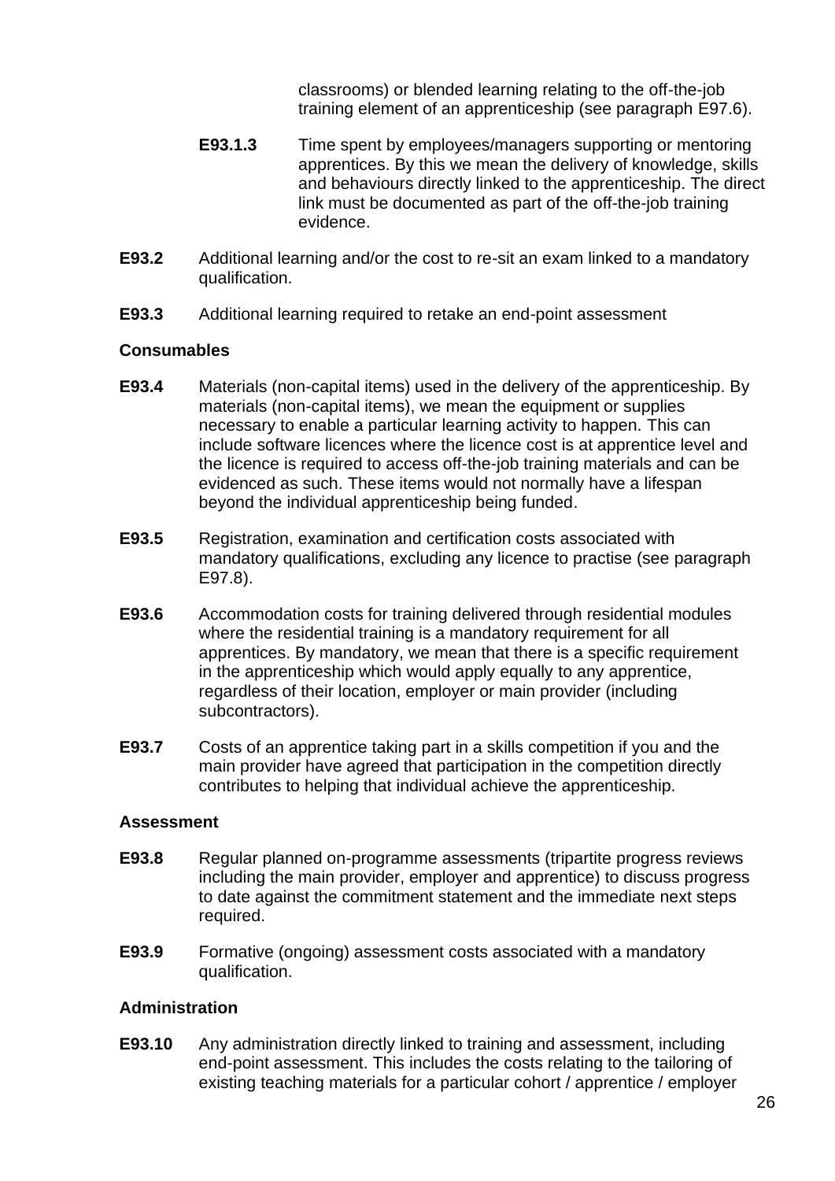classrooms) or blended learning relating to the off-the-job training element of an apprenticeship (see paragraph E97.6).

**E93.1.3** Time spent by employees/managers supporting or mentoring apprentices. By this we mean the delivery of knowledge, skills and behaviours directly linked to the apprenticeship. The direct link must be documented as part of the off-the-job training evidence.

**E93.2** Additional learning and/or the cost to re-sit an exam linked to a mandatory qualification.

**E93.3** Additional learning required to retake an end-point assessment

**Consumables**

**E93.4** Materials (non-capital items) used in the delivery of the apprenticeship. By materials (non-capital items), we mean the equipment or supplies necessary to enable a particular learning activity to happen. This can include software licences where the licence cost is at apprentice level and the licence is required to access off-the-job training materials and can be evidenced as such. These items would not normally have a lifespan beyond the individual apprenticeship being funded.

**E93.5** Registration, examination and certification costs associated with mandatory qualifications, excluding any licence to practise (see paragraph E97.8).

**E93.6** Accommodation costs for training delivered through residential modules where the residential training is a mandatory requirement for all apprentices. By mandatory, we mean that there is a specific requirement in the apprenticeship which would apply equally to any apprentice, regardless of their location, employer or main provider (including subcontractors).

**E93.7** Costs of an apprentice taking part in a skills competition if you and the main provider have agreed that participation in the competition directly contributes to helping that individual achieve the apprenticeship.

**Assessment**

**E93.8** Regular planned on-programme assessments (tripartite progress reviews including the main provider, employer and apprentice) to discuss progress to date against the commitment statement and the immediate next steps required.

**E93.9** Formative (ongoing) assessment costs associated with a mandatory qualification.

**Administration**

**E93.10** Any administration directly linked to training and assessment, including end-point assessment. This includes the costs relating to the tailoring of existing teaching materials for a particular cohort / apprentice / employer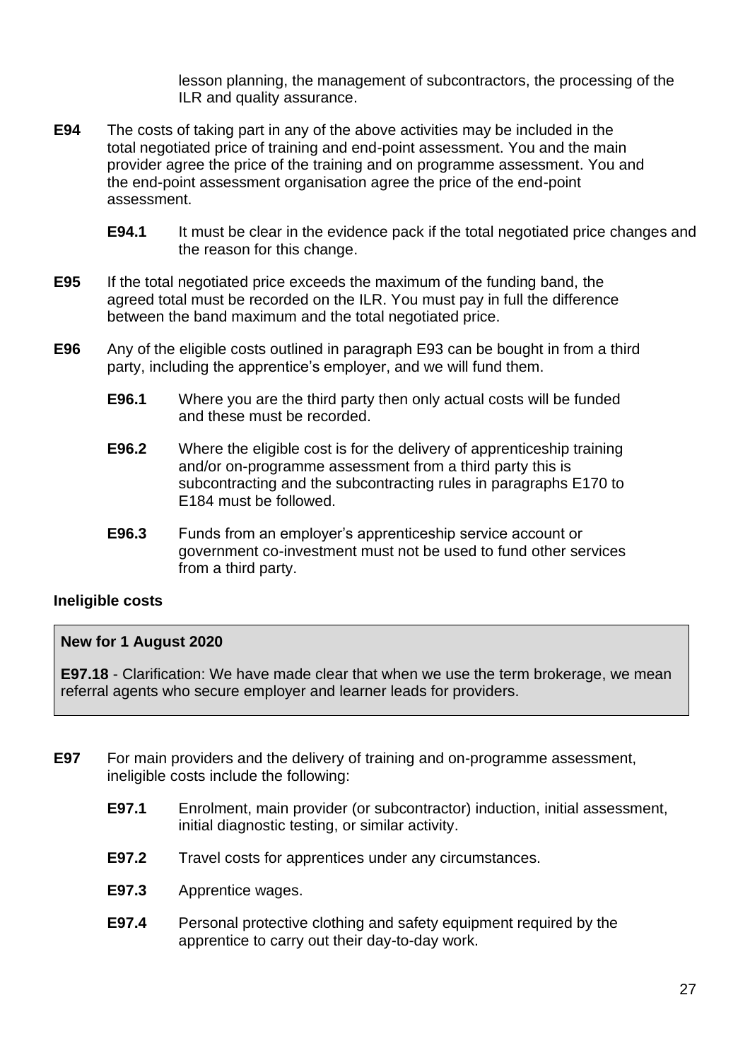lesson planning, the management of subcontractors, the processing of the ILR and quality assurance.

**E94** The costs of taking part in any of the above activities may be included in the total negotiated price of training and end-point assessment. You and the main provider agree the price of the training and on programme assessment. You and the end-point assessment organisation agree the price of the end-point assessment.

**E94.1** It must be clear in the evidence pack if the total negotiated price changes and the reason for this change.

**E95** If the total negotiated price exceeds the maximum of the funding band, the agreed total must be recorded on the ILR. You must pay in full the difference between the band maximum and the total negotiated price.

**E96** Any of the eligible costs outlined in paragraph E93 can be bought in from a third party, including the apprentice's employer, and we will fund them.

**E96.1** Where you are the third party then only actual costs will be funded and these must be recorded.

**E96.2** Where the eligible cost is for the delivery of apprenticeship training and/or on-programme assessment from a third party this is subcontracting and the subcontracting rules in paragraphs E170 to E184 must be followed.

**E96.3** Funds from an employer's apprenticeship service account or government co-investment must not be used to fund other services from a third party.

**Ineligible costs**

**New for 1 August 2020**

**E97.18** - Clarification: We have made clear that when we use the term brokerage, we mean referral agents who secure employer and learner leads for providers.

**E97** For main providers and the delivery of training and on-programme assessment, ineligible costs include the following:

**E97.1** Enrolment, main provider (or subcontractor) induction, initial assessment, initial diagnostic testing, or similar activity.

**E97.2** Travel costs for apprentices under any circumstances.

**E97.3** Apprentice wages.

**E97.4** Personal protective clothing and safety equipment required by the apprentice to carry out their day-to-day work.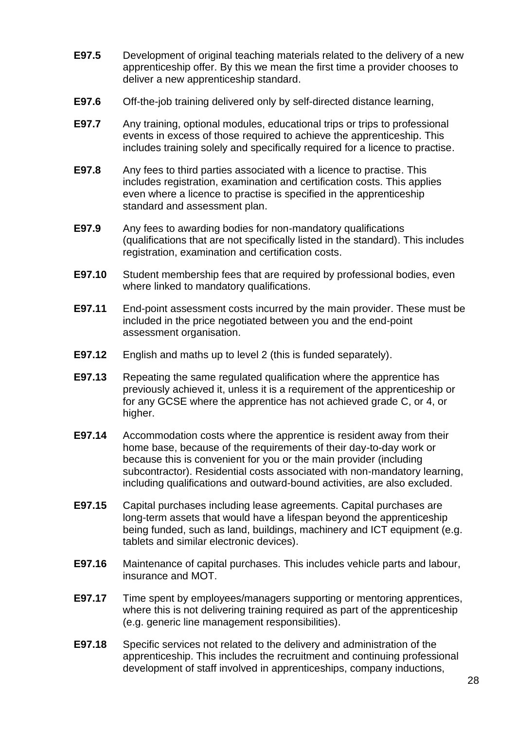**E97.5** Development of original teaching materials related to the delivery of a new apprenticeship offer. By this we mean the first time a provider chooses to deliver a new apprenticeship standard.

**E97.6** Off-the-job training delivered only by self-directed distance learning,

**E97.7** Any training, optional modules, educational trips or trips to professional events in excess of those required to achieve the apprenticeship. This includes training solely and specifically required for a licence to practise.

**E97.8** Any fees to third parties associated with a licence to practise. This includes registration, examination and certification costs. This applies even where a licence to practise is specified in the apprenticeship standard and assessment plan.

**E97.9** Any fees to awarding bodies for non-mandatory qualifications (qualifications that are not specifically listed in the standard). This includes registration, examination and certification costs.

**E97.10** Student membership fees that are required by professional bodies, even where linked to mandatory qualifications.

**E97.11** End-point assessment costs incurred by the main provider. These must be included in the price negotiated between you and the end-point assessment organisation.

**E97.12** English and maths up to level 2 (this is funded separately).

**E97.13** Repeating the same regulated qualification where the apprentice has previously achieved it, unless it is a requirement of the apprenticeship or for any GCSE where the apprentice has not achieved grade C, or 4, or higher.

**E97.14** Accommodation costs where the apprentice is resident away from their home base, because of the requirements of their day-to-day work or because this is convenient for you or the main provider (including subcontractor). Residential costs associated with non-mandatory learning, including qualifications and outward-bound activities, are also excluded.

**E97.15** Capital purchases including lease agreements. Capital purchases are long-term assets that would have a lifespan beyond the apprenticeship being funded, such as land, buildings, machinery and ICT equipment (e.g. tablets and similar electronic devices).

**E97.16** Maintenance of capital purchases. This includes vehicle parts and labour, insurance and MOT.

**E97.17** Time spent by employees/managers supporting or mentoring apprentices, where this is not delivering training required as part of the apprenticeship (e.g. generic line management responsibilities).

**E97.18** Specific services not related to the delivery and administration of the apprenticeship. This includes the recruitment and continuing professional development of staff involved in apprenticeships, company inductions,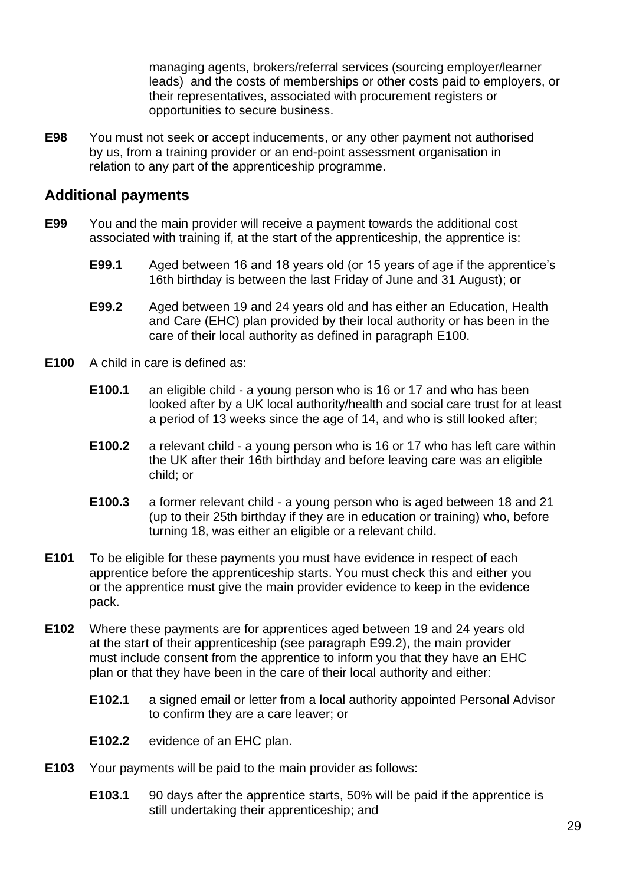managing agents, brokers/referral services (sourcing employer/learner leads) and the costs of memberships or other costs paid to employers, or their representatives, associated with procurement registers or opportunities to secure business.

**E98** You must not seek or accept inducements, or any other payment not authorised by us, from a training provider or an end-point assessment organisation in relation to any part of the apprenticeship programme.

## Additional payments

**E99** You and the main provider will receive a payment towards the additional cost associated with training if, at the start of the apprenticeship, the apprentice is:

**E99.1** Aged between 16 and 18 years old (or 15 years of age if the apprentice's 16th birthday is between the last Friday of June and 31 August); or

**E99.2** Aged between 19 and 24 years old and has either an Education, Health and Care (EHC) plan provided by their local authority or has been in the care of their local authority as defined in paragraph E100.

**E100** A child in care is defined as:

**E100.1** an eligible child - a young person who is 16 or 17 and who has been looked after by a UK local authority/health and social care trust for at least a period of 13 weeks since the age of 14, and who is still looked after;

**E100.2** a relevant child - a young person who is 16 or 17 who has left care within the UK after their 16th birthday and before leaving care was an eligible child; or

**E100.3** a former relevant child - a young person who is aged between 18 and 21 (up to their 25th birthday if they are in education or training) who, before turning 18, was either an eligible or a relevant child.

**E101** To be eligible for these payments you must have evidence in respect of each apprentice before the apprenticeship starts. You must check this and either you or the apprentice must give the main provider evidence to keep in the evidence pack.

**E102** Where these payments are for apprentices aged between 19 and 24 years old at the start of their apprenticeship (see paragraph E99.2), the main provider must include consent from the apprentice to inform you that they have an EHC plan or that they have been in the care of their local authority and either:

**E102.1** a signed email or letter from a local authority appointed Personal Advisor to confirm they are a care leaver; or

**E102.2** evidence of an EHC plan.

**E103** Your payments will be paid to the main provider as follows:

**E103.1** 90 days after the apprentice starts, 50% will be paid if the apprentice is still undertaking their apprenticeship; and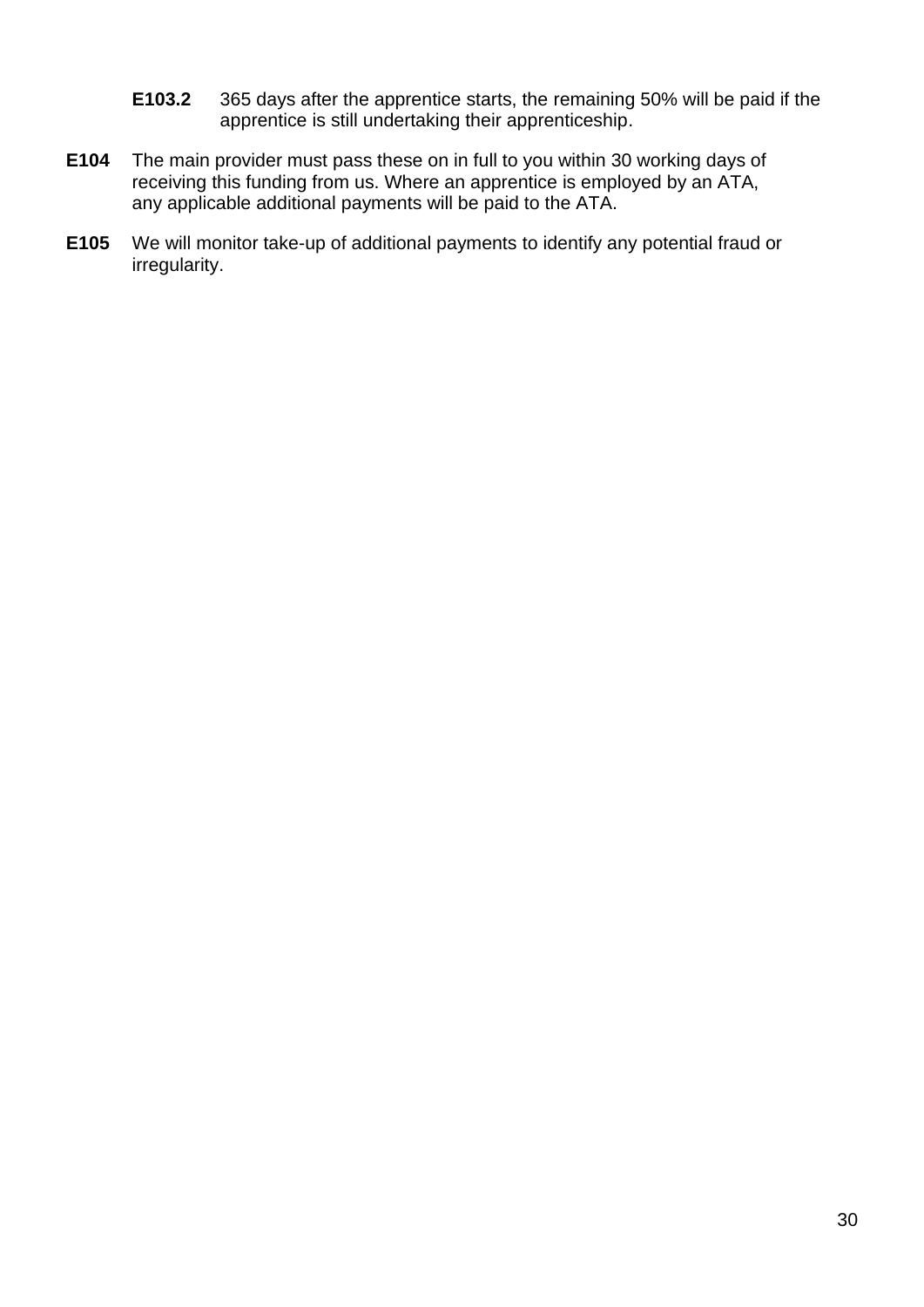**E103.2** 365 days after the apprentice starts, the remaining 50% will be paid if the apprentice is still undertaking their apprenticeship.

**E104** The main provider must pass these on in full to you within 30 working days of receiving this funding from us. Where an apprentice is employed by an ATA, any applicable additional payments will be paid to the ATA.

**E105** We will monitor take-up of additional payments to identify any potential fraud or irregularity.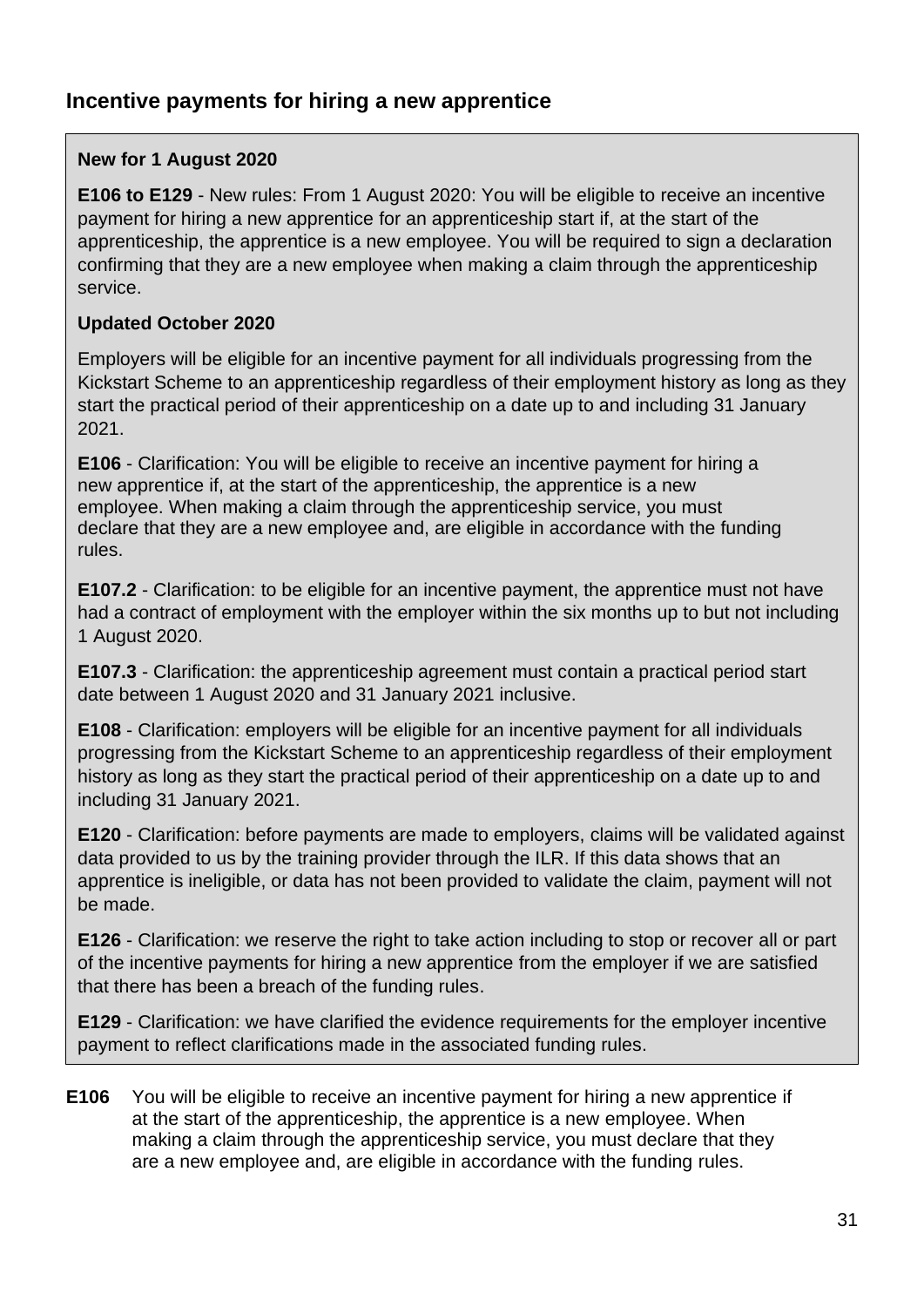## Incentive payments for hiring a new apprentice

> **New for 1 August 2020**
>
> **E106 to E129** - New rules: From 1 August 2020: You will be eligible to receive an incentive payment for hiring a new apprentice for an apprenticeship start if, at the start of the apprenticeship, the apprentice is a new employee. You will be required to sign a declaration confirming that they are a new employee when making a claim through the apprenticeship service.
>
> **Updated October 2020**
>
> Employers will be eligible for an incentive payment for all individuals progressing from the Kickstart Scheme to an apprenticeship regardless of their employment history as long as they start the practical period of their apprenticeship on a date up to and including 31 January 2021.
>
> **E106** - Clarification: You will be eligible to receive an incentive payment for hiring a new apprentice if, at the start of the apprenticeship, the apprentice is a new employee. When making a claim through the apprenticeship service, you must declare that they are a new employee and, are eligible in accordance with the funding rules.
>
> **E107.2** - Clarification: to be eligible for an incentive payment, the apprentice must not have had a contract of employment with the employer within the six months up to but not including 1 August 2020.
>
> **E107.3** - Clarification: the apprenticeship agreement must contain a practical period start date between 1 August 2020 and 31 January 2021 inclusive.
>
> **E108** - Clarification: employers will be eligible for an incentive payment for all individuals progressing from the Kickstart Scheme to an apprenticeship regardless of their employment history as long as they start the practical period of their apprenticeship on a date up to and including 31 January 2021.
>
> **E120** - Clarification: before payments are made to employers, claims will be validated against data provided to us by the training provider through the ILR. If this data shows that an apprentice is ineligible, or data has not been provided to validate the claim, payment will not be made.
>
> **E126** - Clarification: we reserve the right to take action including to stop or recover all or part of the incentive payments for hiring a new apprentice from the employer if we are satisfied that there has been a breach of the funding rules.
>
> **E129** - Clarification: we have clarified the evidence requirements for the employer incentive payment to reflect clarifications made in the associated funding rules.

**E106** You will be eligible to receive an incentive payment for hiring a new apprentice if at the start of the apprenticeship, the apprentice is a new employee. When making a claim through the apprenticeship service, you must declare that they are a new employee and, are eligible in accordance with the funding rules.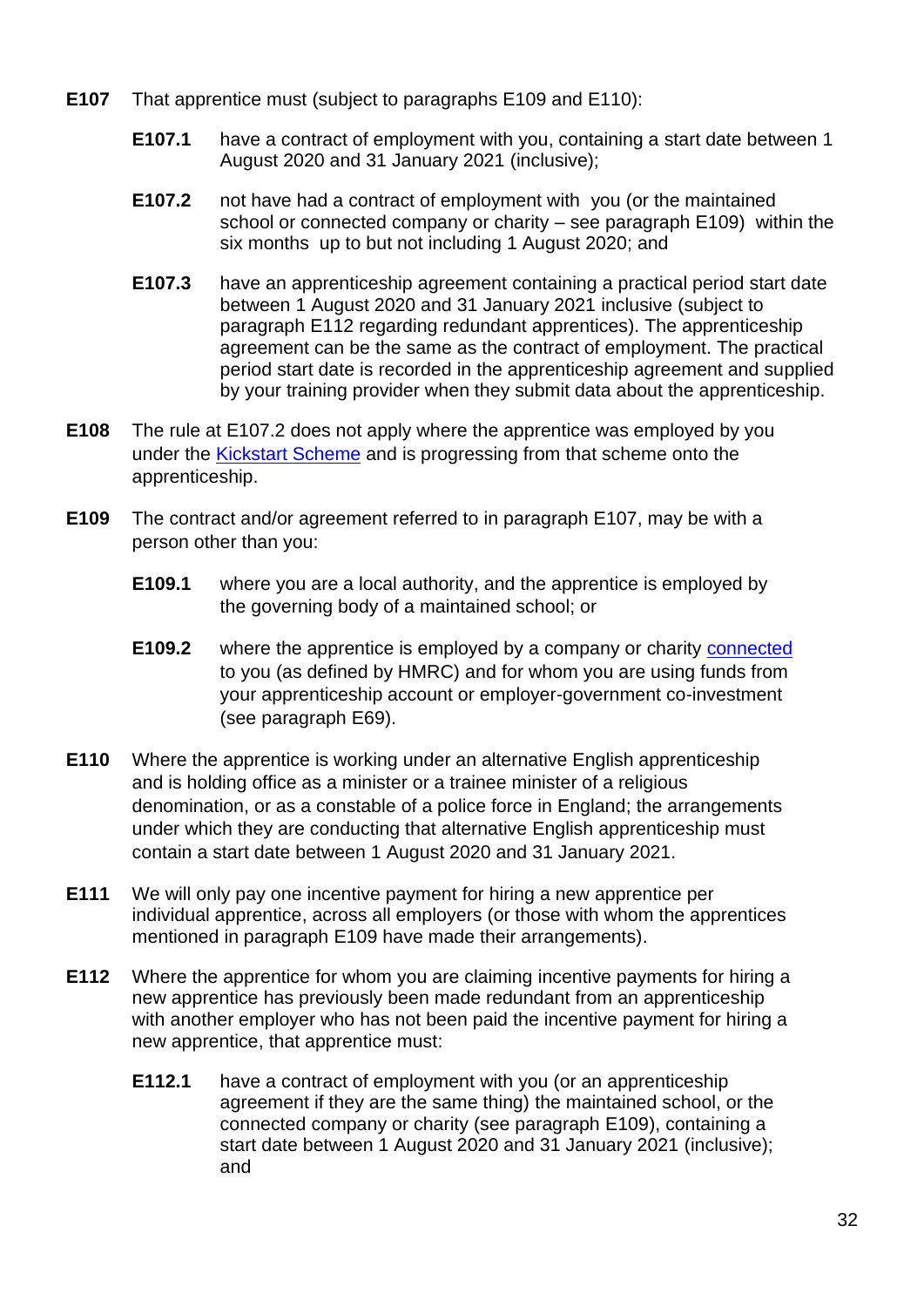**E107** That apprentice must (subject to paragraphs E109 and E110):

> **E107.1** have a contract of employment with you, containing a start date between 1 August 2020 and 31 January 2021 (inclusive);
>
> **E107.2** not have had a contract of employment with you (or the maintained school or connected company or charity – see paragraph E109) within the six months up to but not including 1 August 2020; and
>
> **E107.3** have an apprenticeship agreement containing a practical period start date between 1 August 2020 and 31 January 2021 inclusive (subject to paragraph E112 regarding redundant apprentices). The apprenticeship agreement can be the same as the contract of employment. The practical period start date is recorded in the apprenticeship agreement and supplied by your training provider when they submit data about the apprenticeship.

**E108** The rule at E107.2 does not apply where the apprentice was employed by you under the Kickstart Scheme and is progressing from that scheme onto the apprenticeship.

**E109** The contract and/or agreement referred to in paragraph E107, may be with a person other than you:

> **E109.1** where you are a local authority, and the apprentice is employed by the governing body of a maintained school; or
>
> **E109.2** where the apprentice is employed by a company or charity connected to you (as defined by HMRC) and for whom you are using funds from your apprenticeship account or employer-government co-investment (see paragraph E69).

**E110** Where the apprentice is working under an alternative English apprenticeship and is holding office as a minister or a trainee minister of a religious denomination, or as a constable of a police force in England; the arrangements under which they are conducting that alternative English apprenticeship must contain a start date between 1 August 2020 and 31 January 2021.

**E111** We will only pay one incentive payment for hiring a new apprentice per individual apprentice, across all employers (or those with whom the apprentices mentioned in paragraph E109 have made their arrangements).

**E112** Where the apprentice for whom you are claiming incentive payments for hiring a new apprentice has previously been made redundant from an apprenticeship with another employer who has not been paid the incentive payment for hiring a new apprentice, that apprentice must:

> **E112.1** have a contract of employment with you (or an apprenticeship agreement if they are the same thing) the maintained school, or the connected company or charity (see paragraph E109), containing a start date between 1 August 2020 and 31 January 2021 (inclusive); and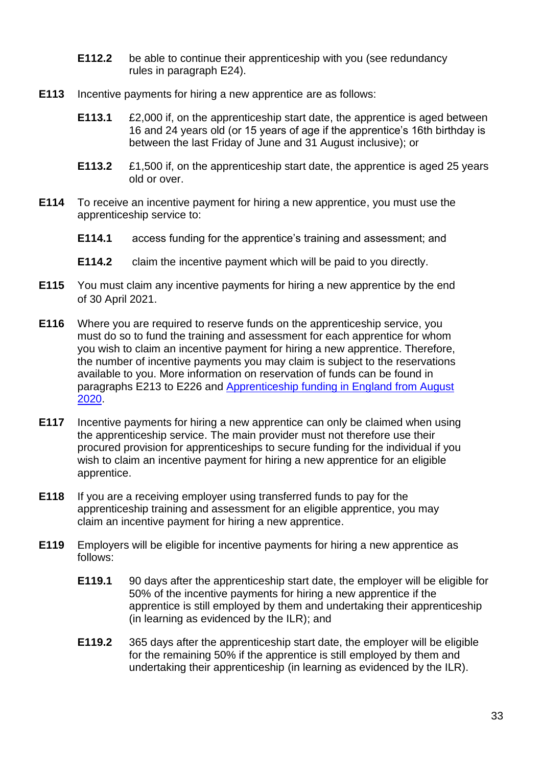**E112.2** be able to continue their apprenticeship with you (see redundancy rules in paragraph E24).

**E113** Incentive payments for hiring a new apprentice are as follows:

**E113.1** £2,000 if, on the apprenticeship start date, the apprentice is aged between 16 and 24 years old (or 15 years of age if the apprentice's 16th birthday is between the last Friday of June and 31 August inclusive); or

**E113.2** £1,500 if, on the apprenticeship start date, the apprentice is aged 25 years old or over.

**E114** To receive an incentive payment for hiring a new apprentice, you must use the apprenticeship service to:

**E114.1** access funding for the apprentice's training and assessment; and

**E114.2** claim the incentive payment which will be paid to you directly.

**E115** You must claim any incentive payments for hiring a new apprentice by the end of 30 April 2021.

**E116** Where you are required to reserve funds on the apprenticeship service, you must do so to fund the training and assessment for each apprentice for whom you wish to claim an incentive payment for hiring a new apprentice. Therefore, the number of incentive payments you may claim is subject to the reservations available to you. More information on reservation of funds can be found in paragraphs E213 to E226 and [Apprenticeship funding in England from August 2020](#).

**E117** Incentive payments for hiring a new apprentice can only be claimed when using the apprenticeship service. The main provider must not therefore use their procured provision for apprenticeships to secure funding for the individual if you wish to claim an incentive payment for hiring a new apprentice for an eligible apprentice.

**E118** If you are a receiving employer using transferred funds to pay for the apprenticeship training and assessment for an eligible apprentice, you may claim an incentive payment for hiring a new apprentice.

**E119** Employers will be eligible for incentive payments for hiring a new apprentice as follows:

**E119.1** 90 days after the apprenticeship start date, the employer will be eligible for 50% of the incentive payments for hiring a new apprentice if the apprentice is still employed by them and undertaking their apprenticeship (in learning as evidenced by the ILR); and

**E119.2** 365 days after the apprenticeship start date, the employer will be eligible for the remaining 50% if the apprentice is still employed by them and undertaking their apprenticeship (in learning as evidenced by the ILR).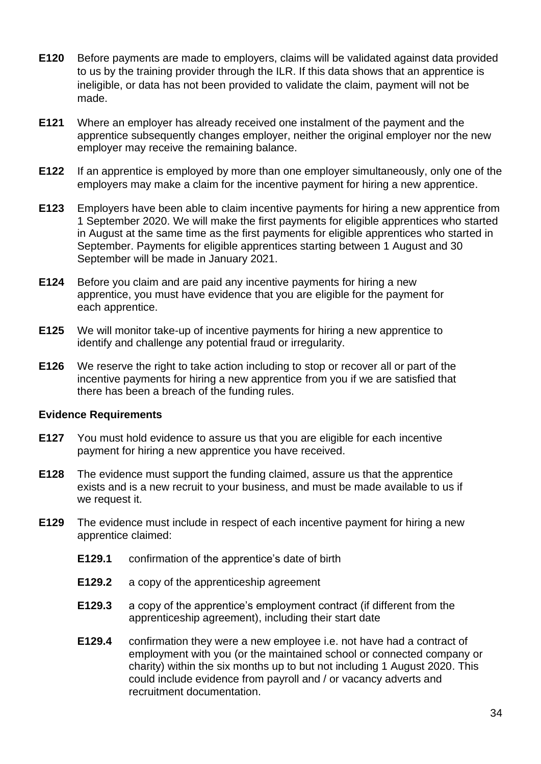**E120** Before payments are made to employers, claims will be validated against data provided to us by the training provider through the ILR. If this data shows that an apprentice is ineligible, or data has not been provided to validate the claim, payment will not be made.

**E121** Where an employer has already received one instalment of the payment and the apprentice subsequently changes employer, neither the original employer nor the new employer may receive the remaining balance.

**E122** If an apprentice is employed by more than one employer simultaneously, only one of the employers may make a claim for the incentive payment for hiring a new apprentice.

**E123** Employers have been able to claim incentive payments for hiring a new apprentice from 1 September 2020. We will make the first payments for eligible apprentices who started in August at the same time as the first payments for eligible apprentices who started in September. Payments for eligible apprentices starting between 1 August and 30 September will be made in January 2021.

**E124** Before you claim and are paid any incentive payments for hiring a new apprentice, you must have evidence that you are eligible for the payment for each apprentice.

**E125** We will monitor take-up of incentive payments for hiring a new apprentice to identify and challenge any potential fraud or irregularity.

**E126** We reserve the right to take action including to stop or recover all or part of the incentive payments for hiring a new apprentice from you if we are satisfied that there has been a breach of the funding rules.

### Evidence Requirements

**E127** You must hold evidence to assure us that you are eligible for each incentive payment for hiring a new apprentice you have received.

**E128** The evidence must support the funding claimed, assure us that the apprentice exists and is a new recruit to your business, and must be made available to us if we request it.

**E129** The evidence must include in respect of each incentive payment for hiring a new apprentice claimed:

- **E129.1** confirmation of the apprentice's date of birth
- **E129.2** a copy of the apprenticeship agreement
- **E129.3** a copy of the apprentice's employment contract (if different from the apprenticeship agreement), including their start date
- **E129.4** confirmation they were a new employee i.e. not have had a contract of employment with you (or the maintained school or connected company or charity) within the six months up to but not including 1 August 2020. This could include evidence from payroll and / or vacancy adverts and recruitment documentation.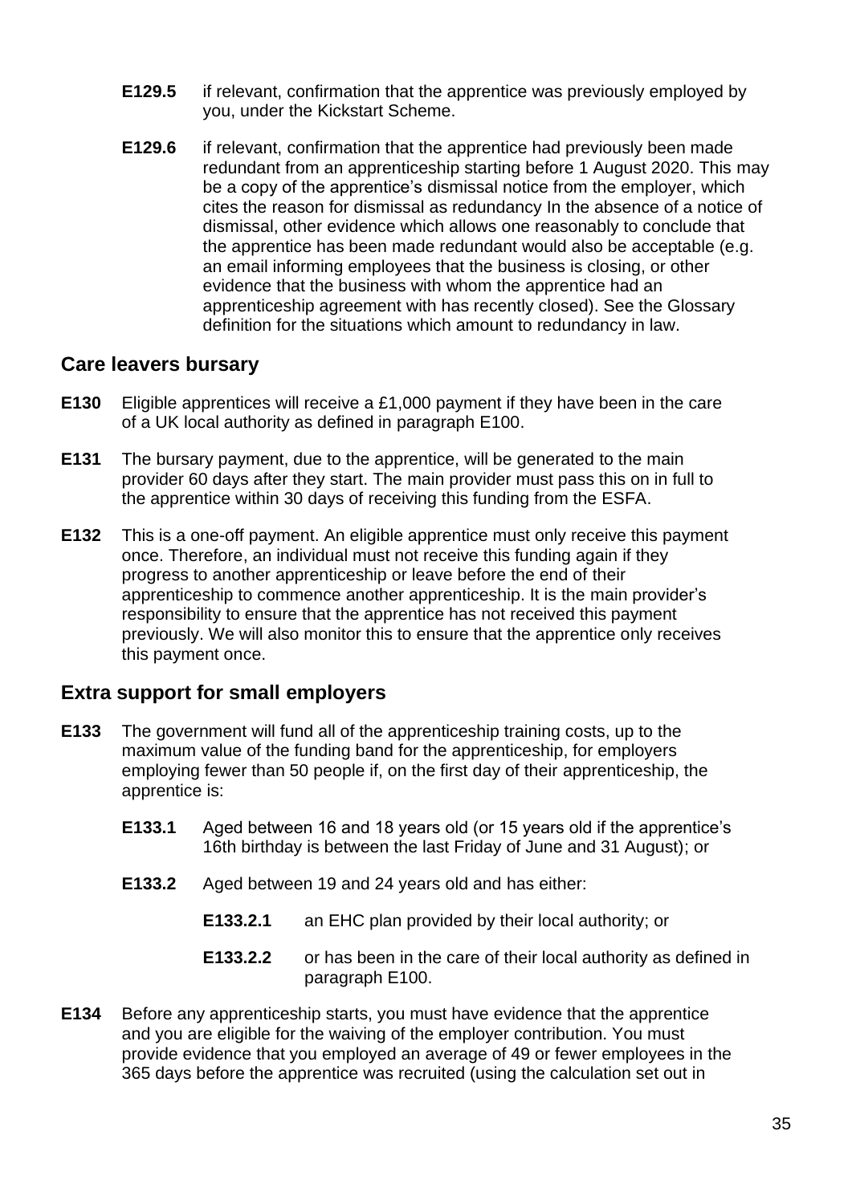**E129.5** if relevant, confirmation that the apprentice was previously employed by you, under the Kickstart Scheme.

**E129.6** if relevant, confirmation that the apprentice had previously been made redundant from an apprenticeship starting before 1 August 2020. This may be a copy of the apprentice's dismissal notice from the employer, which cites the reason for dismissal as redundancy In the absence of a notice of dismissal, other evidence which allows one reasonably to conclude that the apprentice has been made redundant would also be acceptable (e.g. an email informing employees that the business is closing, or other evidence that the business with whom the apprentice had an apprenticeship agreement with has recently closed). See the Glossary definition for the situations which amount to redundancy in law.

## Care leavers bursary

**E130** Eligible apprentices will receive a £1,000 payment if they have been in the care of a UK local authority as defined in paragraph E100.

**E131** The bursary payment, due to the apprentice, will be generated to the main provider 60 days after they start. The main provider must pass this on in full to the apprentice within 30 days of receiving this funding from the ESFA.

**E132** This is a one-off payment. An eligible apprentice must only receive this payment once. Therefore, an individual must not receive this funding again if they progress to another apprenticeship or leave before the end of their apprenticeship to commence another apprenticeship. It is the main provider's responsibility to ensure that the apprentice has not received this payment previously. We will also monitor this to ensure that the apprentice only receives this payment once.

## Extra support for small employers

**E133** The government will fund all of the apprenticeship training costs, up to the maximum value of the funding band for the apprenticeship, for employers employing fewer than 50 people if, on the first day of their apprenticeship, the apprentice is:

**E133.1** Aged between 16 and 18 years old (or 15 years old if the apprentice's 16th birthday is between the last Friday of June and 31 August); or

**E133.2** Aged between 19 and 24 years old and has either:

**E133.2.1** an EHC plan provided by their local authority; or

**E133.2.2** or has been in the care of their local authority as defined in paragraph E100.

**E134** Before any apprenticeship starts, you must have evidence that the apprentice and you are eligible for the waiving of the employer contribution. You must provide evidence that you employed an average of 49 or fewer employees in the 365 days before the apprentice was recruited (using the calculation set out in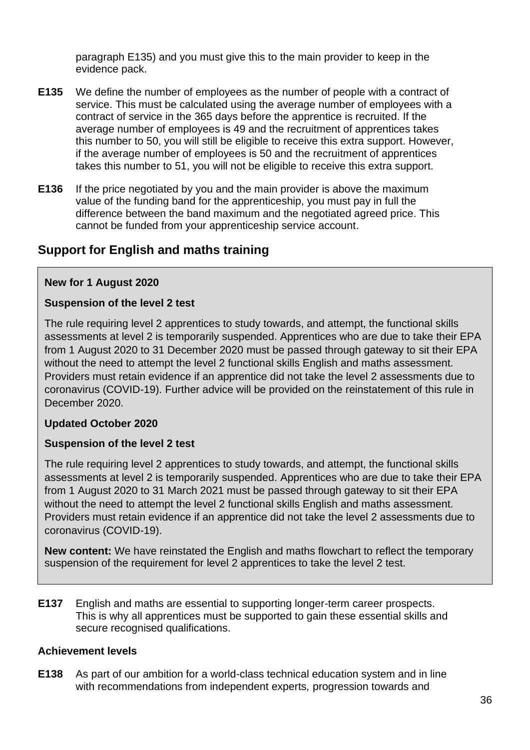paragraph E135) and you must give this to the main provider to keep in the evidence pack.

**E135** We define the number of employees as the number of people with a contract of service. This must be calculated using the average number of employees with a contract of service in the 365 days before the apprentice is recruited. If the average number of employees is 49 and the recruitment of apprentices takes this number to 50, you will still be eligible to receive this extra support. However, if the average number of employees is 50 and the recruitment of apprentices takes this number to 51, you will not be eligible to receive this extra support.

**E136** If the price negotiated by you and the main provider is above the maximum value of the funding band for the apprenticeship, you must pay in full the difference between the band maximum and the negotiated agreed price. This cannot be funded from your apprenticeship service account.

## Support for English and maths training

**New for 1 August 2020**

**Suspension of the level 2 test**

The rule requiring level 2 apprentices to study towards, and attempt, the functional skills assessments at level 2 is temporarily suspended. Apprentices who are due to take their EPA from 1 August 2020 to 31 December 2020 must be passed through gateway to sit their EPA without the need to attempt the level 2 functional skills English and maths assessment. Providers must retain evidence if an apprentice did not take the level 2 assessments due to coronavirus (COVID-19). Further advice will be provided on the reinstatement of this rule in December 2020.

**Updated October 2020**

**Suspension of the level 2 test**

The rule requiring level 2 apprentices to study towards, and attempt, the functional skills assessments at level 2 is temporarily suspended. Apprentices who are due to take their EPA from 1 August 2020 to 31 March 2021 must be passed through gateway to sit their EPA without the need to attempt the level 2 functional skills English and maths assessment. Providers must retain evidence if an apprentice did not take the level 2 assessments due to coronavirus (COVID-19).

**New content:** We have reinstated the English and maths flowchart to reflect the temporary suspension of the requirement for level 2 apprentices to take the level 2 test.

**E137** English and maths are essential to supporting longer-term career prospects. This is why all apprentices must be supported to gain these essential skills and secure recognised qualifications.

### Achievement levels

**E138** As part of our ambition for a world-class technical education system and in line with recommendations from independent experts, progression towards and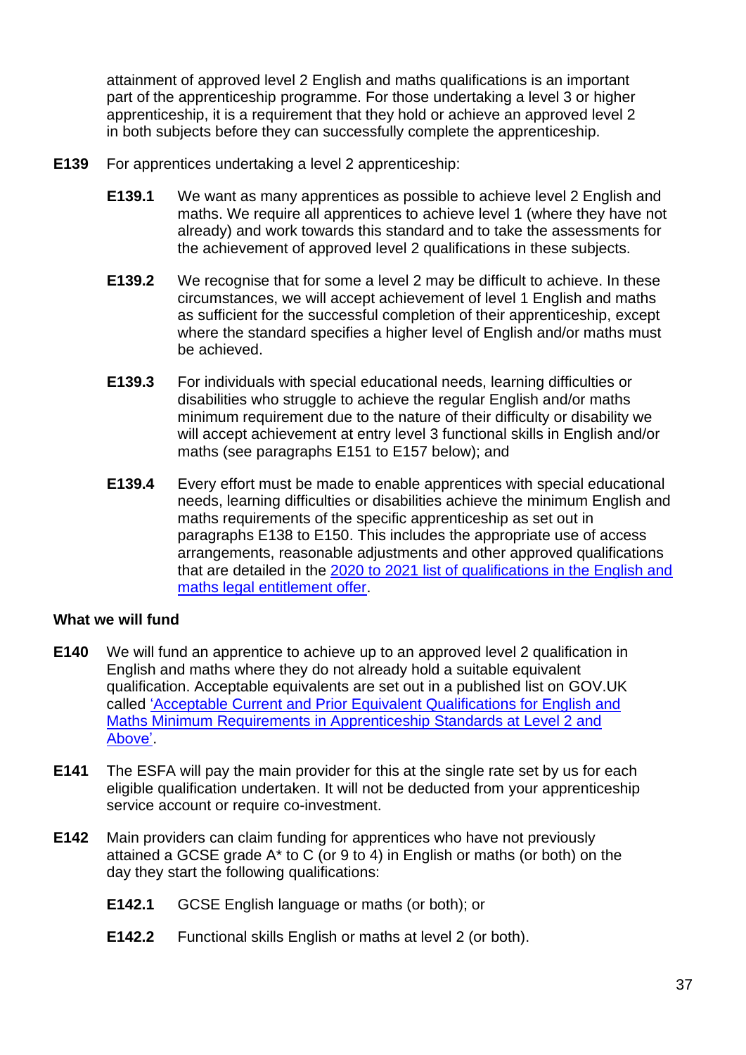attainment of approved level 2 English and maths qualifications is an important part of the apprenticeship programme. For those undertaking a level 3 or higher apprenticeship, it is a requirement that they hold or achieve an approved level 2 in both subjects before they can successfully complete the apprenticeship.

**E139** For apprentices undertaking a level 2 apprenticeship:

**E139.1** We want as many apprentices as possible to achieve level 2 English and maths. We require all apprentices to achieve level 1 (where they have not already) and work towards this standard and to take the assessments for the achievement of approved level 2 qualifications in these subjects.

**E139.2** We recognise that for some a level 2 may be difficult to achieve. In these circumstances, we will accept achievement of level 1 English and maths as sufficient for the successful completion of their apprenticeship, except where the standard specifies a higher level of English and/or maths must be achieved.

**E139.3** For individuals with special educational needs, learning difficulties or disabilities who struggle to achieve the regular English and/or maths minimum requirement due to the nature of their difficulty or disability we will accept achievement at entry level 3 functional skills in English and/or maths (see paragraphs E151 to E157 below); and

**E139.4** Every effort must be made to enable apprentices with special educational needs, learning difficulties or disabilities achieve the minimum English and maths requirements of the specific apprenticeship as set out in paragraphs E138 to E150. This includes the appropriate use of access arrangements, reasonable adjustments and other approved qualifications that are detailed in the 2020 to 2021 list of qualifications in the English and maths legal entitlement offer.

**What we will fund**

**E140** We will fund an apprentice to achieve up to an approved level 2 qualification in English and maths where they do not already hold a suitable equivalent qualification. Acceptable equivalents are set out in a published list on GOV.UK called 'Acceptable Current and Prior Equivalent Qualifications for English and Maths Minimum Requirements in Apprenticeship Standards at Level 2 and Above'.

**E141** The ESFA will pay the main provider for this at the single rate set by us for each eligible qualification undertaken. It will not be deducted from your apprenticeship service account or require co-investment.

**E142** Main providers can claim funding for apprentices who have not previously attained a GCSE grade A* to C (or 9 to 4) in English or maths (or both) on the day they start the following qualifications:

**E142.1** GCSE English language or maths (or both); or

**E142.2** Functional skills English or maths at level 2 (or both).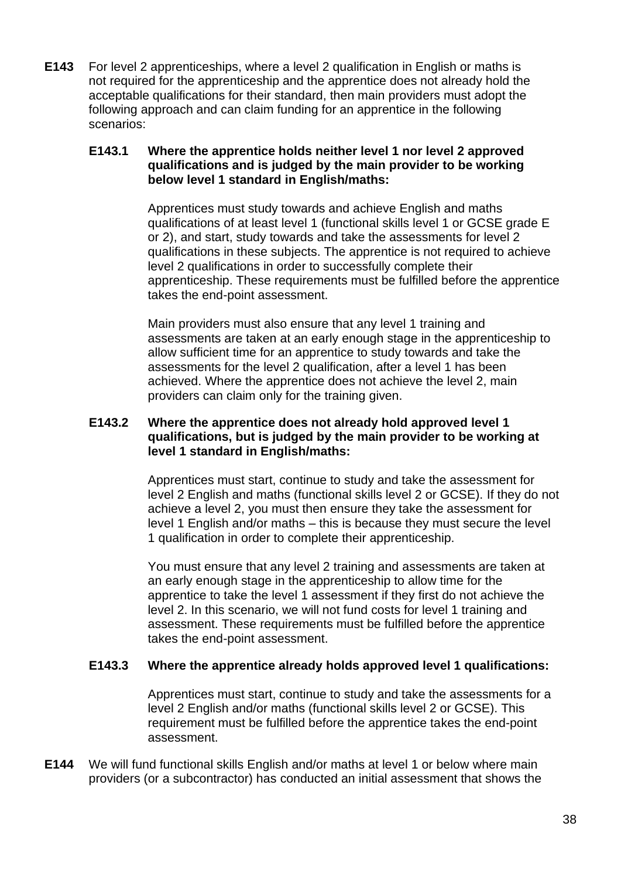**E143** For level 2 apprenticeships, where a level 2 qualification in English or maths is not required for the apprenticeship and the apprentice does not already hold the acceptable qualifications for their standard, then main providers must adopt the following approach and can claim funding for an apprentice in the following scenarios:

**E143.1 Where the apprentice holds neither level 1 nor level 2 approved qualifications and is judged by the main provider to be working below level 1 standard in English/maths:**

Apprentices must study towards and achieve English and maths qualifications of at least level 1 (functional skills level 1 or GCSE grade E or 2), and start, study towards and take the assessments for level 2 qualifications in these subjects. The apprentice is not required to achieve level 2 qualifications in order to successfully complete their apprenticeship. These requirements must be fulfilled before the apprentice takes the end-point assessment.

Main providers must also ensure that any level 1 training and assessments are taken at an early enough stage in the apprenticeship to allow sufficient time for an apprentice to study towards and take the assessments for the level 2 qualification, after a level 1 has been achieved. Where the apprentice does not achieve the level 2, main providers can claim only for the training given.

**E143.2 Where the apprentice does not already hold approved level 1 qualifications, but is judged by the main provider to be working at level 1 standard in English/maths:**

Apprentices must start, continue to study and take the assessment for level 2 English and maths (functional skills level 2 or GCSE). If they do not achieve a level 2, you must then ensure they take the assessment for level 1 English and/or maths – this is because they must secure the level 1 qualification in order to complete their apprenticeship.

You must ensure that any level 2 training and assessments are taken at an early enough stage in the apprenticeship to allow time for the apprentice to take the level 1 assessment if they first do not achieve the level 2. In this scenario, we will not fund costs for level 1 training and assessment. These requirements must be fulfilled before the apprentice takes the end-point assessment.

**E143.3 Where the apprentice already holds approved level 1 qualifications:**

Apprentices must start, continue to study and take the assessments for a level 2 English and/or maths (functional skills level 2 or GCSE). This requirement must be fulfilled before the apprentice takes the end-point assessment.

**E144** We will fund functional skills English and/or maths at level 1 or below where main providers (or a subcontractor) has conducted an initial assessment that shows the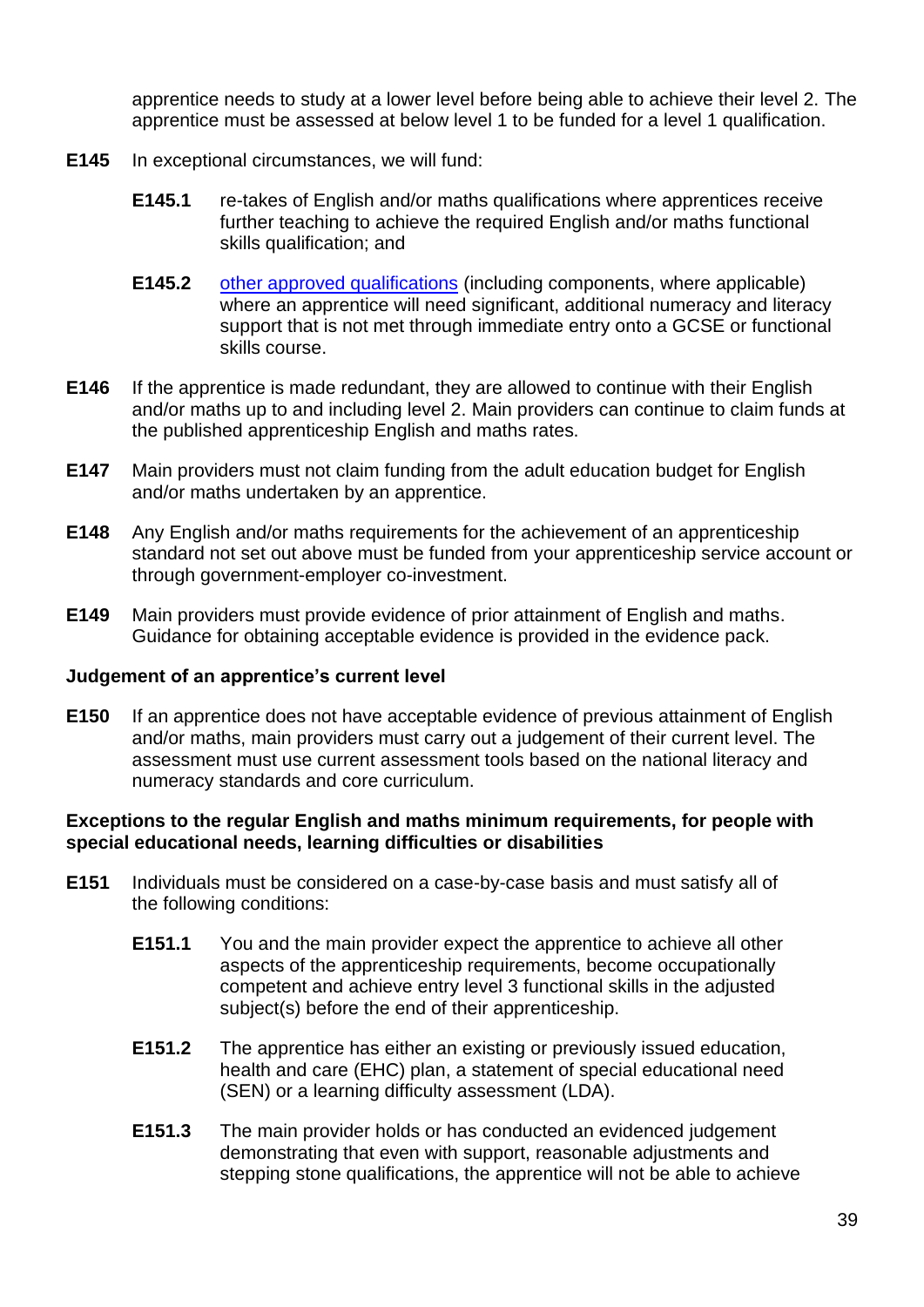apprentice needs to study at a lower level before being able to achieve their level 2. The apprentice must be assessed at below level 1 to be funded for a level 1 qualification.

**E145** In exceptional circumstances, we will fund:

**E145.1** re-takes of English and/or maths qualifications where apprentices receive further teaching to achieve the required English and/or maths functional skills qualification; and

**E145.2** [other approved qualifications](#) (including components, where applicable) where an apprentice will need significant, additional numeracy and literacy support that is not met through immediate entry onto a GCSE or functional skills course.

**E146** If the apprentice is made redundant, they are allowed to continue with their English and/or maths up to and including level 2. Main providers can continue to claim funds at the published apprenticeship English and maths rates.

**E147** Main providers must not claim funding from the adult education budget for English and/or maths undertaken by an apprentice.

**E148** Any English and/or maths requirements for the achievement of an apprenticeship standard not set out above must be funded from your apprenticeship service account or through government-employer co-investment.

**E149** Main providers must provide evidence of prior attainment of English and maths. Guidance for obtaining acceptable evidence is provided in the evidence pack.

**Judgement of an apprentice's current level**

**E150** If an apprentice does not have acceptable evidence of previous attainment of English and/or maths, main providers must carry out a judgement of their current level. The assessment must use current assessment tools based on the national literacy and numeracy standards and core curriculum.

**Exceptions to the regular English and maths minimum requirements, for people with special educational needs, learning difficulties or disabilities**

**E151** Individuals must be considered on a case-by-case basis and must satisfy all of the following conditions:

**E151.1** You and the main provider expect the apprentice to achieve all other aspects of the apprenticeship requirements, become occupationally competent and achieve entry level 3 functional skills in the adjusted subject(s) before the end of their apprenticeship.

**E151.2** The apprentice has either an existing or previously issued education, health and care (EHC) plan, a statement of special educational need (SEN) or a learning difficulty assessment (LDA).

**E151.3** The main provider holds or has conducted an evidenced judgement demonstrating that even with support, reasonable adjustments and stepping stone qualifications, the apprentice will not be able to achieve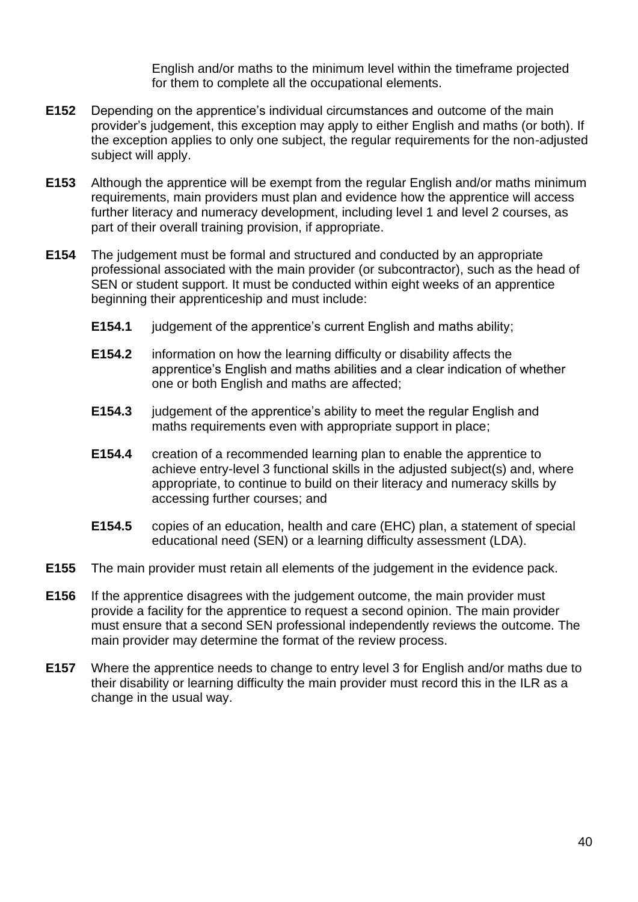English and/or maths to the minimum level within the timeframe projected for them to complete all the occupational elements.

**E152** Depending on the apprentice's individual circumstances and outcome of the main provider's judgement, this exception may apply to either English and maths (or both). If the exception applies to only one subject, the regular requirements for the non-adjusted subject will apply.

**E153** Although the apprentice will be exempt from the regular English and/or maths minimum requirements, main providers must plan and evidence how the apprentice will access further literacy and numeracy development, including level 1 and level 2 courses, as part of their overall training provision, if appropriate.

**E154** The judgement must be formal and structured and conducted by an appropriate professional associated with the main provider (or subcontractor), such as the head of SEN or student support. It must be conducted within eight weeks of an apprentice beginning their apprenticeship and must include:

**E154.1** judgement of the apprentice's current English and maths ability;

**E154.2** information on how the learning difficulty or disability affects the apprentice's English and maths abilities and a clear indication of whether one or both English and maths are affected;

**E154.3** judgement of the apprentice's ability to meet the regular English and maths requirements even with appropriate support in place;

**E154.4** creation of a recommended learning plan to enable the apprentice to achieve entry-level 3 functional skills in the adjusted subject(s) and, where appropriate, to continue to build on their literacy and numeracy skills by accessing further courses; and

**E154.5** copies of an education, health and care (EHC) plan, a statement of special educational need (SEN) or a learning difficulty assessment (LDA).

**E155** The main provider must retain all elements of the judgement in the evidence pack.

**E156** If the apprentice disagrees with the judgement outcome, the main provider must provide a facility for the apprentice to request a second opinion. The main provider must ensure that a second SEN professional independently reviews the outcome. The main provider may determine the format of the review process.

**E157** Where the apprentice needs to change to entry level 3 for English and/or maths due to their disability or learning difficulty the main provider must record this in the ILR as a change in the usual way.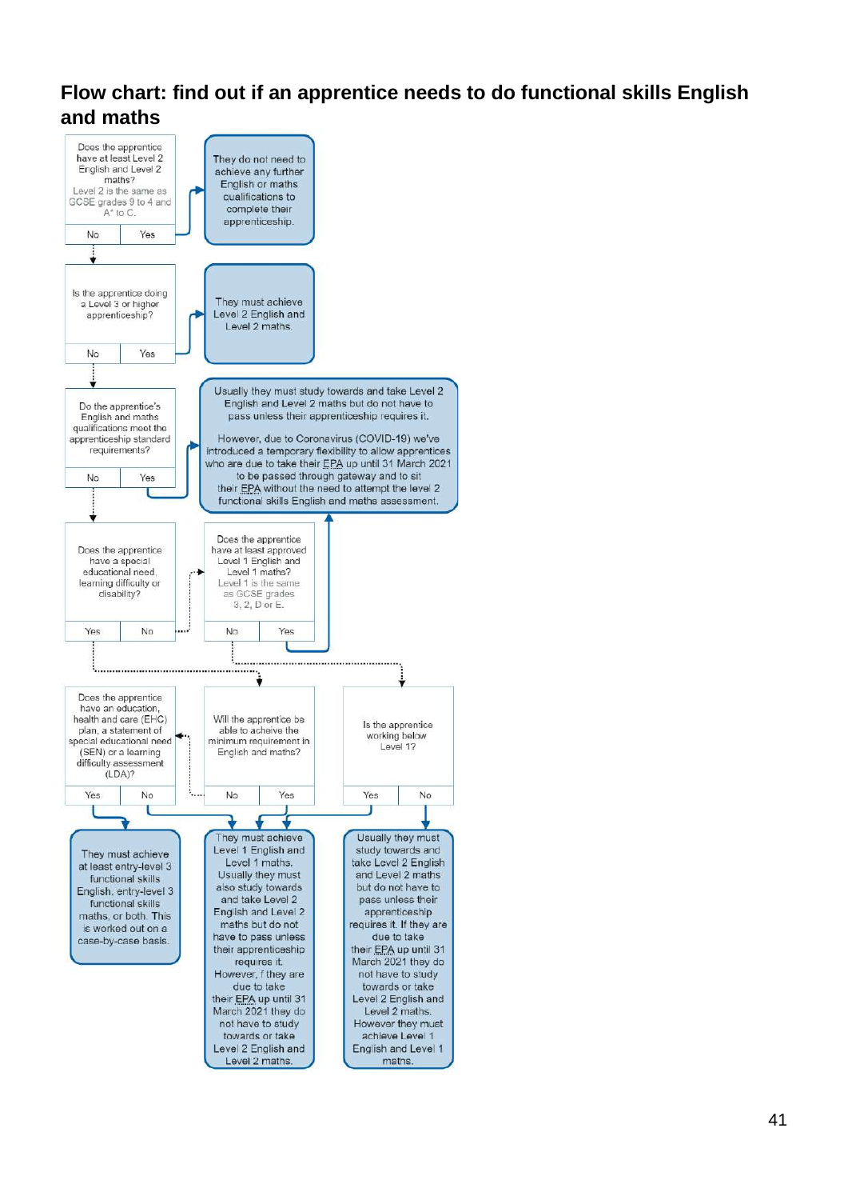## Flow chart: find out if an apprentice needs to do functional skills English and maths

**Does the apprentice have at least Level 2 English and Level 2 maths?**
Level 2 is the same as GCSE grades 9 to 4 and A* to C.

- **Yes** → They do not need to achieve any further English or maths qualifications to complete their apprenticeship.
- **No** → go to next question.

**Is the apprentice doing a Level 3 or higher apprenticeship?**

- **Yes** → They must achieve Level 2 English and Level 2 maths.
- **No** → go to next question.

**Do the apprentice's English and maths qualifications meet the apprenticeship standard requirements?**

- **Yes** → Usually they must study towards and take Level 2 English and Level 2 maths but do not have to pass unless their apprenticeship requires it.

  However, due to Coronavirus (COVID-19) we've introduced a temporary flexibility to allow apprentices who are due to take their EPA up until 31 March 2021 to be passed through gateway and to sit their EPA without the need to attempt the level 2 functional skills English and maths assessment.
- **No** → go to next question.

**Does the apprentice have a special educational need, learning difficulty or disability?**

- **No** → **Does the apprentice have at least approved Level 1 English and Level 1 maths?** Level 1 is the same as GCSE grades 3, 2, D or E.
  - **Yes** → Usually they must study towards and take Level 2 English and Level 2 maths but do not have to pass unless their apprenticeship requires it. However, due to Coronavirus (COVID-19) we've introduced a temporary flexibility to allow apprentices who are due to take their EPA up until 31 March 2021 to be passed through gateway and to sit their EPA without the need to attempt the level 2 functional skills English and maths assessment.
  - **No** → **Is the apprentice working below Level 1?**
    - **Yes** → They must achieve Level 1 English and Level 1 maths. Usually they must also study towards and take Level 2 English and Level 2 maths but do not have to pass unless their apprenticeship requires it. However, f they are due to take their EPA up until 31 March 2021 they do not have to study towards or take Level 2 English and Level 2 maths.
    - **No** → Usually they must study towards and take Level 2 English and Level 2 maths but do not have to pass unless their apprenticeship requires it. If they are due to take their EPA up until 31 March 2021 they do not have to study towards or take Level 2 English and Level 2 maths. However they must achieve Level 1 English and Level 1 maths.
- **Yes** → **Will the apprentice be able to acheive the minimum requirement in English and maths?**
  - **Yes** → They must achieve Level 1 English and Level 1 maths. Usually they must also study towards and take Level 2 English and Level 2 maths but do not have to pass unless their apprenticeship requires it. However, f they are due to take their EPA up until 31 March 2021 they do not have to study towards or take Level 2 English and Level 2 maths.
  - **No** → **Does the apprentice have an education, health and care (EHC) plan, a statement of special educational need (SEN) or a learning difficulty assessment (LDA)?**
    - **Yes** → They must achieve at least entry-level 3 functional skills English, entry-level 3 functional skills maths, or both. This is worked out on a case-by-case basis.
    - **No** → They must achieve Level 1 English and Level 1 maths. Usually they must also study towards and take Level 2 English and Level 2 maths but do not have to pass unless their apprenticeship requires it. However, f they are due to take their EPA up until 31 March 2021 they do not have to study towards or take Level 2 English and Level 2 maths.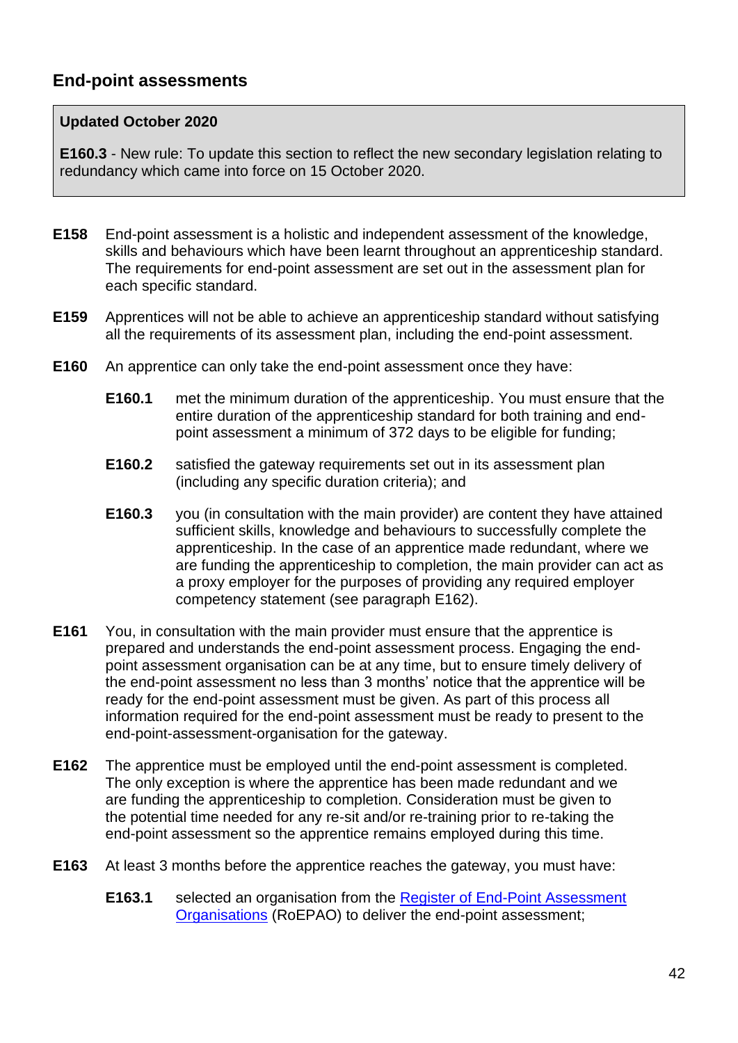## End-point assessments

> **Updated October 2020**
>
> **E160.3** - New rule: To update this section to reflect the new secondary legislation relating to redundancy which came into force on 15 October 2020.

**E158** End-point assessment is a holistic and independent assessment of the knowledge, skills and behaviours which have been learnt throughout an apprenticeship standard. The requirements for end-point assessment are set out in the assessment plan for each specific standard.

**E159** Apprentices will not be able to achieve an apprenticeship standard without satisfying all the requirements of its assessment plan, including the end-point assessment.

**E160** An apprentice can only take the end-point assessment once they have:

- **E160.1** met the minimum duration of the apprenticeship. You must ensure that the entire duration of the apprenticeship standard for both training and end-point assessment a minimum of 372 days to be eligible for funding;
- **E160.2** satisfied the gateway requirements set out in its assessment plan (including any specific duration criteria); and
- **E160.3** you (in consultation with the main provider) are content they have attained sufficient skills, knowledge and behaviours to successfully complete the apprenticeship. In the case of an apprentice made redundant, where we are funding the apprenticeship to completion, the main provider can act as a proxy employer for the purposes of providing any required employer competency statement (see paragraph E162).

**E161** You, in consultation with the main provider must ensure that the apprentice is prepared and understands the end-point assessment process. Engaging the end-point assessment organisation can be at any time, but to ensure timely delivery of the end-point assessment no less than 3 months' notice that the apprentice will be ready for the end-point assessment must be given. As part of this process all information required for the end-point assessment must be ready to present to the end-point-assessment-organisation for the gateway.

**E162** The apprentice must be employed until the end-point assessment is completed. The only exception is where the apprentice has been made redundant and we are funding the apprenticeship to completion. Consideration must be given to the potential time needed for any re-sit and/or re-training prior to re-taking the end-point assessment so the apprentice remains employed during this time.

**E163** At least 3 months before the apprentice reaches the gateway, you must have:

- **E163.1** selected an organisation from the [Register of End-Point Assessment Organisations](Register of End-Point Assessment Organisations) (RoEPAO) to deliver the end-point assessment;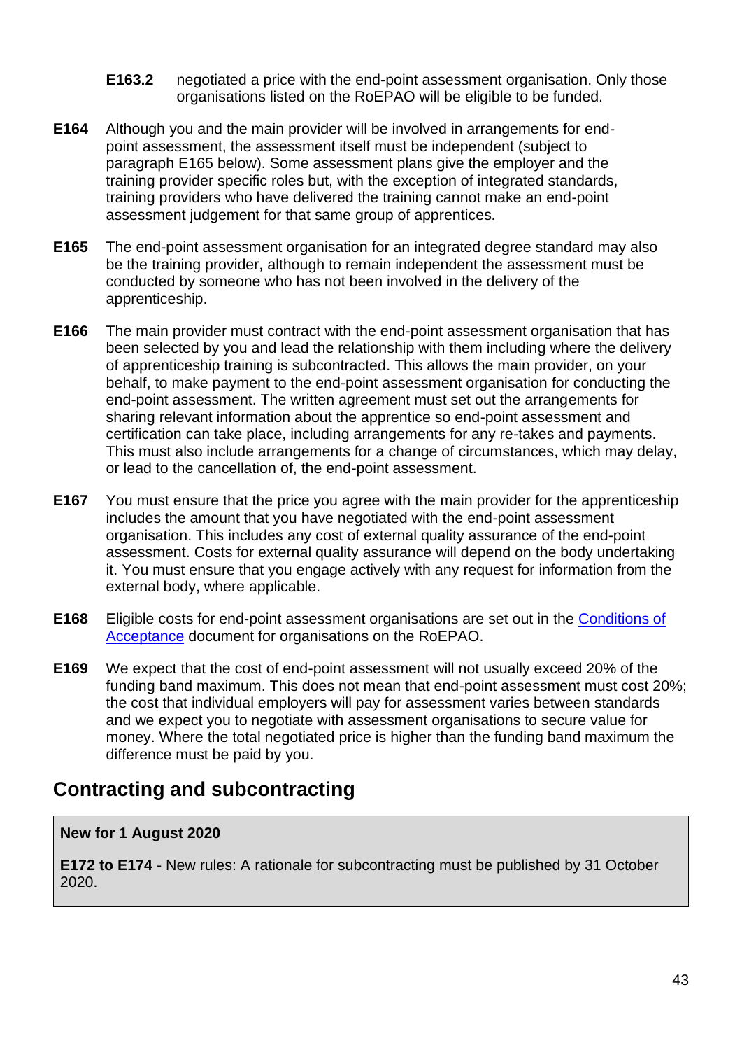**E163.2** negotiated a price with the end-point assessment organisation. Only those organisations listed on the RoEPAO will be eligible to be funded.

**E164** Although you and the main provider will be involved in arrangements for end-point assessment, the assessment itself must be independent (subject to paragraph E165 below). Some assessment plans give the employer and the training provider specific roles but, with the exception of integrated standards, training providers who have delivered the training cannot make an end-point assessment judgement for that same group of apprentices.

**E165** The end-point assessment organisation for an integrated degree standard may also be the training provider, although to remain independent the assessment must be conducted by someone who has not been involved in the delivery of the apprenticeship.

**E166** The main provider must contract with the end-point assessment organisation that has been selected by you and lead the relationship with them including where the delivery of apprenticeship training is subcontracted. This allows the main provider, on your behalf, to make payment to the end-point assessment organisation for conducting the end-point assessment. The written agreement must set out the arrangements for sharing relevant information about the apprentice so end-point assessment and certification can take place, including arrangements for any re-takes and payments. This must also include arrangements for a change of circumstances, which may delay, or lead to the cancellation of, the end-point assessment.

**E167** You must ensure that the price you agree with the main provider for the apprenticeship includes the amount that you have negotiated with the end-point assessment organisation. This includes any cost of external quality assurance of the end-point assessment. Costs for external quality assurance will depend on the body undertaking it. You must ensure that you engage actively with any request for information from the external body, where applicable.

**E168** Eligible costs for end-point assessment organisations are set out in the Conditions of Acceptance document for organisations on the RoEPAO.

**E169** We expect that the cost of end-point assessment will not usually exceed 20% of the funding band maximum. This does not mean that end-point assessment must cost 20%; the cost that individual employers will pay for assessment varies between standards and we expect you to negotiate with assessment organisations to secure value for money. Where the total negotiated price is higher than the funding band maximum the difference must be paid by you.

## Contracting and subcontracting

> **New for 1 August 2020**
>
> **E172 to E174** - New rules: A rationale for subcontracting must be published by 31 October 2020.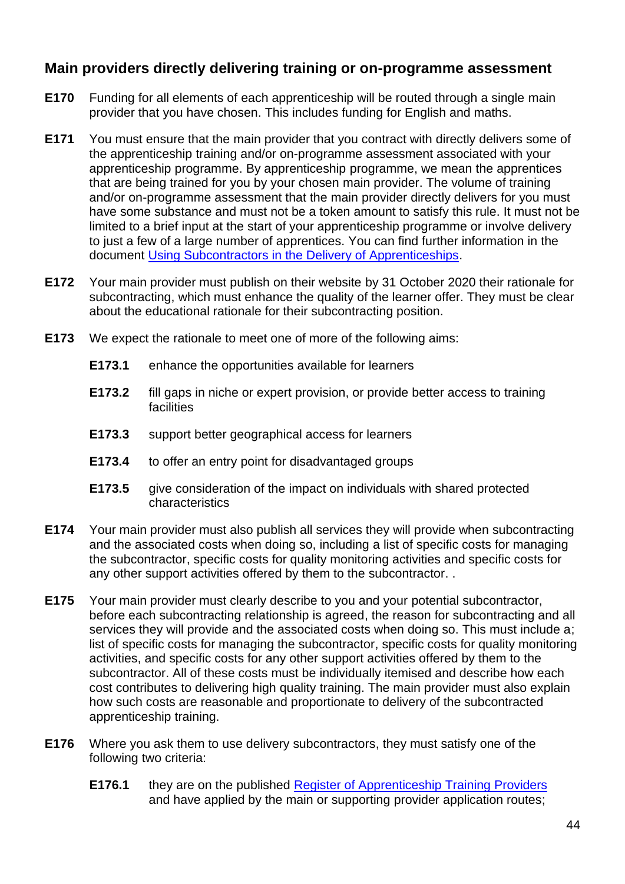## Main providers directly delivering training or on-programme assessment

**E170** Funding for all elements of each apprenticeship will be routed through a single main provider that you have chosen. This includes funding for English and maths.

**E171** You must ensure that the main provider that you contract with directly delivers some of the apprenticeship training and/or on-programme assessment associated with your apprenticeship programme. By apprenticeship programme, we mean the apprentices that are being trained for you by your chosen main provider. The volume of training and/or on-programme assessment that the main provider directly delivers for you must have some substance and must not be a token amount to satisfy this rule. It must not be limited to a brief input at the start of your apprenticeship programme or involve delivery to just a few of a large number of apprentices. You can find further information in the document [Using Subcontractors in the Delivery of Apprenticeships](#).

**E172** Your main provider must publish on their website by 31 October 2020 their rationale for subcontracting, which must enhance the quality of the learner offer. They must be clear about the educational rationale for their subcontracting position.

**E173** We expect the rationale to meet one of more of the following aims:

- **E173.1** enhance the opportunities available for learners
- **E173.2** fill gaps in niche or expert provision, or provide better access to training facilities
- **E173.3** support better geographical access for learners
- **E173.4** to offer an entry point for disadvantaged groups
- **E173.5** give consideration of the impact on individuals with shared protected characteristics

**E174** Your main provider must also publish all services they will provide when subcontracting and the associated costs when doing so, including a list of specific costs for managing the subcontractor, specific costs for quality monitoring activities and specific costs for any other support activities offered by them to the subcontractor. .

**E175** Your main provider must clearly describe to you and your potential subcontractor, before each subcontracting relationship is agreed, the reason for subcontracting and all services they will provide and the associated costs when doing so. This must include a; list of specific costs for managing the subcontractor, specific costs for quality monitoring activities, and specific costs for any other support activities offered by them to the subcontractor. All of these costs must be individually itemised and describe how each cost contributes to delivering high quality training. The main provider must also explain how such costs are reasonable and proportionate to delivery of the subcontracted apprenticeship training.

**E176** Where you ask them to use delivery subcontractors, they must satisfy one of the following two criteria:

- **E176.1** they are on the published [Register of Apprenticeship Training Providers](#) and have applied by the main or supporting provider application routes;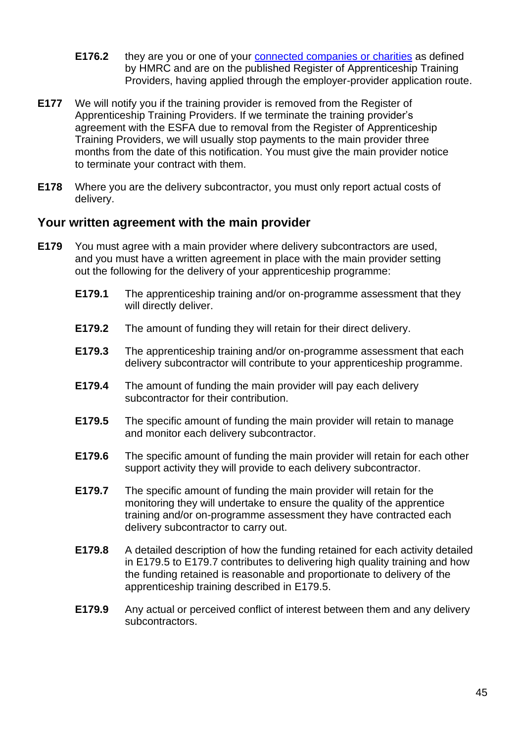**E176.2** they are you or one of your [connected companies or charities]() as defined by HMRC and are on the published Register of Apprenticeship Training Providers, having applied through the employer-provider application route.

**E177** We will notify you if the training provider is removed from the Register of Apprenticeship Training Providers. If we terminate the training provider's agreement with the ESFA due to removal from the Register of Apprenticeship Training Providers, we will usually stop payments to the main provider three months from the date of this notification. You must give the main provider notice to terminate your contract with them.

**E178** Where you are the delivery subcontractor, you must only report actual costs of delivery.

## Your written agreement with the main provider

**E179** You must agree with a main provider where delivery subcontractors are used, and you must have a written agreement in place with the main provider setting out the following for the delivery of your apprenticeship programme:

**E179.1** The apprenticeship training and/or on-programme assessment that they will directly deliver.

**E179.2** The amount of funding they will retain for their direct delivery.

**E179.3** The apprenticeship training and/or on-programme assessment that each delivery subcontractor will contribute to your apprenticeship programme.

**E179.4** The amount of funding the main provider will pay each delivery subcontractor for their contribution.

**E179.5** The specific amount of funding the main provider will retain to manage and monitor each delivery subcontractor.

**E179.6** The specific amount of funding the main provider will retain for each other support activity they will provide to each delivery subcontractor.

**E179.7** The specific amount of funding the main provider will retain for the monitoring they will undertake to ensure the quality of the apprentice training and/or on-programme assessment they have contracted each delivery subcontractor to carry out.

**E179.8** A detailed description of how the funding retained for each activity detailed in E179.5 to E179.7 contributes to delivering high quality training and how the funding retained is reasonable and proportionate to delivery of the apprenticeship training described in E179.5.

**E179.9** Any actual or perceived conflict of interest between them and any delivery subcontractors.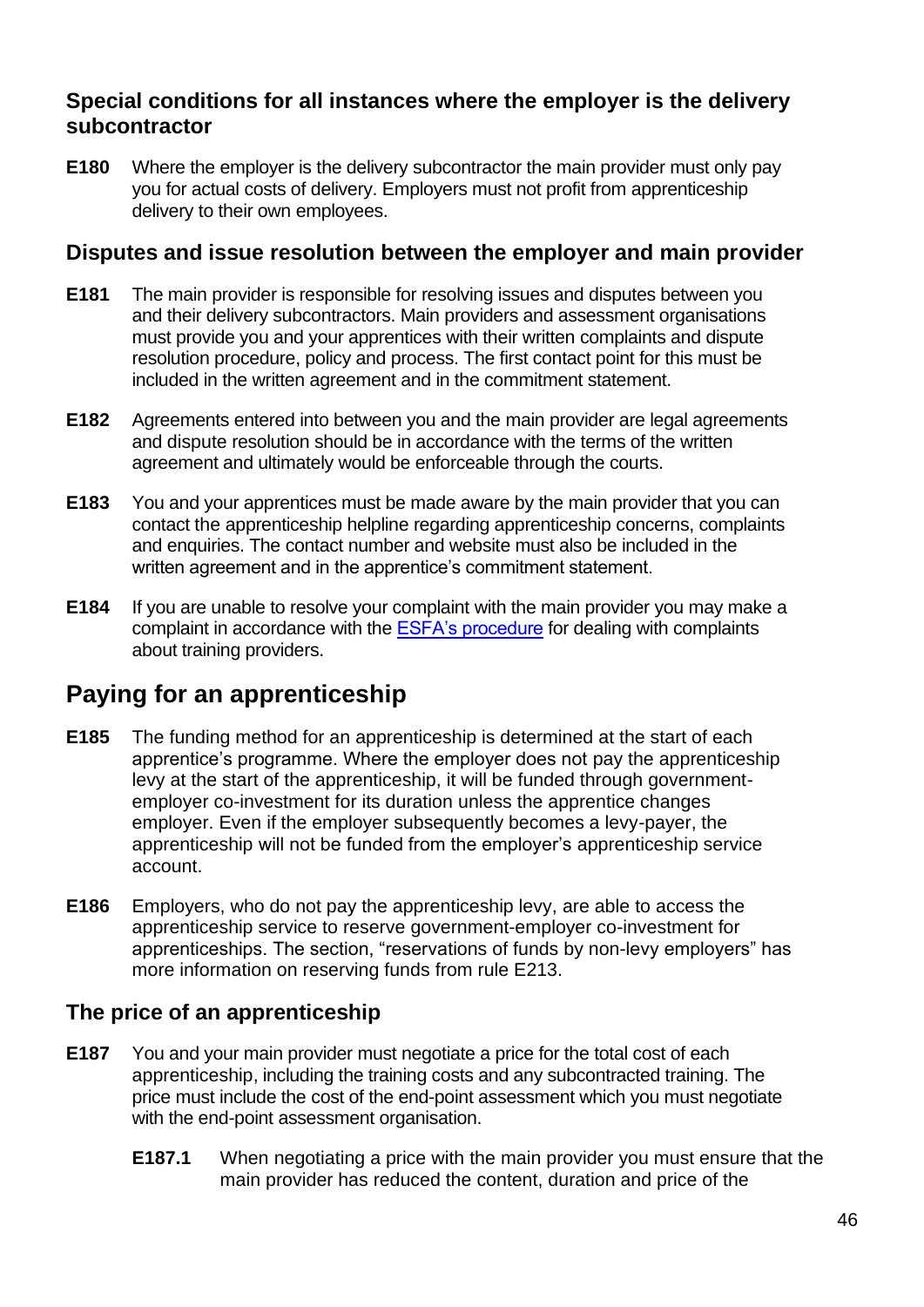### Special conditions for all instances where the employer is the delivery subcontractor

**E180** Where the employer is the delivery subcontractor the main provider must only pay you for actual costs of delivery. Employers must not profit from apprenticeship delivery to their own employees.

### Disputes and issue resolution between the employer and main provider

**E181** The main provider is responsible for resolving issues and disputes between you and their delivery subcontractors. Main providers and assessment organisations must provide you and your apprentices with their written complaints and dispute resolution procedure, policy and process. The first contact point for this must be included in the written agreement and in the commitment statement.

**E182** Agreements entered into between you and the main provider are legal agreements and dispute resolution should be in accordance with the terms of the written agreement and ultimately would be enforceable through the courts.

**E183** You and your apprentices must be made aware by the main provider that you can contact the apprenticeship helpline regarding apprenticeship concerns, complaints and enquiries. The contact number and website must also be included in the written agreement and in the apprentice's commitment statement.

**E184** If you are unable to resolve your complaint with the main provider you may make a complaint in accordance with the ESFA's procedure for dealing with complaints about training providers.

## Paying for an apprenticeship

**E185** The funding method for an apprenticeship is determined at the start of each apprentice's programme. Where the employer does not pay the apprenticeship levy at the start of the apprenticeship, it will be funded through government-employer co-investment for its duration unless the apprentice changes employer. Even if the employer subsequently becomes a levy-payer, the apprenticeship will not be funded from the employer's apprenticeship service account.

**E186** Employers, who do not pay the apprenticeship levy, are able to access the apprenticeship service to reserve government-employer co-investment for apprenticeships. The section, "reservations of funds by non-levy employers" has more information on reserving funds from rule E213.

### The price of an apprenticeship

**E187** You and your main provider must negotiate a price for the total cost of each apprenticeship, including the training costs and any subcontracted training. The price must include the cost of the end-point assessment which you must negotiate with the end-point assessment organisation.

**E187.1** When negotiating a price with the main provider you must ensure that the main provider has reduced the content, duration and price of the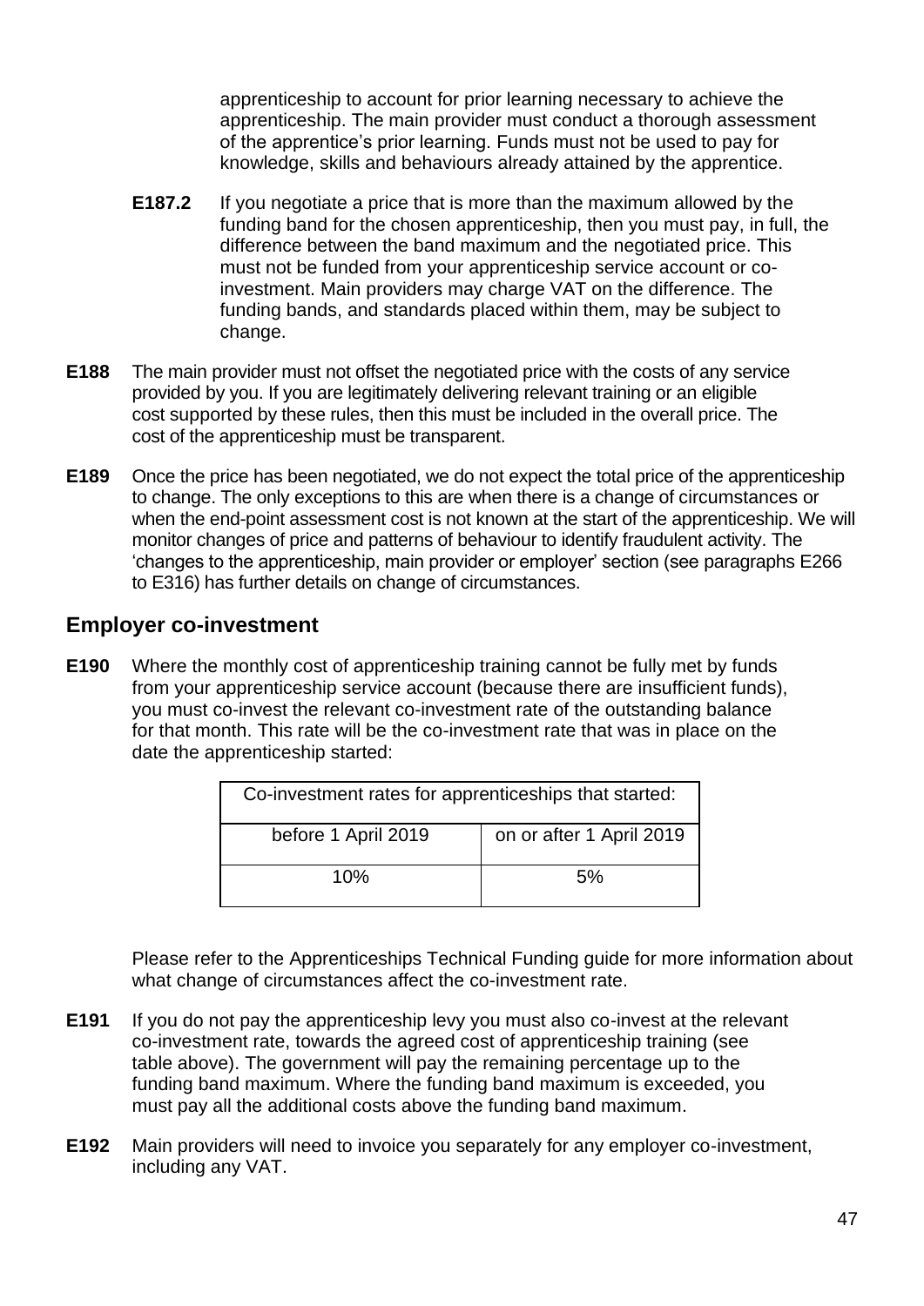apprenticeship to account for prior learning necessary to achieve the apprenticeship. The main provider must conduct a thorough assessment of the apprentice's prior learning. Funds must not be used to pay for knowledge, skills and behaviours already attained by the apprentice.

**E187.2** If you negotiate a price that is more than the maximum allowed by the funding band for the chosen apprenticeship, then you must pay, in full, the difference between the band maximum and the negotiated price. This must not be funded from your apprenticeship service account or co-investment. Main providers may charge VAT on the difference. The funding bands, and standards placed within them, may be subject to change.

**E188** The main provider must not offset the negotiated price with the costs of any service provided by you. If you are legitimately delivering relevant training or an eligible cost supported by these rules, then this must be included in the overall price. The cost of the apprenticeship must be transparent.

**E189** Once the price has been negotiated, we do not expect the total price of the apprenticeship to change. The only exceptions to this are when there is a change of circumstances or when the end-point assessment cost is not known at the start of the apprenticeship. We will monitor changes of price and patterns of behaviour to identify fraudulent activity. The 'changes to the apprenticeship, main provider or employer' section (see paragraphs E266 to E316) has further details on change of circumstances.

## Employer co-investment

**E190** Where the monthly cost of apprenticeship training cannot be fully met by funds from your apprenticeship service account (because there are insufficient funds), you must co-invest the relevant co-investment rate of the outstanding balance for that month. This rate will be the co-investment rate that was in place on the date the apprenticeship started:

| Co-investment rates for apprenticeships that started: | |
|---|---|
| before 1 April 2019 | on or after 1 April 2019 |
| 10% | 5% |

Please refer to the Apprenticeships Technical Funding guide for more information about what change of circumstances affect the co-investment rate.

**E191** If you do not pay the apprenticeship levy you must also co-invest at the relevant co-investment rate, towards the agreed cost of apprenticeship training (see table above). The government will pay the remaining percentage up to the funding band maximum. Where the funding band maximum is exceeded, you must pay all the additional costs above the funding band maximum.

**E192** Main providers will need to invoice you separately for any employer co-investment, including any VAT.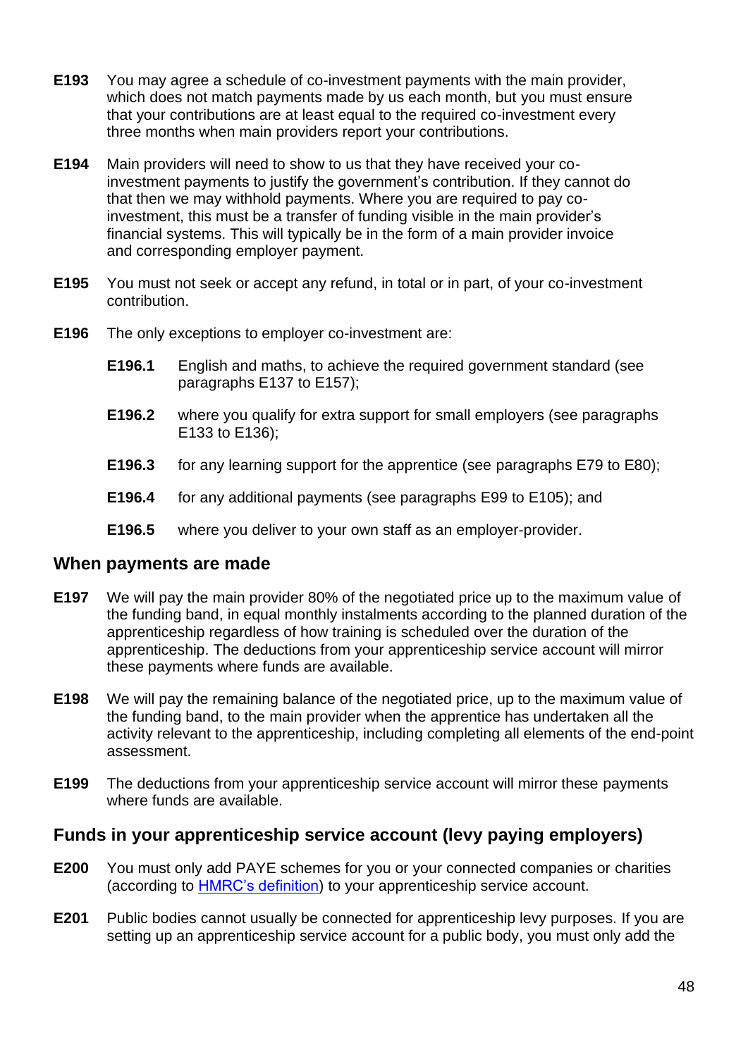**E193** You may agree a schedule of co-investment payments with the main provider, which does not match payments made by us each month, but you must ensure that your contributions are at least equal to the required co-investment every three months when main providers report your contributions.

**E194** Main providers will need to show to us that they have received your co-investment payments to justify the government's contribution. If they cannot do that then we may withhold payments. Where you are required to pay co-investment, this must be a transfer of funding visible in the main provider's financial systems. This will typically be in the form of a main provider invoice and corresponding employer payment.

**E195** You must not seek or accept any refund, in total or in part, of your co-investment contribution.

**E196** The only exceptions to employer co-investment are:

- **E196.1** English and maths, to achieve the required government standard (see paragraphs E137 to E157);
- **E196.2** where you qualify for extra support for small employers (see paragraphs E133 to E136);
- **E196.3** for any learning support for the apprentice (see paragraphs E79 to E80);
- **E196.4** for any additional payments (see paragraphs E99 to E105); and
- **E196.5** where you deliver to your own staff as an employer-provider.

## When payments are made

**E197** We will pay the main provider 80% of the negotiated price up to the maximum value of the funding band, in equal monthly instalments according to the planned duration of the apprenticeship regardless of how training is scheduled over the duration of the apprenticeship. The deductions from your apprenticeship service account will mirror these payments where funds are available.

**E198** We will pay the remaining balance of the negotiated price, up to the maximum value of the funding band, to the main provider when the apprentice has undertaken all the activity relevant to the apprenticeship, including completing all elements of the end-point assessment.

**E199** The deductions from your apprenticeship service account will mirror these payments where funds are available.

## Funds in your apprenticeship service account (levy paying employers)

**E200** You must only add PAYE schemes for you or your connected companies or charities (according to [HMRC's definition]) to your apprenticeship service account.

**E201** Public bodies cannot usually be connected for apprenticeship levy purposes. If you are setting up an apprenticeship service account for a public body, you must only add the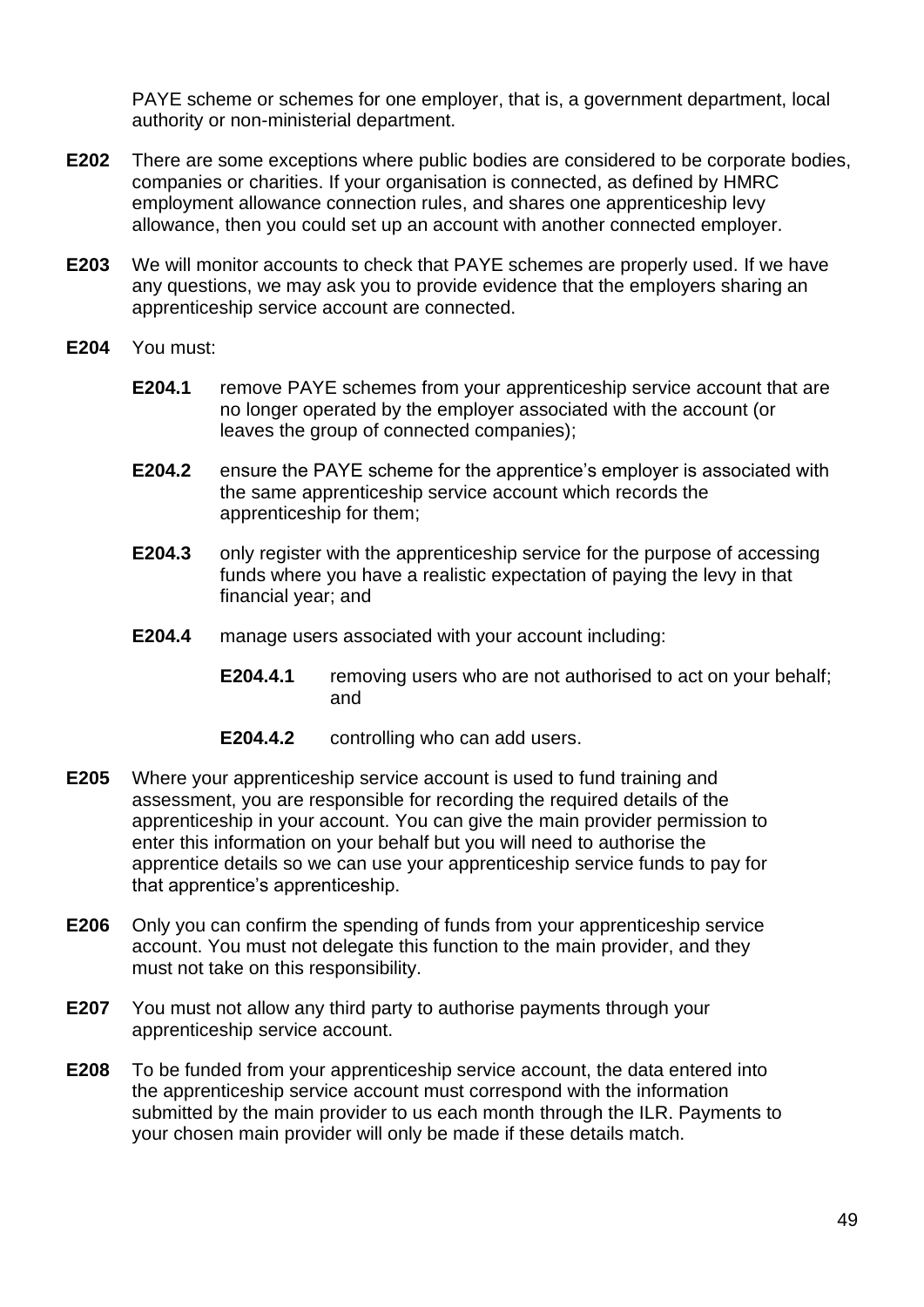PAYE scheme or schemes for one employer, that is, a government department, local authority or non-ministerial department.

**E202** There are some exceptions where public bodies are considered to be corporate bodies, companies or charities. If your organisation is connected, as defined by HMRC employment allowance connection rules, and shares one apprenticeship levy allowance, then you could set up an account with another connected employer.

**E203** We will monitor accounts to check that PAYE schemes are properly used. If we have any questions, we may ask you to provide evidence that the employers sharing an apprenticeship service account are connected.

**E204** You must:

- **E204.1** remove PAYE schemes from your apprenticeship service account that are no longer operated by the employer associated with the account (or leaves the group of connected companies);
- **E204.2** ensure the PAYE scheme for the apprentice's employer is associated with the same apprenticeship service account which records the apprenticeship for them;
- **E204.3** only register with the apprenticeship service for the purpose of accessing funds where you have a realistic expectation of paying the levy in that financial year; and
- **E204.4** manage users associated with your account including:
  - **E204.4.1** removing users who are not authorised to act on your behalf; and
  - **E204.4.2** controlling who can add users.

**E205** Where your apprenticeship service account is used to fund training and assessment, you are responsible for recording the required details of the apprenticeship in your account. You can give the main provider permission to enter this information on your behalf but you will need to authorise the apprentice details so we can use your apprenticeship service funds to pay for that apprentice's apprenticeship.

**E206** Only you can confirm the spending of funds from your apprenticeship service account. You must not delegate this function to the main provider, and they must not take on this responsibility.

**E207** You must not allow any third party to authorise payments through your apprenticeship service account.

**E208** To be funded from your apprenticeship service account, the data entered into the apprenticeship service account must correspond with the information submitted by the main provider to us each month through the ILR. Payments to your chosen main provider will only be made if these details match.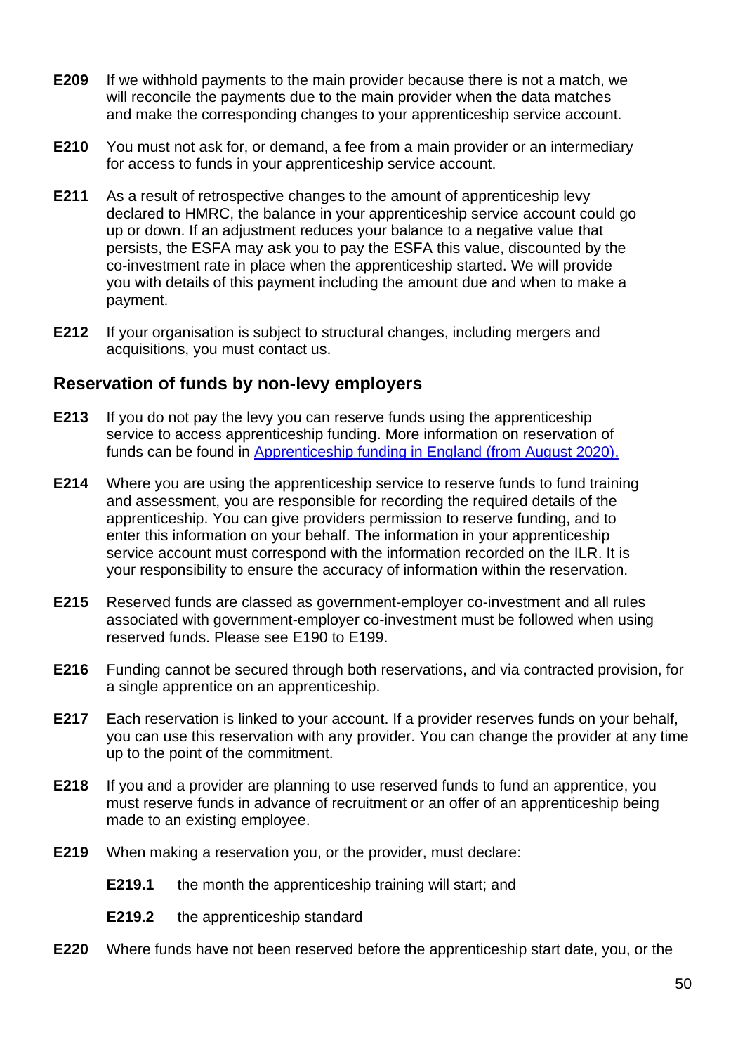**E209** If we withhold payments to the main provider because there is not a match, we will reconcile the payments due to the main provider when the data matches and make the corresponding changes to your apprenticeship service account.

**E210** You must not ask for, or demand, a fee from a main provider or an intermediary for access to funds in your apprenticeship service account.

**E211** As a result of retrospective changes to the amount of apprenticeship levy declared to HMRC, the balance in your apprenticeship service account could go up or down. If an adjustment reduces your balance to a negative value that persists, the ESFA may ask you to pay the ESFA this value, discounted by the co-investment rate in place when the apprenticeship started. We will provide you with details of this payment including the amount due and when to make a payment.

**E212** If your organisation is subject to structural changes, including mergers and acquisitions, you must contact us.

## Reservation of funds by non-levy employers

**E213** If you do not pay the levy you can reserve funds using the apprenticeship service to access apprenticeship funding. More information on reservation of funds can be found in [Apprenticeship funding in England (from August 2020).]()

**E214** Where you are using the apprenticeship service to reserve funds to fund training and assessment, you are responsible for recording the required details of the apprenticeship. You can give providers permission to reserve funding, and to enter this information on your behalf. The information in your apprenticeship service account must correspond with the information recorded on the ILR. It is your responsibility to ensure the accuracy of information within the reservation.

**E215** Reserved funds are classed as government-employer co-investment and all rules associated with government-employer co-investment must be followed when using reserved funds. Please see E190 to E199.

**E216** Funding cannot be secured through both reservations, and via contracted provision, for a single apprentice on an apprenticeship.

**E217** Each reservation is linked to your account. If a provider reserves funds on your behalf, you can use this reservation with any provider. You can change the provider at any time up to the point of the commitment.

**E218** If you and a provider are planning to use reserved funds to fund an apprentice, you must reserve funds in advance of recruitment or an offer of an apprenticeship being made to an existing employee.

**E219** When making a reservation you, or the provider, must declare:

**E219.1** the month the apprenticeship training will start; and

**E219.2** the apprenticeship standard

**E220** Where funds have not been reserved before the apprenticeship start date, you, or the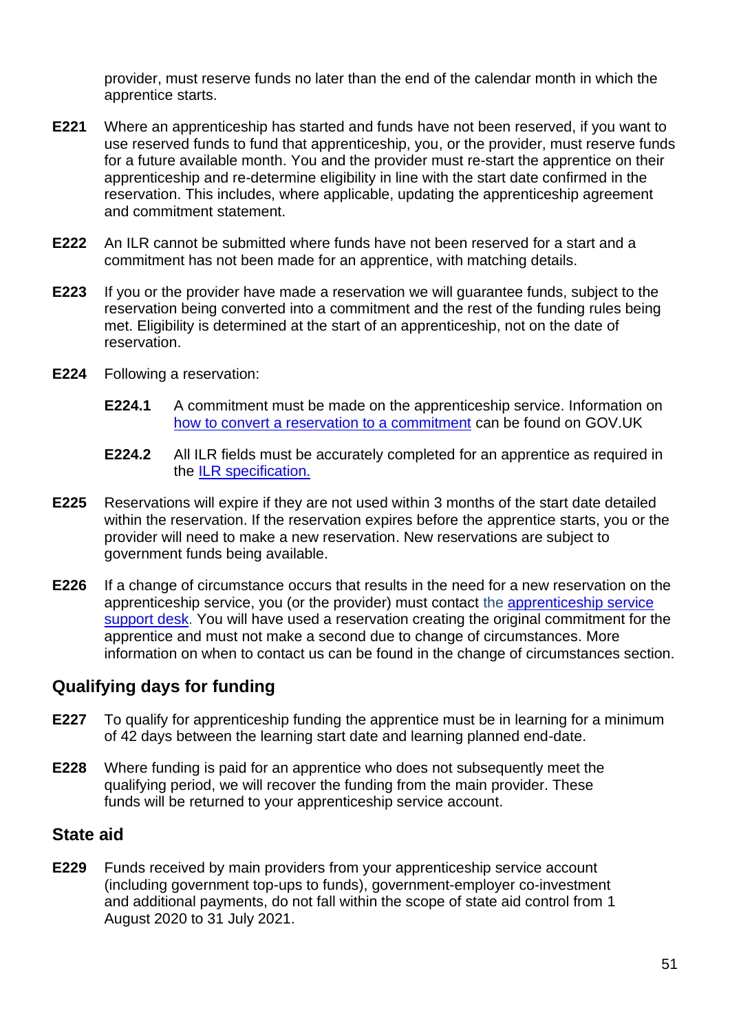provider, must reserve funds no later than the end of the calendar month in which the apprentice starts.

**E221** Where an apprenticeship has started and funds have not been reserved, if you want to use reserved funds to fund that apprenticeship, you, or the provider, must reserve funds for a future available month. You and the provider must re-start the apprentice on their apprenticeship and re-determine eligibility in line with the start date confirmed in the reservation. This includes, where applicable, updating the apprenticeship agreement and commitment statement.

**E222** An ILR cannot be submitted where funds have not been reserved for a start and a commitment has not been made for an apprentice, with matching details.

**E223** If you or the provider have made a reservation we will guarantee funds, subject to the reservation being converted into a commitment and the rest of the funding rules being met. Eligibility is determined at the start of an apprenticeship, not on the date of reservation.

**E224** Following a reservation:

> **E224.1** A commitment must be made on the apprenticeship service. Information on how to convert a reservation to a commitment can be found on GOV.UK
>
> **E224.2** All ILR fields must be accurately completed for an apprentice as required in the ILR specification.

**E225** Reservations will expire if they are not used within 3 months of the start date detailed within the reservation. If the reservation expires before the apprentice starts, you or the provider will need to make a new reservation. New reservations are subject to government funds being available.

**E226** If a change of circumstance occurs that results in the need for a new reservation on the apprenticeship service, you (or the provider) must contact the apprenticeship service support desk. You will have used a reservation creating the original commitment for the apprentice and must not make a second due to change of circumstances. More information on when to contact us can be found in the change of circumstances section.

## Qualifying days for funding

**E227** To qualify for apprenticeship funding the apprentice must be in learning for a minimum of 42 days between the learning start date and learning planned end-date.

**E228** Where funding is paid for an apprentice who does not subsequently meet the qualifying period, we will recover the funding from the main provider. These funds will be returned to your apprenticeship service account.

## State aid

**E229** Funds received by main providers from your apprenticeship service account (including government top-ups to funds), government-employer co-investment and additional payments, do not fall within the scope of state aid control from 1 August 2020 to 31 July 2021.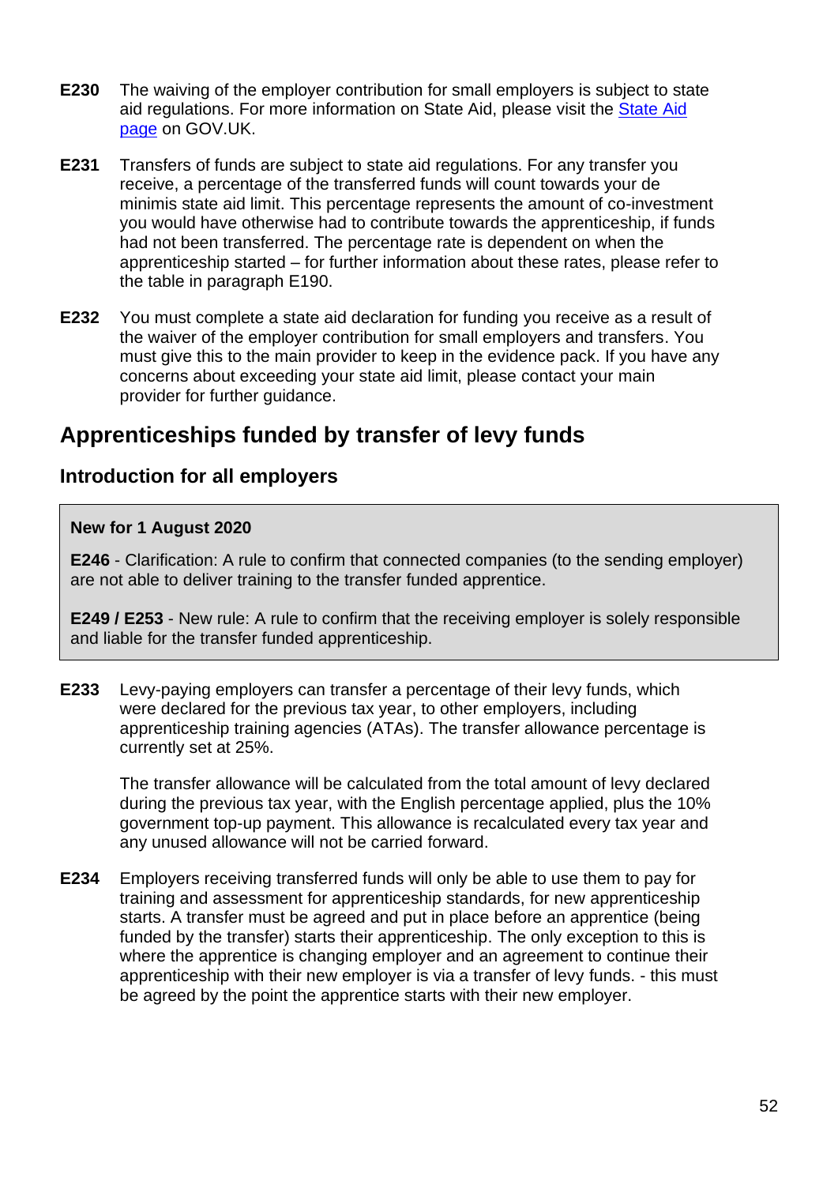**E230** The waiving of the employer contribution for small employers is subject to state aid regulations. For more information on State Aid, please visit the State Aid page on GOV.UK.

**E231** Transfers of funds are subject to state aid regulations. For any transfer you receive, a percentage of the transferred funds will count towards your de minimis state aid limit. This percentage represents the amount of co-investment you would have otherwise had to contribute towards the apprenticeship, if funds had not been transferred. The percentage rate is dependent on when the apprenticeship started – for further information about these rates, please refer to the table in paragraph E190.

**E232** You must complete a state aid declaration for funding you receive as a result of the waiver of the employer contribution for small employers and transfers. You must give this to the main provider to keep in the evidence pack. If you have any concerns about exceeding your state aid limit, please contact your main provider for further guidance.

## Apprenticeships funded by transfer of levy funds

### Introduction for all employers

> **New for 1 August 2020**
>
> **E246** - Clarification: A rule to confirm that connected companies (to the sending employer) are not able to deliver training to the transfer funded apprentice.
>
> **E249 / E253** - New rule: A rule to confirm that the receiving employer is solely responsible and liable for the transfer funded apprenticeship.

**E233** Levy-paying employers can transfer a percentage of their levy funds, which were declared for the previous tax year, to other employers, including apprenticeship training agencies (ATAs). The transfer allowance percentage is currently set at 25%.

The transfer allowance will be calculated from the total amount of levy declared during the previous tax year, with the English percentage applied, plus the 10% government top-up payment. This allowance is recalculated every tax year and any unused allowance will not be carried forward.

**E234** Employers receiving transferred funds will only be able to use them to pay for training and assessment for apprenticeship standards, for new apprenticeship starts. A transfer must be agreed and put in place before an apprentice (being funded by the transfer) starts their apprenticeship. The only exception to this is where the apprentice is changing employer and an agreement to continue their apprenticeship with their new employer is via a transfer of levy funds. - this must be agreed by the point the apprentice starts with their new employer.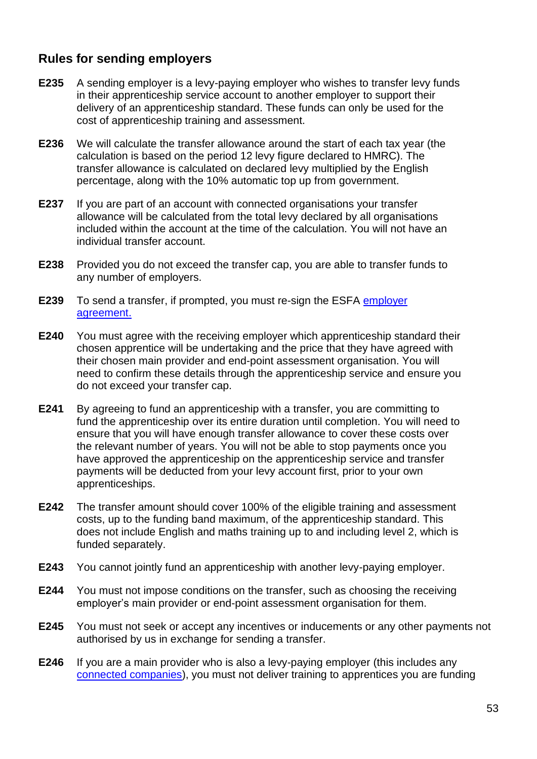## Rules for sending employers

**E235** A sending employer is a levy-paying employer who wishes to transfer levy funds in their apprenticeship service account to another employer to support their delivery of an apprenticeship standard. These funds can only be used for the cost of apprenticeship training and assessment.

**E236** We will calculate the transfer allowance around the start of each tax year (the calculation is based on the period 12 levy figure declared to HMRC). The transfer allowance is calculated on declared levy multiplied by the English percentage, along with the 10% automatic top up from government.

**E237** If you are part of an account with connected organisations your transfer allowance will be calculated from the total levy declared by all organisations included within the account at the time of the calculation. You will not have an individual transfer account.

**E238** Provided you do not exceed the transfer cap, you are able to transfer funds to any number of employers.

**E239** To send a transfer, if prompted, you must re-sign the ESFA [employer agreement.]()

**E240** You must agree with the receiving employer which apprenticeship standard their chosen apprentice will be undertaking and the price that they have agreed with their chosen main provider and end-point assessment organisation. You will need to confirm these details through the apprenticeship service and ensure you do not exceed your transfer cap.

**E241** By agreeing to fund an apprenticeship with a transfer, you are committing to fund the apprenticeship over its entire duration until completion. You will need to ensure that you will have enough transfer allowance to cover these costs over the relevant number of years. You will not be able to stop payments once you have approved the apprenticeship on the apprenticeship service and transfer payments will be deducted from your levy account first, prior to your own apprenticeships.

**E242** The transfer amount should cover 100% of the eligible training and assessment costs, up to the funding band maximum, of the apprenticeship standard. This does not include English and maths training up to and including level 2, which is funded separately.

**E243** You cannot jointly fund an apprenticeship with another levy-paying employer.

**E244** You must not impose conditions on the transfer, such as choosing the receiving employer's main provider or end-point assessment organisation for them.

**E245** You must not seek or accept any incentives or inducements or any other payments not authorised by us in exchange for sending a transfer.

**E246** If you are a main provider who is also a levy-paying employer (this includes any [connected companies]()), you must not deliver training to apprentices you are funding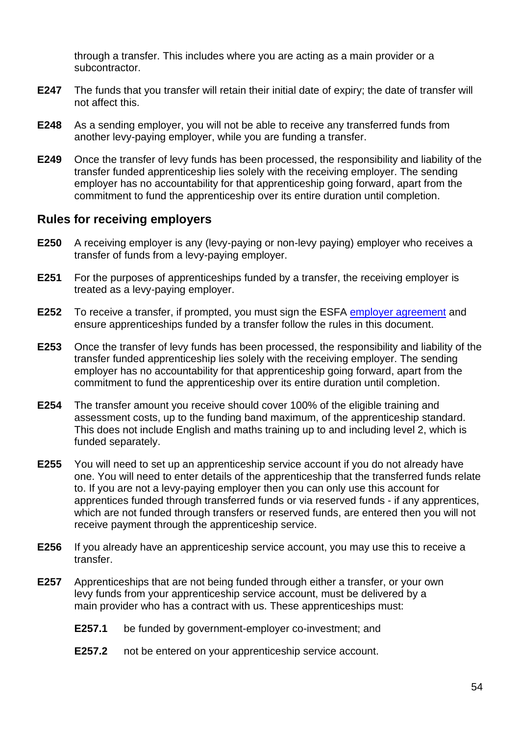through a transfer. This includes where you are acting as a main provider or a subcontractor.

**E247** The funds that you transfer will retain their initial date of expiry; the date of transfer will not affect this.

**E248** As a sending employer, you will not be able to receive any transferred funds from another levy-paying employer, while you are funding a transfer.

**E249** Once the transfer of levy funds has been processed, the responsibility and liability of the transfer funded apprenticeship lies solely with the receiving employer. The sending employer has no accountability for that apprenticeship going forward, apart from the commitment to fund the apprenticeship over its entire duration until completion.

## Rules for receiving employers

**E250** A receiving employer is any (levy-paying or non-levy paying) employer who receives a transfer of funds from a levy-paying employer.

**E251** For the purposes of apprenticeships funded by a transfer, the receiving employer is treated as a levy-paying employer.

**E252** To receive a transfer, if prompted, you must sign the ESFA employer agreement and ensure apprenticeships funded by a transfer follow the rules in this document.

**E253** Once the transfer of levy funds has been processed, the responsibility and liability of the transfer funded apprenticeship lies solely with the receiving employer. The sending employer has no accountability for that apprenticeship going forward, apart from the commitment to fund the apprenticeship over its entire duration until completion.

**E254** The transfer amount you receive should cover 100% of the eligible training and assessment costs, up to the funding band maximum, of the apprenticeship standard. This does not include English and maths training up to and including level 2, which is funded separately.

**E255** You will need to set up an apprenticeship service account if you do not already have one. You will need to enter details of the apprenticeship that the transferred funds relate to. If you are not a levy-paying employer then you can only use this account for apprentices funded through transferred funds or via reserved funds - if any apprentices, which are not funded through transfers or reserved funds, are entered then you will not receive payment through the apprenticeship service.

**E256** If you already have an apprenticeship service account, you may use this to receive a transfer.

**E257** Apprenticeships that are not being funded through either a transfer, or your own levy funds from your apprenticeship service account, must be delivered by a main provider who has a contract with us. These apprenticeships must:

**E257.1** be funded by government-employer co-investment; and

**E257.2** not be entered on your apprenticeship service account.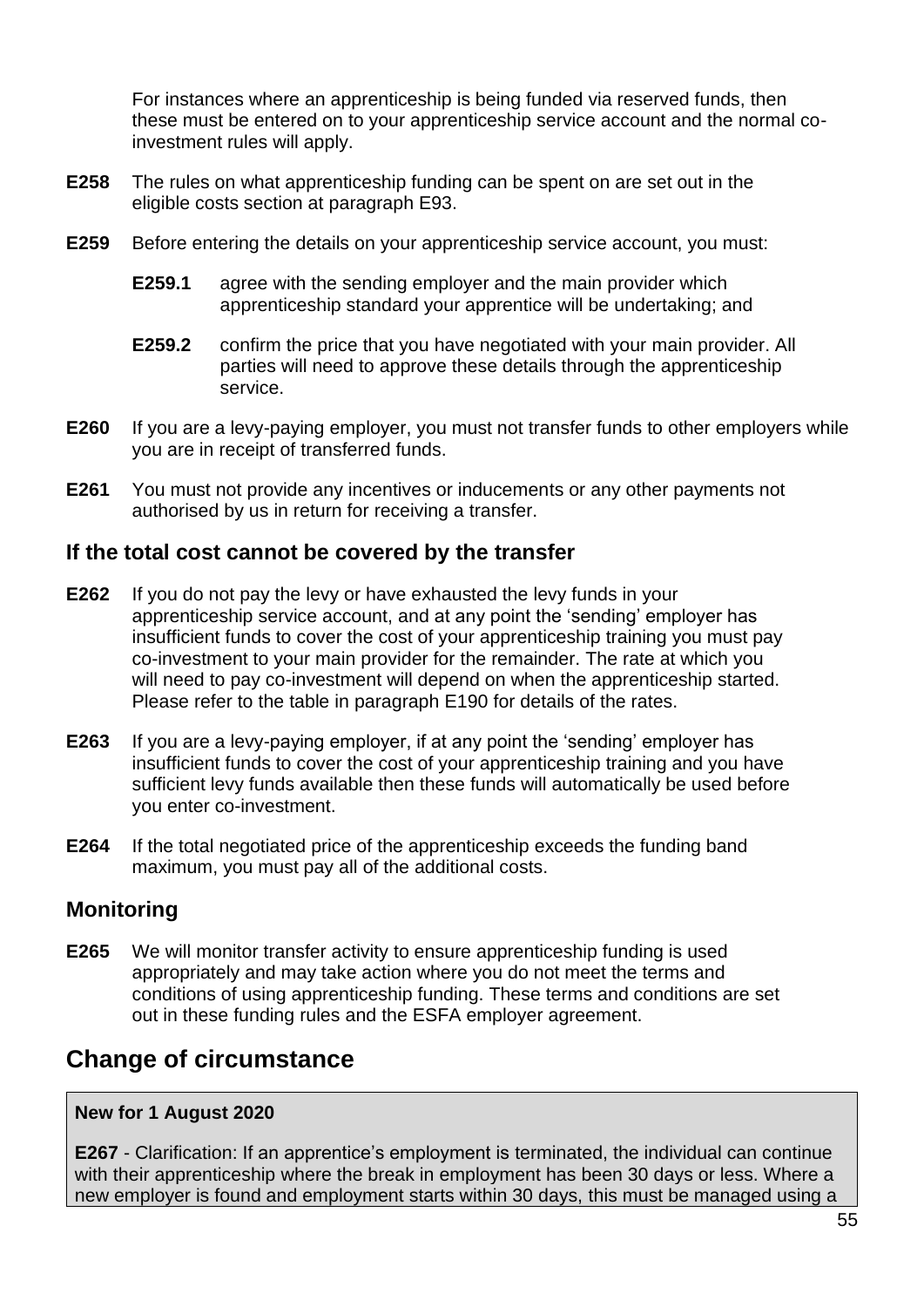For instances where an apprenticeship is being funded via reserved funds, then these must be entered on to your apprenticeship service account and the normal co-investment rules will apply.

**E258** The rules on what apprenticeship funding can be spent on are set out in the eligible costs section at paragraph E93.

**E259** Before entering the details on your apprenticeship service account, you must:

**E259.1** agree with the sending employer and the main provider which apprenticeship standard your apprentice will be undertaking; and

**E259.2** confirm the price that you have negotiated with your main provider. All parties will need to approve these details through the apprenticeship service.

**E260** If you are a levy-paying employer, you must not transfer funds to other employers while you are in receipt of transferred funds.

**E261** You must not provide any incentives or inducements or any other payments not authorised by us in return for receiving a transfer.

### If the total cost cannot be covered by the transfer

**E262** If you do not pay the levy or have exhausted the levy funds in your apprenticeship service account, and at any point the 'sending' employer has insufficient funds to cover the cost of your apprenticeship training you must pay co-investment to your main provider for the remainder. The rate at which you will need to pay co-investment will depend on when the apprenticeship started. Please refer to the table in paragraph E190 for details of the rates.

**E263** If you are a levy-paying employer, if at any point the 'sending' employer has insufficient funds to cover the cost of your apprenticeship training and you have sufficient levy funds available then these funds will automatically be used before you enter co-investment.

**E264** If the total negotiated price of the apprenticeship exceeds the funding band maximum, you must pay all of the additional costs.

### Monitoring

**E265** We will monitor transfer activity to ensure apprenticeship funding is used appropriately and may take action where you do not meet the terms and conditions of using apprenticeship funding. These terms and conditions are set out in these funding rules and the ESFA employer agreement.

## Change of circumstance

**New for 1 August 2020**

**E267** - Clarification: If an apprentice's employment is terminated, the individual can continue with their apprenticeship where the break in employment has been 30 days or less. Where a new employer is found and employment starts within 30 days, this must be managed using a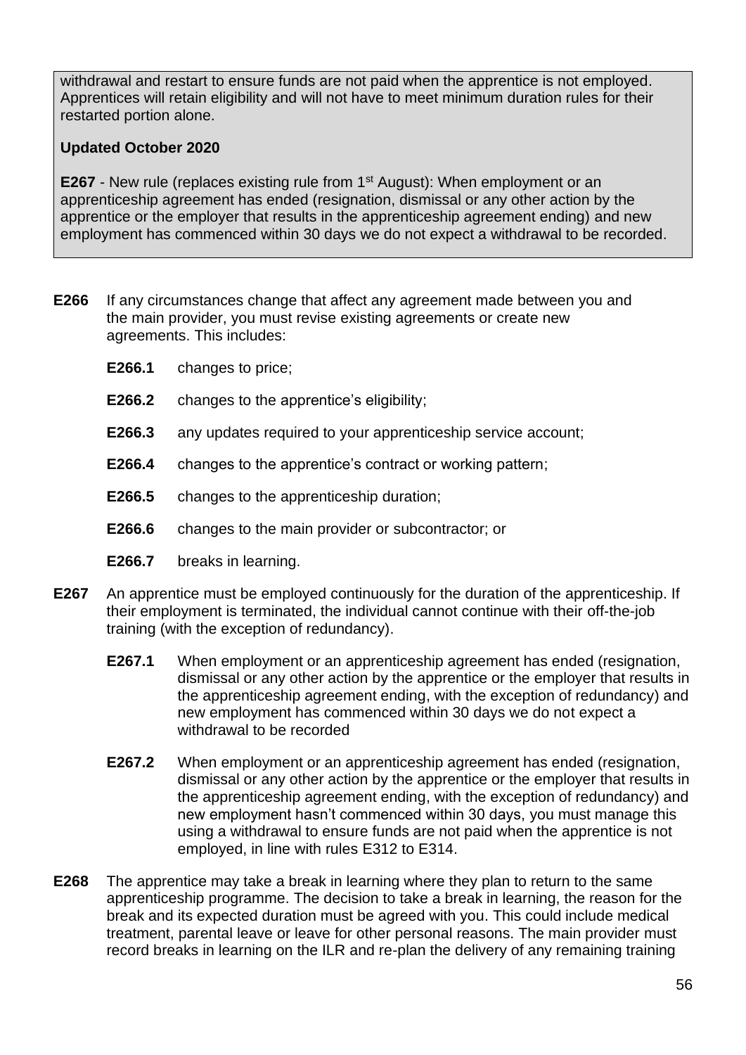withdrawal and restart to ensure funds are not paid when the apprentice is not employed. Apprentices will retain eligibility and will not have to meet minimum duration rules for their restarted portion alone.

**Updated October 2020**

**E267** - New rule (replaces existing rule from 1st August): When employment or an apprenticeship agreement has ended (resignation, dismissal or any other action by the apprentice or the employer that results in the apprenticeship agreement ending) and new employment has commenced within 30 days we do not expect a withdrawal to be recorded.

**E266** If any circumstances change that affect any agreement made between you and the main provider, you must revise existing agreements or create new agreements. This includes:

- **E266.1** changes to price;
- **E266.2** changes to the apprentice's eligibility;
- **E266.3** any updates required to your apprenticeship service account;
- **E266.4** changes to the apprentice's contract or working pattern;
- **E266.5** changes to the apprenticeship duration;
- **E266.6** changes to the main provider or subcontractor; or
- **E266.7** breaks in learning.

**E267** An apprentice must be employed continuously for the duration of the apprenticeship. If their employment is terminated, the individual cannot continue with their off-the-job training (with the exception of redundancy).

- **E267.1** When employment or an apprenticeship agreement has ended (resignation, dismissal or any other action by the apprentice or the employer that results in the apprenticeship agreement ending, with the exception of redundancy) and new employment has commenced within 30 days we do not expect a withdrawal to be recorded
- **E267.2** When employment or an apprenticeship agreement has ended (resignation, dismissal or any other action by the apprentice or the employer that results in the apprenticeship agreement ending, with the exception of redundancy) and new employment hasn't commenced within 30 days, you must manage this using a withdrawal to ensure funds are not paid when the apprentice is not employed, in line with rules E312 to E314.

**E268** The apprentice may take a break in learning where they plan to return to the same apprenticeship programme. The decision to take a break in learning, the reason for the break and its expected duration must be agreed with you. This could include medical treatment, parental leave or leave for other personal reasons. The main provider must record breaks in learning on the ILR and re-plan the delivery of any remaining training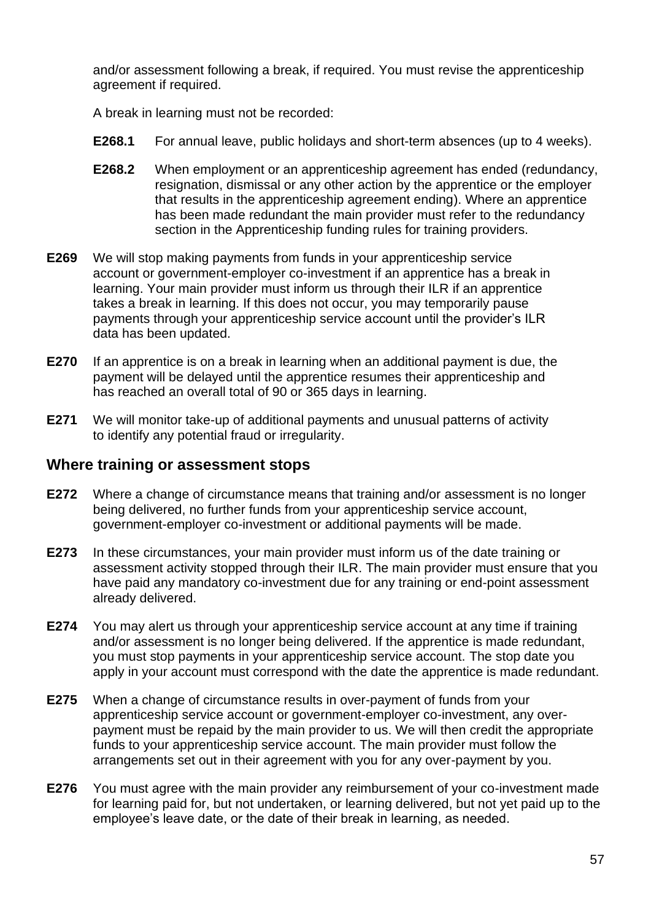and/or assessment following a break, if required. You must revise the apprenticeship agreement if required.

A break in learning must not be recorded:

**E268.1** For annual leave, public holidays and short-term absences (up to 4 weeks).

**E268.2** When employment or an apprenticeship agreement has ended (redundancy, resignation, dismissal or any other action by the apprentice or the employer that results in the apprenticeship agreement ending). Where an apprentice has been made redundant the main provider must refer to the redundancy section in the Apprenticeship funding rules for training providers.

**E269** We will stop making payments from funds in your apprenticeship service account or government-employer co-investment if an apprentice has a break in learning. Your main provider must inform us through their ILR if an apprentice takes a break in learning. If this does not occur, you may temporarily pause payments through your apprenticeship service account until the provider's ILR data has been updated.

**E270** If an apprentice is on a break in learning when an additional payment is due, the payment will be delayed until the apprentice resumes their apprenticeship and has reached an overall total of 90 or 365 days in learning.

**E271** We will monitor take-up of additional payments and unusual patterns of activity to identify any potential fraud or irregularity.

## Where training or assessment stops

**E272** Where a change of circumstance means that training and/or assessment is no longer being delivered, no further funds from your apprenticeship service account, government-employer co-investment or additional payments will be made.

**E273** In these circumstances, your main provider must inform us of the date training or assessment activity stopped through their ILR. The main provider must ensure that you have paid any mandatory co-investment due for any training or end-point assessment already delivered.

**E274** You may alert us through your apprenticeship service account at any time if training and/or assessment is no longer being delivered. If the apprentice is made redundant, you must stop payments in your apprenticeship service account. The stop date you apply in your account must correspond with the date the apprentice is made redundant.

**E275** When a change of circumstance results in over-payment of funds from your apprenticeship service account or government-employer co-investment, any over-payment must be repaid by the main provider to us. We will then credit the appropriate funds to your apprenticeship service account. The main provider must follow the arrangements set out in their agreement with you for any over-payment by you.

**E276** You must agree with the main provider any reimbursement of your co-investment made for learning paid for, but not undertaken, or learning delivered, but not yet paid up to the employee's leave date, or the date of their break in learning, as needed.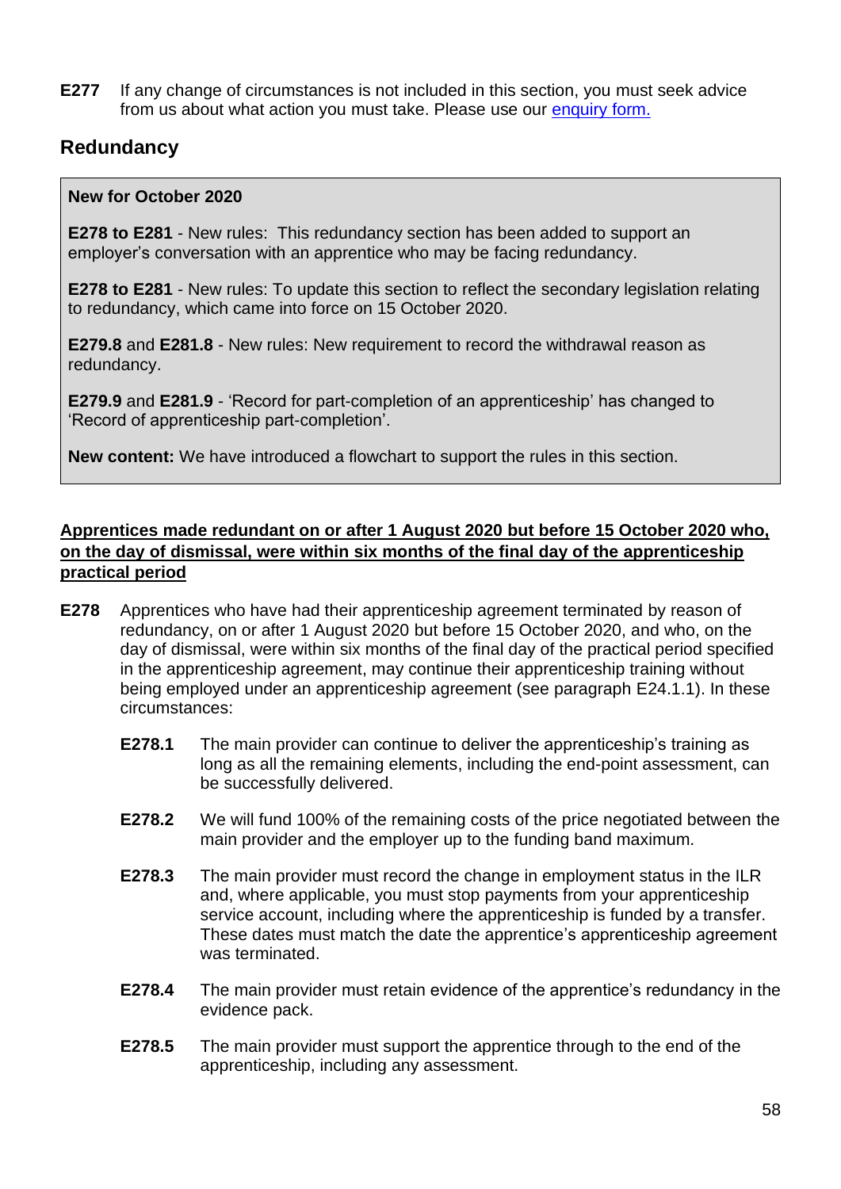**E277** If any change of circumstances is not included in this section, you must seek advice from us about what action you must take. Please use our [enquiry form.](#)

## Redundancy

> **New for October 2020**
>
> **E278 to E281** - New rules: This redundancy section has been added to support an employer's conversation with an apprentice who may be facing redundancy.
>
> **E278 to E281** - New rules: To update this section to reflect the secondary legislation relating to redundancy, which came into force on 15 October 2020.
>
> **E279.8** and **E281.8** - New rules: New requirement to record the withdrawal reason as redundancy.
>
> **E279.9** and **E281.9** - 'Record for part-completion of an apprenticeship' has changed to 'Record of apprenticeship part-completion'.
>
> **New content:** We have introduced a flowchart to support the rules in this section.

**Apprentices made redundant on or after 1 August 2020 but before 15 October 2020 who, on the day of dismissal, were within six months of the final day of the apprenticeship practical period**

**E278** Apprentices who have had their apprenticeship agreement terminated by reason of redundancy, on or after 1 August 2020 but before 15 October 2020, and who, on the day of dismissal, were within six months of the final day of the practical period specified in the apprenticeship agreement, may continue their apprenticeship training without being employed under an apprenticeship agreement (see paragraph E24.1.1). In these circumstances:

- **E278.1** The main provider can continue to deliver the apprenticeship's training as long as all the remaining elements, including the end-point assessment, can be successfully delivered.
- **E278.2** We will fund 100% of the remaining costs of the price negotiated between the main provider and the employer up to the funding band maximum.
- **E278.3** The main provider must record the change in employment status in the ILR and, where applicable, you must stop payments from your apprenticeship service account, including where the apprenticeship is funded by a transfer. These dates must match the date the apprentice's apprenticeship agreement was terminated.
- **E278.4** The main provider must retain evidence of the apprentice's redundancy in the evidence pack.
- **E278.5** The main provider must support the apprentice through to the end of the apprenticeship, including any assessment.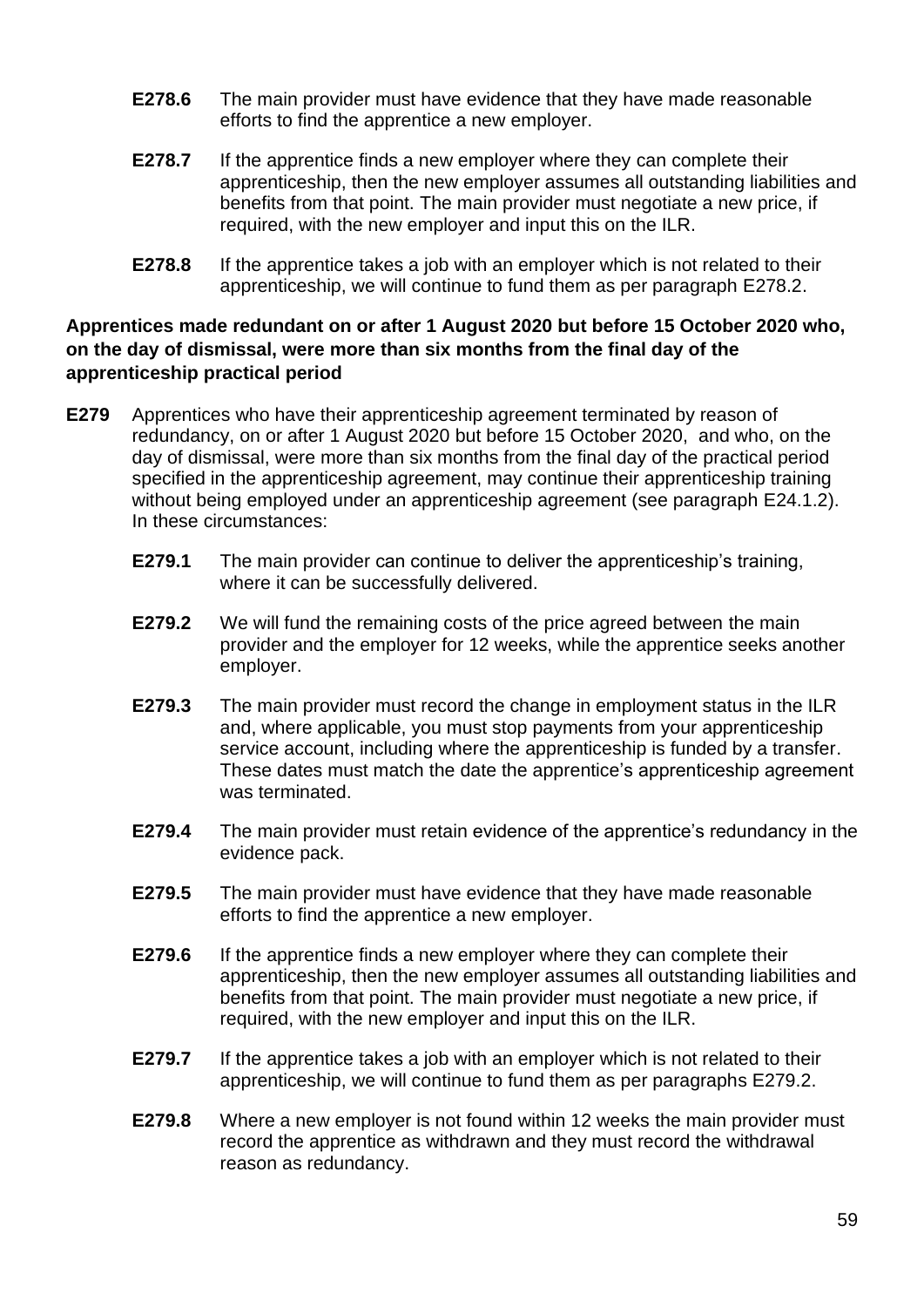**E278.6** The main provider must have evidence that they have made reasonable efforts to find the apprentice a new employer.

**E278.7** If the apprentice finds a new employer where they can complete their apprenticeship, then the new employer assumes all outstanding liabilities and benefits from that point. The main provider must negotiate a new price, if required, with the new employer and input this on the ILR.

**E278.8** If the apprentice takes a job with an employer which is not related to their apprenticeship, we will continue to fund them as per paragraph E278.2.

**Apprentices made redundant on or after 1 August 2020 but before 15 October 2020 who, on the day of dismissal, were more than six months from the final day of the apprenticeship practical period**

**E279** Apprentices who have their apprenticeship agreement terminated by reason of redundancy, on or after 1 August 2020 but before 15 October 2020, and who, on the day of dismissal, were more than six months from the final day of the practical period specified in the apprenticeship agreement, may continue their apprenticeship training without being employed under an apprenticeship agreement (see paragraph E24.1.2). In these circumstances:

**E279.1** The main provider can continue to deliver the apprenticeship's training, where it can be successfully delivered.

**E279.2** We will fund the remaining costs of the price agreed between the main provider and the employer for 12 weeks, while the apprentice seeks another employer.

**E279.3** The main provider must record the change in employment status in the ILR and, where applicable, you must stop payments from your apprenticeship service account, including where the apprenticeship is funded by a transfer. These dates must match the date the apprentice's apprenticeship agreement was terminated.

**E279.4** The main provider must retain evidence of the apprentice's redundancy in the evidence pack.

**E279.5** The main provider must have evidence that they have made reasonable efforts to find the apprentice a new employer.

**E279.6** If the apprentice finds a new employer where they can complete their apprenticeship, then the new employer assumes all outstanding liabilities and benefits from that point. The main provider must negotiate a new price, if required, with the new employer and input this on the ILR.

**E279.7** If the apprentice takes a job with an employer which is not related to their apprenticeship, we will continue to fund them as per paragraphs E279.2.

**E279.8** Where a new employer is not found within 12 weeks the main provider must record the apprentice as withdrawn and they must record the withdrawal reason as redundancy.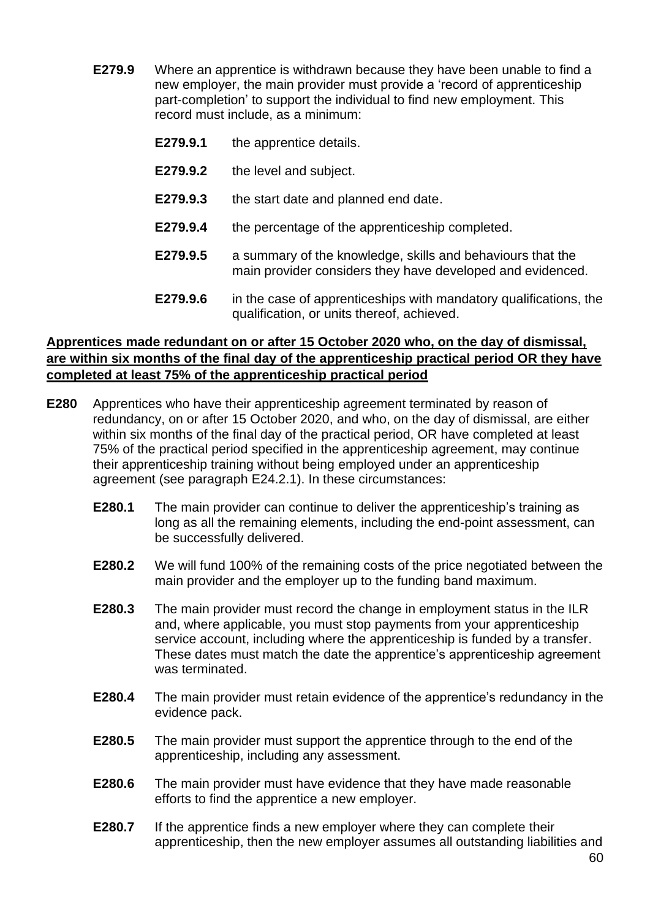**E279.9** Where an apprentice is withdrawn because they have been unable to find a new employer, the main provider must provide a 'record of apprenticeship part-completion' to support the individual to find new employment. This record must include, as a minimum:

- **E279.9.1** the apprentice details.
- **E279.9.2** the level and subject.
- **E279.9.3** the start date and planned end date.
- **E279.9.4** the percentage of the apprenticeship completed.
- **E279.9.5** a summary of the knowledge, skills and behaviours that the main provider considers they have developed and evidenced.
- **E279.9.6** in the case of apprenticeships with mandatory qualifications, the qualification, or units thereof, achieved.

**Apprentices made redundant on or after 15 October 2020 who, on the day of dismissal, are within six months of the final day of the apprenticeship practical period OR they have completed at least 75% of the apprenticeship practical period**

**E280** Apprentices who have their apprenticeship agreement terminated by reason of redundancy, on or after 15 October 2020, and who, on the day of dismissal, are either within six months of the final day of the practical period, OR have completed at least 75% of the practical period specified in the apprenticeship agreement, may continue their apprenticeship training without being employed under an apprenticeship agreement (see paragraph E24.2.1). In these circumstances:

- **E280.1** The main provider can continue to deliver the apprenticeship's training as long as all the remaining elements, including the end-point assessment, can be successfully delivered.
- **E280.2** We will fund 100% of the remaining costs of the price negotiated between the main provider and the employer up to the funding band maximum.
- **E280.3** The main provider must record the change in employment status in the ILR and, where applicable, you must stop payments from your apprenticeship service account, including where the apprenticeship is funded by a transfer. These dates must match the date the apprentice's apprenticeship agreement was terminated.
- **E280.4** The main provider must retain evidence of the apprentice's redundancy in the evidence pack.
- **E280.5** The main provider must support the apprentice through to the end of the apprenticeship, including any assessment.
- **E280.6** The main provider must have evidence that they have made reasonable efforts to find the apprentice a new employer.
- **E280.7** If the apprentice finds a new employer where they can complete their apprenticeship, then the new employer assumes all outstanding liabilities and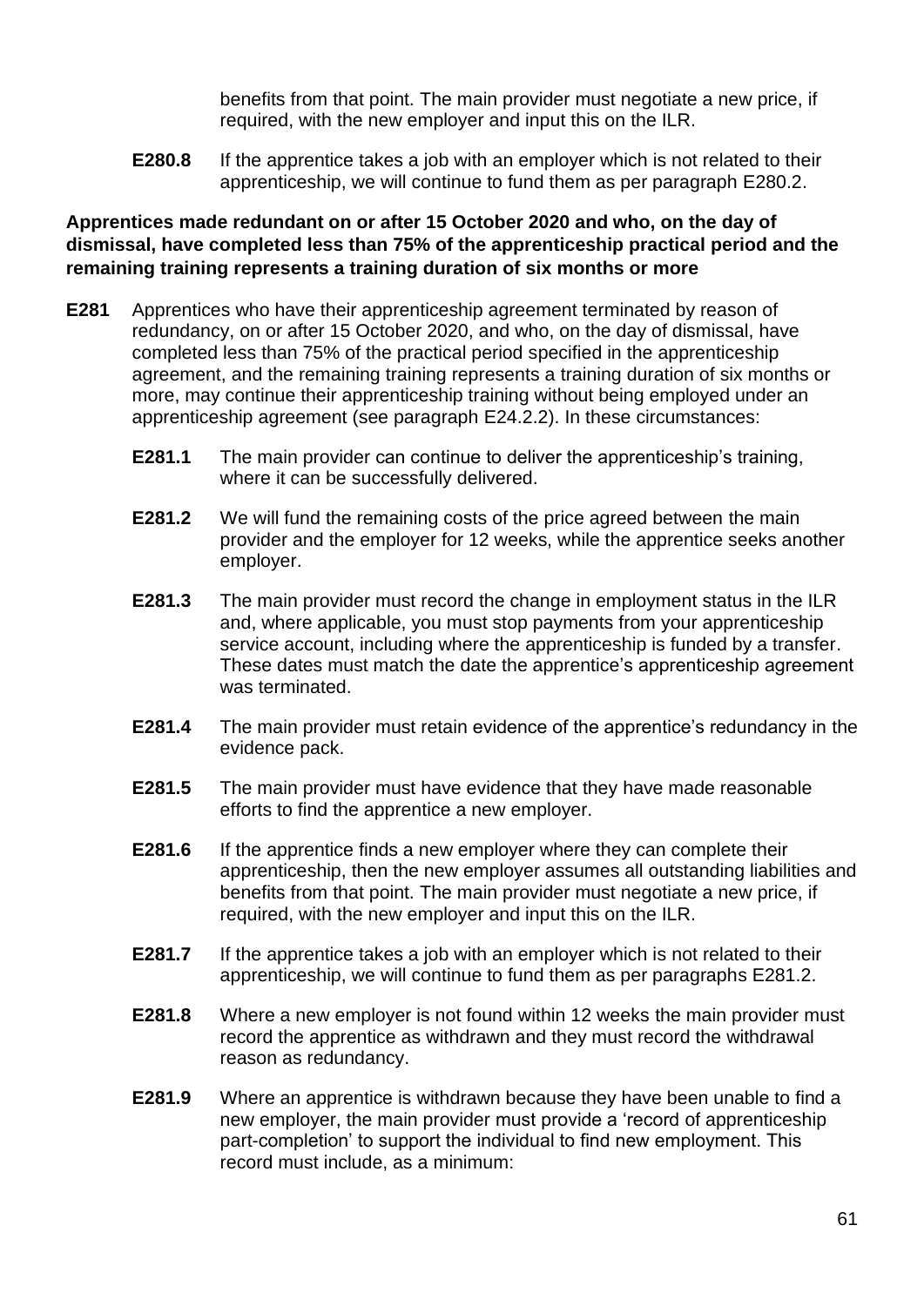benefits from that point. The main provider must negotiate a new price, if required, with the new employer and input this on the ILR.

**E280.8** If the apprentice takes a job with an employer which is not related to their apprenticeship, we will continue to fund them as per paragraph E280.2.

**Apprentices made redundant on or after 15 October 2020 and who, on the day of dismissal, have completed less than 75% of the apprenticeship practical period and the remaining training represents a training duration of six months or more**

**E281** Apprentices who have their apprenticeship agreement terminated by reason of redundancy, on or after 15 October 2020, and who, on the day of dismissal, have completed less than 75% of the practical period specified in the apprenticeship agreement, and the remaining training represents a training duration of six months or more, may continue their apprenticeship training without being employed under an apprenticeship agreement (see paragraph E24.2.2). In these circumstances:

**E281.1** The main provider can continue to deliver the apprenticeship's training, where it can be successfully delivered.

**E281.2** We will fund the remaining costs of the price agreed between the main provider and the employer for 12 weeks, while the apprentice seeks another employer.

**E281.3** The main provider must record the change in employment status in the ILR and, where applicable, you must stop payments from your apprenticeship service account, including where the apprenticeship is funded by a transfer. These dates must match the date the apprentice's apprenticeship agreement was terminated.

**E281.4** The main provider must retain evidence of the apprentice's redundancy in the evidence pack.

**E281.5** The main provider must have evidence that they have made reasonable efforts to find the apprentice a new employer.

**E281.6** If the apprentice finds a new employer where they can complete their apprenticeship, then the new employer assumes all outstanding liabilities and benefits from that point. The main provider must negotiate a new price, if required, with the new employer and input this on the ILR.

**E281.7** If the apprentice takes a job with an employer which is not related to their apprenticeship, we will continue to fund them as per paragraphs E281.2.

**E281.8** Where a new employer is not found within 12 weeks the main provider must record the apprentice as withdrawn and they must record the withdrawal reason as redundancy.

**E281.9** Where an apprentice is withdrawn because they have been unable to find a new employer, the main provider must provide a 'record of apprenticeship part-completion' to support the individual to find new employment. This record must include, as a minimum: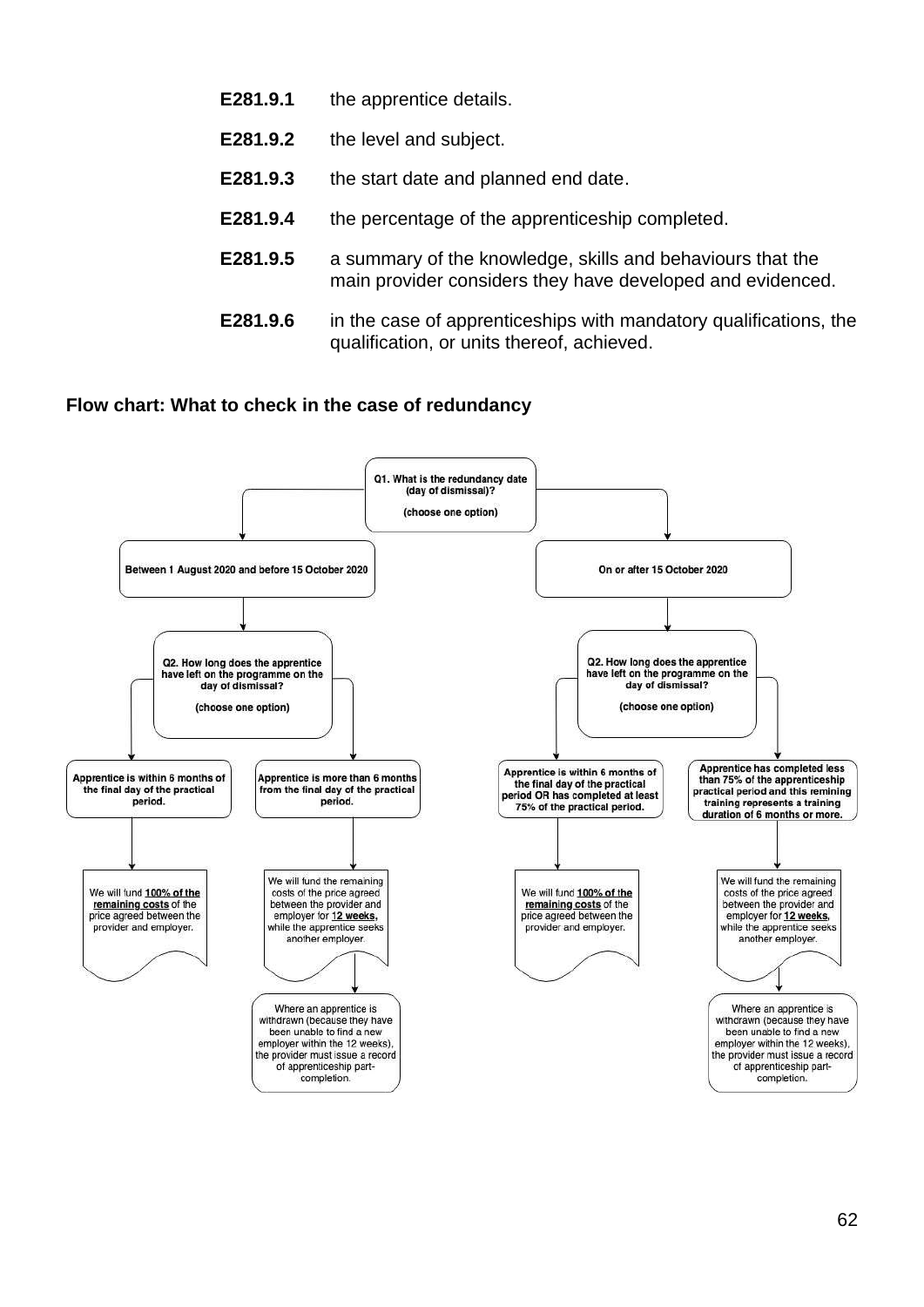| | |
|---|---|
| **E281.9.1** | the apprentice details. |
| **E281.9.2** | the level and subject. |
| **E281.9.3** | the start date and planned end date. |
| **E281.9.4** | the percentage of the apprenticeship completed. |
| **E281.9.5** | a summary of the knowledge, skills and behaviours that the main provider considers they have developed and evidenced. |
| **E281.9.6** | in the case of apprenticeships with mandatory qualifications, the qualification, or units thereof, achieved. |

**Flow chart: What to check in the case of redundancy**

**Q1. What is the redundancy date (day of dismissal)?**
(choose one option)

- **Between 1 August 2020 and before 15 October 2020**
  - **Q2. How long does the apprentice have left on the programme on the day of dismissal?** (choose one option)
    - **Apprentice is within 6 months of the final day of the practical period.**
      - We will fund **100% of the remaining costs** of the price agreed between the provider and employer.
    - **Apprentice is more than 6 months from the final day of the practical period.**
      - We will fund the remaining costs of the price agreed between the provider and employer for **12 weeks,** while the apprentice seeks another employer.
        - Where an apprentice is withdrawn (because they have been unable to find a new employer within the 12 weeks), the provider must issue a record of apprenticeship part-completion.
- **On or after 15 October 2020**
  - **Q2. How long does the apprentice have left on the programme on the day of dismissal?** (choose one option)
    - **Apprentice is within 6 months of the final day of the practical period OR has completed at least 75% of the practical period.**
      - We will fund **100% of the remaining costs** of the price agreed between the provider and employer.
    - **Apprentice has completed less than 75% of the apprenticeship practical period and this remining training represents a training duration of 6 months or more.**
      - We will fund the remaining costs of the price agreed between the provider and employer for **12 weeks,** while the apprentice seeks another employer.
        - Where an apprentice is withdrawn (because they have been unable to find a new employer within the 12 weeks), the provider must issue a record of apprenticeship part-completion.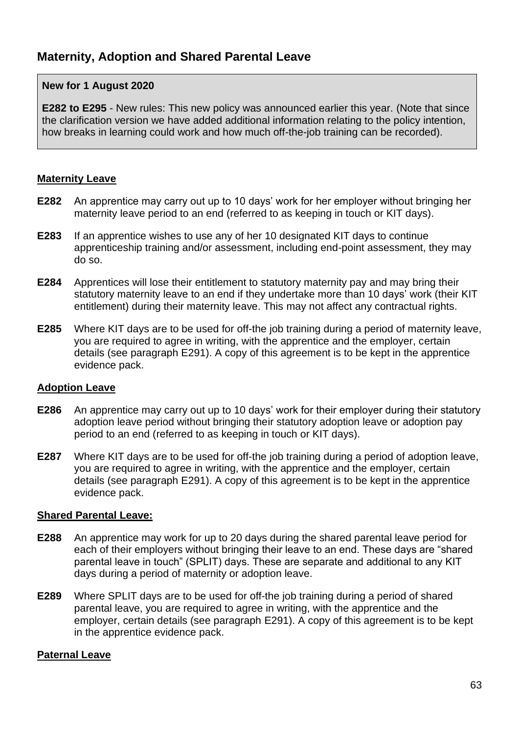## Maternity, Adoption and Shared Parental Leave

> **New for 1 August 2020**
>
> **E282 to E295** - New rules: This new policy was announced earlier this year. (Note that since the clarification version we have added additional information relating to the policy intention, how breaks in learning could work and how much off-the-job training can be recorded).

### Maternity Leave

**E282** An apprentice may carry out up to 10 days' work for her employer without bringing her maternity leave period to an end (referred to as keeping in touch or KIT days).

**E283** If an apprentice wishes to use any of her 10 designated KIT days to continue apprenticeship training and/or assessment, including end-point assessment, they may do so.

**E284** Apprentices will lose their entitlement to statutory maternity pay and may bring their statutory maternity leave to an end if they undertake more than 10 days' work (their KIT entitlement) during their maternity leave. This may not affect any contractual rights.

**E285** Where KIT days are to be used for off-the job training during a period of maternity leave, you are required to agree in writing, with the apprentice and the employer, certain details (see paragraph E291). A copy of this agreement is to be kept in the apprentice evidence pack.

### Adoption Leave

**E286** An apprentice may carry out up to 10 days' work for their employer during their statutory adoption leave period without bringing their statutory adoption leave or adoption pay period to an end (referred to as keeping in touch or KIT days).

**E287** Where KIT days are to be used for off-the job training during a period of adoption leave, you are required to agree in writing, with the apprentice and the employer, certain details (see paragraph E291). A copy of this agreement is to be kept in the apprentice evidence pack.

### Shared Parental Leave:

**E288** An apprentice may work for up to 20 days during the shared parental leave period for each of their employers without bringing their leave to an end. These days are "shared parental leave in touch" (SPLIT) days. These are separate and additional to any KIT days during a period of maternity or adoption leave.

**E289** Where SPLIT days are to be used for off-the job training during a period of shared parental leave, you are required to agree in writing, with the apprentice and the employer, certain details (see paragraph E291). A copy of this agreement is to be kept in the apprentice evidence pack.

### Paternal Leave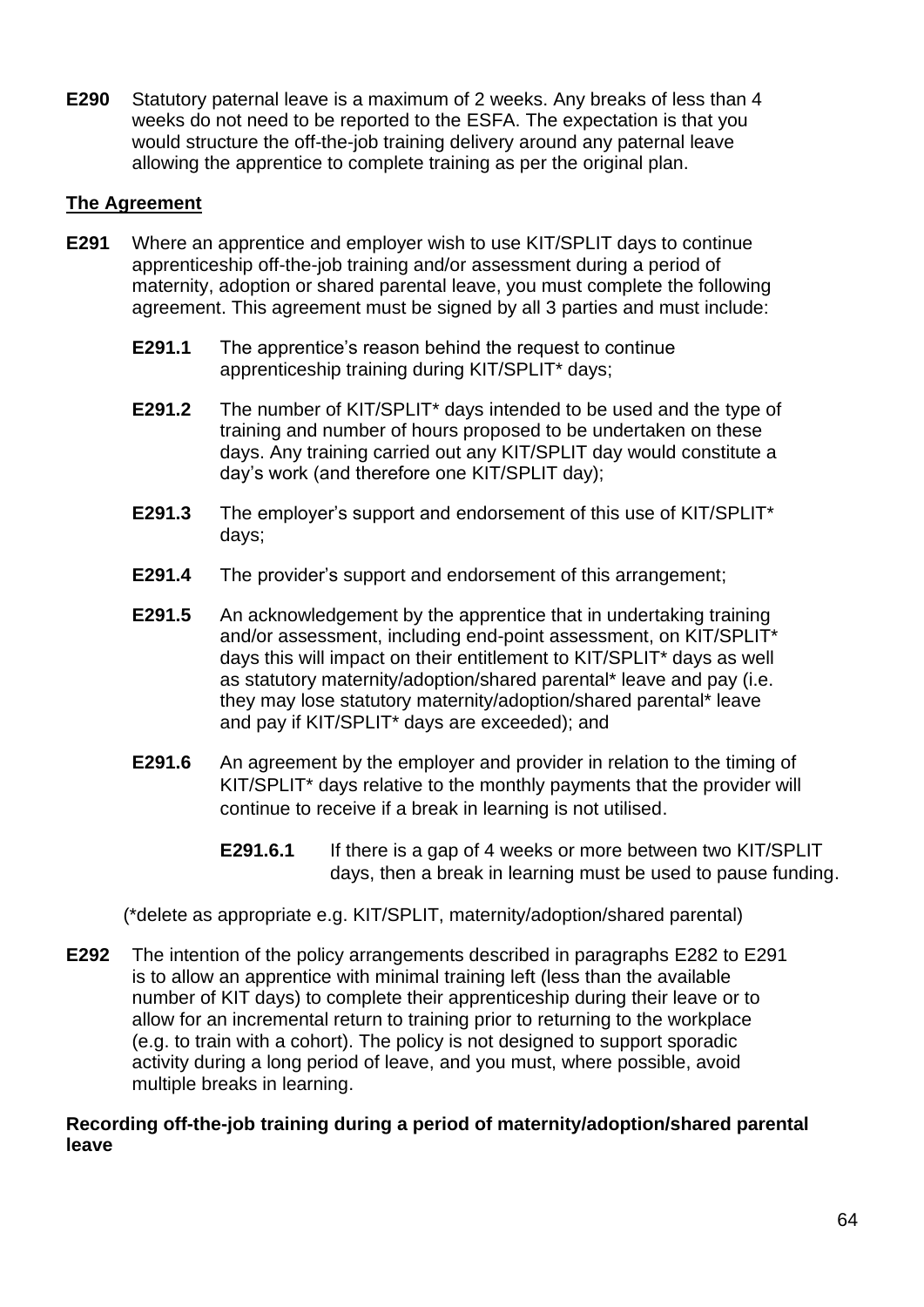**E290** Statutory paternal leave is a maximum of 2 weeks. Any breaks of less than 4 weeks do not need to be reported to the ESFA. The expectation is that you would structure the off-the-job training delivery around any paternal leave allowing the apprentice to complete training as per the original plan.

**The Agreement**

**E291** Where an apprentice and employer wish to use KIT/SPLIT days to continue apprenticeship off-the-job training and/or assessment during a period of maternity, adoption or shared parental leave, you must complete the following agreement. This agreement must be signed by all 3 parties and must include:

**E291.1** The apprentice's reason behind the request to continue apprenticeship training during KIT/SPLIT* days;

**E291.2** The number of KIT/SPLIT* days intended to be used and the type of training and number of hours proposed to be undertaken on these days. Any training carried out any KIT/SPLIT day would constitute a day's work (and therefore one KIT/SPLIT day);

**E291.3** The employer's support and endorsement of this use of KIT/SPLIT* days;

**E291.4** The provider's support and endorsement of this arrangement;

**E291.5** An acknowledgement by the apprentice that in undertaking training and/or assessment, including end-point assessment, on KIT/SPLIT* days this will impact on their entitlement to KIT/SPLIT* days as well as statutory maternity/adoption/shared parental* leave and pay (i.e. they may lose statutory maternity/adoption/shared parental* leave and pay if KIT/SPLIT* days are exceeded); and

**E291.6** An agreement by the employer and provider in relation to the timing of KIT/SPLIT* days relative to the monthly payments that the provider will continue to receive if a break in learning is not utilised.

**E291.6.1** If there is a gap of 4 weeks or more between two KIT/SPLIT days, then a break in learning must be used to pause funding.

(*delete as appropriate e.g. KIT/SPLIT, maternity/adoption/shared parental)

**E292** The intention of the policy arrangements described in paragraphs E282 to E291 is to allow an apprentice with minimal training left (less than the available number of KIT days) to complete their apprenticeship during their leave or to allow for an incremental return to training prior to returning to the workplace (e.g. to train with a cohort). The policy is not designed to support sporadic activity during a long period of leave, and you must, where possible, avoid multiple breaks in learning.

**Recording off-the-job training during a period of maternity/adoption/shared parental leave**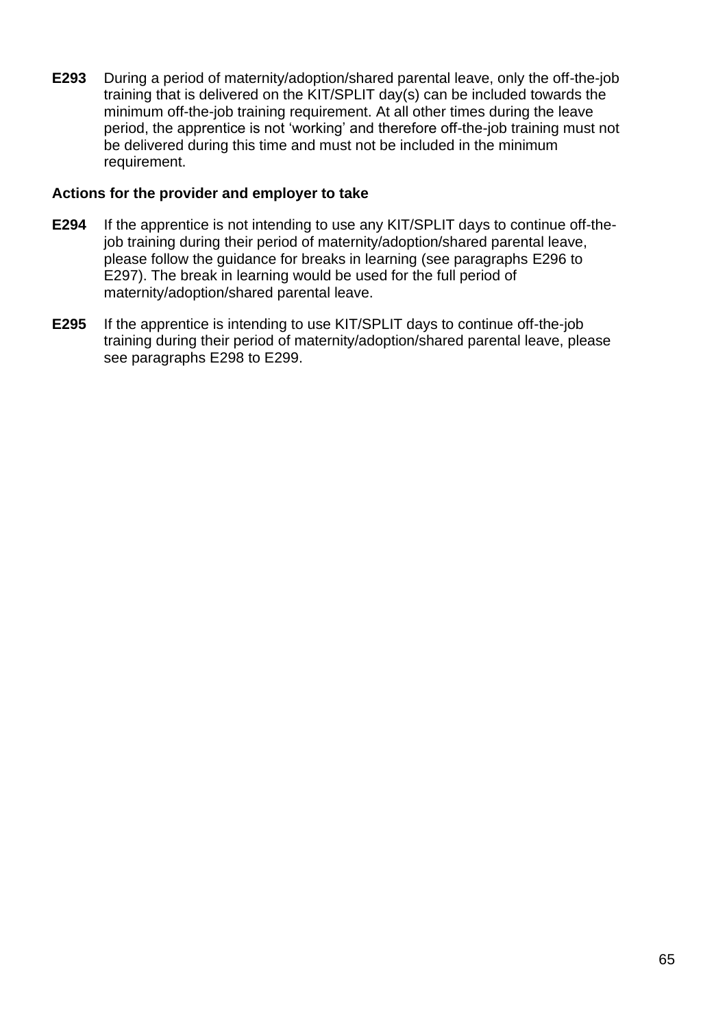**E293** During a period of maternity/adoption/shared parental leave, only the off-the-job training that is delivered on the KIT/SPLIT day(s) can be included towards the minimum off-the-job training requirement. At all other times during the leave period, the apprentice is not 'working' and therefore off-the-job training must not be delivered during this time and must not be included in the minimum requirement.

**Actions for the provider and employer to take**

**E294** If the apprentice is not intending to use any KIT/SPLIT days to continue off-the-job training during their period of maternity/adoption/shared parental leave, please follow the guidance for breaks in learning (see paragraphs E296 to E297). The break in learning would be used for the full period of maternity/adoption/shared parental leave.

**E295** If the apprentice is intending to use KIT/SPLIT days to continue off-the-job training during their period of maternity/adoption/shared parental leave, please see paragraphs E298 to E299.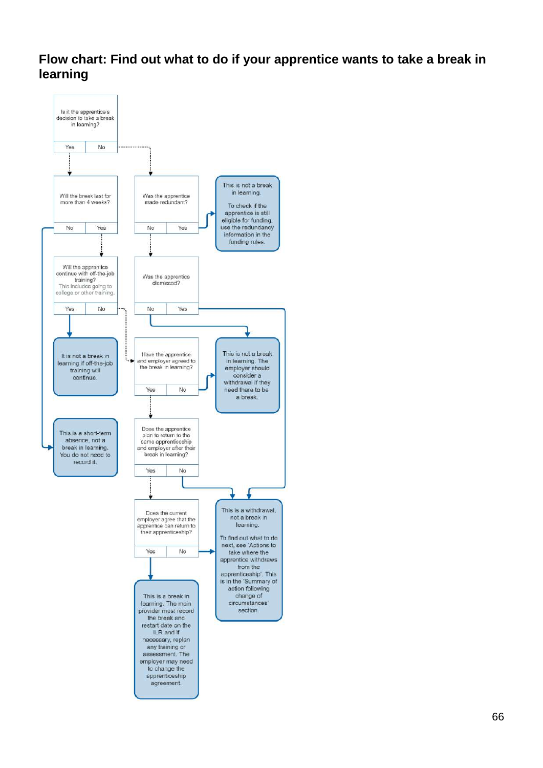## Flow chart: Find out what to do if your apprentice wants to take a break in learning

**Is it the apprentice's decision to take a break in learning?**
- Yes → Will the break last for more than 4 weeks?
- No → Was the apprentice made redundant?

**Will the break last for more than 4 weeks?**
- No → This is a short-term absence, not a break in learning. You do not need to record it.
- Yes → Will the apprentice continue with off-the-job training? This includes going to college or other training.

**Will the apprentice continue with off-the-job training?** This includes going to college or other training.
- Yes → It is not a break in learning if off-the-job training will continue.
- No → Have the apprentice and employer agreed to the break in learning?

**Was the apprentice made redundant?**
- Yes → This is not a break in learning. To check if the apprentice is still eligible for funding, use the redundancy information in the funding rules.
- No → Was the apprentice dismissed?

**Was the apprentice dismissed?**
- Yes → This is a withdrawal, not a break in learning.
- No → This is not a break in learning. The employer should consider a withdrawal if they need there to be a break.

**Have the apprentice and employer agreed to the break in learning?**
- Yes → Does the apprentice plan to return to the same apprenticeship and employer after their break in learning?
- No → This is not a break in learning. The employer should consider a withdrawal if they need there to be a break.

**Does the apprentice plan to return to the same apprenticeship and employer after their break in learning?**
- Yes → Does the current employer agree that the apprentice can return to their apprenticeship?
- No → This is a withdrawal, not a break in learning.

**Does the current employer agree that the apprentice can return to their apprenticeship?**
- Yes → This is a break in learning. The main provider must record the break and restart date on the ILR and if necessary, replan any training or assessment. The employer may need to change the apprenticeship agreement.
- No → This is a withdrawal, not a break in learning. To find out what to do next, see 'Actions to take where the apprentice withdraws from the apprenticeship'. This is in the 'Summary of action following change of circumstances' section.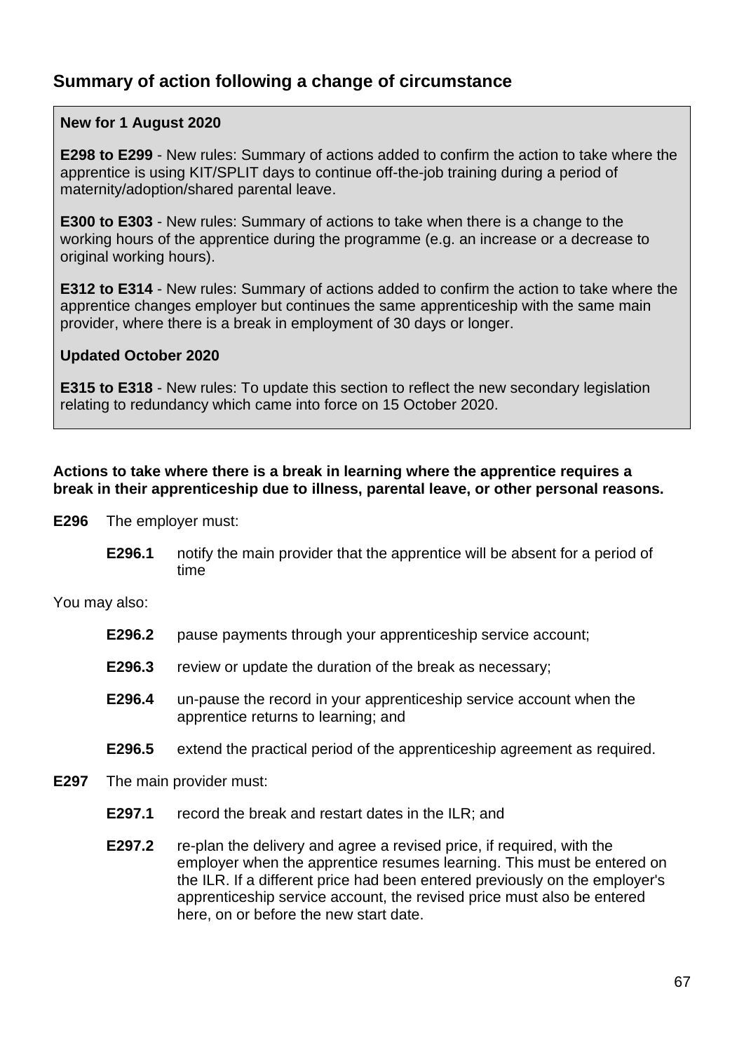## Summary of action following a change of circumstance

> **New for 1 August 2020**
>
> **E298 to E299** - New rules: Summary of actions added to confirm the action to take where the apprentice is using KIT/SPLIT days to continue off-the-job training during a period of maternity/adoption/shared parental leave.
>
> **E300 to E303** - New rules: Summary of actions to take when there is a change to the working hours of the apprentice during the programme (e.g. an increase or a decrease to original working hours).
>
> **E312 to E314** - New rules: Summary of actions added to confirm the action to take where the apprentice changes employer but continues the same apprenticeship with the same main provider, where there is a break in employment of 30 days or longer.
>
> **Updated October 2020**
>
> **E315 to E318** - New rules: To update this section to reflect the new secondary legislation relating to redundancy which came into force on 15 October 2020.

**Actions to take where there is a break in learning where the apprentice requires a break in their apprenticeship due to illness, parental leave, or other personal reasons.**

**E296** The employer must:

- **E296.1** notify the main provider that the apprentice will be absent for a period of time

You may also:

- **E296.2** pause payments through your apprenticeship service account;
- **E296.3** review or update the duration of the break as necessary;
- **E296.4** un-pause the record in your apprenticeship service account when the apprentice returns to learning; and
- **E296.5** extend the practical period of the apprenticeship agreement as required.

**E297** The main provider must:

- **E297.1** record the break and restart dates in the ILR; and
- **E297.2** re-plan the delivery and agree a revised price, if required, with the employer when the apprentice resumes learning. This must be entered on the ILR. If a different price had been entered previously on the employer's apprenticeship service account, the revised price must also be entered here, on or before the new start date.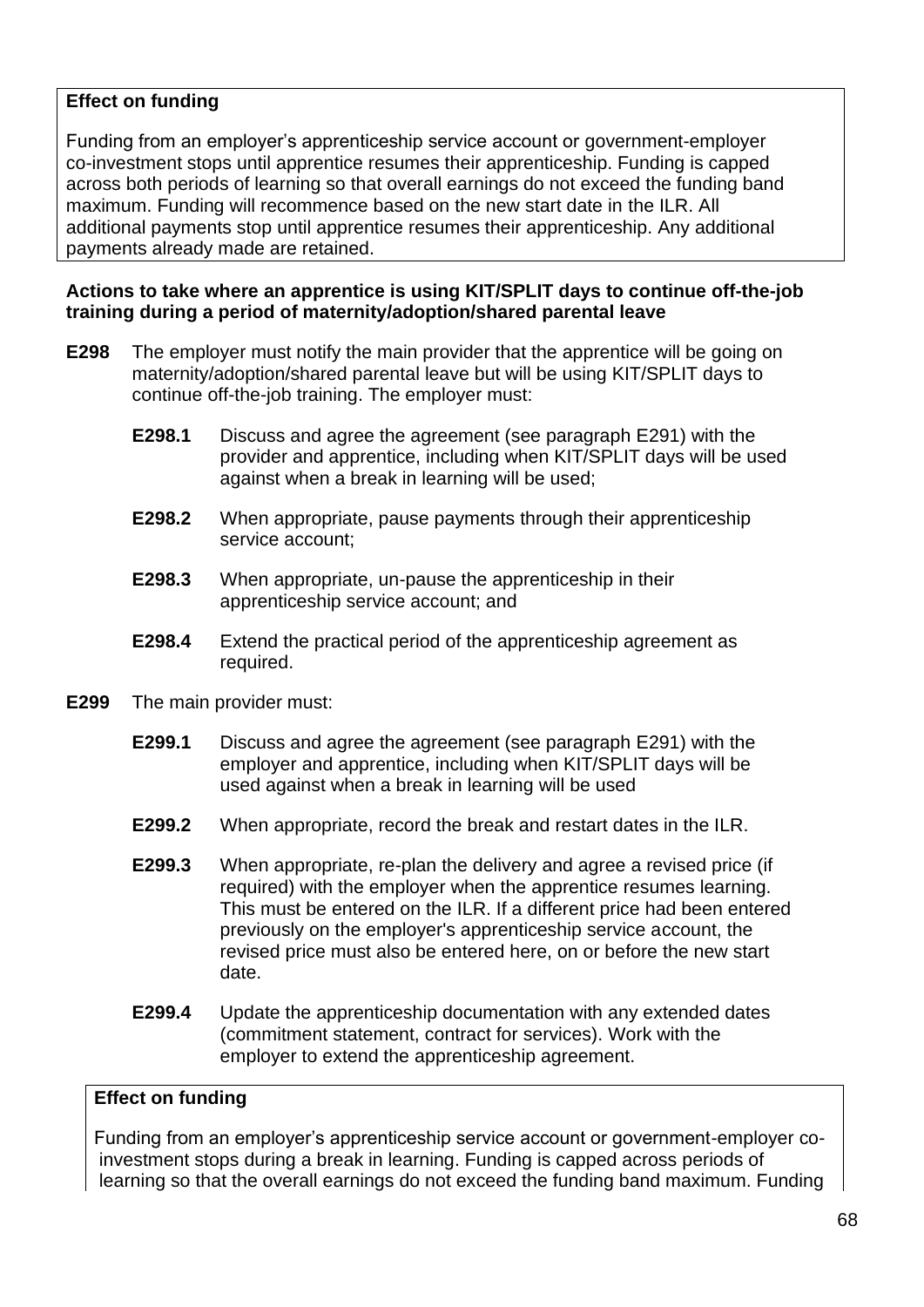**Effect on funding**

Funding from an employer's apprenticeship service account or government-employer co-investment stops until apprentice resumes their apprenticeship. Funding is capped across both periods of learning so that overall earnings do not exceed the funding band maximum. Funding will recommence based on the new start date in the ILR. All additional payments stop until apprentice resumes their apprenticeship. Any additional payments already made are retained.

**Actions to take where an apprentice is using KIT/SPLIT days to continue off-the-job training during a period of maternity/adoption/shared parental leave**

**E298** The employer must notify the main provider that the apprentice will be going on maternity/adoption/shared parental leave but will be using KIT/SPLIT days to continue off-the-job training. The employer must:

- **E298.1** Discuss and agree the agreement (see paragraph E291) with the provider and apprentice, including when KIT/SPLIT days will be used against when a break in learning will be used;
- **E298.2** When appropriate, pause payments through their apprenticeship service account;
- **E298.3** When appropriate, un-pause the apprenticeship in their apprenticeship service account; and
- **E298.4** Extend the practical period of the apprenticeship agreement as required.

**E299** The main provider must:

- **E299.1** Discuss and agree the agreement (see paragraph E291) with the employer and apprentice, including when KIT/SPLIT days will be used against when a break in learning will be used
- **E299.2** When appropriate, record the break and restart dates in the ILR.
- **E299.3** When appropriate, re-plan the delivery and agree a revised price (if required) with the employer when the apprentice resumes learning. This must be entered on the ILR. If a different price had been entered previously on the employer's apprenticeship service account, the revised price must also be entered here, on or before the new start date.
- **E299.4** Update the apprenticeship documentation with any extended dates (commitment statement, contract for services). Work with the employer to extend the apprenticeship agreement.

**Effect on funding**

Funding from an employer's apprenticeship service account or government-employer co-investment stops during a break in learning. Funding is capped across periods of learning so that the overall earnings do not exceed the funding band maximum. Funding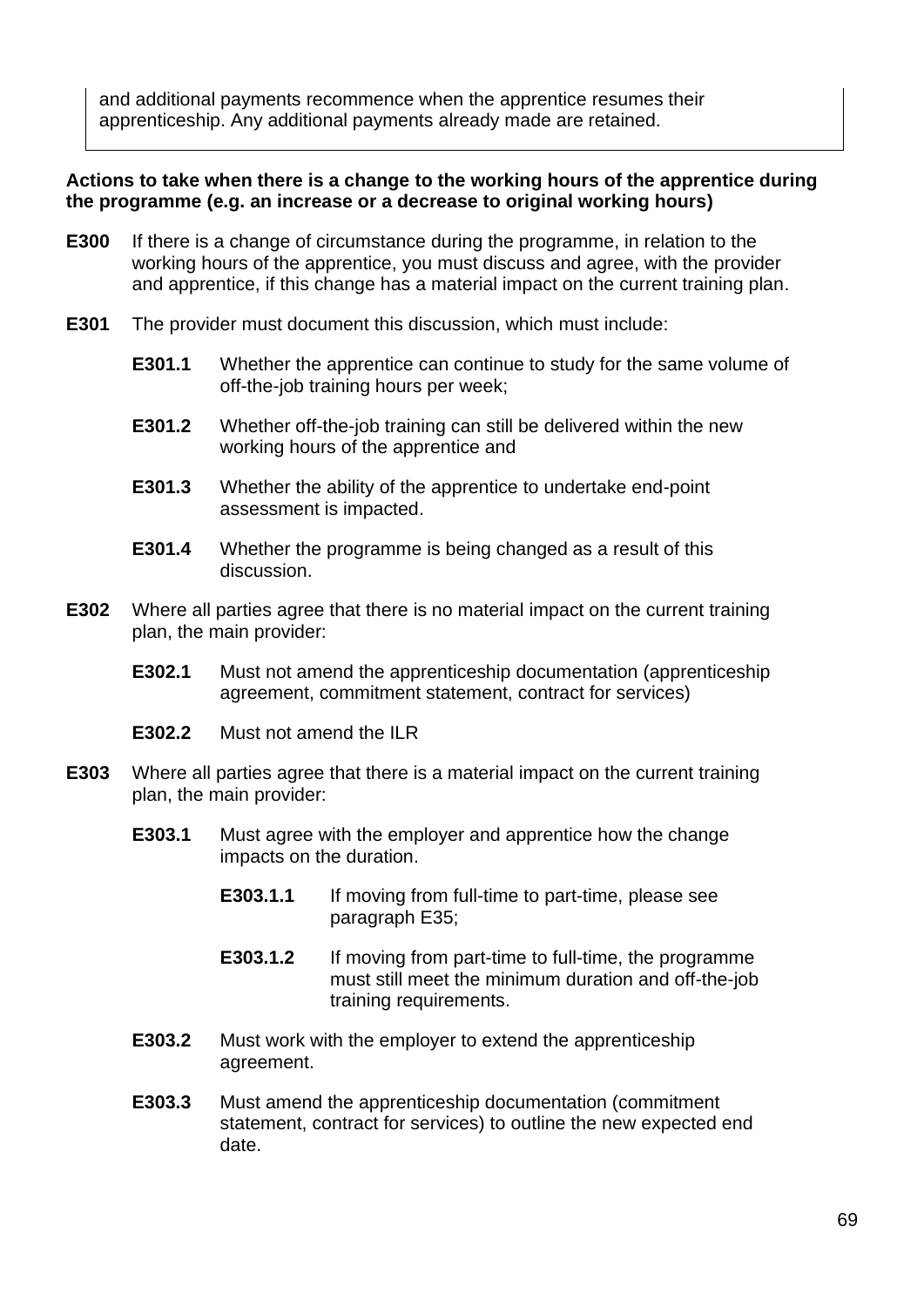and additional payments recommence when the apprentice resumes their apprenticeship. Any additional payments already made are retained.

**Actions to take when there is a change to the working hours of the apprentice during the programme (e.g. an increase or a decrease to original working hours)**

**E300** If there is a change of circumstance during the programme, in relation to the working hours of the apprentice, you must discuss and agree, with the provider and apprentice, if this change has a material impact on the current training plan.

**E301** The provider must document this discussion, which must include:

- **E301.1** Whether the apprentice can continue to study for the same volume of off-the-job training hours per week;
- **E301.2** Whether off-the-job training can still be delivered within the new working hours of the apprentice and
- **E301.3** Whether the ability of the apprentice to undertake end-point assessment is impacted.
- **E301.4** Whether the programme is being changed as a result of this discussion.

**E302** Where all parties agree that there is no material impact on the current training plan, the main provider:

- **E302.1** Must not amend the apprenticeship documentation (apprenticeship agreement, commitment statement, contract for services)
- **E302.2** Must not amend the ILR

**E303** Where all parties agree that there is a material impact on the current training plan, the main provider:

- **E303.1** Must agree with the employer and apprentice how the change impacts on the duration.
  - **E303.1.1** If moving from full-time to part-time, please see paragraph E35;
  - **E303.1.2** If moving from part-time to full-time, the programme must still meet the minimum duration and off-the-job training requirements.
- **E303.2** Must work with the employer to extend the apprenticeship agreement.
- **E303.3** Must amend the apprenticeship documentation (commitment statement, contract for services) to outline the new expected end date.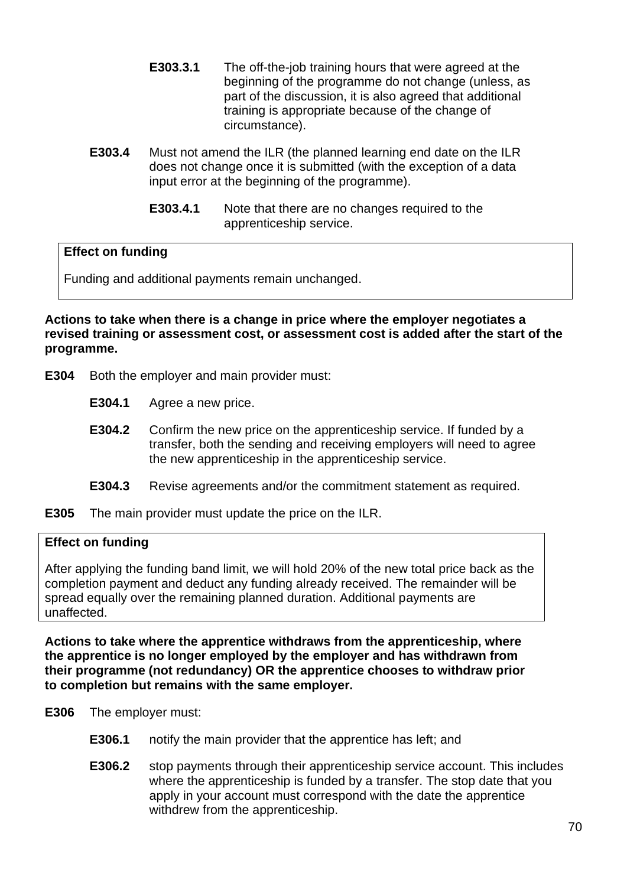**E303.3.1** The off-the-job training hours that were agreed at the beginning of the programme do not change (unless, as part of the discussion, it is also agreed that additional training is appropriate because of the change of circumstance).

**E303.4** Must not amend the ILR (the planned learning end date on the ILR does not change once it is submitted (with the exception of a data input error at the beginning of the programme).

**E303.4.1** Note that there are no changes required to the apprenticeship service.

> **Effect on funding**
>
> Funding and additional payments remain unchanged.

**Actions to take when there is a change in price where the employer negotiates a revised training or assessment cost, or assessment cost is added after the start of the programme.**

**E304** Both the employer and main provider must:

**E304.1** Agree a new price.

**E304.2** Confirm the new price on the apprenticeship service. If funded by a transfer, both the sending and receiving employers will need to agree the new apprenticeship in the apprenticeship service.

**E304.3** Revise agreements and/or the commitment statement as required.

**E305** The main provider must update the price on the ILR.

> **Effect on funding**
>
> After applying the funding band limit, we will hold 20% of the new total price back as the completion payment and deduct any funding already received. The remainder will be spread equally over the remaining planned duration. Additional payments are unaffected.

**Actions to take where the apprentice withdraws from the apprenticeship, where the apprentice is no longer employed by the employer and has withdrawn from their programme (not redundancy) OR the apprentice chooses to withdraw prior to completion but remains with the same employer.**

**E306** The employer must:

**E306.1** notify the main provider that the apprentice has left; and

**E306.2** stop payments through their apprenticeship service account. This includes where the apprenticeship is funded by a transfer. The stop date that you apply in your account must correspond with the date the apprentice withdrew from the apprenticeship.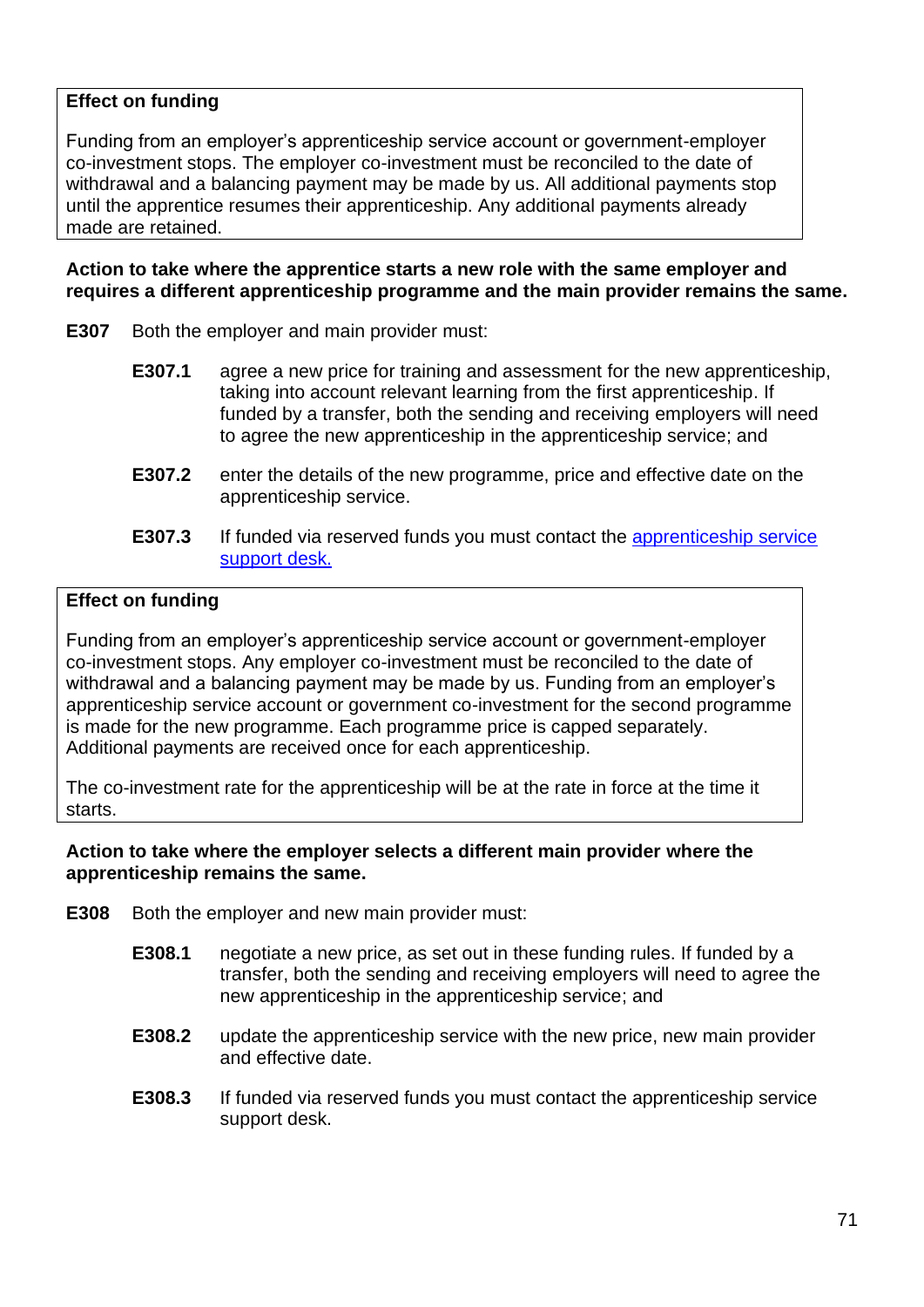**Effect on funding**

Funding from an employer's apprenticeship service account or government-employer co-investment stops. The employer co-investment must be reconciled to the date of withdrawal and a balancing payment may be made by us. All additional payments stop until the apprentice resumes their apprenticeship. Any additional payments already made are retained.

**Action to take where the apprentice starts a new role with the same employer and requires a different apprenticeship programme and the main provider remains the same.**

**E307** Both the employer and main provider must:

**E307.1** agree a new price for training and assessment for the new apprenticeship, taking into account relevant learning from the first apprenticeship. If funded by a transfer, both the sending and receiving employers will need to agree the new apprenticeship in the apprenticeship service; and

**E307.2** enter the details of the new programme, price and effective date on the apprenticeship service.

**E307.3** If funded via reserved funds you must contact the [apprenticeship service support desk.]

**Effect on funding**

Funding from an employer's apprenticeship service account or government-employer co-investment stops. Any employer co-investment must be reconciled to the date of withdrawal and a balancing payment may be made by us. Funding from an employer's apprenticeship service account or government co-investment for the second programme is made for the new programme. Each programme price is capped separately. Additional payments are received once for each apprenticeship.

The co-investment rate for the apprenticeship will be at the rate in force at the time it starts.

**Action to take where the employer selects a different main provider where the apprenticeship remains the same.**

**E308** Both the employer and new main provider must:

**E308.1** negotiate a new price, as set out in these funding rules. If funded by a transfer, both the sending and receiving employers will need to agree the new apprenticeship in the apprenticeship service; and

**E308.2** update the apprenticeship service with the new price, new main provider and effective date.

**E308.3** If funded via reserved funds you must contact the apprenticeship service support desk.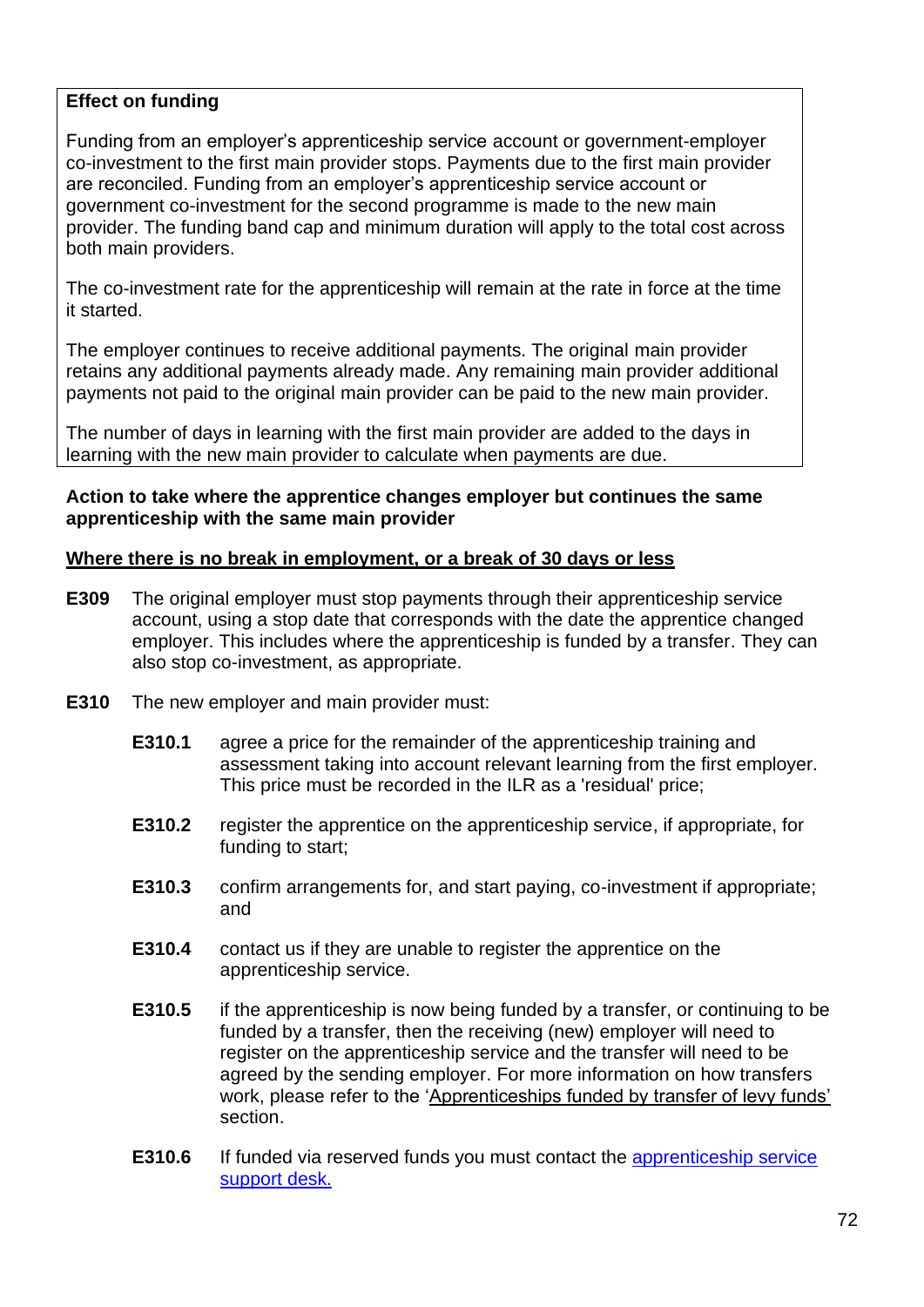**Effect on funding**

Funding from an employer's apprenticeship service account or government-employer co-investment to the first main provider stops. Payments due to the first main provider are reconciled. Funding from an employer's apprenticeship service account or government co-investment for the second programme is made to the new main provider. The funding band cap and minimum duration will apply to the total cost across both main providers.

The co-investment rate for the apprenticeship will remain at the rate in force at the time it started.

The employer continues to receive additional payments. The original main provider retains any additional payments already made. Any remaining main provider additional payments not paid to the original main provider can be paid to the new main provider.

The number of days in learning with the first main provider are added to the days in learning with the new main provider to calculate when payments are due.

**Action to take where the apprentice changes employer but continues the same apprenticeship with the same main provider**

**Where there is no break in employment, or a break of 30 days or less**

**E309** The original employer must stop payments through their apprenticeship service account, using a stop date that corresponds with the date the apprentice changed employer. This includes where the apprenticeship is funded by a transfer. They can also stop co-investment, as appropriate.

**E310** The new employer and main provider must:

- **E310.1** agree a price for the remainder of the apprenticeship training and assessment taking into account relevant learning from the first employer. This price must be recorded in the ILR as a 'residual' price;
- **E310.2** register the apprentice on the apprenticeship service, if appropriate, for funding to start;
- **E310.3** confirm arrangements for, and start paying, co-investment if appropriate; and
- **E310.4** contact us if they are unable to register the apprentice on the apprenticeship service.
- **E310.5** if the apprenticeship is now being funded by a transfer, or continuing to be funded by a transfer, then the receiving (new) employer will need to register on the apprenticeship service and the transfer will need to be agreed by the sending employer. For more information on how transfers work, please refer to the 'Apprenticeships funded by transfer of levy funds' section.
- **E310.6** If funded via reserved funds you must contact the apprenticeship service support desk.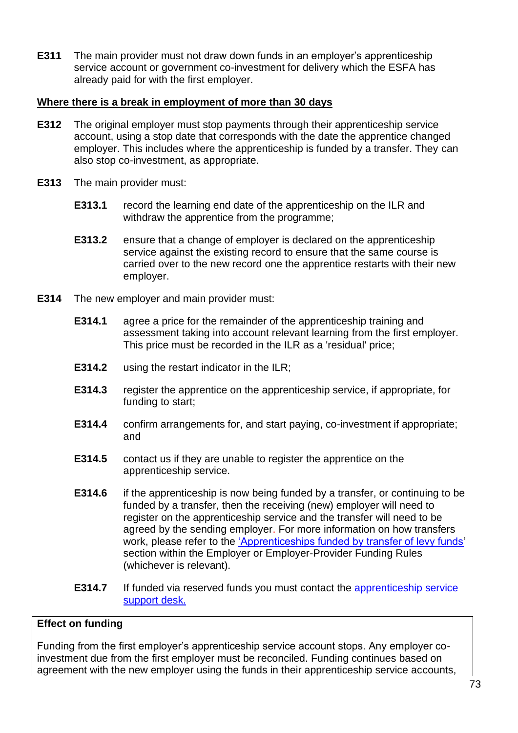**E311** The main provider must not draw down funds in an employer's apprenticeship service account or government co-investment for delivery which the ESFA has already paid for with the first employer.

**Where there is a break in employment of more than 30 days**

**E312** The original employer must stop payments through their apprenticeship service account, using a stop date that corresponds with the date the apprentice changed employer. This includes where the apprenticeship is funded by a transfer. They can also stop co-investment, as appropriate.

**E313** The main provider must:

- **E313.1** record the learning end date of the apprenticeship on the ILR and withdraw the apprentice from the programme;
- **E313.2** ensure that a change of employer is declared on the apprenticeship service against the existing record to ensure that the same course is carried over to the new record one the apprentice restarts with their new employer.

**E314** The new employer and main provider must:

- **E314.1** agree a price for the remainder of the apprenticeship training and assessment taking into account relevant learning from the first employer. This price must be recorded in the ILR as a 'residual' price;
- **E314.2** using the restart indicator in the ILR;
- **E314.3** register the apprentice on the apprenticeship service, if appropriate, for funding to start;
- **E314.4** confirm arrangements for, and start paying, co-investment if appropriate; and
- **E314.5** contact us if they are unable to register the apprentice on the apprenticeship service.
- **E314.6** if the apprenticeship is now being funded by a transfer, or continuing to be funded by a transfer, then the receiving (new) employer will need to register on the apprenticeship service and the transfer will need to be agreed by the sending employer. For more information on how transfers work, please refer to the 'Apprenticeships funded by transfer of levy funds' section within the Employer or Employer-Provider Funding Rules (whichever is relevant).
- **E314.7** If funded via reserved funds you must contact the apprenticeship service support desk.

**Effect on funding**

Funding from the first employer's apprenticeship service account stops. Any employer co-investment due from the first employer must be reconciled. Funding continues based on agreement with the new employer using the funds in their apprenticeship service accounts,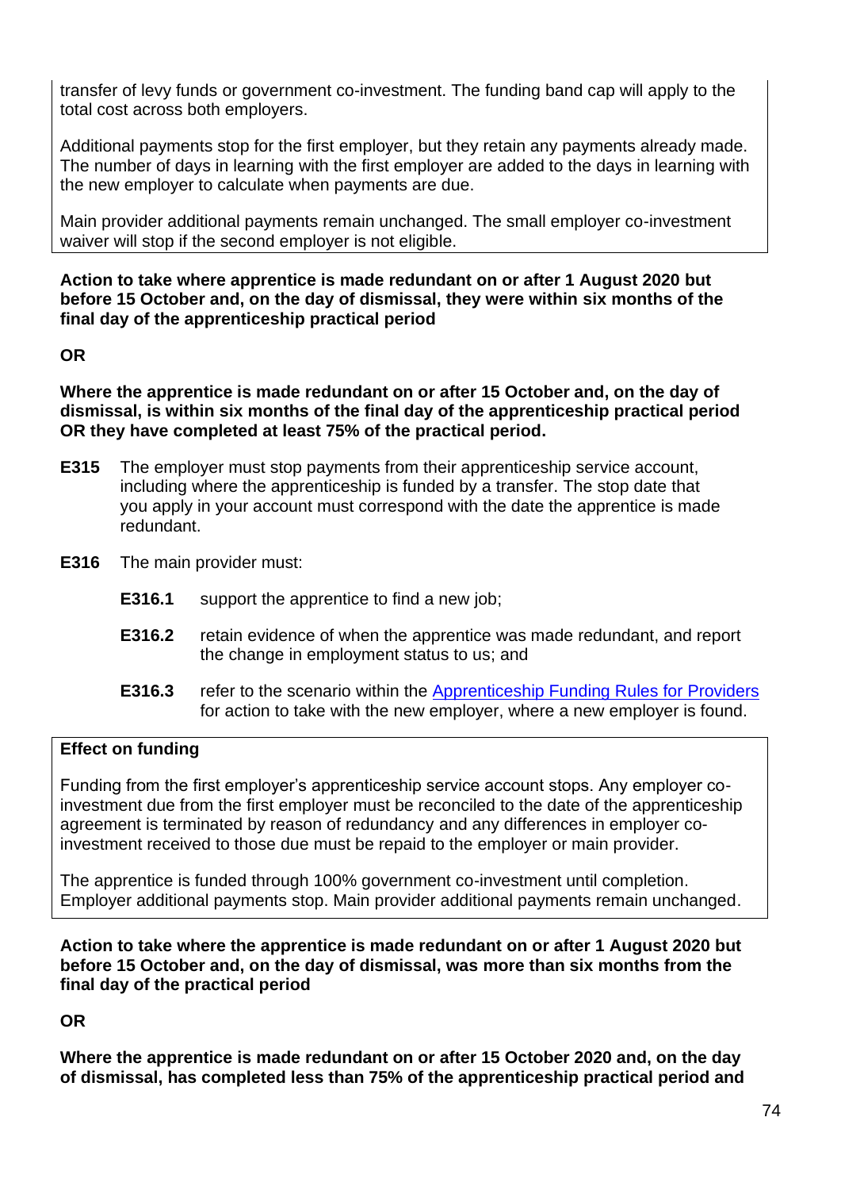transfer of levy funds or government co-investment. The funding band cap will apply to the total cost across both employers.

Additional payments stop for the first employer, but they retain any payments already made. The number of days in learning with the first employer are added to the days in learning with the new employer to calculate when payments are due.

Main provider additional payments remain unchanged. The small employer co-investment waiver will stop if the second employer is not eligible.

**Action to take where apprentice is made redundant on or after 1 August 2020 but before 15 October and, on the day of dismissal, they were within six months of the final day of the apprenticeship practical period**

**OR**

**Where the apprentice is made redundant on or after 15 October and, on the day of dismissal, is within six months of the final day of the apprenticeship practical period OR they have completed at least 75% of the practical period.**

**E315** The employer must stop payments from their apprenticeship service account, including where the apprenticeship is funded by a transfer. The stop date that you apply in your account must correspond with the date the apprentice is made redundant.

**E316** The main provider must:

- **E316.1** support the apprentice to find a new job;
- **E316.2** retain evidence of when the apprentice was made redundant, and report the change in employment status to us; and
- **E316.3** refer to the scenario within the [Apprenticeship Funding Rules for Providers] for action to take with the new employer, where a new employer is found.

**Effect on funding**

Funding from the first employer's apprenticeship service account stops. Any employer co-investment due from the first employer must be reconciled to the date of the apprenticeship agreement is terminated by reason of redundancy and any differences in employer co-investment received to those due must be repaid to the employer or main provider.

The apprentice is funded through 100% government co-investment until completion. Employer additional payments stop. Main provider additional payments remain unchanged.

**Action to take where the apprentice is made redundant on or after 1 August 2020 but before 15 October and, on the day of dismissal, was more than six months from the final day of the practical period**

**OR**

**Where the apprentice is made redundant on or after 15 October 2020 and, on the day of dismissal, has completed less than 75% of the apprenticeship practical period and**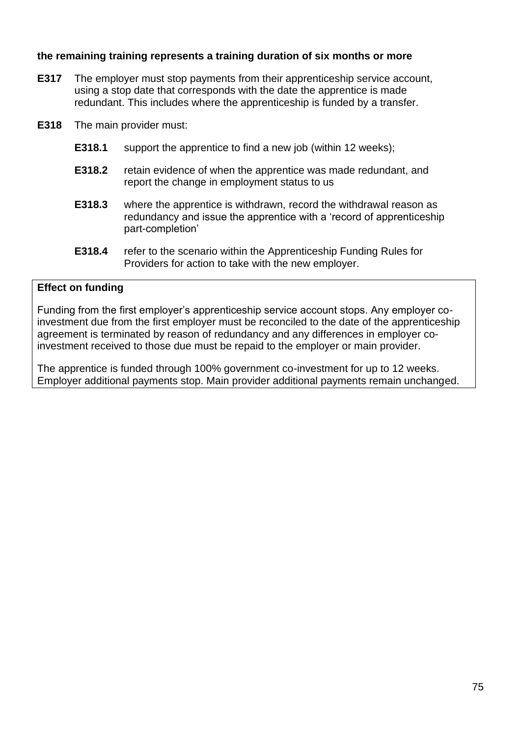**the remaining training represents a training duration of six months or more**

**E317** The employer must stop payments from their apprenticeship service account, using a stop date that corresponds with the date the apprentice is made redundant. This includes where the apprenticeship is funded by a transfer.

**E318** The main provider must:

- **E318.1** support the apprentice to find a new job (within 12 weeks);
- **E318.2** retain evidence of when the apprentice was made redundant, and report the change in employment status to us
- **E318.3** where the apprentice is withdrawn, record the withdrawal reason as redundancy and issue the apprentice with a 'record of apprenticeship part-completion'
- **E318.4** refer to the scenario within the Apprenticeship Funding Rules for Providers for action to take with the new employer.

**Effect on funding**

Funding from the first employer's apprenticeship service account stops. Any employer co-investment due from the first employer must be reconciled to the date of the apprenticeship agreement is terminated by reason of redundancy and any differences in employer co-investment received to those due must be repaid to the employer or main provider.

The apprentice is funded through 100% government co-investment for up to 12 weeks. Employer additional payments stop. Main provider additional payments remain unchanged.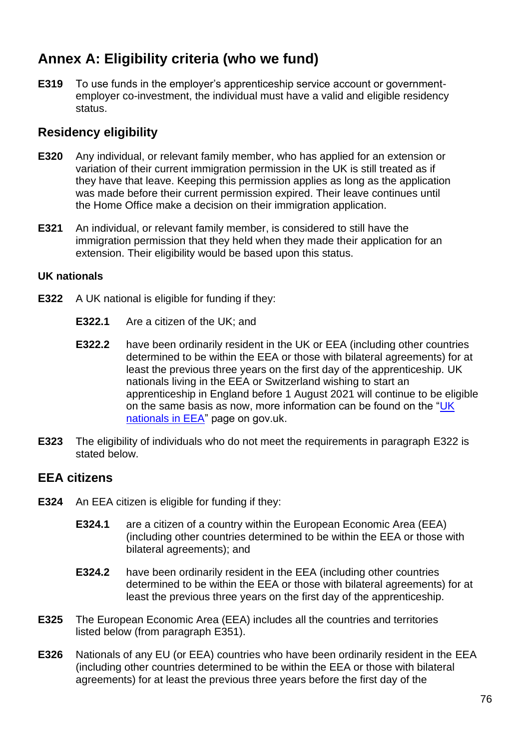# Annex A: Eligibility criteria (who we fund)

**E319** To use funds in the employer's apprenticeship service account or government-employer co-investment, the individual must have a valid and eligible residency status.

## Residency eligibility

**E320** Any individual, or relevant family member, who has applied for an extension or variation of their current immigration permission in the UK is still treated as if they have that leave. Keeping this permission applies as long as the application was made before their current permission expired. Their leave continues until the Home Office make a decision on their immigration application.

**E321** An individual, or relevant family member, is considered to still have the immigration permission that they held when they made their application for an extension. Their eligibility would be based upon this status.

### UK nationals

**E322** A UK national is eligible for funding if they:

- **E322.1** Are a citizen of the UK; and
- **E322.2** have been ordinarily resident in the UK or EEA (including other countries determined to be within the EEA or those with bilateral agreements) for at least the previous three years on the first day of the apprenticeship. UK nationals living in the EEA or Switzerland wishing to start an apprenticeship in England before 1 August 2021 will continue to be eligible on the same basis as now, more information can be found on the "[UK nationals in EEA]" page on gov.uk.

**E323** The eligibility of individuals who do not meet the requirements in paragraph E322 is stated below.

## EEA citizens

**E324** An EEA citizen is eligible for funding if they:

- **E324.1** are a citizen of a country within the European Economic Area (EEA) (including other countries determined to be within the EEA or those with bilateral agreements); and
- **E324.2** have been ordinarily resident in the EEA (including other countries determined to be within the EEA or those with bilateral agreements) for at least the previous three years on the first day of the apprenticeship.

**E325** The European Economic Area (EEA) includes all the countries and territories listed below (from paragraph E351).

**E326** Nationals of any EU (or EEA) countries who have been ordinarily resident in the EEA (including other countries determined to be within the EEA or those with bilateral agreements) for at least the previous three years before the first day of the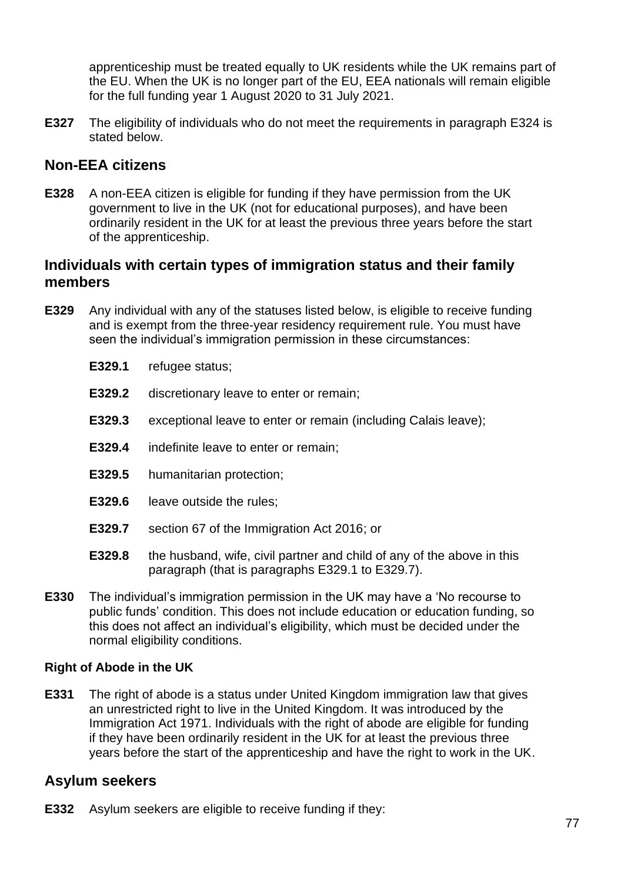apprenticeship must be treated equally to UK residents while the UK remains part of the EU. When the UK is no longer part of the EU, EEA nationals will remain eligible for the full funding year 1 August 2020 to 31 July 2021.

**E327** The eligibility of individuals who do not meet the requirements in paragraph E324 is stated below.

## Non-EEA citizens

**E328** A non-EEA citizen is eligible for funding if they have permission from the UK government to live in the UK (not for educational purposes), and have been ordinarily resident in the UK for at least the previous three years before the start of the apprenticeship.

## Individuals with certain types of immigration status and their family members

**E329** Any individual with any of the statuses listed below, is eligible to receive funding and is exempt from the three-year residency requirement rule. You must have seen the individual's immigration permission in these circumstances:

- **E329.1** refugee status;
- **E329.2** discretionary leave to enter or remain;
- **E329.3** exceptional leave to enter or remain (including Calais leave);
- **E329.4** indefinite leave to enter or remain;
- **E329.5** humanitarian protection;
- **E329.6** leave outside the rules;
- **E329.7** section 67 of the Immigration Act 2016; or
- **E329.8** the husband, wife, civil partner and child of any of the above in this paragraph (that is paragraphs E329.1 to E329.7).

**E330** The individual's immigration permission in the UK may have a 'No recourse to public funds' condition. This does not include education or education funding, so this does not affect an individual's eligibility, which must be decided under the normal eligibility conditions.

#### Right of Abode in the UK

**E331** The right of abode is a status under United Kingdom immigration law that gives an unrestricted right to live in the United Kingdom. It was introduced by the Immigration Act 1971. Individuals with the right of abode are eligible for funding if they have been ordinarily resident in the UK for at least the previous three years before the start of the apprenticeship and have the right to work in the UK.

## Asylum seekers

**E332** Asylum seekers are eligible to receive funding if they: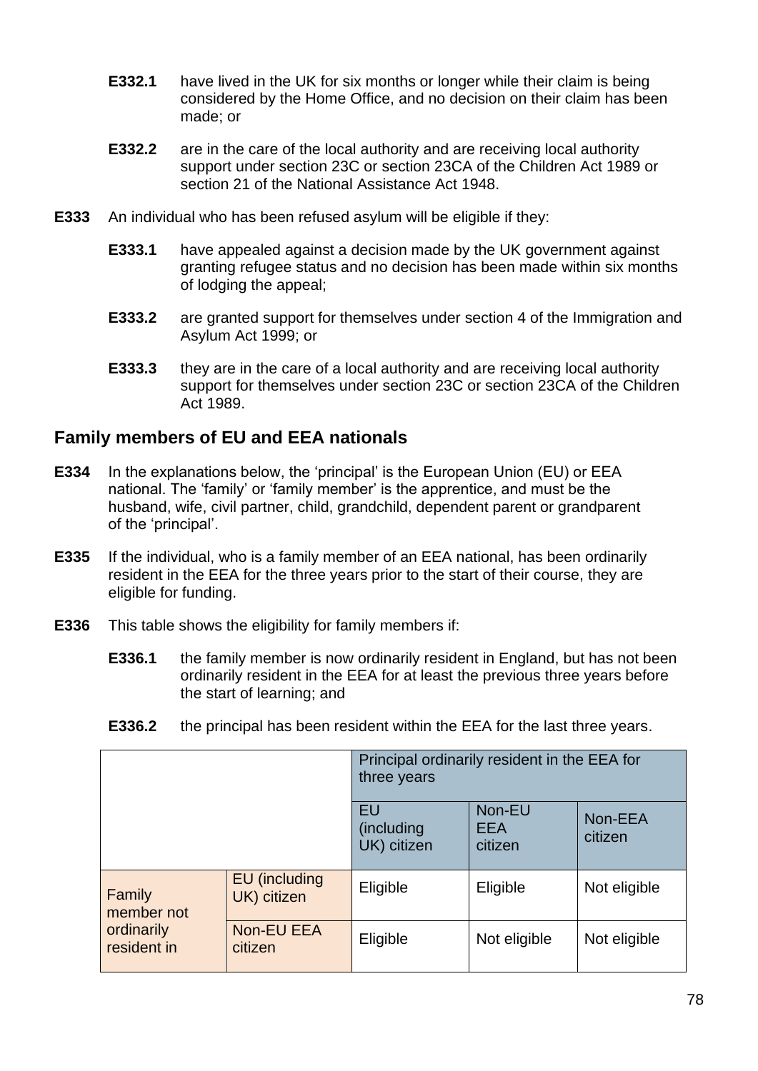**E332.1** have lived in the UK for six months or longer while their claim is being considered by the Home Office, and no decision on their claim has been made; or

**E332.2** are in the care of the local authority and are receiving local authority support under section 23C or section 23CA of the Children Act 1989 or section 21 of the National Assistance Act 1948.

**E333** An individual who has been refused asylum will be eligible if they:

**E333.1** have appealed against a decision made by the UK government against granting refugee status and no decision has been made within six months of lodging the appeal;

**E333.2** are granted support for themselves under section 4 of the Immigration and Asylum Act 1999; or

**E333.3** they are in the care of a local authority and are receiving local authority support for themselves under section 23C or section 23CA of the Children Act 1989.

## Family members of EU and EEA nationals

**E334** In the explanations below, the 'principal' is the European Union (EU) or EEA national. The 'family' or 'family member' is the apprentice, and must be the husband, wife, civil partner, child, grandchild, dependent parent or grandparent of the 'principal'.

**E335** If the individual, who is a family member of an EEA national, has been ordinarily resident in the EEA for the three years prior to the start of their course, they are eligible for funding.

**E336** This table shows the eligibility for family members if:

**E336.1** the family member is now ordinarily resident in England, but has not been ordinarily resident in the EEA for at least the previous three years before the start of learning; and

**E336.2** the principal has been resident within the EEA for the last three years.

| | | Principal ordinarily resident in the EEA for three years | | |
|---|---|---|---|---|
| | | EU (including UK) citizen | Non-EU EEA citizen | Non-EEA citizen |
| Family member not ordinarily resident in | EU (including UK) citizen | Eligible | Eligible | Not eligible |
| | Non-EU EEA citizen | Eligible | Not eligible | Not eligible |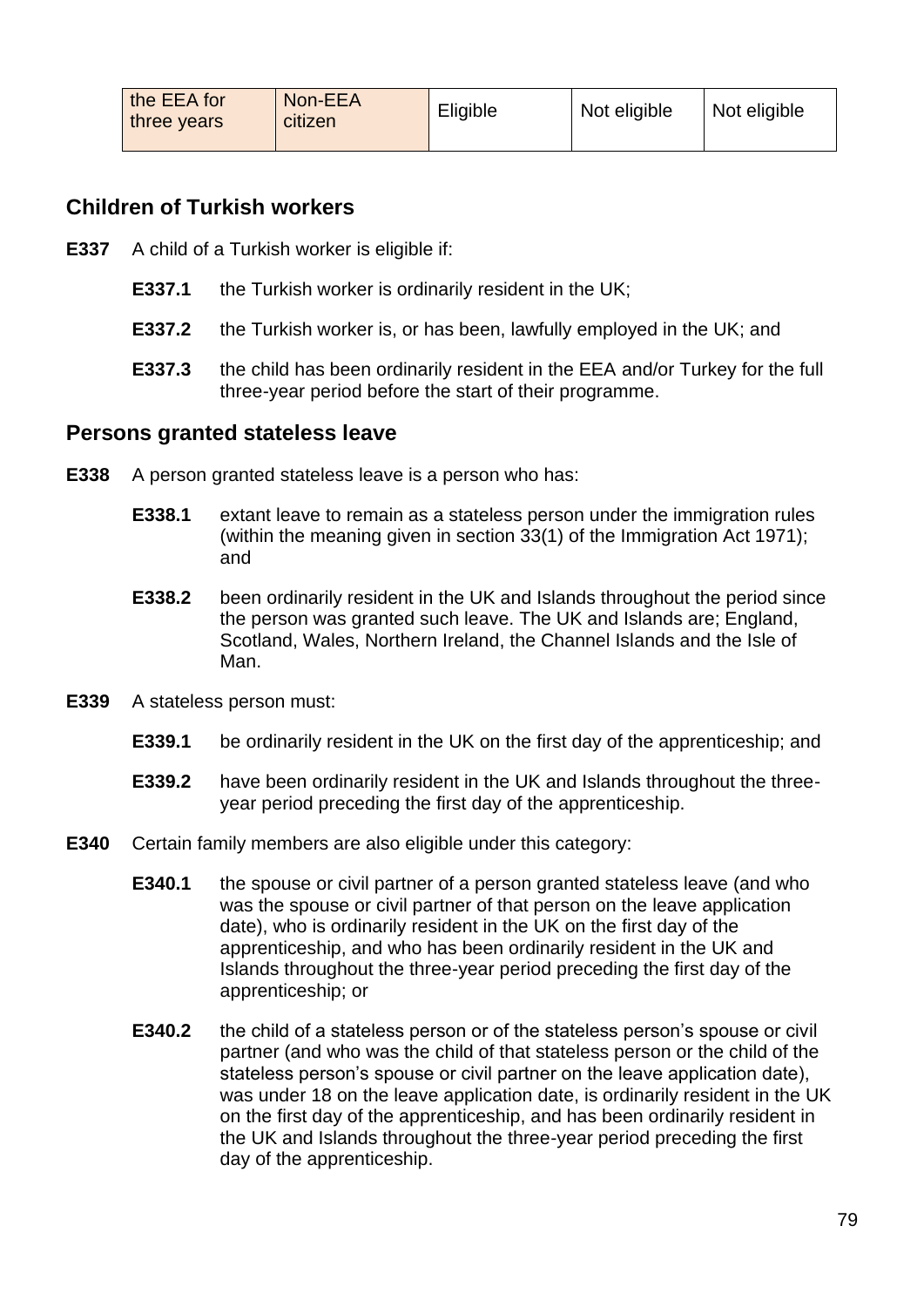| the EEA for three years | Non-EEA citizen | Eligible | Not eligible | Not eligible |
| --- | --- | --- | --- | --- |

## Children of Turkish workers

**E337** A child of a Turkish worker is eligible if:

**E337.1** the Turkish worker is ordinarily resident in the UK;

**E337.2** the Turkish worker is, or has been, lawfully employed in the UK; and

**E337.3** the child has been ordinarily resident in the EEA and/or Turkey for the full three-year period before the start of their programme.

## Persons granted stateless leave

**E338** A person granted stateless leave is a person who has:

**E338.1** extant leave to remain as a stateless person under the immigration rules (within the meaning given in section 33(1) of the Immigration Act 1971); and

**E338.2** been ordinarily resident in the UK and Islands throughout the period since the person was granted such leave. The UK and Islands are; England, Scotland, Wales, Northern Ireland, the Channel Islands and the Isle of Man.

**E339** A stateless person must:

**E339.1** be ordinarily resident in the UK on the first day of the apprenticeship; and

**E339.2** have been ordinarily resident in the UK and Islands throughout the three-year period preceding the first day of the apprenticeship.

**E340** Certain family members are also eligible under this category:

**E340.1** the spouse or civil partner of a person granted stateless leave (and who was the spouse or civil partner of that person on the leave application date), who is ordinarily resident in the UK on the first day of the apprenticeship, and who has been ordinarily resident in the UK and Islands throughout the three-year period preceding the first day of the apprenticeship; or

**E340.2** the child of a stateless person or of the stateless person's spouse or civil partner (and who was the child of that stateless person or the child of the stateless person's spouse or civil partner on the leave application date), was under 18 on the leave application date, is ordinarily resident in the UK on the first day of the apprenticeship, and has been ordinarily resident in the UK and Islands throughout the three-year period preceding the first day of the apprenticeship.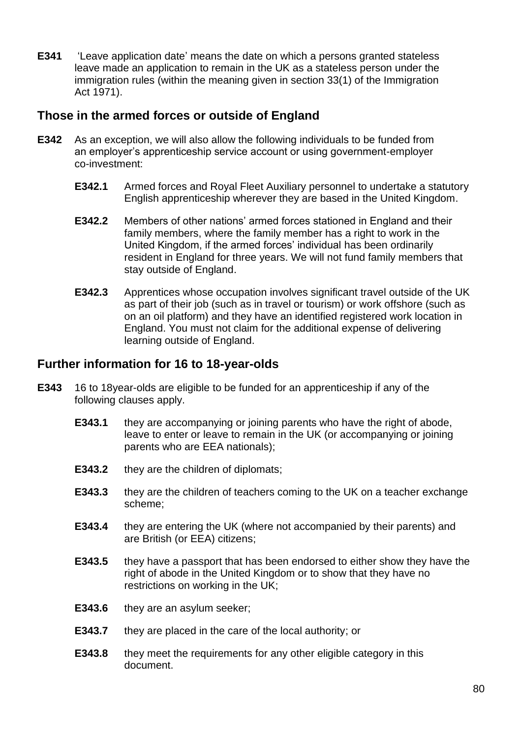**E341** 'Leave application date' means the date on which a persons granted stateless leave made an application to remain in the UK as a stateless person under the immigration rules (within the meaning given in section 33(1) of the Immigration Act 1971).

## Those in the armed forces or outside of England

**E342** As an exception, we will also allow the following individuals to be funded from an employer's apprenticeship service account or using government-employer co-investment:

- **E342.1** Armed forces and Royal Fleet Auxiliary personnel to undertake a statutory English apprenticeship wherever they are based in the United Kingdom.
- **E342.2** Members of other nations' armed forces stationed in England and their family members, where the family member has a right to work in the United Kingdom, if the armed forces' individual has been ordinarily resident in England for three years. We will not fund family members that stay outside of England.
- **E342.3** Apprentices whose occupation involves significant travel outside of the UK as part of their job (such as in travel or tourism) or work offshore (such as on an oil platform) and they have an identified registered work location in England. You must not claim for the additional expense of delivering learning outside of England.

## Further information for 16 to 18-year-olds

**E343** 16 to 18year-olds are eligible to be funded for an apprenticeship if any of the following clauses apply.

- **E343.1** they are accompanying or joining parents who have the right of abode, leave to enter or leave to remain in the UK (or accompanying or joining parents who are EEA nationals);
- **E343.2** they are the children of diplomats;
- **E343.3** they are the children of teachers coming to the UK on a teacher exchange scheme;
- **E343.4** they are entering the UK (where not accompanied by their parents) and are British (or EEA) citizens;
- **E343.5** they have a passport that has been endorsed to either show they have the right of abode in the United Kingdom or to show that they have no restrictions on working in the UK;
- **E343.6** they are an asylum seeker;
- **E343.7** they are placed in the care of the local authority; or
- **E343.8** they meet the requirements for any other eligible category in this document.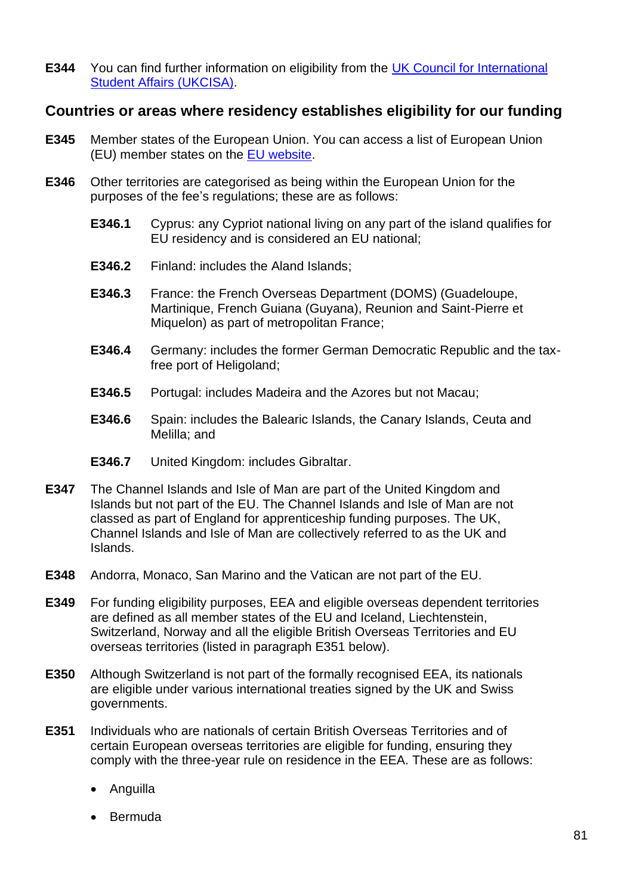**E344** You can find further information on eligibility from the [UK Council for International Student Affairs (UKCISA)](#).

## Countries or areas where residency establishes eligibility for our funding

**E345** Member states of the European Union. You can access a list of European Union (EU) member states on the [EU website](#).

**E346** Other territories are categorised as being within the European Union for the purposes of the fee's regulations; these are as follows:

> **E346.1** Cyprus: any Cypriot national living on any part of the island qualifies for EU residency and is considered an EU national;
>
> **E346.2** Finland: includes the Aland Islands;
>
> **E346.3** France: the French Overseas Department (DOMS) (Guadeloupe, Martinique, French Guiana (Guyana), Reunion and Saint-Pierre et Miquelon) as part of metropolitan France;
>
> **E346.4** Germany: includes the former German Democratic Republic and the tax-free port of Heligoland;
>
> **E346.5** Portugal: includes Madeira and the Azores but not Macau;
>
> **E346.6** Spain: includes the Balearic Islands, the Canary Islands, Ceuta and Melilla; and
>
> **E346.7** United Kingdom: includes Gibraltar.

**E347** The Channel Islands and Isle of Man are part of the United Kingdom and Islands but not part of the EU. The Channel Islands and Isle of Man are not classed as part of England for apprenticeship funding purposes. The UK, Channel Islands and Isle of Man are collectively referred to as the UK and Islands.

**E348** Andorra, Monaco, San Marino and the Vatican are not part of the EU.

**E349** For funding eligibility purposes, EEA and eligible overseas dependent territories are defined as all member states of the EU and Iceland, Liechtenstein, Switzerland, Norway and all the eligible British Overseas Territories and EU overseas territories (listed in paragraph E351 below).

**E350** Although Switzerland is not part of the formally recognised EEA, its nationals are eligible under various international treaties signed by the UK and Swiss governments.

**E351** Individuals who are nationals of certain British Overseas Territories and of certain European overseas territories are eligible for funding, ensuring they comply with the three-year rule on residence in the EEA. These are as follows:

- Anguilla
- Bermuda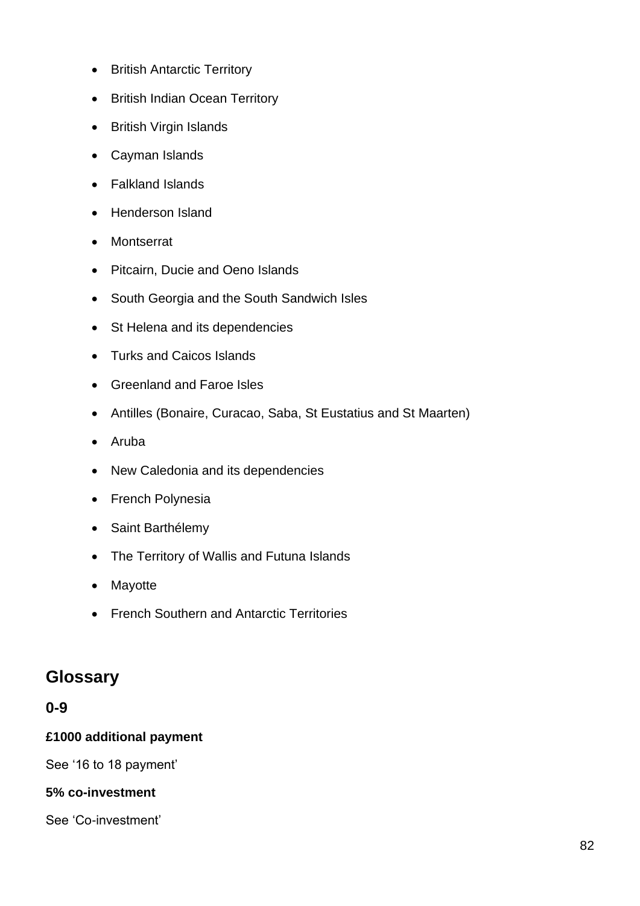- British Antarctic Territory
- British Indian Ocean Territory
- British Virgin Islands
- Cayman Islands
- Falkland Islands
- Henderson Island
- Montserrat
- Pitcairn, Ducie and Oeno Islands
- South Georgia and the South Sandwich Isles
- St Helena and its dependencies
- Turks and Caicos Islands
- Greenland and Faroe Isles
- Antilles (Bonaire, Curacao, Saba, St Eustatius and St Maarten)
- Aruba
- New Caledonia and its dependencies
- French Polynesia
- Saint Barthélemy
- The Territory of Wallis and Futuna Islands
- Mayotte
- French Southern and Antarctic Territories

## Glossary

### 0-9

**£1000 additional payment**

See ‘16 to 18 payment’

**5% co-investment**

See ‘Co-investment’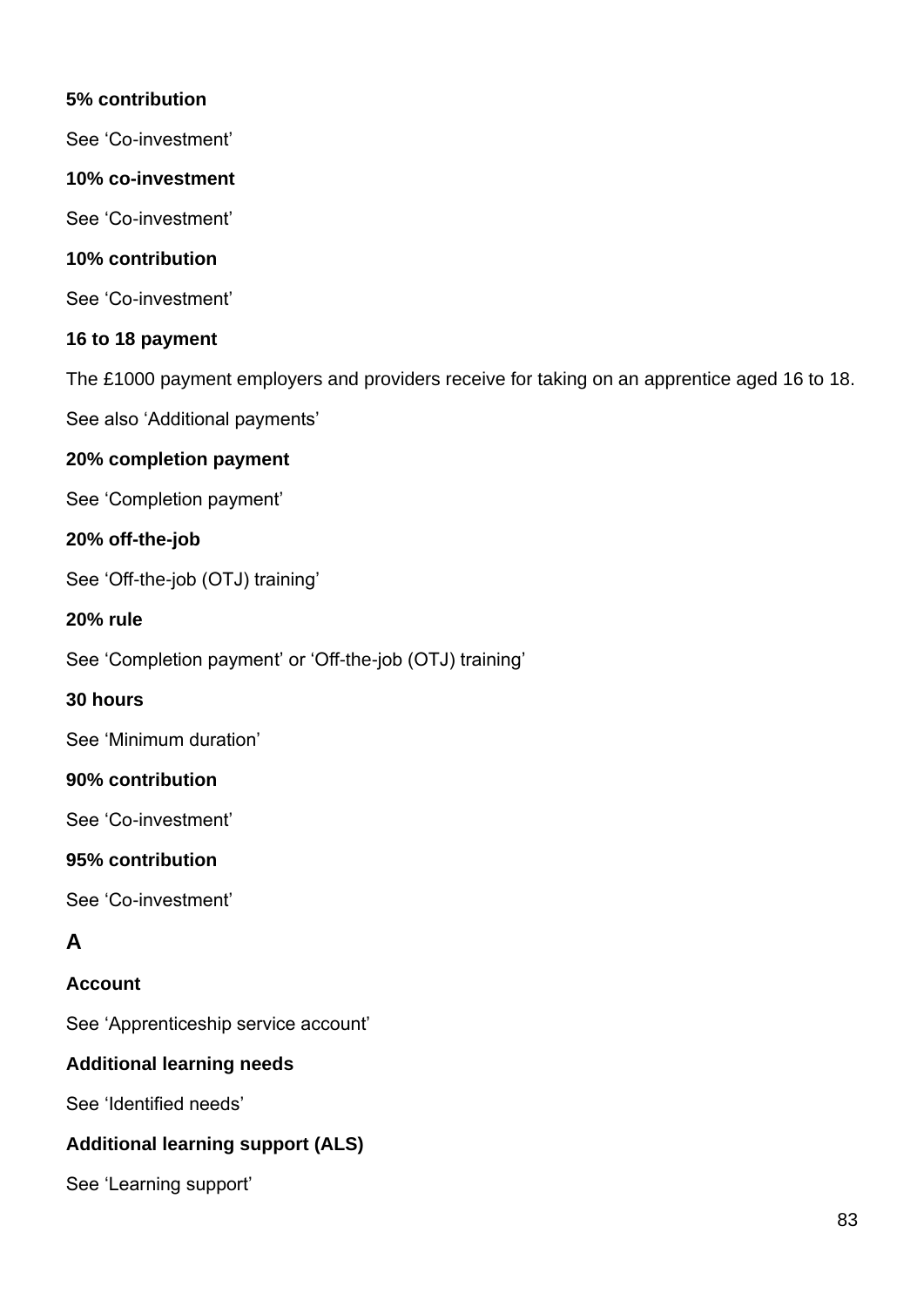**5% contribution**

See 'Co-investment'

**10% co-investment**

See 'Co-investment'

**10% contribution**

See 'Co-investment'

**16 to 18 payment**

The £1000 payment employers and providers receive for taking on an apprentice aged 16 to 18.

See also 'Additional payments'

**20% completion payment**

See 'Completion payment'

**20% off-the-job**

See 'Off-the-job (OTJ) training'

**20% rule**

See 'Completion payment' or 'Off-the-job (OTJ) training'

**30 hours**

See 'Minimum duration'

**90% contribution**

See 'Co-investment'

**95% contribution**

See 'Co-investment'

## A

**Account**

See 'Apprenticeship service account'

**Additional learning needs**

See 'Identified needs'

**Additional learning support (ALS)**

See 'Learning support'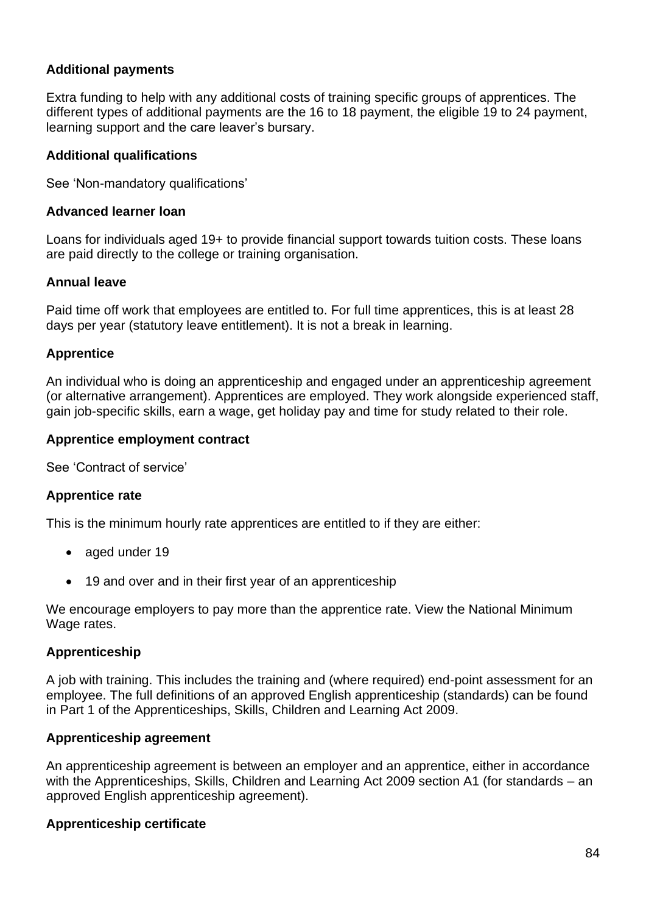### Additional payments

Extra funding to help with any additional costs of training specific groups of apprentices. The different types of additional payments are the 16 to 18 payment, the eligible 19 to 24 payment, learning support and the care leaver's bursary.

### Additional qualifications

See 'Non-mandatory qualifications'

### Advanced learner loan

Loans for individuals aged 19+ to provide financial support towards tuition costs. These loans are paid directly to the college or training organisation.

### Annual leave

Paid time off work that employees are entitled to. For full time apprentices, this is at least 28 days per year (statutory leave entitlement). It is not a break in learning.

### Apprentice

An individual who is doing an apprenticeship and engaged under an apprenticeship agreement (or alternative arrangement). Apprentices are employed. They work alongside experienced staff, gain job-specific skills, earn a wage, get holiday pay and time for study related to their role.

### Apprentice employment contract

See 'Contract of service'

### Apprentice rate

This is the minimum hourly rate apprentices are entitled to if they are either:

- aged under 19
- 19 and over and in their first year of an apprenticeship

We encourage employers to pay more than the apprentice rate. View the National Minimum Wage rates.

### Apprenticeship

A job with training. This includes the training and (where required) end-point assessment for an employee. The full definitions of an approved English apprenticeship (standards) can be found in Part 1 of the Apprenticeships, Skills, Children and Learning Act 2009.

### Apprenticeship agreement

An apprenticeship agreement is between an employer and an apprentice, either in accordance with the Apprenticeships, Skills, Children and Learning Act 2009 section A1 (for standards – an approved English apprenticeship agreement).

### Apprenticeship certificate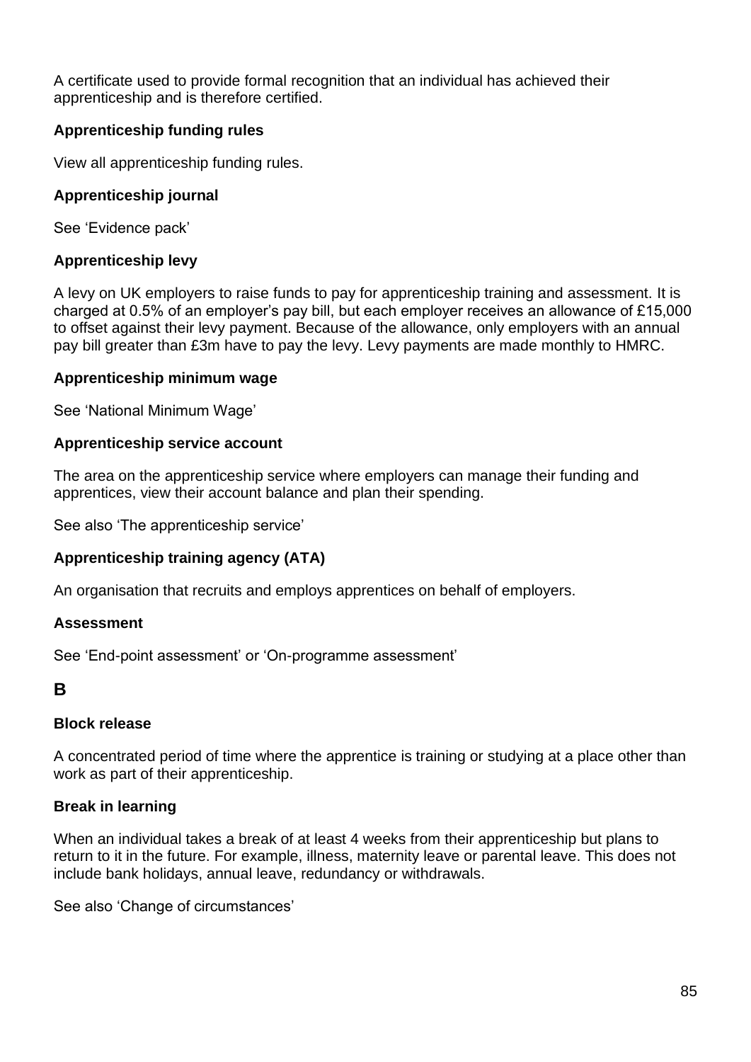A certificate used to provide formal recognition that an individual has achieved their apprenticeship and is therefore certified.

**Apprenticeship funding rules**

View all apprenticeship funding rules.

**Apprenticeship journal**

See 'Evidence pack'

**Apprenticeship levy**

A levy on UK employers to raise funds to pay for apprenticeship training and assessment. It is charged at 0.5% of an employer's pay bill, but each employer receives an allowance of £15,000 to offset against their levy payment. Because of the allowance, only employers with an annual pay bill greater than £3m have to pay the levy. Levy payments are made monthly to HMRC.

**Apprenticeship minimum wage**

See 'National Minimum Wage'

**Apprenticeship service account**

The area on the apprenticeship service where employers can manage their funding and apprentices, view their account balance and plan their spending.

See also 'The apprenticeship service'

**Apprenticeship training agency (ATA)**

An organisation that recruits and employs apprentices on behalf of employers.

**Assessment**

See 'End-point assessment' or 'On-programme assessment'

## B

**Block release**

A concentrated period of time where the apprentice is training or studying at a place other than work as part of their apprenticeship.

**Break in learning**

When an individual takes a break of at least 4 weeks from their apprenticeship but plans to return to it in the future. For example, illness, maternity leave or parental leave. This does not include bank holidays, annual leave, redundancy or withdrawals.

See also 'Change of circumstances'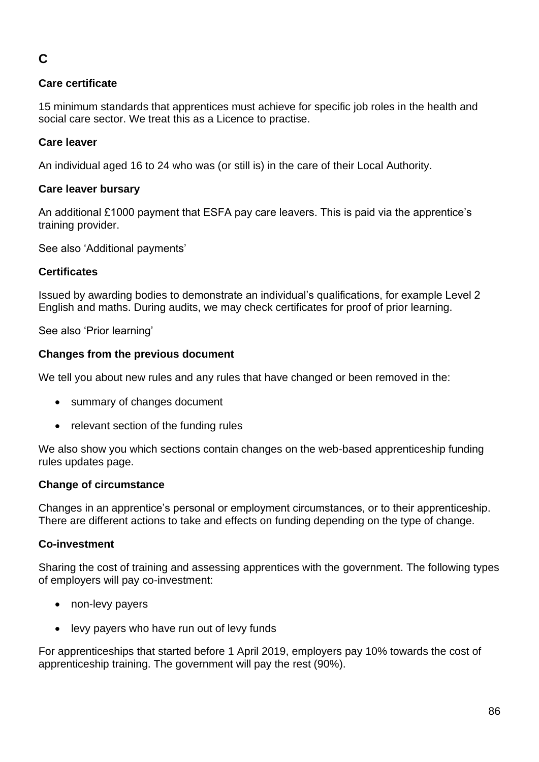## C

### Care certificate

15 minimum standards that apprentices must achieve for specific job roles in the health and social care sector. We treat this as a Licence to practise.

### Care leaver

An individual aged 16 to 24 who was (or still is) in the care of their Local Authority.

### Care leaver bursary

An additional £1000 payment that ESFA pay care leavers. This is paid via the apprentice's training provider.

See also 'Additional payments'

### Certificates

Issued by awarding bodies to demonstrate an individual's qualifications, for example Level 2 English and maths. During audits, we may check certificates for proof of prior learning.

See also 'Prior learning'

### Changes from the previous document

We tell you about new rules and any rules that have changed or been removed in the:

- summary of changes document
- relevant section of the funding rules

We also show you which sections contain changes on the web-based apprenticeship funding rules updates page.

### Change of circumstance

Changes in an apprentice's personal or employment circumstances, or to their apprenticeship. There are different actions to take and effects on funding depending on the type of change.

### Co-investment

Sharing the cost of training and assessing apprentices with the government. The following types of employers will pay co-investment:

- non-levy payers
- levy payers who have run out of levy funds

For apprenticeships that started before 1 April 2019, employers pay 10% towards the cost of apprenticeship training. The government will pay the rest (90%).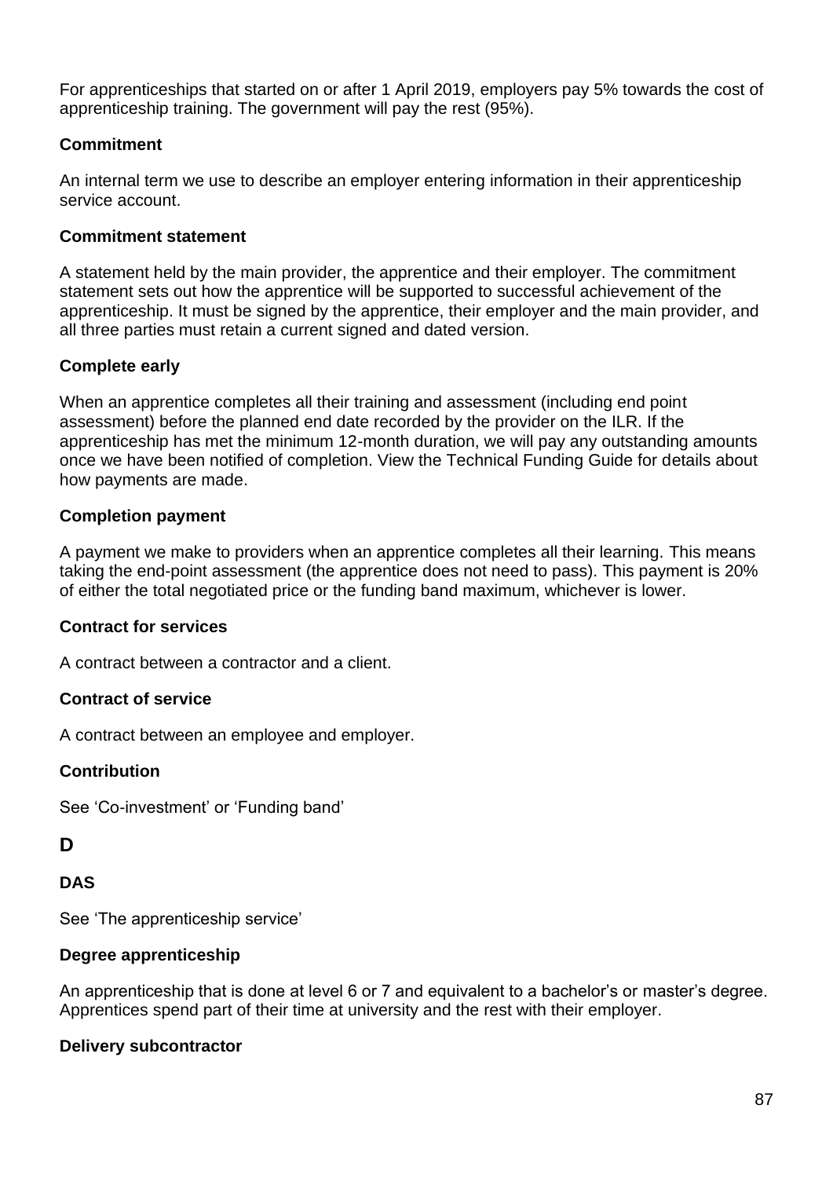For apprenticeships that started on or after 1 April 2019, employers pay 5% towards the cost of apprenticeship training. The government will pay the rest (95%).

**Commitment**

An internal term we use to describe an employer entering information in their apprenticeship service account.

**Commitment statement**

A statement held by the main provider, the apprentice and their employer. The commitment statement sets out how the apprentice will be supported to successful achievement of the apprenticeship. It must be signed by the apprentice, their employer and the main provider, and all three parties must retain a current signed and dated version.

**Complete early**

When an apprentice completes all their training and assessment (including end point assessment) before the planned end date recorded by the provider on the ILR. If the apprenticeship has met the minimum 12-month duration, we will pay any outstanding amounts once we have been notified of completion. View the Technical Funding Guide for details about how payments are made.

**Completion payment**

A payment we make to providers when an apprentice completes all their learning. This means taking the end-point assessment (the apprentice does not need to pass). This payment is 20% of either the total negotiated price or the funding band maximum, whichever is lower.

**Contract for services**

A contract between a contractor and a client.

**Contract of service**

A contract between an employee and employer.

**Contribution**

See 'Co-investment' or 'Funding band'

## D

**DAS**

See 'The apprenticeship service'

**Degree apprenticeship**

An apprenticeship that is done at level 6 or 7 and equivalent to a bachelor's or master's degree. Apprentices spend part of their time at university and the rest with their employer.

**Delivery subcontractor**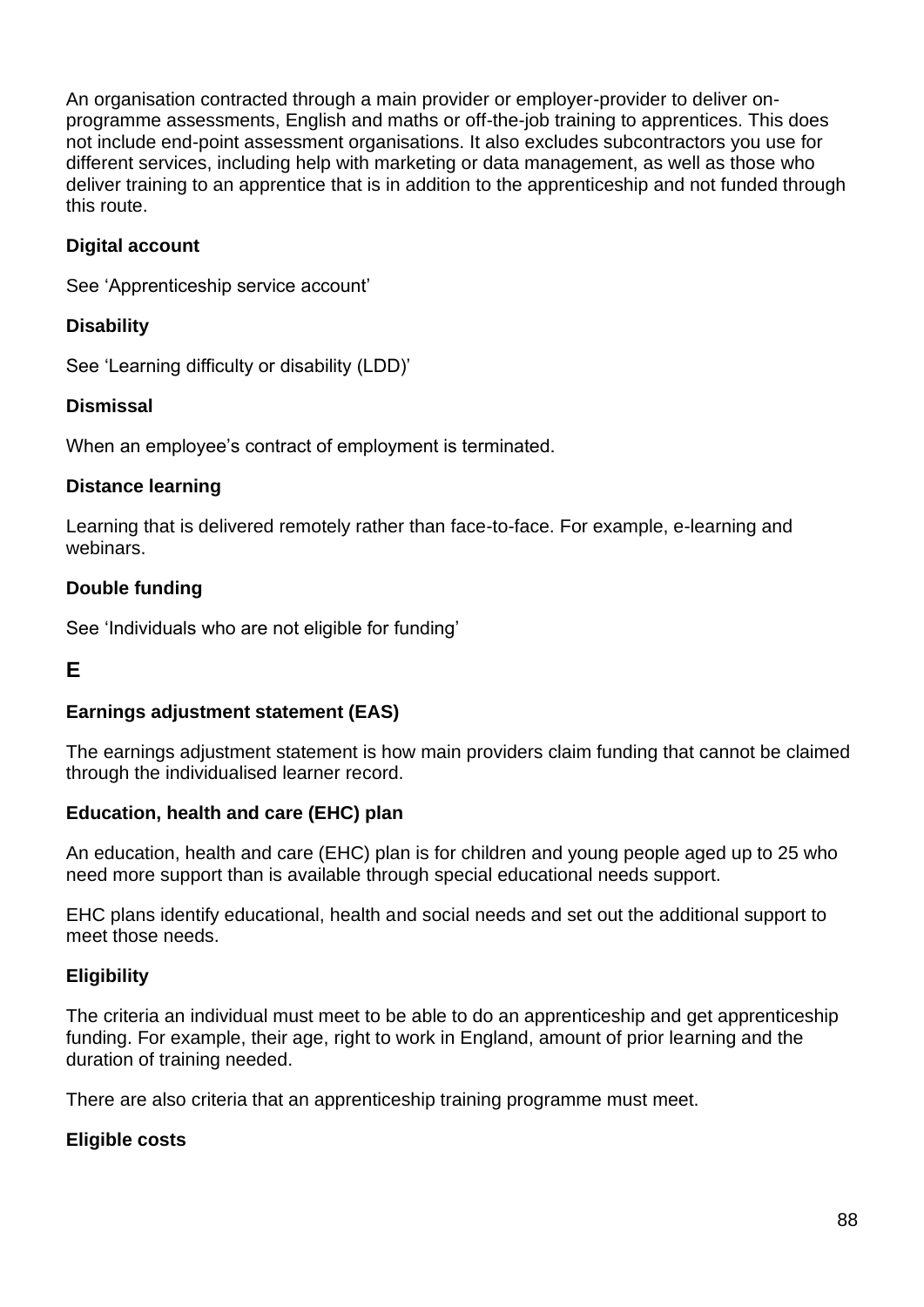An organisation contracted through a main provider or employer-provider to deliver on-programme assessments, English and maths or off-the-job training to apprentices. This does not include end-point assessment organisations. It also excludes subcontractors you use for different services, including help with marketing or data management, as well as those who deliver training to an apprentice that is in addition to the apprenticeship and not funded through this route.

**Digital account**

See 'Apprenticeship service account'

**Disability**

See 'Learning difficulty or disability (LDD)'

**Dismissal**

When an employee's contract of employment is terminated.

**Distance learning**

Learning that is delivered remotely rather than face-to-face. For example, e-learning and webinars.

**Double funding**

See 'Individuals who are not eligible for funding'

## E

**Earnings adjustment statement (EAS)**

The earnings adjustment statement is how main providers claim funding that cannot be claimed through the individualised learner record.

**Education, health and care (EHC) plan**

An education, health and care (EHC) plan is for children and young people aged up to 25 who need more support than is available through special educational needs support.

EHC plans identify educational, health and social needs and set out the additional support to meet those needs.

**Eligibility**

The criteria an individual must meet to be able to do an apprenticeship and get apprenticeship funding. For example, their age, right to work in England, amount of prior learning and the duration of training needed.

There are also criteria that an apprenticeship training programme must meet.

**Eligible costs**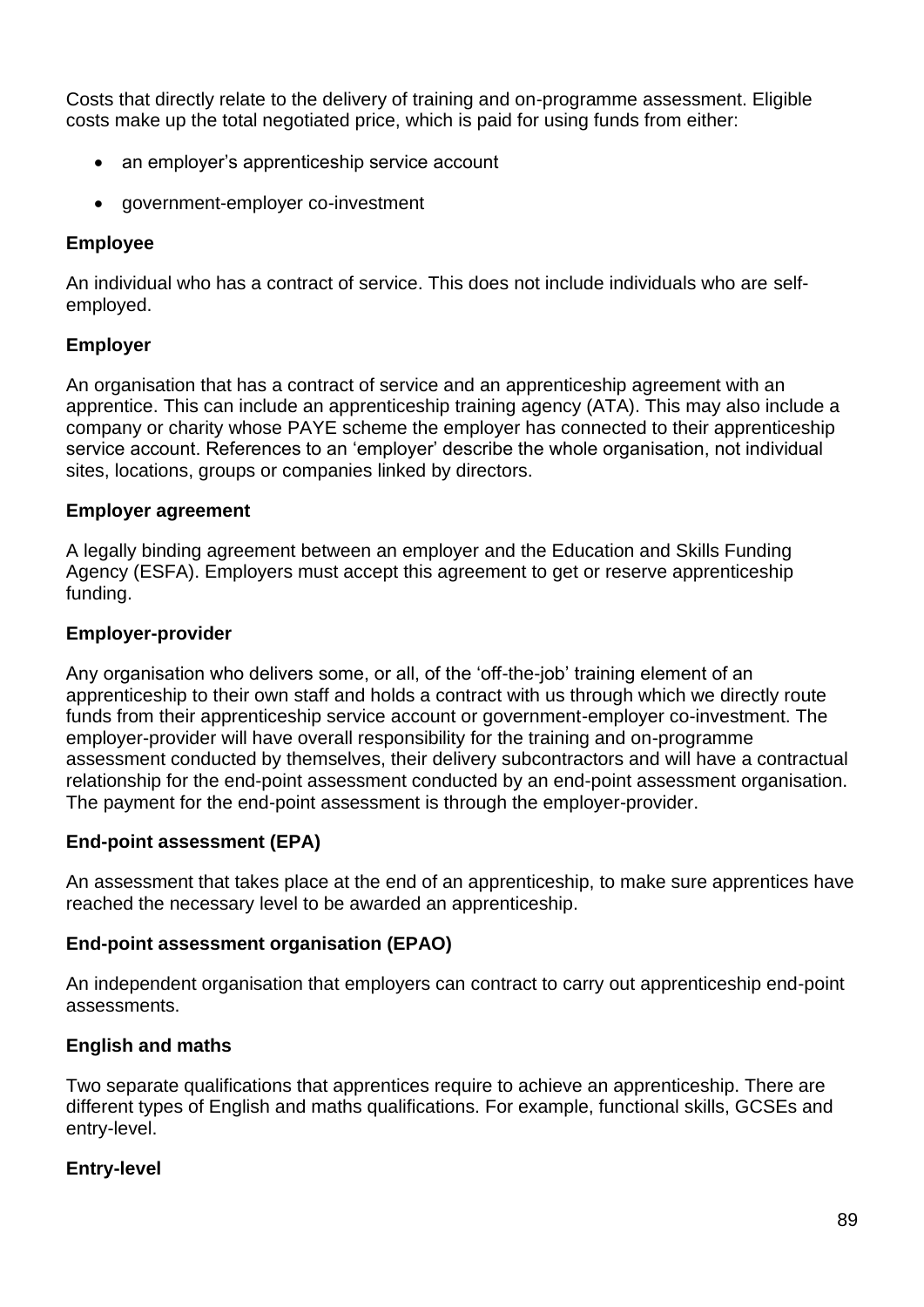Costs that directly relate to the delivery of training and on-programme assessment. Eligible costs make up the total negotiated price, which is paid for using funds from either:

- an employer's apprenticeship service account
- government-employer co-investment

**Employee**

An individual who has a contract of service. This does not include individuals who are self-employed.

**Employer**

An organisation that has a contract of service and an apprenticeship agreement with an apprentice. This can include an apprenticeship training agency (ATA). This may also include a company or charity whose PAYE scheme the employer has connected to their apprenticeship service account. References to an 'employer' describe the whole organisation, not individual sites, locations, groups or companies linked by directors.

**Employer agreement**

A legally binding agreement between an employer and the Education and Skills Funding Agency (ESFA). Employers must accept this agreement to get or reserve apprenticeship funding.

**Employer-provider**

Any organisation who delivers some, or all, of the 'off-the-job' training element of an apprenticeship to their own staff and holds a contract with us through which we directly route funds from their apprenticeship service account or government-employer co-investment. The employer-provider will have overall responsibility for the training and on-programme assessment conducted by themselves, their delivery subcontractors and will have a contractual relationship for the end-point assessment conducted by an end-point assessment organisation. The payment for the end-point assessment is through the employer-provider.

**End-point assessment (EPA)**

An assessment that takes place at the end of an apprenticeship, to make sure apprentices have reached the necessary level to be awarded an apprenticeship.

**End-point assessment organisation (EPAO)**

An independent organisation that employers can contract to carry out apprenticeship end-point assessments.

**English and maths**

Two separate qualifications that apprentices require to achieve an apprenticeship. There are different types of English and maths qualifications. For example, functional skills, GCSEs and entry-level.

**Entry-level**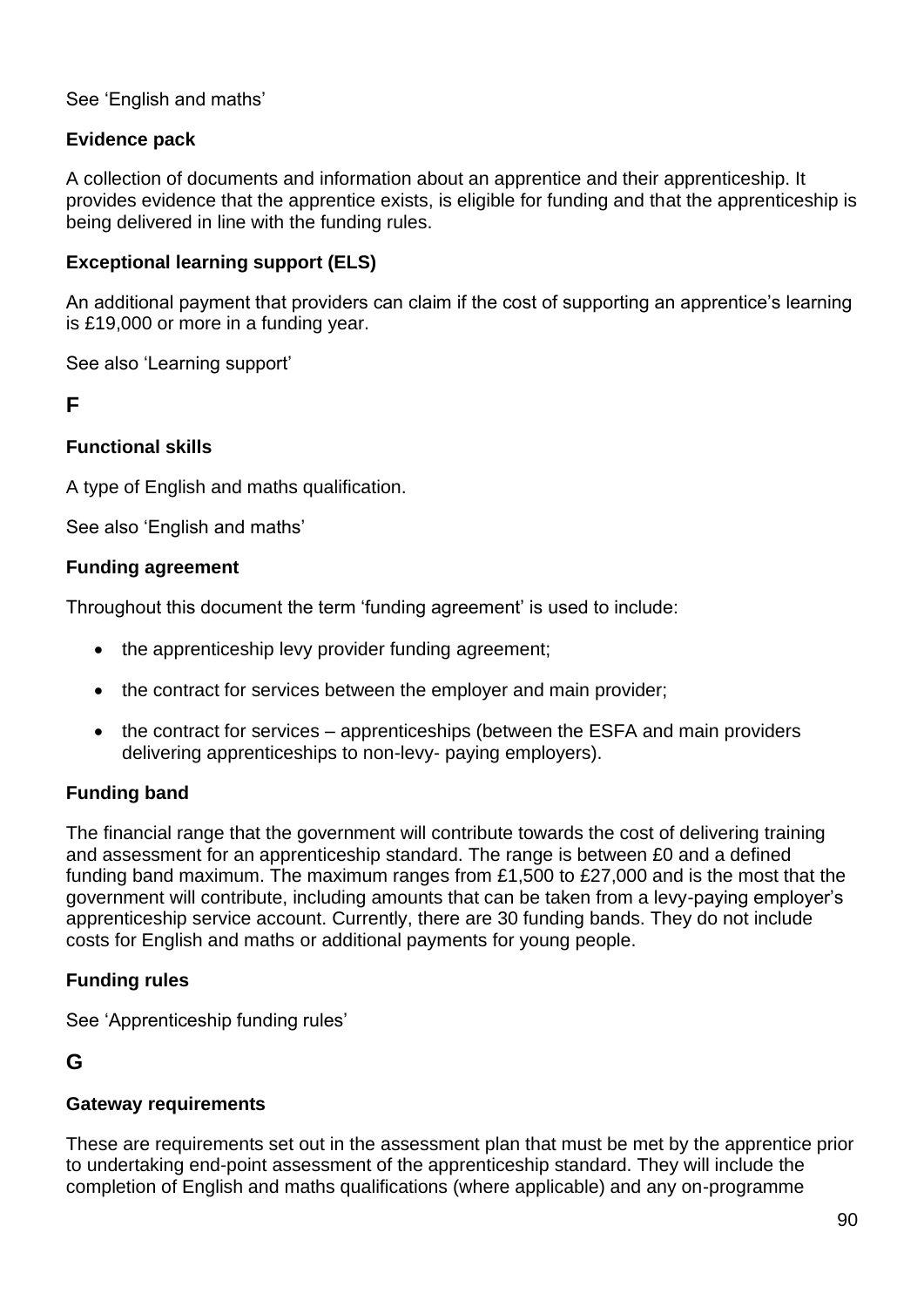See 'English and maths'

**Evidence pack**

A collection of documents and information about an apprentice and their apprenticeship. It provides evidence that the apprentice exists, is eligible for funding and that the apprenticeship is being delivered in line with the funding rules.

**Exceptional learning support (ELS)**

An additional payment that providers can claim if the cost of supporting an apprentice's learning is £19,000 or more in a funding year.

See also 'Learning support'

## F

**Functional skills**

A type of English and maths qualification.

See also 'English and maths'

**Funding agreement**

Throughout this document the term 'funding agreement' is used to include:

- the apprenticeship levy provider funding agreement;
- the contract for services between the employer and main provider;
- the contract for services – apprenticeships (between the ESFA and main providers delivering apprenticeships to non-levy- paying employers).

**Funding band**

The financial range that the government will contribute towards the cost of delivering training and assessment for an apprenticeship standard. The range is between £0 and a defined funding band maximum. The maximum ranges from £1,500 to £27,000 and is the most that the government will contribute, including amounts that can be taken from a levy-paying employer's apprenticeship service account. Currently, there are 30 funding bands. They do not include costs for English and maths or additional payments for young people.

**Funding rules**

See 'Apprenticeship funding rules'

## G

**Gateway requirements**

These are requirements set out in the assessment plan that must be met by the apprentice prior to undertaking end-point assessment of the apprenticeship standard. They will include the completion of English and maths qualifications (where applicable) and any on-programme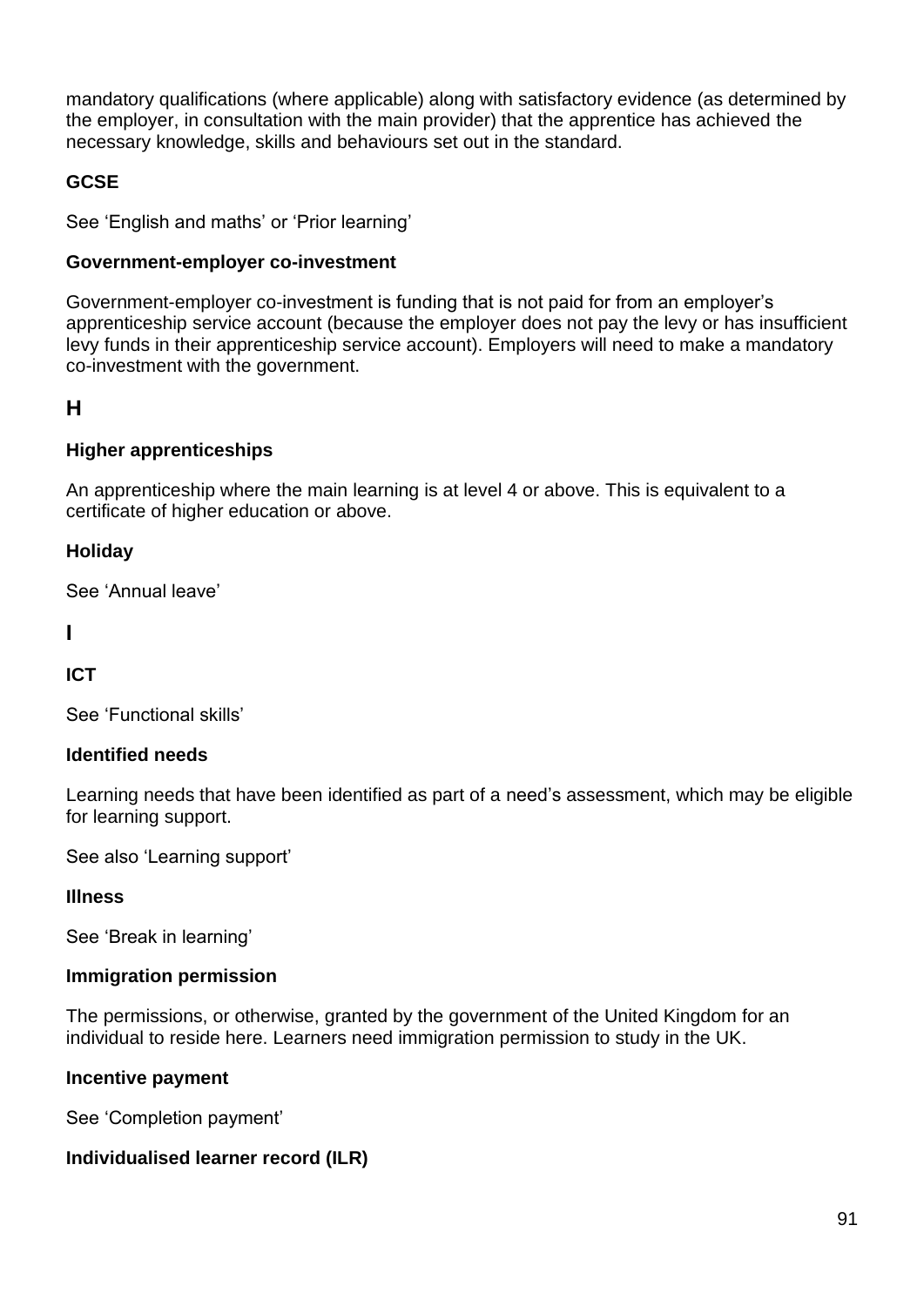mandatory qualifications (where applicable) along with satisfactory evidence (as determined by the employer, in consultation with the main provider) that the apprentice has achieved the necessary knowledge, skills and behaviours set out in the standard.

**GCSE**

See 'English and maths' or 'Prior learning'

**Government-employer co-investment**

Government-employer co-investment is funding that is not paid for from an employer's apprenticeship service account (because the employer does not pay the levy or has insufficient levy funds in their apprenticeship service account). Employers will need to make a mandatory co-investment with the government.

## H

**Higher apprenticeships**

An apprenticeship where the main learning is at level 4 or above. This is equivalent to a certificate of higher education or above.

**Holiday**

See 'Annual leave'

## I

**ICT**

See 'Functional skills'

**Identified needs**

Learning needs that have been identified as part of a need's assessment, which may be eligible for learning support.

See also 'Learning support'

**Illness**

See 'Break in learning'

**Immigration permission**

The permissions, or otherwise, granted by the government of the United Kingdom for an individual to reside here. Learners need immigration permission to study in the UK.

**Incentive payment**

See 'Completion payment'

**Individualised learner record (ILR)**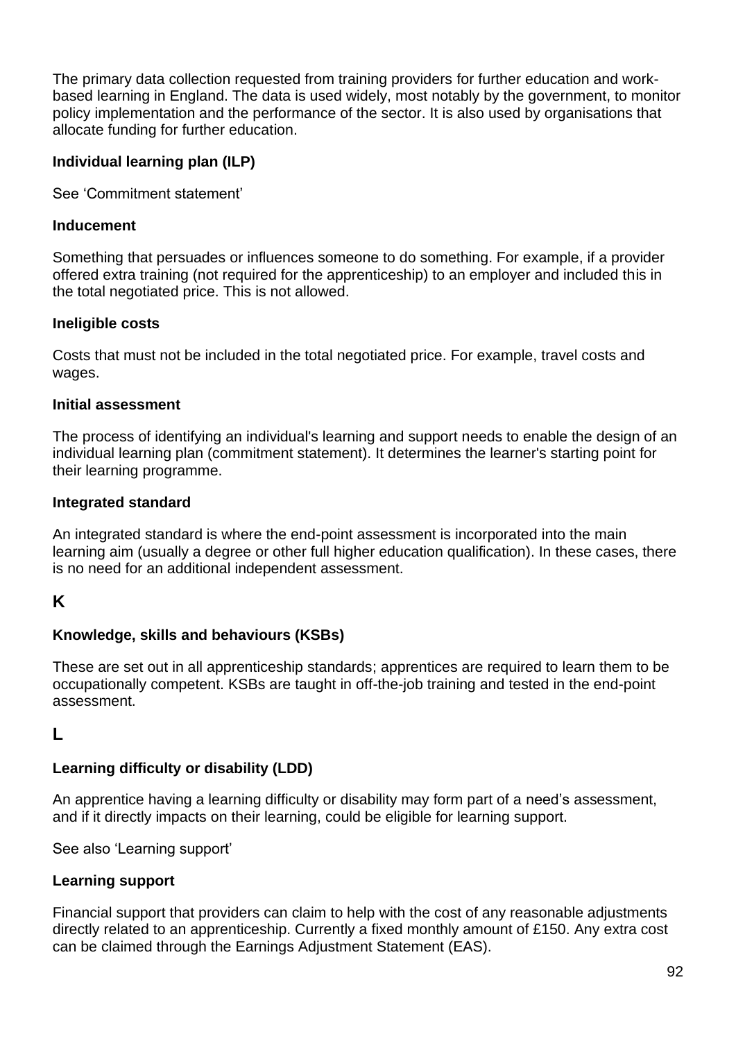The primary data collection requested from training providers for further education and work-based learning in England. The data is used widely, most notably by the government, to monitor policy implementation and the performance of the sector. It is also used by organisations that allocate funding for further education.

**Individual learning plan (ILP)**

See 'Commitment statement'

**Inducement**

Something that persuades or influences someone to do something. For example, if a provider offered extra training (not required for the apprenticeship) to an employer and included this in the total negotiated price. This is not allowed.

**Ineligible costs**

Costs that must not be included in the total negotiated price. For example, travel costs and wages.

**Initial assessment**

The process of identifying an individual's learning and support needs to enable the design of an individual learning plan (commitment statement). It determines the learner's starting point for their learning programme.

**Integrated standard**

An integrated standard is where the end-point assessment is incorporated into the main learning aim (usually a degree or other full higher education qualification). In these cases, there is no need for an additional independent assessment.

## K

**Knowledge, skills and behaviours (KSBs)**

These are set out in all apprenticeship standards; apprentices are required to learn them to be occupationally competent. KSBs are taught in off-the-job training and tested in the end-point assessment.

## L

**Learning difficulty or disability (LDD)**

An apprentice having a learning difficulty or disability may form part of a need's assessment, and if it directly impacts on their learning, could be eligible for learning support.

See also 'Learning support'

**Learning support**

Financial support that providers can claim to help with the cost of any reasonable adjustments directly related to an apprenticeship. Currently a fixed monthly amount of £150. Any extra cost can be claimed through the Earnings Adjustment Statement (EAS).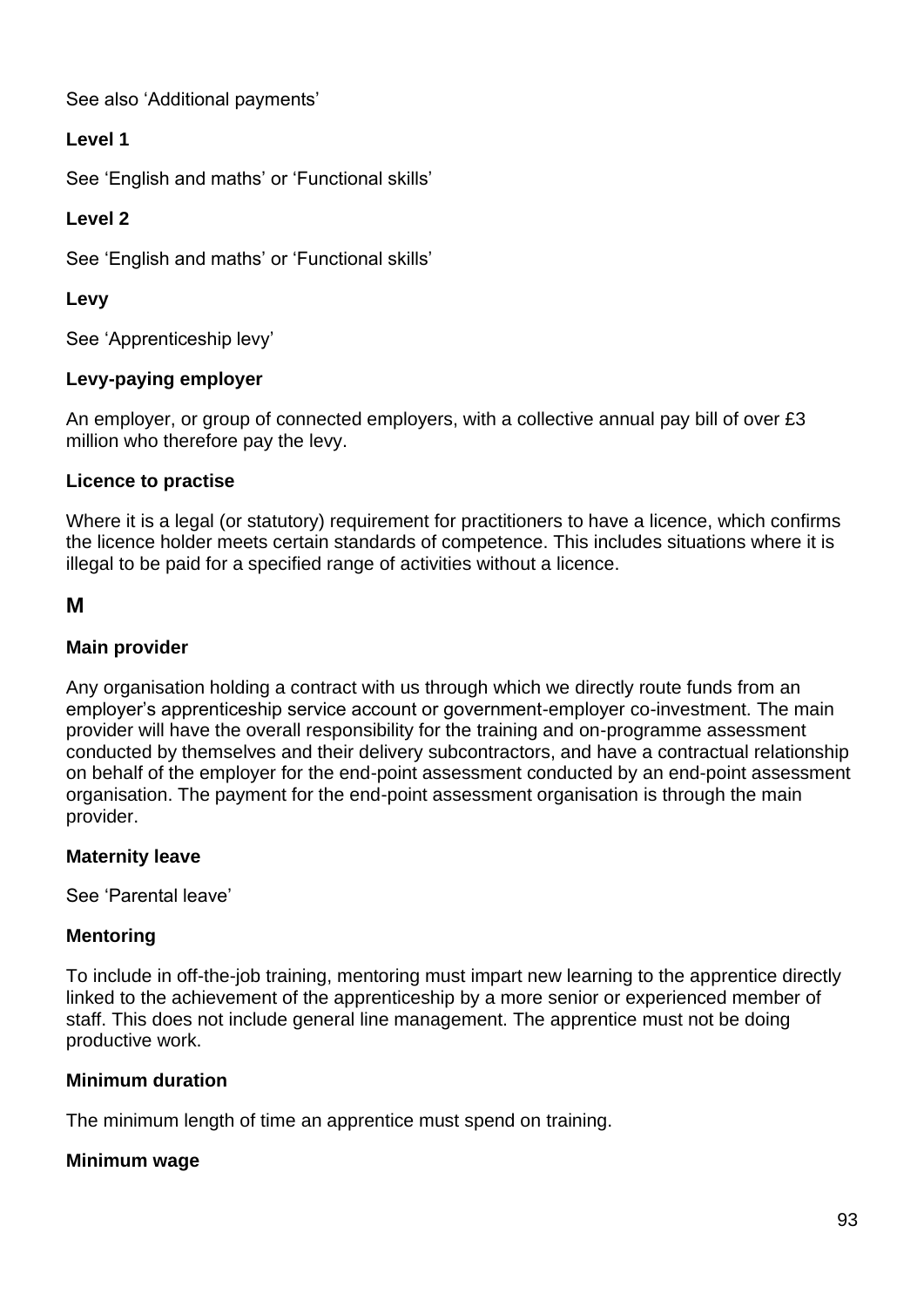See also ‘Additional payments’

**Level 1**

See ‘English and maths’ or ‘Functional skills’

**Level 2**

See ‘English and maths’ or ‘Functional skills’

**Levy**

See ‘Apprenticeship levy’

**Levy-paying employer**

An employer, or group of connected employers, with a collective annual pay bill of over £3 million who therefore pay the levy.

**Licence to practise**

Where it is a legal (or statutory) requirement for practitioners to have a licence, which confirms the licence holder meets certain standards of competence. This includes situations where it is illegal to be paid for a specified range of activities without a licence.

## M

**Main provider**

Any organisation holding a contract with us through which we directly route funds from an employer’s apprenticeship service account or government-employer co-investment. The main provider will have the overall responsibility for the training and on-programme assessment conducted by themselves and their delivery subcontractors, and have a contractual relationship on behalf of the employer for the end-point assessment conducted by an end-point assessment organisation. The payment for the end-point assessment organisation is through the main provider.

**Maternity leave**

See ‘Parental leave’

**Mentoring**

To include in off-the-job training, mentoring must impart new learning to the apprentice directly linked to the achievement of the apprenticeship by a more senior or experienced member of staff. This does not include general line management. The apprentice must not be doing productive work.

**Minimum duration**

The minimum length of time an apprentice must spend on training.

**Minimum wage**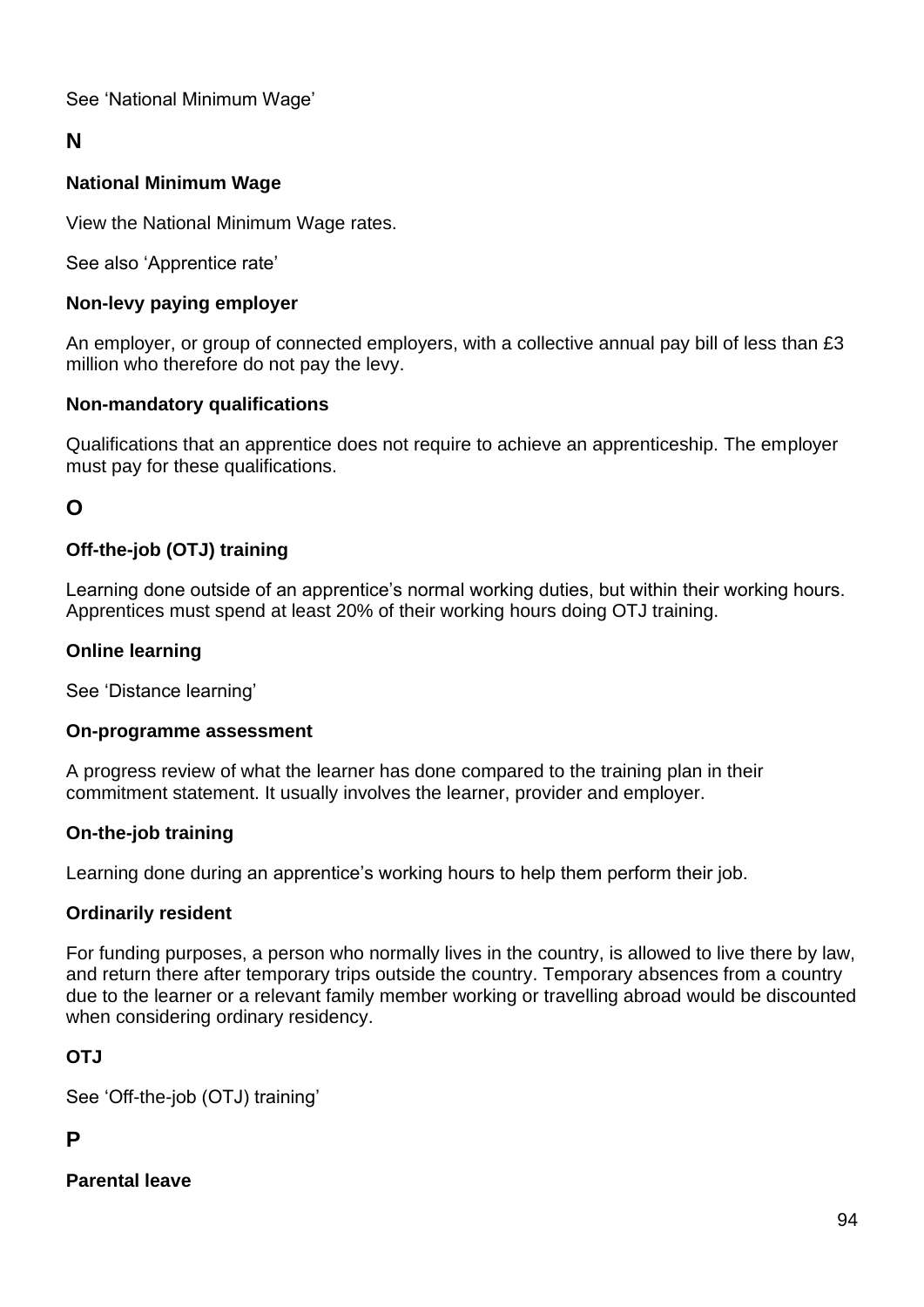See 'National Minimum Wage'

## N

### National Minimum Wage

View the National Minimum Wage rates.

See also 'Apprentice rate'

### Non-levy paying employer

An employer, or group of connected employers, with a collective annual pay bill of less than £3 million who therefore do not pay the levy.

### Non-mandatory qualifications

Qualifications that an apprentice does not require to achieve an apprenticeship. The employer must pay for these qualifications.

## O

### Off-the-job (OTJ) training

Learning done outside of an apprentice's normal working duties, but within their working hours. Apprentices must spend at least 20% of their working hours doing OTJ training.

### Online learning

See 'Distance learning'

### On-programme assessment

A progress review of what the learner has done compared to the training plan in their commitment statement. It usually involves the learner, provider and employer.

### On-the-job training

Learning done during an apprentice's working hours to help them perform their job.

### Ordinarily resident

For funding purposes, a person who normally lives in the country, is allowed to live there by law, and return there after temporary trips outside the country. Temporary absences from a country due to the learner or a relevant family member working or travelling abroad would be discounted when considering ordinary residency.

### OTJ

See 'Off-the-job (OTJ) training'

## P

### Parental leave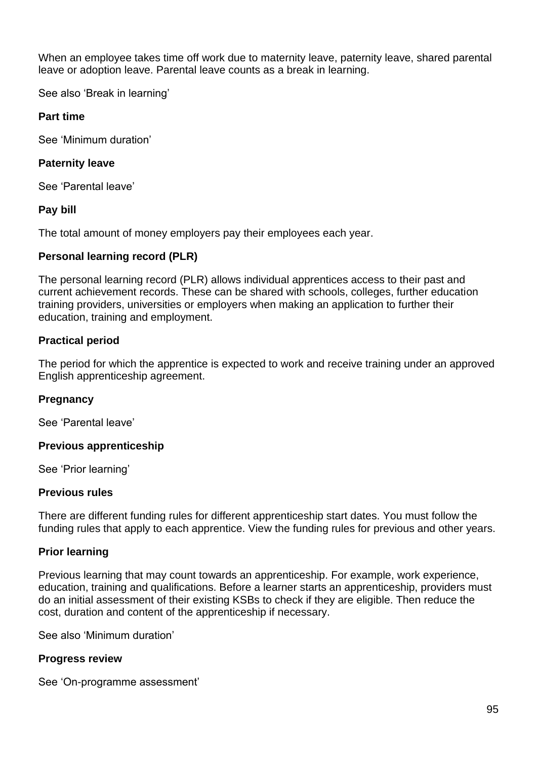When an employee takes time off work due to maternity leave, paternity leave, shared parental leave or adoption leave. Parental leave counts as a break in learning.

See also 'Break in learning'

**Part time**

See 'Minimum duration'

**Paternity leave**

See 'Parental leave'

**Pay bill**

The total amount of money employers pay their employees each year.

**Personal learning record (PLR)**

The personal learning record (PLR) allows individual apprentices access to their past and current achievement records. These can be shared with schools, colleges, further education training providers, universities or employers when making an application to further their education, training and employment.

**Practical period**

The period for which the apprentice is expected to work and receive training under an approved English apprenticeship agreement.

**Pregnancy**

See 'Parental leave'

**Previous apprenticeship**

See 'Prior learning'

**Previous rules**

There are different funding rules for different apprenticeship start dates. You must follow the funding rules that apply to each apprentice. View the funding rules for previous and other years.

**Prior learning**

Previous learning that may count towards an apprenticeship. For example, work experience, education, training and qualifications. Before a learner starts an apprenticeship, providers must do an initial assessment of their existing KSBs to check if they are eligible. Then reduce the cost, duration and content of the apprenticeship if necessary.

See also 'Minimum duration'

**Progress review**

See 'On-programme assessment'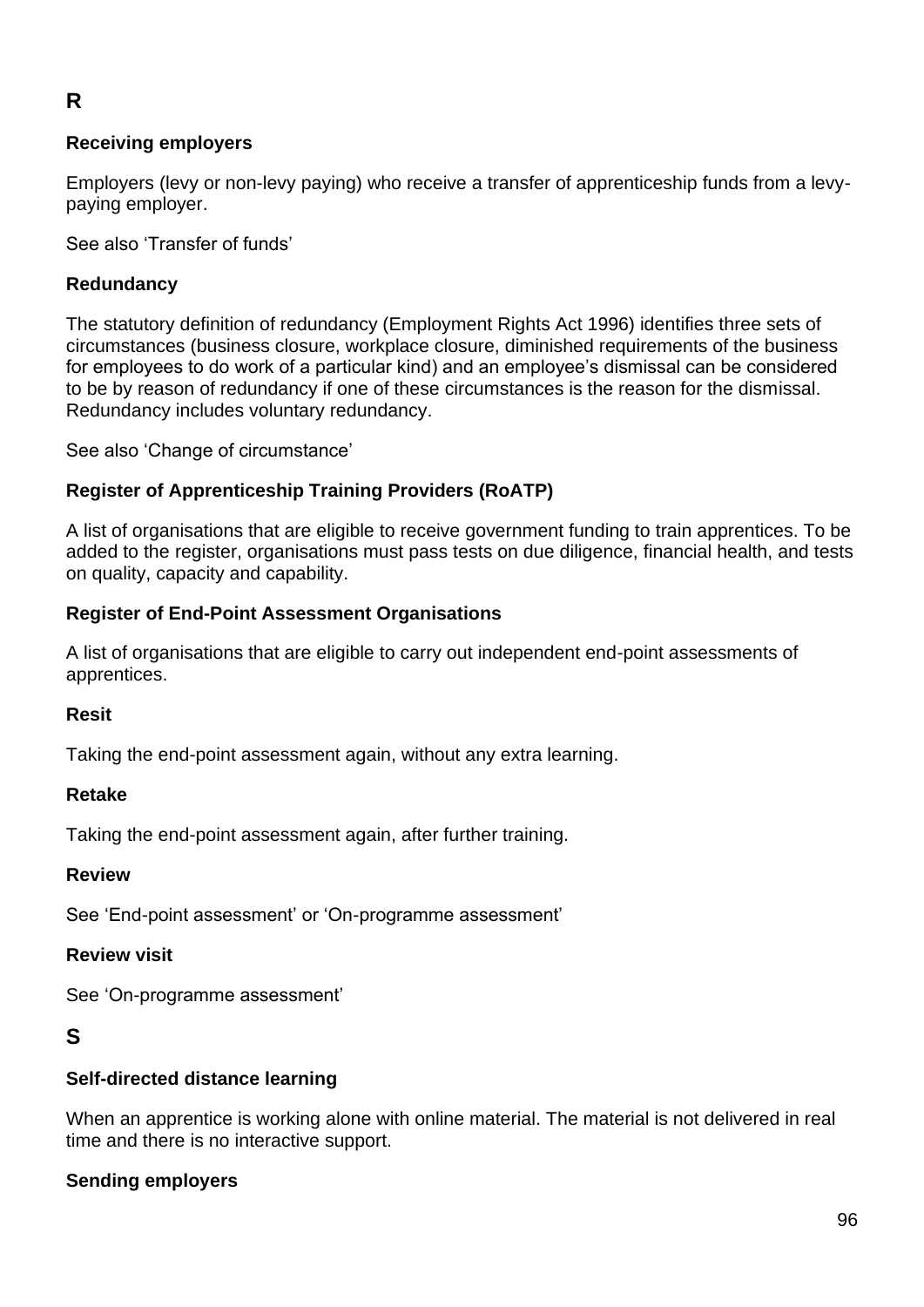## R

### Receiving employers

Employers (levy or non-levy paying) who receive a transfer of apprenticeship funds from a levy-paying employer.

See also 'Transfer of funds'

### Redundancy

The statutory definition of redundancy (Employment Rights Act 1996) identifies three sets of circumstances (business closure, workplace closure, diminished requirements of the business for employees to do work of a particular kind) and an employee's dismissal can be considered to be by reason of redundancy if one of these circumstances is the reason for the dismissal. Redundancy includes voluntary redundancy.

See also 'Change of circumstance'

### Register of Apprenticeship Training Providers (RoATP)

A list of organisations that are eligible to receive government funding to train apprentices. To be added to the register, organisations must pass tests on due diligence, financial health, and tests on quality, capacity and capability.

### Register of End-Point Assessment Organisations

A list of organisations that are eligible to carry out independent end-point assessments of apprentices.

### Resit

Taking the end-point assessment again, without any extra learning.

### Retake

Taking the end-point assessment again, after further training.

### Review

See 'End-point assessment' or 'On-programme assessment'

### Review visit

See 'On-programme assessment'

## S

### Self-directed distance learning

When an apprentice is working alone with online material. The material is not delivered in real time and there is no interactive support.

### Sending employers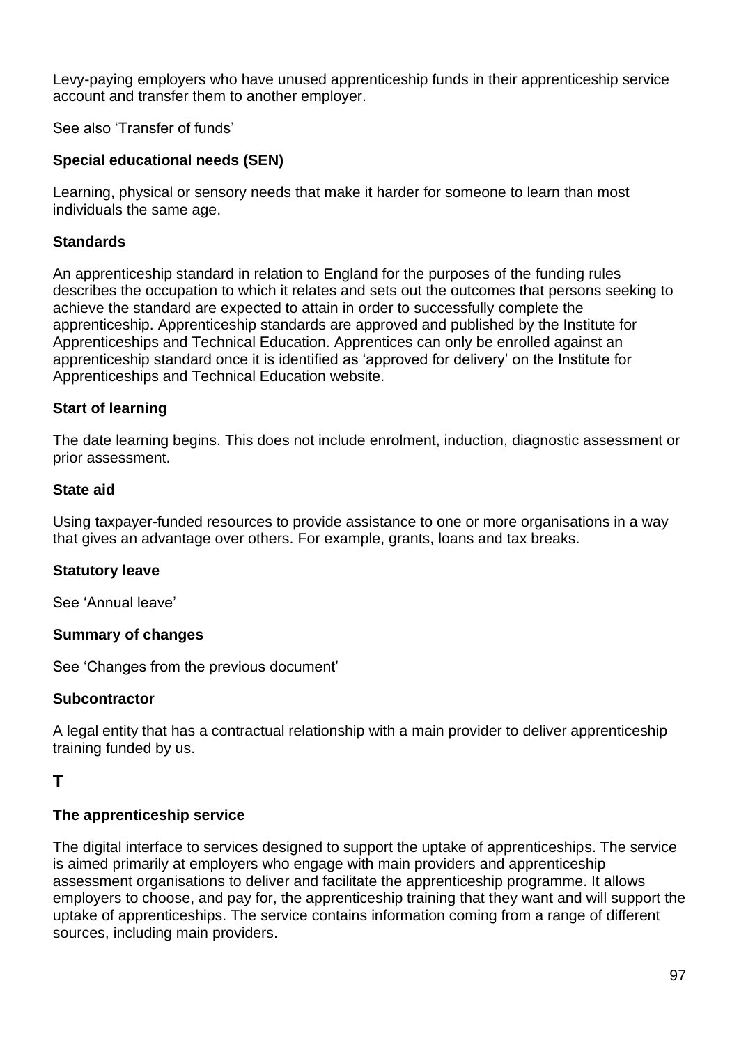Levy-paying employers who have unused apprenticeship funds in their apprenticeship service account and transfer them to another employer.

See also 'Transfer of funds'

**Special educational needs (SEN)**

Learning, physical or sensory needs that make it harder for someone to learn than most individuals the same age.

**Standards**

An apprenticeship standard in relation to England for the purposes of the funding rules describes the occupation to which it relates and sets out the outcomes that persons seeking to achieve the standard are expected to attain in order to successfully complete the apprenticeship. Apprenticeship standards are approved and published by the Institute for Apprenticeships and Technical Education. Apprentices can only be enrolled against an apprenticeship standard once it is identified as 'approved for delivery' on the Institute for Apprenticeships and Technical Education website.

**Start of learning**

The date learning begins. This does not include enrolment, induction, diagnostic assessment or prior assessment.

**State aid**

Using taxpayer-funded resources to provide assistance to one or more organisations in a way that gives an advantage over others. For example, grants, loans and tax breaks.

**Statutory leave**

See 'Annual leave'

**Summary of changes**

See 'Changes from the previous document'

**Subcontractor**

A legal entity that has a contractual relationship with a main provider to deliver apprenticeship training funded by us.

## T

**The apprenticeship service**

The digital interface to services designed to support the uptake of apprenticeships. The service is aimed primarily at employers who engage with main providers and apprenticeship assessment organisations to deliver and facilitate the apprenticeship programme. It allows employers to choose, and pay for, the apprenticeship training that they want and will support the uptake of apprenticeships. The service contains information coming from a range of different sources, including main providers.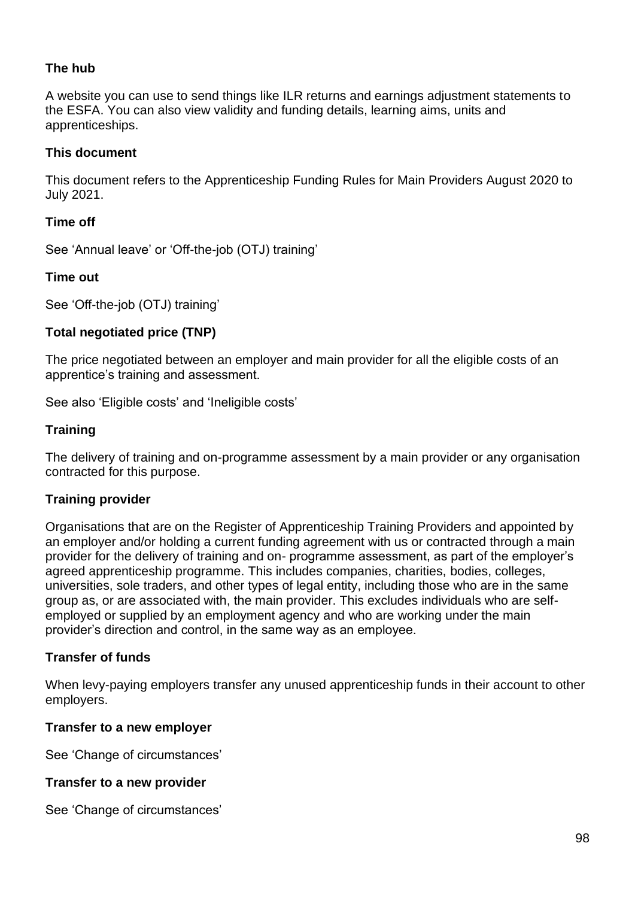**The hub**

A website you can use to send things like ILR returns and earnings adjustment statements to the ESFA. You can also view validity and funding details, learning aims, units and apprenticeships.

**This document**

This document refers to the Apprenticeship Funding Rules for Main Providers August 2020 to July 2021.

**Time off**

See 'Annual leave' or 'Off-the-job (OTJ) training'

**Time out**

See 'Off-the-job (OTJ) training'

**Total negotiated price (TNP)**

The price negotiated between an employer and main provider for all the eligible costs of an apprentice's training and assessment.

See also 'Eligible costs' and 'Ineligible costs'

**Training**

The delivery of training and on-programme assessment by a main provider or any organisation contracted for this purpose.

**Training provider**

Organisations that are on the Register of Apprenticeship Training Providers and appointed by an employer and/or holding a current funding agreement with us or contracted through a main provider for the delivery of training and on- programme assessment, as part of the employer's agreed apprenticeship programme. This includes companies, charities, bodies, colleges, universities, sole traders, and other types of legal entity, including those who are in the same group as, or are associated with, the main provider. This excludes individuals who are self-employed or supplied by an employment agency and who are working under the main provider's direction and control, in the same way as an employee.

**Transfer of funds**

When levy-paying employers transfer any unused apprenticeship funds in their account to other employers.

**Transfer to a new employer**

See 'Change of circumstances'

**Transfer to a new provider**

See 'Change of circumstances'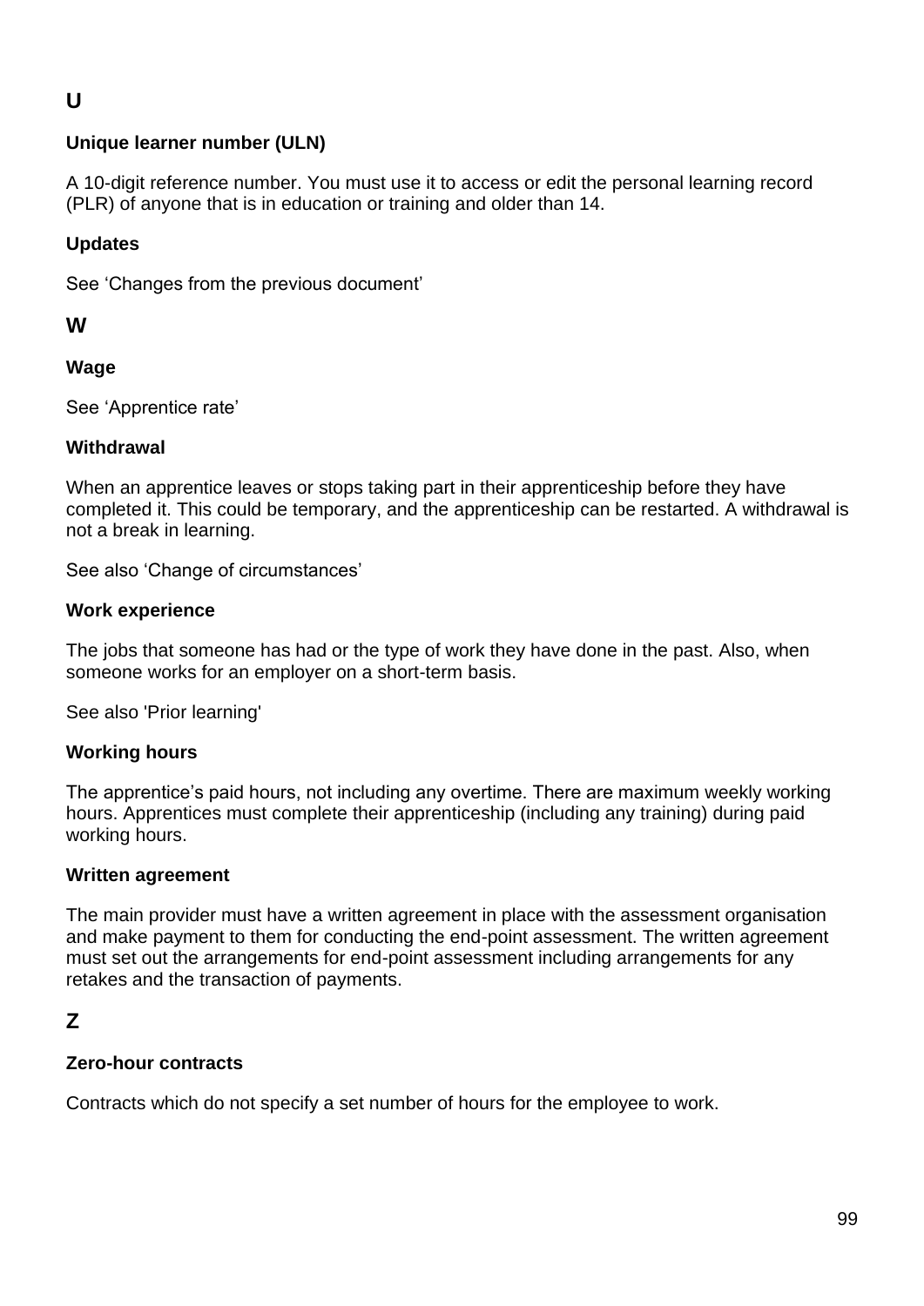## U

### Unique learner number (ULN)

A 10-digit reference number. You must use it to access or edit the personal learning record (PLR) of anyone that is in education or training and older than 14.

### Updates

See 'Changes from the previous document'

## W

### Wage

See 'Apprentice rate'

### Withdrawal

When an apprentice leaves or stops taking part in their apprenticeship before they have completed it. This could be temporary, and the apprenticeship can be restarted. A withdrawal is not a break in learning.

See also 'Change of circumstances'

### Work experience

The jobs that someone has had or the type of work they have done in the past. Also, when someone works for an employer on a short-term basis.

See also 'Prior learning'

### Working hours

The apprentice's paid hours, not including any overtime. There are maximum weekly working hours. Apprentices must complete their apprenticeship (including any training) during paid working hours.

### Written agreement

The main provider must have a written agreement in place with the assessment organisation and make payment to them for conducting the end-point assessment. The written agreement must set out the arrangements for end-point assessment including arrangements for any retakes and the transaction of payments.

## Z

### Zero-hour contracts

Contracts which do not specify a set number of hours for the employee to work.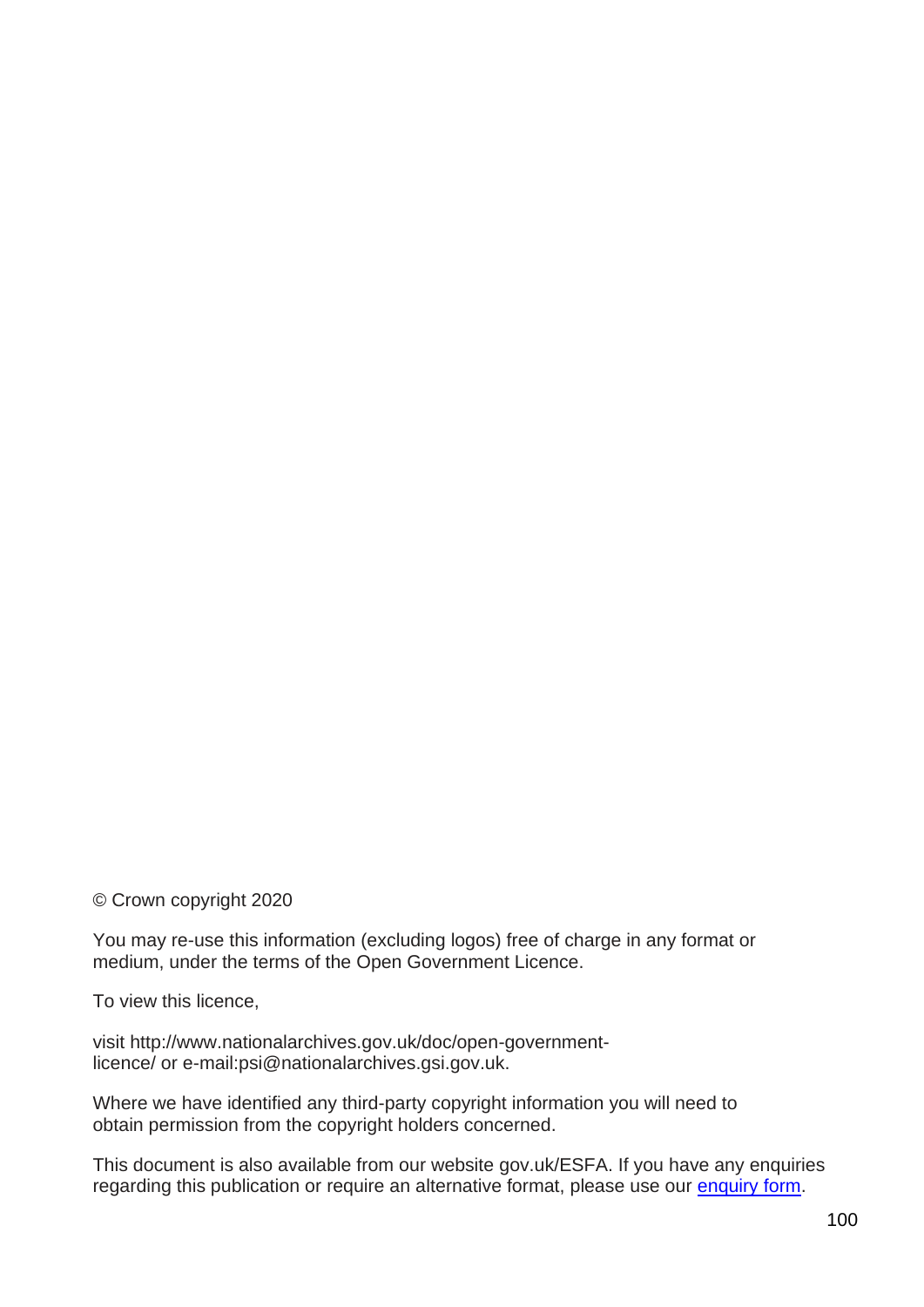© Crown copyright 2020

You may re-use this information (excluding logos) free of charge in any format or medium, under the terms of the Open Government Licence.

To view this licence,

visit http://www.nationalarchives.gov.uk/doc/open-government-licence/ or e-mail:psi@nationalarchives.gsi.gov.uk.

Where we have identified any third-party copyright information you will need to obtain permission from the copyright holders concerned.

This document is also available from our website gov.uk/ESFA. If you have any enquiries regarding this publication or require an alternative format, please use our enquiry form.